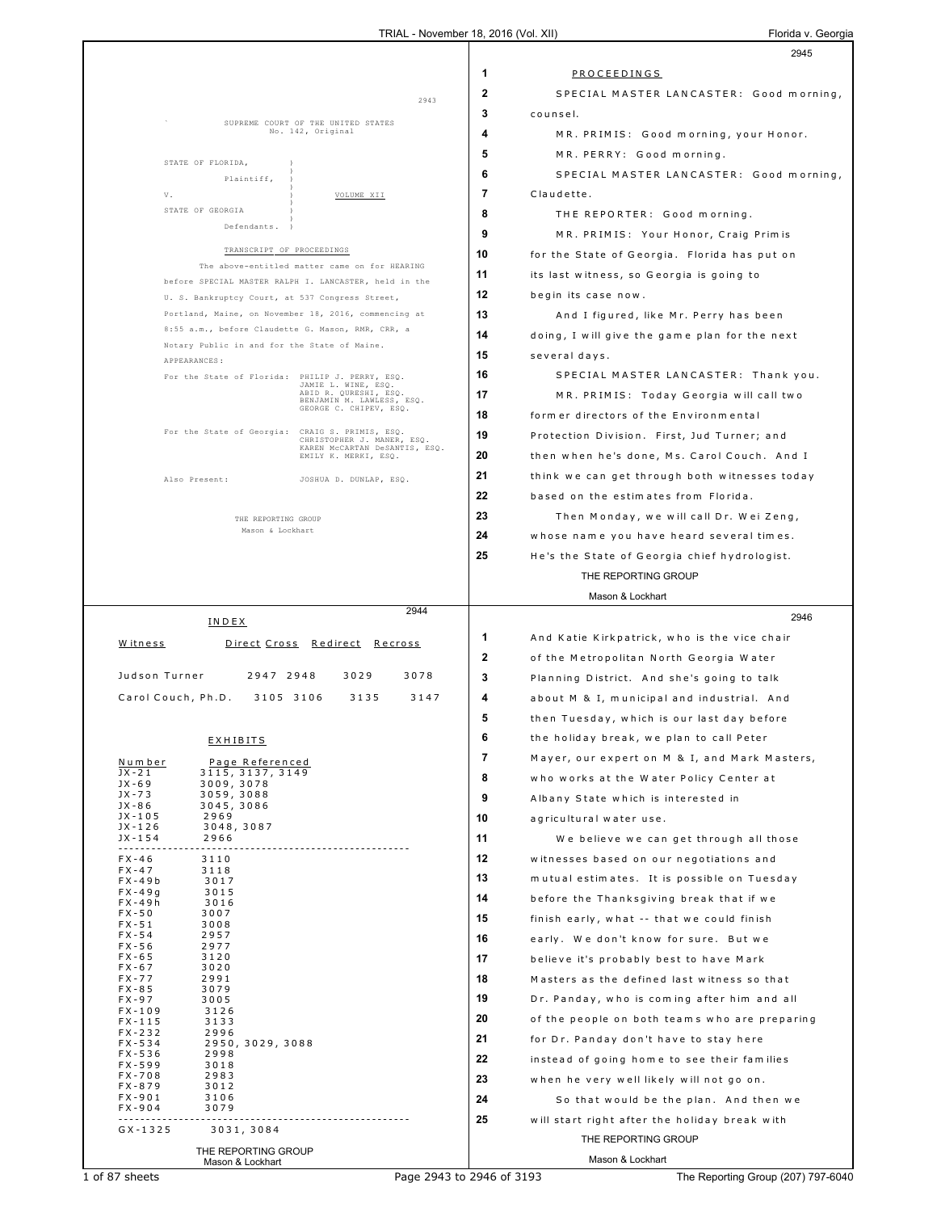SUPREME COURT OF THE UNITED STATES
No. 142, Original

STATE OF FLORIDA,
Plaintiff,
V.
STATE OF GEORGIA
Defendants.

VOLUME XII

TRANSCRIPT OF PROCEEDINGS

The above-entitled matter came on for HEARING before SPECIAL MASTER RALPH I. LANCASTER, held in the U. S. Bankruptcy Court, at 537 Congress Street, Portland, Maine, on November 18, 2016, commencing at 8:55 a.m., before Claudette G. Mason, RMR, CRR, a Notary Public in and for the State of Maine.

APPEARANCES:

For the State of Florida: PHILIP J. PERRY, ESQ.
JAMIE L. WINE, ESQ.
ABID R. QURESHI, ESQ.
BENJAMIN M. LAWLESS, ESQ.
GEORGE C. CHIPEV, ESQ.

For the State of Georgia: CRAIG S. PRIMIS, ESQ.
CHRISTOPHER J. MANER, ESQ.
KAREN McCARTAN DeSANTIS, ESQ.
EMILY K. MERKI, ESQ.

Also Present: JOSHUA D. DUNLAP, ESQ.

THE REPORTING GROUP
Mason & Lockhart

---

## INDEX

| Witness | Direct | Cross | Redirect | Recross |
|---|---|---|---|---|
| Judson Turner | 2947 | 2948 | 3029 | 3078 |
| Carol Couch, Ph.D. | 3105 | 3106 | 3135 | 3147 |

## EXHIBITS

| Number | Page Referenced |
|---|---|
| JX-21 | 3115, 3137, 3149 |
| JX-69 | 3009, 3078 |
| JX-73 | 3059, 3088 |
| JX-86 | 3045, 3086 |
| JX-105 | 2969 |
| JX-126 | 3048, 3087 |
| JX-154 | 2966 |
| FX-46 | 3110 |
| FX-47 | 3118 |
| FX-49b | 3017 |
| FX-49g | 3015 |
| FX-49h | 3016 |
| FX-50 | 3007 |
| FX-51 | 3008 |
| FX-54 | 2957 |
| FX-56 | 2977 |
| FX-65 | 3120 |
| FX-67 | 3020 |
| FX-77 | 2991 |
| FX-85 | 3079 |
| FX-97 | 3005 |
| FX-109 | 3126 |
| FX-115 | 3133 |
| FX-232 | 2996 |
| FX-534 | 2950, 3029, 3088 |
| FX-536 | 2998 |
| FX-599 | 3018 |
| FX-708 | 2983 |
| FX-879 | 3012 |
| FX-901 | 3106 |
| FX-904 | 3079 |
| GX-1325 | 3031, 3084 |

THE REPORTING GROUP
Mason & Lockhart

---

1 PROCEEDINGS
2 SPECIAL MASTER LANCASTER: Good morning,
3 counsel.
4 MR. PRIMIS: Good morning, your Honor.
5 MR. PERRY: Good morning.
6 SPECIAL MASTER LANCASTER: Good morning,
7 Claudette.
8 THE REPORTER: Good morning.
9 MR. PRIMIS: Your Honor, Craig Primis
10 for the State of Georgia. Florida has put on
11 its last witness, so Georgia is going to
12 begin its case now.
13 And I figured, like Mr. Perry has been
14 doing, I will give the game plan for the next
15 several days.
16 SPECIAL MASTER LANCASTER: Thank you.
17 MR. PRIMIS: Today Georgia will call two
18 former directors of the Environmental
19 Protection Division. First, Jud Turner; and
20 then when he's done, Ms. Carol Couch. And I
21 think we can get through both witnesses today
22 based on the estimates from Florida.
23 Then Monday, we will call Dr. Wei Zeng,
24 whose name you have heard several times.
25 He's the State of Georgia chief hydrologist.

THE REPORTING GROUP
Mason & Lockhart

---

1 And Katie Kirkpatrick, who is the vice chair
2 of the Metropolitan North Georgia Water
3 Planning District. And she's going to talk
4 about M & I, municipal and industrial. And
5 then Tuesday, which is our last day before
6 the holiday break, we plan to call Peter
7 Mayer, our expert on M & I, and Mark Masters,
8 who works at the Water Policy Center at
9 Albany State which is interested in
10 agricultural water use.
11 We believe we can get through all those
12 witnesses based on our negotiations and
13 mutual estimates. It is possible on Tuesday
14 before the Thanksgiving break that if we
15 finish early, what -- that we could finish
16 early. We don't know for sure. But we
17 believe it's probably best to have Mark
18 Masters as the defined last witness so that
19 Dr. Panday, who is coming after him and all
20 of the people on both teams who are preparing
21 for Dr. Panday don't have to stay here
22 instead of going home to see their families
23 when he very well likely will not go on.
24 So that would be the plan. And then we
25 will start right after the holiday break with

THE REPORTING GROUP
Mason & Lockhart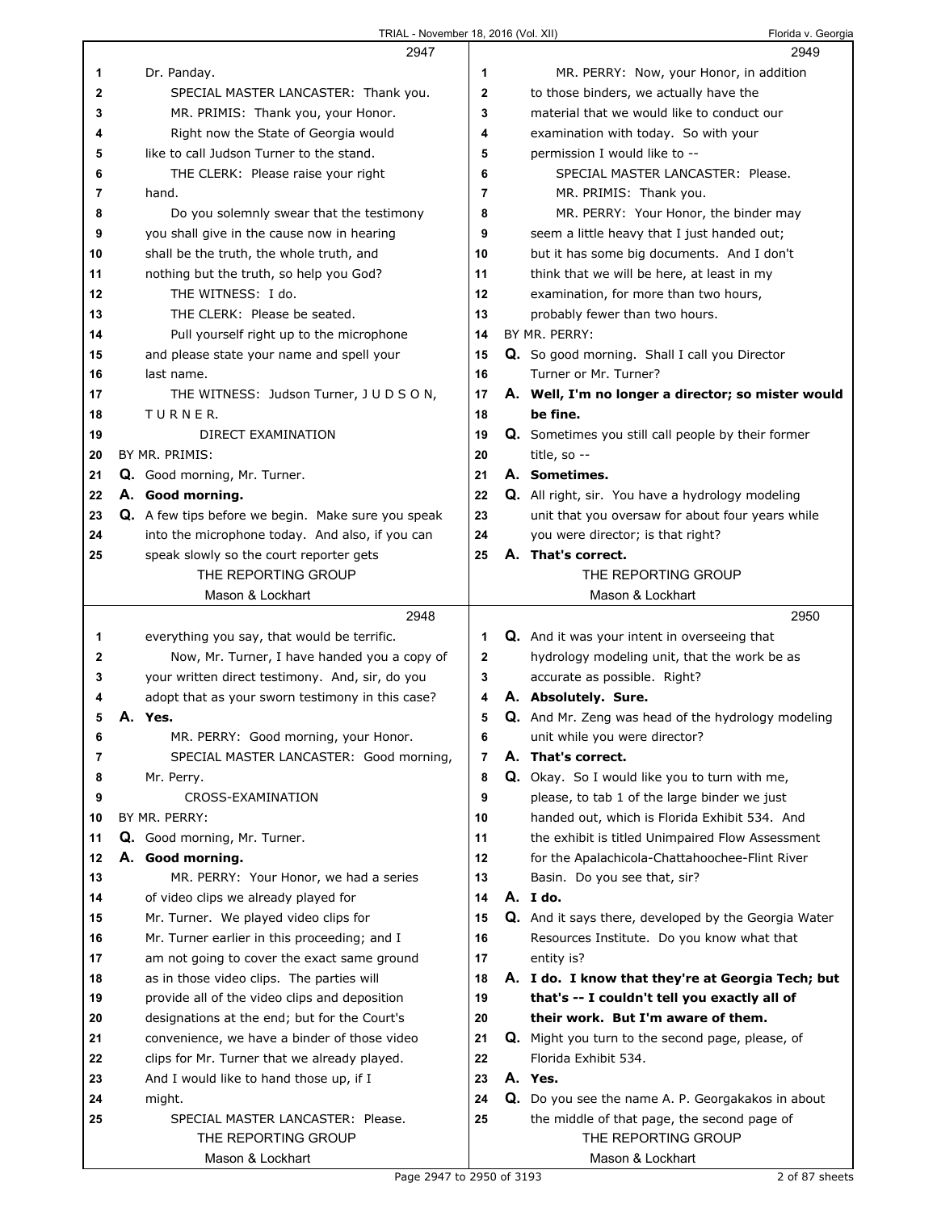**2947**

1 Dr. Panday.
2 SPECIAL MASTER LANCASTER: Thank you.
3 MR. PRIMIS: Thank you, your Honor.
4 Right now the State of Georgia would
5 like to call Judson Turner to the stand.
6 THE CLERK: Please raise your right
7 hand.
8 Do you solemnly swear that the testimony
9 you shall give in the cause now in hearing
10 shall be the truth, the whole truth, and
11 nothing but the truth, so help you God?
12 THE WITNESS: I do.
13 THE CLERK: Please be seated.
14 Pull yourself right up to the microphone
15 and please state your name and spell your
16 last name.
17 THE WITNESS: Judson Turner, J U D S O N,
18 T U R N E R.
19 DIRECT EXAMINATION
20 BY MR. PRIMIS:
21 **Q.** Good morning, Mr. Turner.
22 **A. Good morning.**
23 **Q.** A few tips before we begin. Make sure you speak
24 into the microphone today. And also, if you can
25 speak slowly so the court reporter gets

**2948**

1 everything you say, that would be terrific.
2 Now, Mr. Turner, I have handed you a copy of
3 your written direct testimony. And, sir, do you
4 adopt that as your sworn testimony in this case?
5 **A. Yes.**
6 MR. PERRY: Good morning, your Honor.
7 SPECIAL MASTER LANCASTER: Good morning,
8 Mr. Perry.
9 CROSS-EXAMINATION
10 BY MR. PERRY:
11 **Q.** Good morning, Mr. Turner.
12 **A. Good morning.**
13 MR. PERRY: Your Honor, we had a series
14 of video clips we already played for
15 Mr. Turner. We played video clips for
16 Mr. Turner earlier in this proceeding; and I
17 am not going to cover the exact same ground
18 as in those video clips. The parties will
19 provide all of the video clips and deposition
20 designations at the end; but for the Court's
21 convenience, we have a binder of those video
22 clips for Mr. Turner that we already played.
23 And I would like to hand those up, if I
24 might.
25 SPECIAL MASTER LANCASTER: Please.

**2949**

1 MR. PERRY: Now, your Honor, in addition
2 to those binders, we actually have the
3 material that we would like to conduct our
4 examination with today. So with your
5 permission I would like to --
6 SPECIAL MASTER LANCASTER: Please.
7 MR. PRIMIS: Thank you.
8 MR. PERRY: Your Honor, the binder may
9 seem a little heavy that I just handed out;
10 but it has some big documents. And I don't
11 think that we will be here, at least in my
12 examination, for more than two hours,
13 probably fewer than two hours.
14 BY MR. PERRY:
15 **Q.** So good morning. Shall I call you Director
16 Turner or Mr. Turner?
17 **A. Well, I'm no longer a director; so mister would**
18 **be fine.**
19 **Q.** Sometimes you still call people by their former
20 title, so --
21 **A. Sometimes.**
22 **Q.** All right, sir. You have a hydrology modeling
23 unit that you oversaw for about four years while
24 you were director; is that right?
25 **A. That's correct.**

**2950**

1 **Q.** And it was your intent in overseeing that
2 hydrology modeling unit, that the work be as
3 accurate as possible. Right?
4 **A. Absolutely. Sure.**
5 **Q.** And Mr. Zeng was head of the hydrology modeling
6 unit while you were director?
7 **A. That's correct.**
8 **Q.** Okay. So I would like you to turn with me,
9 please, to tab 1 of the large binder we just
10 handed out, which is Florida Exhibit 534. And
11 the exhibit is titled Unimpaired Flow Assessment
12 for the Apalachicola-Chattahoochee-Flint River
13 Basin. Do you see that, sir?
14 **A. I do.**
15 **Q.** And it says there, developed by the Georgia Water
16 Resources Institute. Do you know what that
17 entity is?
18 **A. I do. I know that they're at Georgia Tech; but**
19 **that's -- I couldn't tell you exactly all of**
20 **their work. But I'm aware of them.**
21 **Q.** Might you turn to the second page, please, of
22 Florida Exhibit 534.
23 **A. Yes.**
24 **Q.** Do you see the name A. P. Georgakakos in about
25 the middle of that page, the second page of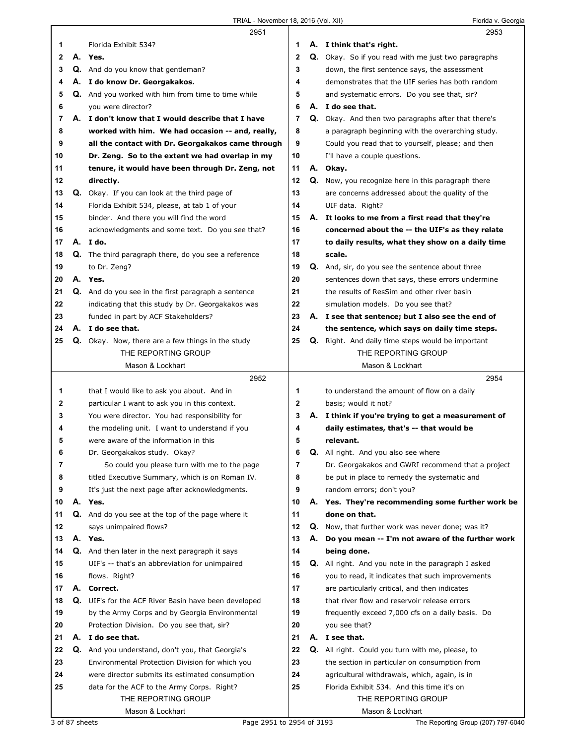**2951**

1 Florida Exhibit 534?
2 **A. Yes.**
3 Q. And do you know that gentleman?
4 **A. I do know Dr. Georgakakos.**
5 Q. And you worked with him from time to time while
6 you were director?
7 **A. I don't know that I would describe that I have**
8 **worked with him. We had occasion -- and, really,**
9 **all the contact with Dr. Georgakakos came through**
10 **Dr. Zeng. So to the extent we had overlap in my**
11 **tenure, it would have been through Dr. Zeng, not**
12 **directly.**
13 Q. Okay. If you can look at the third page of
14 Florida Exhibit 534, please, at tab 1 of your
15 binder. And there you will find the word
16 acknowledgments and some text. Do you see that?
17 **A. I do.**
18 Q. The third paragraph there, do you see a reference
19 to Dr. Zeng?
20 **A. Yes.**
21 Q. And do you see in the first paragraph a sentence
22 indicating that this study by Dr. Georgakakos was
23 funded in part by ACF Stakeholders?
24 **A. I do see that.**
25 Q. Okay. Now, there are a few things in the study

**2952**

1 that I would like to ask you about. And in
2 particular I want to ask you in this context.
3 You were director. You had responsibility for
4 the modeling unit. I want to understand if you
5 were aware of the information in this
6 Dr. Georgakakos study. Okay?
7 So could you please turn with me to the page
8 titled Executive Summary, which is on Roman IV.
9 It's just the next page after acknowledgments.
10 **A. Yes.**
11 Q. And do you see at the top of the page where it
12 says unimpaired flows?
13 **A. Yes.**
14 Q. And then later in the next paragraph it says
15 UIF's -- that's an abbreviation for unimpaired
16 flows. Right?
17 **A. Correct.**
18 Q. UIF's for the ACF River Basin have been developed
19 by the Army Corps and by Georgia Environmental
20 Protection Division. Do you see that, sir?
21 **A. I do see that.**
22 Q. And you understand, don't you, that Georgia's
23 Environmental Protection Division for which you
24 were director submits its estimated consumption
25 data for the ACF to the Army Corps. Right?

**2953**

1 **A. I think that's right.**
2 Q. Okay. So if you read with me just two paragraphs
3 down, the first sentence says, the assessment
4 demonstrates that the UIF series has both random
5 and systematic errors. Do you see that, sir?
6 **A. I do see that.**
7 Q. Okay. And then two paragraphs after that there's
8 a paragraph beginning with the overarching study.
9 Could you read that to yourself, please; and then
10 I'll have a couple questions.
11 **A. Okay.**
12 Q. Now, you recognize here in this paragraph there
13 are concerns addressed about the quality of the
14 UIF data. Right?
15 **A. It looks to me from a first read that they're**
16 **concerned about the -- the UIF's as they relate**
17 **to daily results, what they show on a daily time**
18 **scale.**
19 Q. And, sir, do you see the sentence about three
20 sentences down that says, these errors undermine
21 the results of ResSim and other river basin
22 simulation models. Do you see that?
23 **A. I see that sentence; but I also see the end of**
24 **the sentence, which says on daily time steps.**
25 Q. Right. And daily time steps would be important

**2954**

1 to understand the amount of flow on a daily
2 basis; would it not?
3 **A. I think if you're trying to get a measurement of**
4 **daily estimates, that's -- that would be**
5 **relevant.**
6 Q. All right. And you also see where
7 Dr. Georgakakos and GWRI recommend that a project
8 be put in place to remedy the systematic and
9 random errors; don't you?
10 **A. Yes. They're recommending some further work be**
11 **done on that.**
12 Q. Now, that further work was never done; was it?
13 **A. Do you mean -- I'm not aware of the further work**
14 **being done.**
15 Q. All right. And you note in the paragraph I asked
16 you to read, it indicates that such improvements
17 are particularly critical, and then indicates
18 that river flow and reservoir release errors
19 frequently exceed 7,000 cfs on a daily basis. Do
20 you see that?
21 **A. I see that.**
22 Q. All right. Could you turn with me, please, to
23 the section in particular on consumption from
24 agricultural withdrawals, which, again, is in
25 Florida Exhibit 534. And this time it's on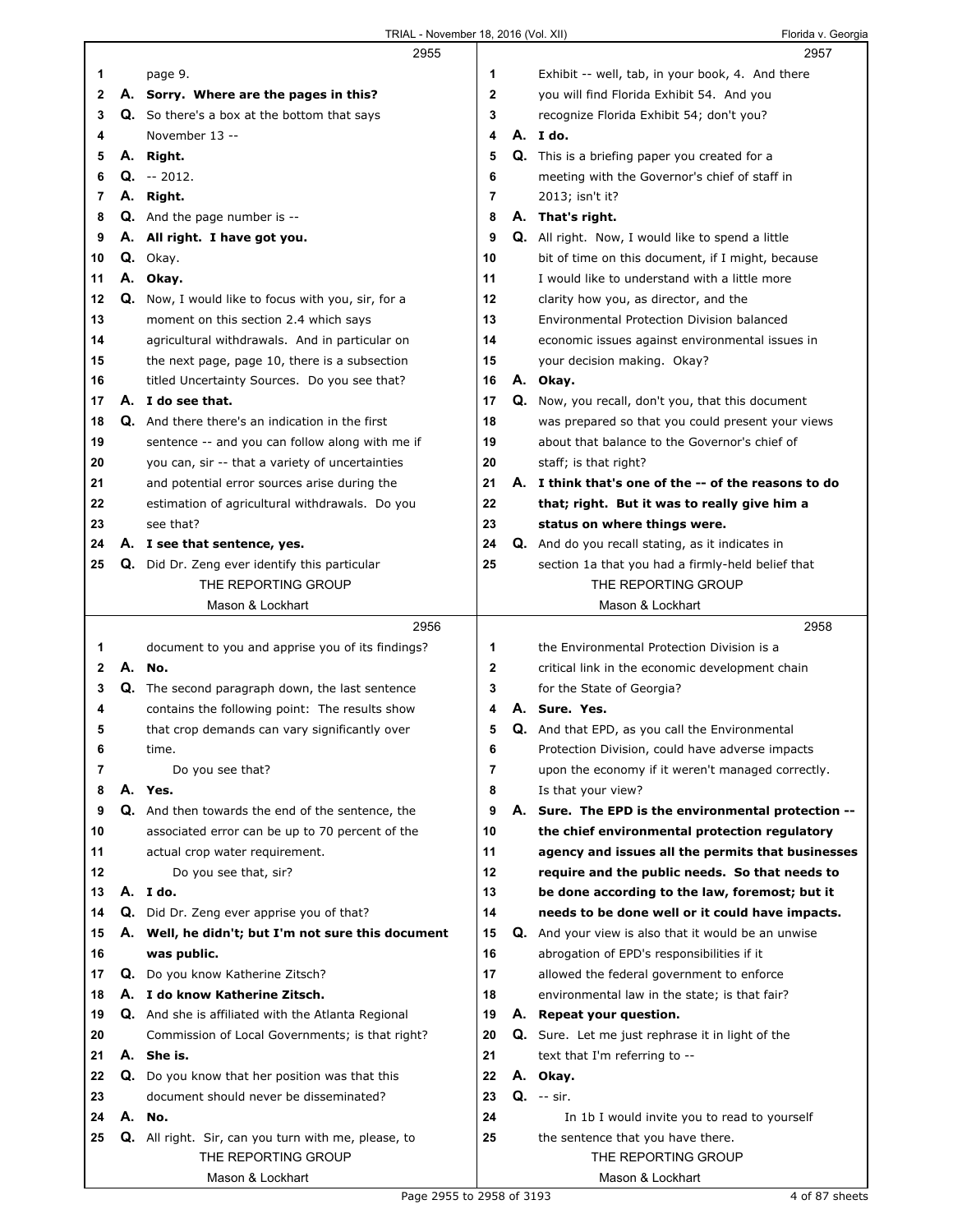2955

1 page 9.

2 A. **Sorry. Where are the pages in this?**

3 Q. So there's a box at the bottom that says

4 November 13 --

5 A. **Right.**

6 Q. -- 2012.

7 A. **Right.**

8 Q. And the page number is --

9 A. **All right. I have got you.**

10 Q. Okay.

11 A. **Okay.**

12 Q. Now, I would like to focus with you, sir, for a

13 moment on this section 2.4 which says

14 agricultural withdrawals. And in particular on

15 the next page, page 10, there is a subsection

16 titled Uncertainty Sources. Do you see that?

17 A. **I do see that.**

18 Q. And there there's an indication in the first

19 sentence -- and you can follow along with me if

20 you can, sir -- that a variety of uncertainties

21 and potential error sources arise during the

22 estimation of agricultural withdrawals. Do you

23 see that?

24 A. **I see that sentence, yes.**

25 Q. Did Dr. Zeng ever identify this particular

2956

1 document to you and apprise you of its findings?

2 A. **No.**

3 Q. The second paragraph down, the last sentence

4 contains the following point: The results show

5 that crop demands can vary significantly over

6 time.

7 Do you see that?

8 A. **Yes.**

9 Q. And then towards the end of the sentence, the

10 associated error can be up to 70 percent of the

11 actual crop water requirement.

12 Do you see that, sir?

13 A. **I do.**

14 Q. Did Dr. Zeng ever apprise you of that?

15 A. **Well, he didn't; but I'm not sure this document**

16 **was public.**

17 Q. Do you know Katherine Zitsch?

18 A. **I do know Katherine Zitsch.**

19 Q. And she is affiliated with the Atlanta Regional

20 Commission of Local Governments; is that right?

21 A. **She is.**

22 Q. Do you know that her position was that this

23 document should never be disseminated?

24 A. **No.**

25 Q. All right. Sir, can you turn with me, please, to

2957

1 Exhibit -- well, tab, in your book, 4. And there

2 you will find Florida Exhibit 54. And you

3 recognize Florida Exhibit 54; don't you?

4 A. **I do.**

5 Q. This is a briefing paper you created for a

6 meeting with the Governor's chief of staff in

7 2013; isn't it?

8 A. **That's right.**

9 Q. All right. Now, I would like to spend a little

10 bit of time on this document, if I might, because

11 I would like to understand with a little more

12 clarity how you, as director, and the

13 Environmental Protection Division balanced

14 economic issues against environmental issues in

15 your decision making. Okay?

16 A. **Okay.**

17 Q. Now, you recall, don't you, that this document

18 was prepared so that you could present your views

19 about that balance to the Governor's chief of

20 staff; is that right?

21 A. **I think that's one of the -- of the reasons to do**

22 **that; right. But it was to really give him a**

23 **status on where things were.**

24 Q. And do you recall stating, as it indicates in

25 section 1a that you had a firmly-held belief that

2958

1 the Environmental Protection Division is a

2 critical link in the economic development chain

3 for the State of Georgia?

4 A. **Sure. Yes.**

5 Q. And that EPD, as you call the Environmental

6 Protection Division, could have adverse impacts

7 upon the economy if it weren't managed correctly.

8 Is that your view?

9 A. **Sure. The EPD is the environmental protection --**

10 **the chief environmental protection regulatory**

11 **agency and issues all the permits that businesses**

12 **require and the public needs. So that needs to**

13 **be done according to the law, foremost; but it**

14 **needs to be done well or it could have impacts.**

15 Q. And your view is also that it would be an unwise

16 abrogation of EPD's responsibilities if it

17 allowed the federal government to enforce

18 environmental law in the state; is that fair?

19 A. **Repeat your question.**

20 Q. Sure. Let me just rephrase it in light of the

21 text that I'm referring to --

22 A. **Okay.**

23 Q. -- sir.

24 In 1b I would invite you to read to yourself

25 the sentence that you have there.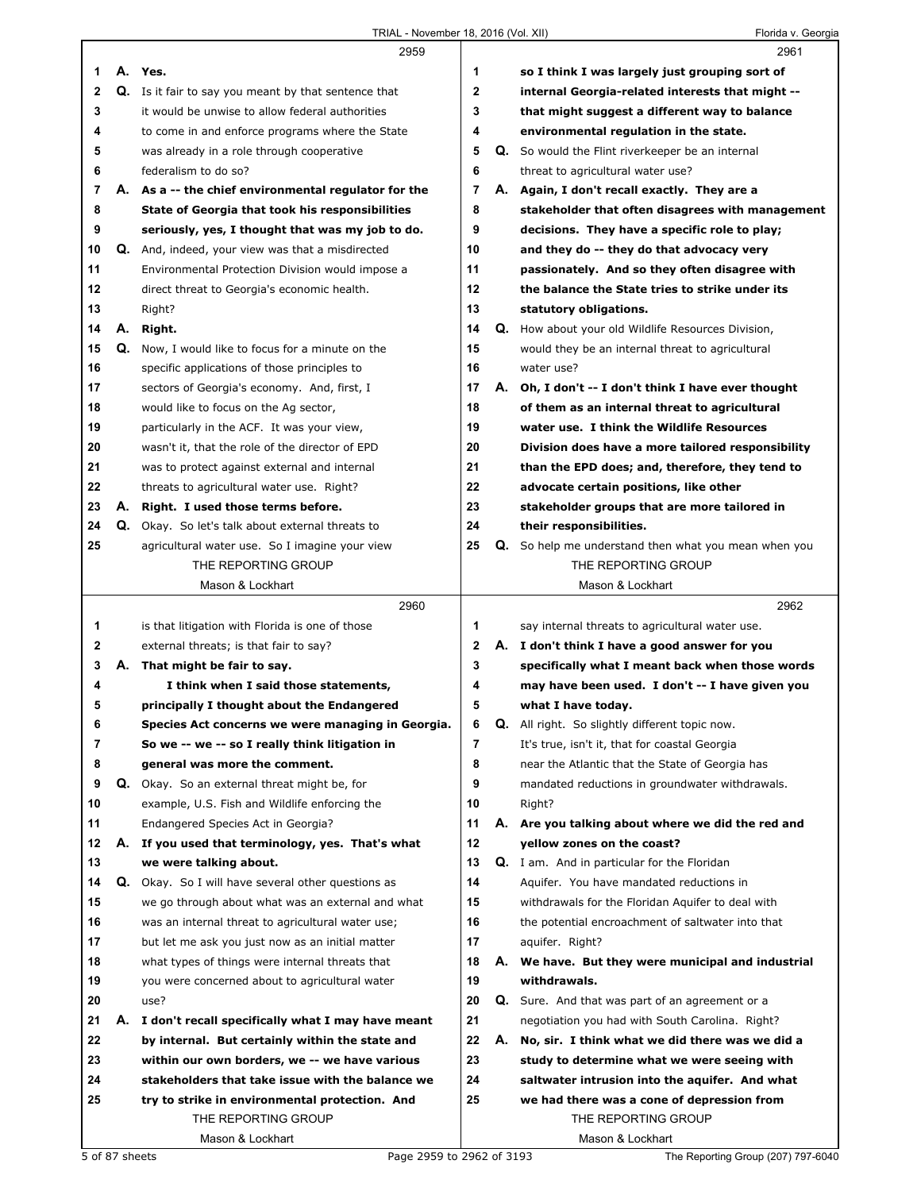**2959**

1 A. Yes.
2 Q. Is it fair to say you meant by that sentence that
3 it would be unwise to allow federal authorities
4 to come in and enforce programs where the State
5 was already in a role through cooperative
6 federalism to do so?
7 A. As a -- the chief environmental regulator for the
8 State of Georgia that took his responsibilities
9 seriously, yes, I thought that was my job to do.
10 Q. And, indeed, your view was that a misdirected
11 Environmental Protection Division would impose a
12 direct threat to Georgia's economic health.
13 Right?
14 A. Right.
15 Q. Now, I would like to focus for a minute on the
16 specific applications of those principles to
17 sectors of Georgia's economy. And, first, I
18 would like to focus on the Ag sector,
19 particularly in the ACF. It was your view,
20 wasn't it, that the role of the director of EPD
21 was to protect against external and internal
22 threats to agricultural water use. Right?
23 A. Right. I used those terms before.
24 Q. Okay. So let's talk about external threats to
25 agricultural water use. So I imagine your view

**2960**

1 is that litigation with Florida is one of those
2 external threats; is that fair to say?
3 A. That might be fair to say.
4 I think when I said those statements,
5 principally I thought about the Endangered
6 Species Act concerns we were managing in Georgia.
7 So we -- we -- so I really think litigation in
8 general was more the comment.
9 Q. Okay. So an external threat might be, for
10 example, U.S. Fish and Wildlife enforcing the
11 Endangered Species Act in Georgia?
12 A. If you used that terminology, yes. That's what
13 we were talking about.
14 Q. Okay. So I will have several other questions as
15 we go through about what was an external and what
16 was an internal threat to agricultural water use;
17 but let me ask you just now as an initial matter
18 what types of things were internal threats that
19 you were concerned about to agricultural water
20 use?
21 A. I don't recall specifically what I may have meant
22 by internal. But certainly within the state and
23 within our own borders, we -- we have various
24 stakeholders that take issue with the balance we
25 try to strike in environmental protection. And

**2961**

1 so I think I was largely just grouping sort of
2 internal Georgia-related interests that might --
3 that might suggest a different way to balance
4 environmental regulation in the state.
5 Q. So would the Flint riverkeeper be an internal
6 threat to agricultural water use?
7 A. Again, I don't recall exactly. They are a
8 stakeholder that often disagrees with management
9 decisions. They have a specific role to play;
10 and they do -- they do that advocacy very
11 passionately. And so they often disagree with
12 the balance the State tries to strike under its
13 statutory obligations.
14 Q. How about your old Wildlife Resources Division,
15 would they be an internal threat to agricultural
16 water use?
17 A. Oh, I don't -- I don't think I have ever thought
18 of them as an internal threat to agricultural
19 water use. I think the Wildlife Resources
20 Division does have a more tailored responsibility
21 than the EPD does; and, therefore, they tend to
22 advocate certain positions, like other
23 stakeholder groups that are more tailored in
24 their responsibilities.
25 Q. So help me understand then what you mean when you

**2962**

1 say internal threats to agricultural water use.
2 A. I don't think I have a good answer for you
3 specifically what I meant back when those words
4 may have been used. I don't -- I have given you
5 what I have today.
6 Q. All right. So slightly different topic now.
7 It's true, isn't it, that for coastal Georgia
8 near the Atlantic that the State of Georgia has
9 mandated reductions in groundwater withdrawals.
10 Right?
11 A. Are you talking about where we did the red and
12 yellow zones on the coast?
13 Q. I am. And in particular for the Floridan
14 Aquifer. You have mandated reductions in
15 withdrawals for the Floridan Aquifer to deal with
16 the potential encroachment of saltwater into that
17 aquifer. Right?
18 A. We have. But they were municipal and industrial
19 withdrawals.
20 Q. Sure. And that was part of an agreement or a
21 negotiation you had with South Carolina. Right?
22 A. No, sir. I think what we did there was we did a
23 study to determine what we were seeing with
24 saltwater intrusion into the aquifer. And what
25 we had there was a cone of depression from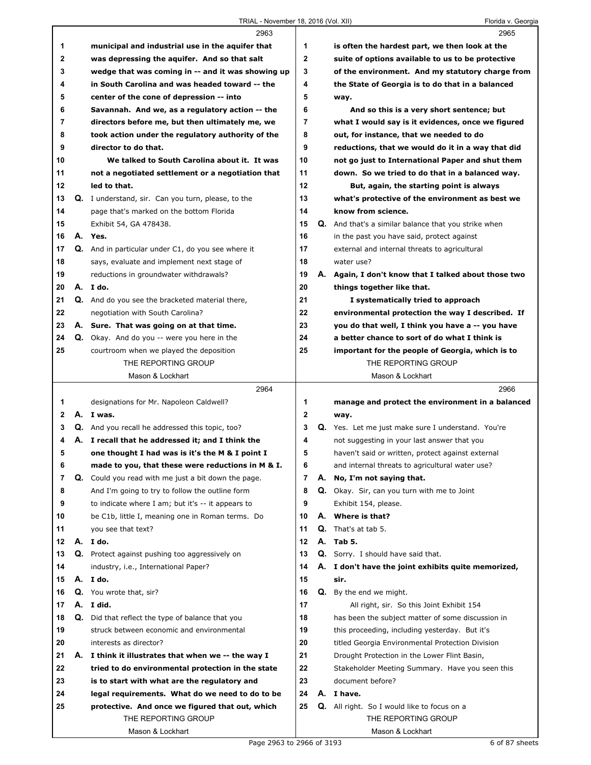2963

1 municipal and industrial use in the aquifer that
2 was depressing the aquifer. And so that salt
3 wedge that was coming in -- and it was showing up
4 in South Carolina and was headed toward -- the
5 center of the cone of depression -- into
6 Savannah. And we, as a regulatory action -- the
7 directors before me, but then ultimately me, we
8 took action under the regulatory authority of the
9 director to do that.
10 We talked to South Carolina about it. It was
11 not a negotiated settlement or a negotiation that
12 led to that.
13 Q. I understand, sir. Can you turn, please, to the
14 page that's marked on the bottom Florida
15 Exhibit 54, GA 478438.
16 A. Yes.
17 Q. And in particular under C1, do you see where it
18 says, evaluate and implement next stage of
19 reductions in groundwater withdrawals?
20 A. I do.
21 Q. And do you see the bracketed material there,
22 negotiation with South Carolina?
23 A. Sure. That was going on at that time.
24 Q. Okay. And do you -- were you here in the
25 courtroom when we played the deposition

2964

1 designations for Mr. Napoleon Caldwell?
2 A. I was.
3 Q. And you recall he addressed this topic, too?
4 A. I recall that he addressed it; and I think the
5 one thought I had was is it's the M & I point I
6 made to you, that these were reductions in M & I.
7 Q. Could you read with me just a bit down the page.
8 And I'm going to try to follow the outline form
9 to indicate where I am; but it's -- it appears to
10 be C1b, little I, meaning one in Roman terms. Do
11 you see that text?
12 A. I do.
13 Q. Protect against pushing too aggressively on
14 industry, i.e., International Paper?
15 A. I do.
16 Q. You wrote that, sir?
17 A. I did.
18 Q. Did that reflect the type of balance that you
19 struck between economic and environmental
20 interests as director?
21 A. I think it illustrates that when we -- the way I
22 tried to do environmental protection in the state
23 is to start with what are the regulatory and
24 legal requirements. What do we need to do to be
25 protective. And once we figured that out, which

2965

1 is often the hardest part, we then look at the
2 suite of options available to us to be protective
3 of the environment. And my statutory charge from
4 the State of Georgia is to do that in a balanced
5 way.
6 And so this is a very short sentence; but
7 what I would say is it evidences, once we figured
8 out, for instance, that we needed to do
9 reductions, that we would do it in a way that did
10 not go just to International Paper and shut them
11 down. So we tried to do that in a balanced way.
12 But, again, the starting point is always
13 what's protective of the environment as best we
14 know from science.
15 Q. And that's a similar balance that you strike when
16 in the past you have said, protect against
17 external and internal threats to agricultural
18 water use?
19 A. Again, I don't know that I talked about those two
20 things together like that.
21 I systematically tried to approach
22 environmental protection the way I described. If
23 you do that well, I think you have a -- you have
24 a better chance to sort of do what I think is
25 important for the people of Georgia, which is to

2966

1 manage and protect the environment in a balanced
2 way.
3 Q. Yes. Let me just make sure I understand. You're
4 not suggesting in your last answer that you
5 haven't said or written, protect against external
6 and internal threats to agricultural water use?
7 A. No, I'm not saying that.
8 Q. Okay. Sir, can you turn with me to Joint
9 Exhibit 154, please.
10 A. Where is that?
11 Q. That's at tab 5.
12 A. Tab 5.
13 Q. Sorry. I should have said that.
14 A. I don't have the joint exhibits quite memorized,
15 sir.
16 Q. By the end we might.
17 All right, sir. So this Joint Exhibit 154
18 has been the subject matter of some discussion in
19 this proceeding, including yesterday. But it's
20 titled Georgia Environmental Protection Division
21 Drought Protection in the Lower Flint Basin,
22 Stakeholder Meeting Summary. Have you seen this
23 document before?
24 A. I have.
25 Q. All right. So I would like to focus on a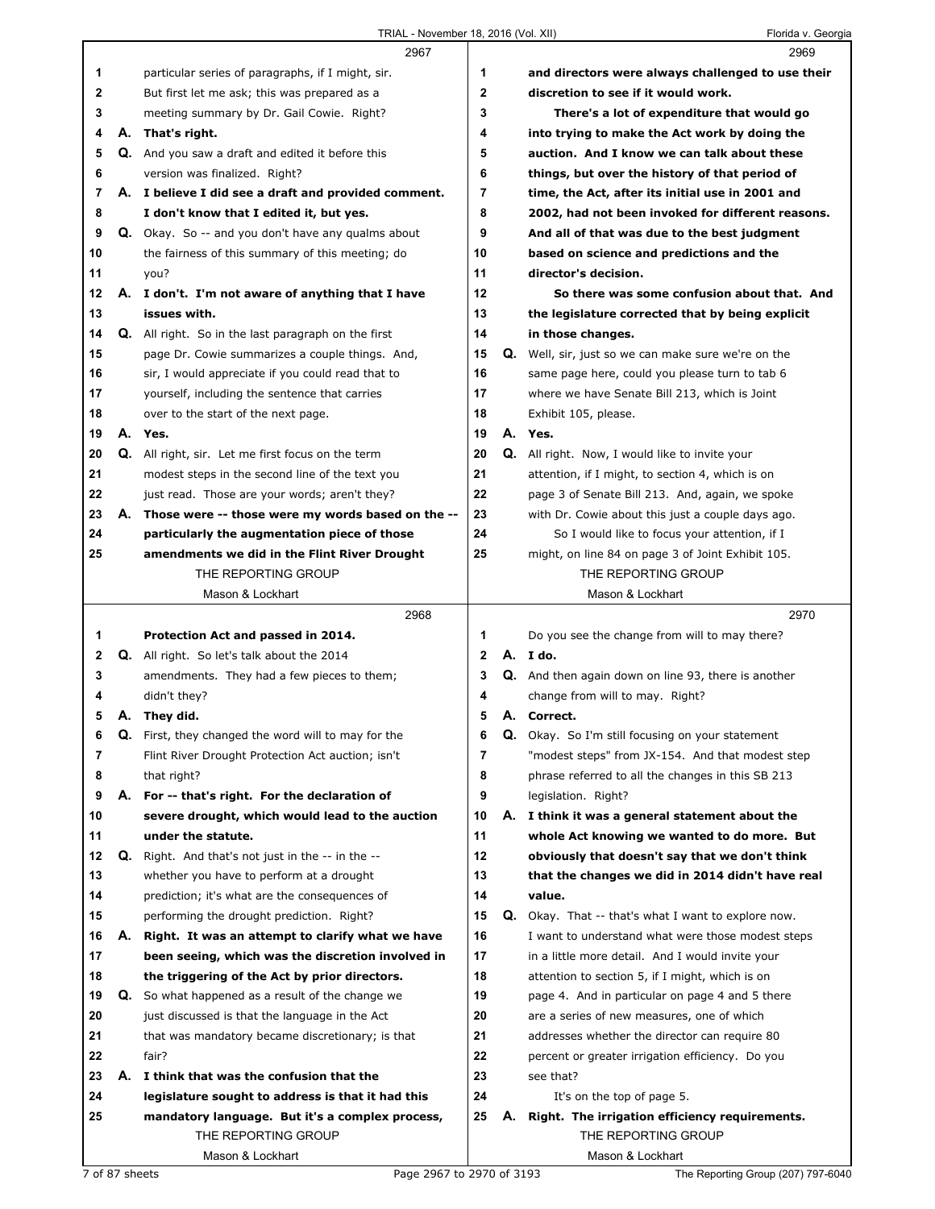**2967**

1 particular series of paragraphs, if I might, sir.
2 But first let me ask; this was prepared as a
3 meeting summary by Dr. Gail Cowie. Right?
4 A. **That's right.**
5 Q. And you saw a draft and edited it before this
6 version was finalized. Right?
7 A. **I believe I did see a draft and provided comment.**
8 **I don't know that I edited it, but yes.**
9 Q. Okay. So -- and you don't have any qualms about
10 the fairness of this summary of this meeting; do
11 you?
12 A. **I don't. I'm not aware of anything that I have**
13 **issues with.**
14 Q. All right. So in the last paragraph on the first
15 page Dr. Cowie summarizes a couple things. And,
16 sir, I would appreciate if you could read that to
17 yourself, including the sentence that carries
18 over to the start of the next page.
19 A. **Yes.**
20 Q. All right, sir. Let me first focus on the term
21 modest steps in the second line of the text you
22 just read. Those are your words; aren't they?
23 A. **Those were -- those were my words based on the --**
24 **particularly the augmentation piece of those**
25 **amendments we did in the Flint River Drought**

**2968**

1 **Protection Act and passed in 2014.**
2 Q. All right. So let's talk about the 2014
3 amendments. They had a few pieces to them;
4 didn't they?
5 A. **They did.**
6 Q. First, they changed the word will to may for the
7 Flint River Drought Protection Act auction; isn't
8 that right?
9 A. **For -- that's right. For the declaration of**
10 **severe drought, which would lead to the auction**
11 **under the statute.**
12 Q. Right. And that's not just in the -- in the --
13 whether you have to perform at a drought
14 prediction; it's what are the consequences of
15 performing the drought prediction. Right?
16 A. **Right. It was an attempt to clarify what we have**
17 **been seeing, which was the discretion involved in**
18 **the triggering of the Act by prior directors.**
19 Q. So what happened as a result of the change we
20 just discussed is that the language in the Act
21 that was mandatory became discretionary; is that
22 fair?
23 A. **I think that was the confusion that the**
24 **legislature sought to address is that it had this**
25 **mandatory language. But it's a complex process,**

**2969**

1 **and directors were always challenged to use their**
2 **discretion to see if it would work.**
3 **There's a lot of expenditure that would go**
4 **into trying to make the Act work by doing the**
5 **auction. And I know we can talk about these**
6 **things, but over the history of that period of**
7 **time, the Act, after its initial use in 2001 and**
8 **2002, had not been invoked for different reasons.**
9 **And all of that was due to the best judgment**
10 **based on science and predictions and the**
11 **director's decision.**
12 **So there was some confusion about that. And**
13 **the legislature corrected that by being explicit**
14 **in those changes.**
15 Q. Well, sir, just so we can make sure we're on the
16 same page here, could you please turn to tab 6
17 where we have Senate Bill 213, which is Joint
18 Exhibit 105, please.
19 A. **Yes.**
20 Q. All right. Now, I would like to invite your
21 attention, if I might, to section 4, which is on
22 page 3 of Senate Bill 213. And, again, we spoke
23 with Dr. Cowie about this just a couple days ago.
24 So I would like to focus your attention, if I
25 might, on line 84 on page 3 of Joint Exhibit 105.

**2970**

1 Do you see the change from will to may there?
2 A. **I do.**
3 Q. And then again down on line 93, there is another
4 change from will to may. Right?
5 A. **Correct.**
6 Q. Okay. So I'm still focusing on your statement
7 "modest steps" from JX-154. And that modest step
8 phrase referred to all the changes in this SB 213
9 legislation. Right?
10 A. **I think it was a general statement about the**
11 **whole Act knowing we wanted to do more. But**
12 **obviously that doesn't say that we don't think**
13 **that the changes we did in 2014 didn't have real**
14 **value.**
15 Q. Okay. That -- that's what I want to explore now.
16 I want to understand what were those modest steps
17 in a little more detail. And I would invite your
18 attention to section 5, if I might, which is on
19 page 4. And in particular on page 4 and 5 there
20 are a series of new measures, one of which
21 addresses whether the director can require 80
22 percent or greater irrigation efficiency. Do you
23 see that?
24 It's on the top of page 5.
25 A. **Right. The irrigation efficiency requirements.**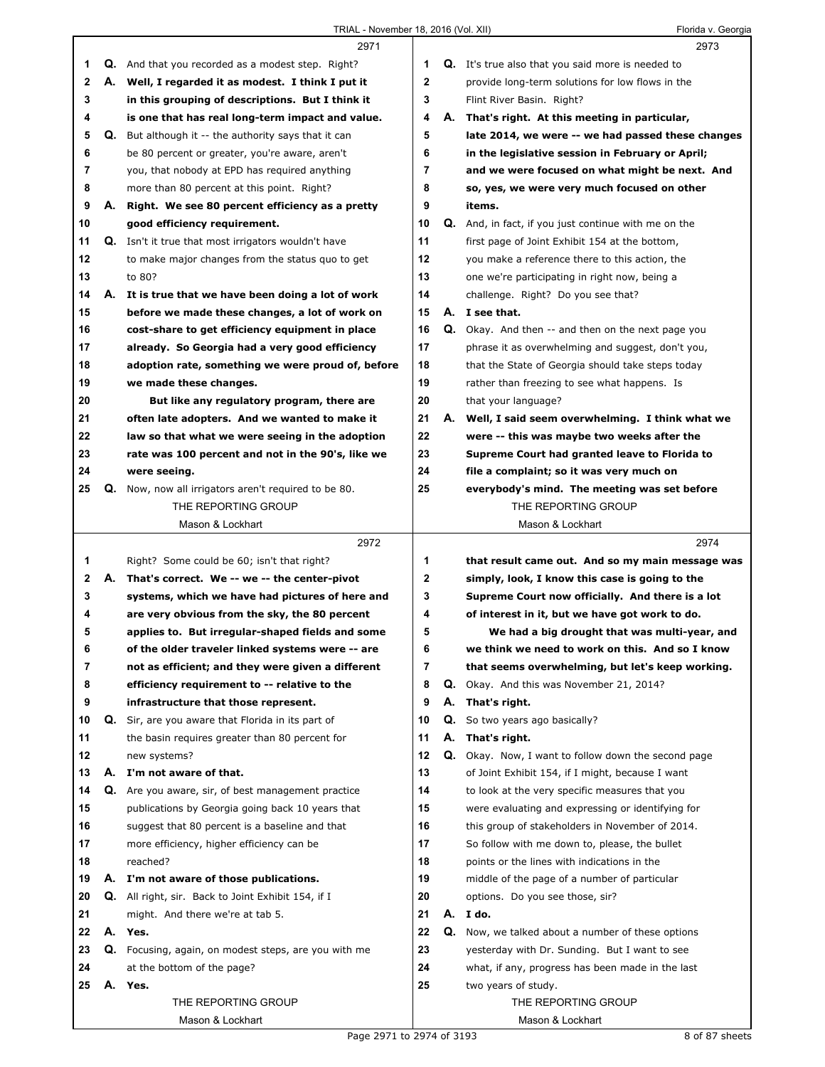2971

1 **Q.** And that you recorded as a modest step. Right?
2 **A.** **Well, I regarded it as modest. I think I put it**
3 **in this grouping of descriptions. But I think it**
4 **is one that has real long-term impact and value.**
5 **Q.** But although it -- the authority says that it can
6 be 80 percent or greater, you're aware, aren't
7 you, that nobody at EPD has required anything
8 more than 80 percent at this point. Right?
9 **A.** **Right. We see 80 percent efficiency as a pretty**
10 **good efficiency requirement.**
11 **Q.** Isn't it true that most irrigators wouldn't have
12 to make major changes from the status quo to get
13 to 80?
14 **A.** **It is true that we have been doing a lot of work**
15 **before we made these changes, a lot of work on**
16 **cost-share to get efficiency equipment in place**
17 **already. So Georgia had a very good efficiency**
18 **adoption rate, something we were proud of, before**
19 **we made these changes.**
20 **But like any regulatory program, there are**
21 **often late adopters. And we wanted to make it**
22 **law so that what we were seeing in the adoption**
23 **rate was 100 percent and not in the 90's, like we**
24 **were seeing.**
25 **Q.** Now, now all irrigators aren't required to be 80.

2972

1 Right? Some could be 60; isn't that right?
2 **A.** **That's correct. We -- we -- the center-pivot**
3 **systems, which we have had pictures of here and**
4 **are very obvious from the sky, the 80 percent**
5 **applies to. But irregular-shaped fields and some**
6 **of the older traveler linked systems were -- are**
7 **not as efficient; and they were given a different**
8 **efficiency requirement to -- relative to the**
9 **infrastructure that those represent.**
10 **Q.** Sir, are you aware that Florida in its part of
11 the basin requires greater than 80 percent for
12 new systems?
13 **A.** **I'm not aware of that.**
14 **Q.** Are you aware, sir, of best management practice
15 publications by Georgia going back 10 years that
16 suggest that 80 percent is a baseline and that
17 more efficiency, higher efficiency can be
18 reached?
19 **A.** **I'm not aware of those publications.**
20 **Q.** All right, sir. Back to Joint Exhibit 154, if I
21 might. And there we're at tab 5.
22 **A.** **Yes.**
23 **Q.** Focusing, again, on modest steps, are you with me
24 at the bottom of the page?
25 **A.** **Yes.**

2973

1 **Q.** It's true also that you said more is needed to
2 provide long-term solutions for low flows in the
3 Flint River Basin. Right?
4 **A.** **That's right. At this meeting in particular,**
5 **late 2014, we were -- we had passed these changes**
6 **in the legislative session in February or April;**
7 **and we were focused on what might be next. And**
8 **so, yes, we were very much focused on other**
9 **items.**
10 **Q.** And, in fact, if you just continue with me on the
11 first page of Joint Exhibit 154 at the bottom,
12 you make a reference there to this action, the
13 one we're participating in right now, being a
14 challenge. Right? Do you see that?
15 **A.** **I see that.**
16 **Q.** Okay. And then -- and then on the next page you
17 phrase it as overwhelming and suggest, don't you,
18 that the State of Georgia should take steps today
19 rather than freezing to see what happens. Is
20 that your language?
21 **A.** **Well, I said seem overwhelming. I think what we**
22 **were -- this was maybe two weeks after the**
23 **Supreme Court had granted leave to Florida to**
24 **file a complaint; so it was very much on**
25 **everybody's mind. The meeting was set before**

2974

1 **that result came out. And so my main message was**
2 **simply, look, I know this case is going to the**
3 **Supreme Court now officially. And there is a lot**
4 **of interest in it, but we have got work to do.**
5 **We had a big drought that was multi-year, and**
6 **we think we need to work on this. And so I know**
7 **that seems overwhelming, but let's keep working.**
8 **Q.** Okay. And this was November 21, 2014?
9 **A.** **That's right.**
10 **Q.** So two years ago basically?
11 **A.** **That's right.**
12 **Q.** Okay. Now, I want to follow down the second page
13 of Joint Exhibit 154, if I might, because I want
14 to look at the very specific measures that you
15 were evaluating and expressing or identifying for
16 this group of stakeholders in November of 2014.
17 So follow with me down to, please, the bullet
18 points or the lines with indications in the
19 middle of the page of a number of particular
20 options. Do you see those, sir?
21 **A.** **I do.**
22 **Q.** Now, we talked about a number of these options
23 yesterday with Dr. Sunding. But I want to see
24 what, if any, progress has been made in the last
25 two years of study.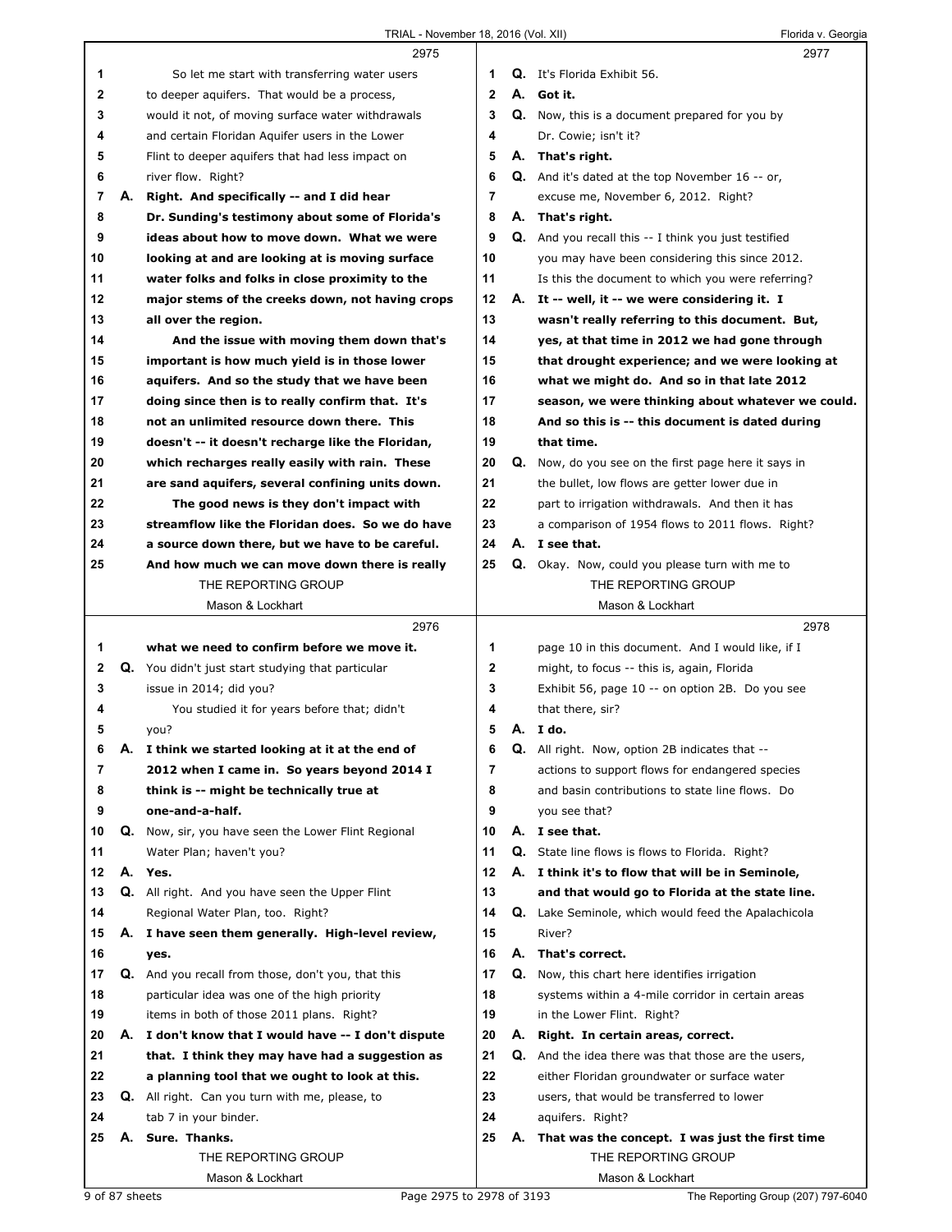**2975**

1 So let me start with transferring water users
2 to deeper aquifers. That would be a process,
3 would it not, of moving surface water withdrawals
4 and certain Floridan Aquifer users in the Lower
5 Flint to deeper aquifers that had less impact on
6 river flow. Right?
7 A. **Right. And specifically -- and I did hear**
8 **Dr. Sunding's testimony about some of Florida's**
9 **ideas about how to move down. What we were**
10 **looking at and are looking at is moving surface**
11 **water folks and folks in close proximity to the**
12 **major stems of the creeks down, not having crops**
13 **all over the region.**
14 **And the issue with moving them down that's**
15 **important is how much yield is in those lower**
16 **aquifers. And so the study that we have been**
17 **doing since then is to really confirm that. It's**
18 **not an unlimited resource down there. This**
19 **doesn't -- it doesn't recharge like the Floridan,**
20 **which recharges really easily with rain. These**
21 **are sand aquifers, several confining units down.**
22 **The good news is they don't impact with**
23 **streamflow like the Floridan does. So we do have**
24 **a source down there, but we have to be careful.**
25 **And how much we can move down there is really**

**2976**

1 **what we need to confirm before we move it.**
2 Q. You didn't just start studying that particular
3 issue in 2014; did you?
4 You studied it for years before that; didn't
5 you?
6 A. **I think we started looking at it at the end of**
7 **2012 when I came in. So years beyond 2014 I**
8 **think is -- might be technically true at**
9 **one-and-a-half.**
10 Q. Now, sir, you have seen the Lower Flint Regional
11 Water Plan; haven't you?
12 A. **Yes.**
13 Q. All right. And you have seen the Upper Flint
14 Regional Water Plan, too. Right?
15 A. **I have seen them generally. High-level review,**
16 **yes.**
17 Q. And you recall from those, don't you, that this
18 particular idea was one of the high priority
19 items in both of those 2011 plans. Right?
20 A. **I don't know that I would have -- I don't dispute**
21 **that. I think they may have had a suggestion as**
22 **a planning tool that we ought to look at this.**
23 Q. All right. Can you turn with me, please, to
24 tab 7 in your binder.
25 A. **Sure. Thanks.**

**2977**

1 Q. It's Florida Exhibit 56.
2 A. **Got it.**
3 Q. Now, this is a document prepared for you by
4 Dr. Cowie; isn't it?
5 A. **That's right.**
6 Q. And it's dated at the top November 16 -- or,
7 excuse me, November 6, 2012. Right?
8 A. **That's right.**
9 Q. And you recall this -- I think you just testified
10 you may have been considering this since 2012.
11 Is this the document to which you were referring?
12 A. **It -- well, it -- we were considering it. I**
13 **wasn't really referring to this document. But,**
14 **yes, at that time in 2012 we had gone through**
15 **that drought experience; and we were looking at**
16 **what we might do. And so in that late 2012**
17 **season, we were thinking about whatever we could.**
18 **And so this is -- this document is dated during**
19 **that time.**
20 Q. Now, do you see on the first page here it says in
21 the bullet, low flows are getter lower due in
22 part to irrigation withdrawals. And then it has
23 a comparison of 1954 flows to 2011 flows. Right?
24 A. **I see that.**
25 Q. Okay. Now, could you please turn with me to

**2978**

1 page 10 in this document. And I would like, if I
2 might, to focus -- this is, again, Florida
3 Exhibit 56, page 10 -- on option 2B. Do you see
4 that there, sir?
5 A. **I do.**
6 Q. All right. Now, option 2B indicates that --
7 actions to support flows for endangered species
8 and basin contributions to state line flows. Do
9 you see that?
10 A. **I see that.**
11 Q. State line flows is flows to Florida. Right?
12 A. **I think it's to flow that will be in Seminole,**
13 **and that would go to Florida at the state line.**
14 Q. Lake Seminole, which would feed the Apalachicola
15 River?
16 A. **That's correct.**
17 Q. Now, this chart here identifies irrigation
18 systems within a 4-mile corridor in certain areas
19 in the Lower Flint. Right?
20 A. **Right. In certain areas, correct.**
21 Q. And the idea there was that those are the users,
22 either Floridan groundwater or surface water
23 users, that would be transferred to lower
24 aquifers. Right?
25 A. **That was the concept. I was just the first time**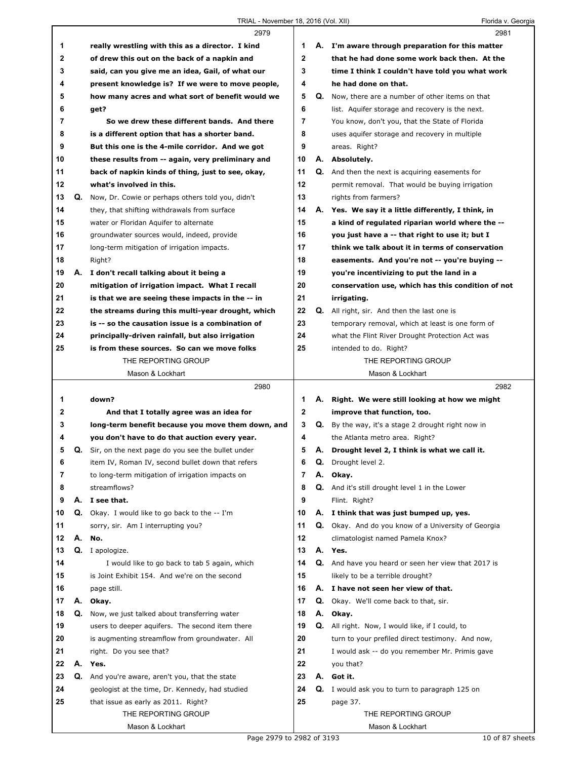**2979**

really wrestling with this as a director. I kind of drew this out on the back of a napkin and said, can you give me an idea, Gail, of what our present knowledge is? If we were to move people, how many acres and what sort of benefit would we get?

So we drew these different bands. And there is a different option that has a shorter band. But this one is the 4-mile corridor. And we got these results from -- again, very preliminary and back of napkin kinds of thing, just to see, okay, what's involved in this.

Q. Now, Dr. Cowie or perhaps others told you, didn't they, that shifting withdrawals from surface water or Floridan Aquifer to alternate groundwater sources would, indeed, provide long-term mitigation of irrigation impacts. Right?

A. **I don't recall talking about it being a mitigation of irrigation impact. What I recall is that we are seeing these impacts in the -- in the streams during this multi-year drought, which is -- so the causation issue is a combination of principally-driven rainfall, but also irrigation is from these sources. So can we move folks**

**2980**

**down?**

**And that I totally agree was an idea for long-term benefit because you move them down, and you don't have to do that auction every year.**

Q. Sir, on the next page do you see the bullet under item IV, Roman IV, second bullet down that refers to long-term mitigation of irrigation impacts on streamflows?

A. **I see that.**

Q. Okay. I would like to go back to the -- I'm sorry, sir. Am I interrupting you?

A. **No.**

Q. I apologize.

I would like to go back to tab 5 again, which is Joint Exhibit 154. And we're on the second page still.

A. **Okay.**

Q. Now, we just talked about transferring water users to deeper aquifers. The second item there is augmenting streamflow from groundwater. All right. Do you see that?

A. **Yes.**

Q. And you're aware, aren't you, that the state geologist at the time, Dr. Kennedy, had studied that issue as early as 2011. Right?

**2981**

A. **I'm aware through preparation for this matter that he had done some work back then. At the time I think I couldn't have told you what work he had done on that.**

Q. Now, there are a number of other items on that list. Aquifer storage and recovery is the next. You know, don't you, that the State of Florida uses aquifer storage and recovery in multiple areas. Right?

A. **Absolutely.**

Q. And then the next is acquiring easements for permit removal. That would be buying irrigation rights from farmers?

A. **Yes. We say it a little differently, I think, in a kind of regulated riparian world where the -- you just have a -- that right to use it; but I think we talk about it in terms of conservation easements. And you're not -- you're buying -- you're incentivizing to put the land in a conservation use, which has this condition of not irrigating.**

Q. All right, sir. And then the last one is temporary removal, which at least is one form of what the Flint River Drought Protection Act was intended to do. Right?

**2982**

A. **Right. We were still looking at how we might improve that function, too.**

Q. By the way, it's a stage 2 drought right now in the Atlanta metro area. Right?

A. **Drought level 2, I think is what we call it.**

Q. Drought level 2.

A. **Okay.**

Q. And it's still drought level 1 in the Lower Flint. Right?

A. **I think that was just bumped up, yes.**

Q. Okay. And do you know of a University of Georgia climatologist named Pamela Knox?

A. **Yes.**

Q. And have you heard or seen her view that 2017 is likely to be a terrible drought?

A. **I have not seen her view of that.**

Q. Okay. We'll come back to that, sir.

A. **Okay.**

Q. All right. Now, I would like, if I could, to turn to your prefiled direct testimony. And now, I would ask -- do you remember Mr. Primis gave you that?

A. **Got it.**

Q. I would ask you to turn to paragraph 125 on page 37.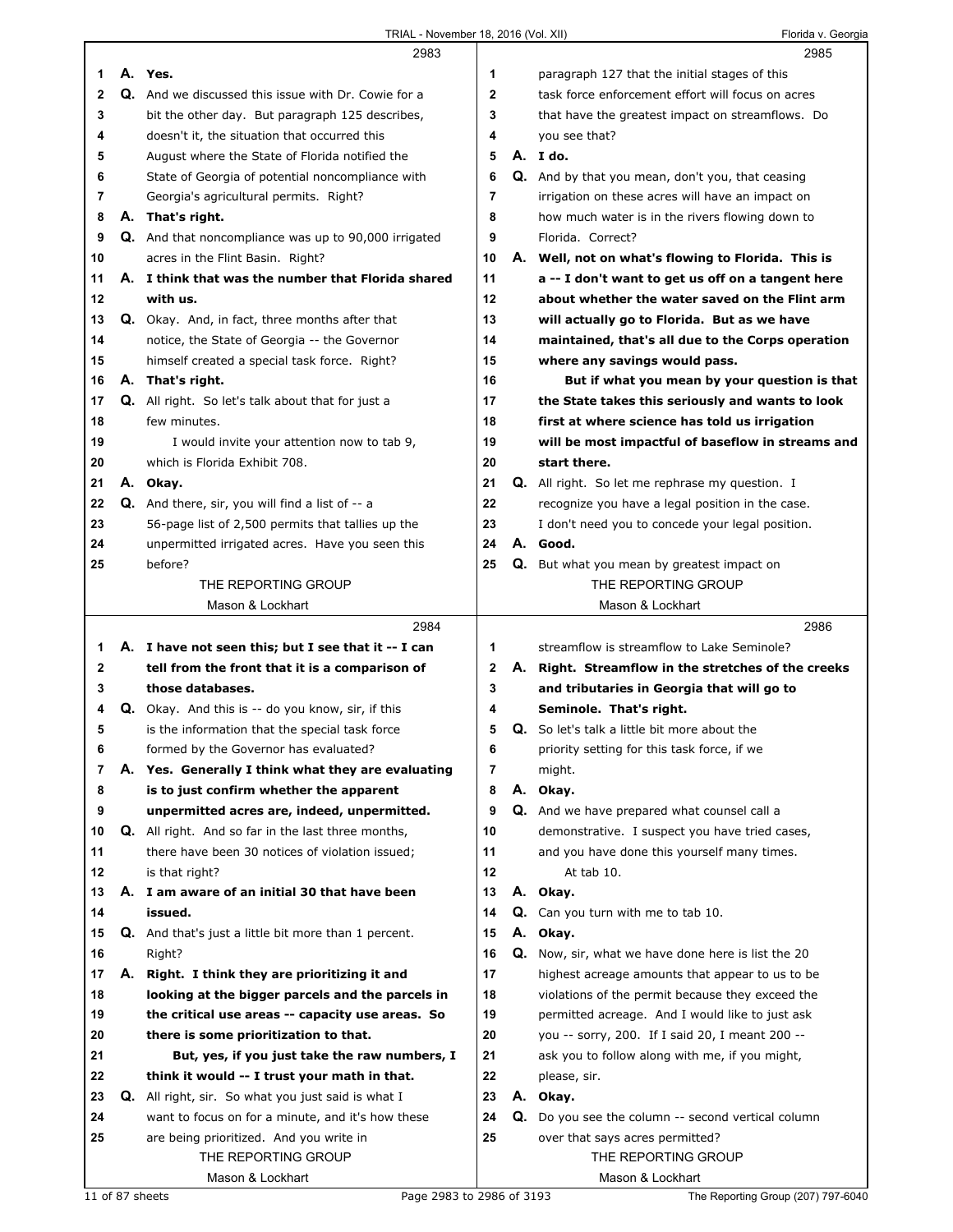2983

A. **Yes.**

Q. And we discussed this issue with Dr. Cowie for a bit the other day. But paragraph 125 describes, doesn't it, the situation that occurred this August where the State of Florida notified the State of Georgia of potential noncompliance with Georgia's agricultural permits. Right?

A. **That's right.**

Q. And that noncompliance was up to 90,000 irrigated acres in the Flint Basin. Right?

A. **I think that was the number that Florida shared with us.**

Q. Okay. And, in fact, three months after that notice, the State of Georgia -- the Governor himself created a special task force. Right?

A. **That's right.**

Q. All right. So let's talk about that for just a few minutes.

I would invite your attention now to tab 9, which is Florida Exhibit 708.

A. **Okay.**

Q. And there, sir, you will find a list of -- a 56-page list of 2,500 permits that tallies up the unpermitted irrigated acres. Have you seen this before?

2984

A. **I have not seen this; but I see that it -- I can tell from the front that it is a comparison of those databases.**

Q. Okay. And this is -- do you know, sir, if this is the information that the special task force formed by the Governor has evaluated?

A. **Yes. Generally I think what they are evaluating is to just confirm whether the apparent unpermitted acres are, indeed, unpermitted.**

Q. All right. And so far in the last three months, there have been 30 notices of violation issued; is that right?

A. **I am aware of an initial 30 that have been issued.**

Q. And that's just a little bit more than 1 percent. Right?

A. **Right. I think they are prioritizing it and looking at the bigger parcels and the parcels in the critical use areas -- capacity use areas. So there is some prioritization to that.**

**But, yes, if you just take the raw numbers, I think it would -- I trust your math in that.**

Q. All right, sir. So what you just said is what I want to focus on for a minute, and it's how these are being prioritized. And you write in

2985

paragraph 127 that the initial stages of this task force enforcement effort will focus on acres that have the greatest impact on streamflows. Do you see that?

A. **I do.**

Q. And by that you mean, don't you, that ceasing irrigation on these acres will have an impact on how much water is in the rivers flowing down to Florida. Correct?

A. **Well, not on what's flowing to Florida. This is a -- I don't want to get us off on a tangent here about whether the water saved on the Flint arm will actually go to Florida. But as we have maintained, that's all due to the Corps operation where any savings would pass.**

**But if what you mean by your question is that the State takes this seriously and wants to look first at where science has told us irrigation will be most impactful of baseflow in streams and start there.**

Q. All right. So let me rephrase my question. I recognize you have a legal position in the case. I don't need you to concede your legal position.

A. **Good.**

Q. But what you mean by greatest impact on

2986

streamflow is streamflow to Lake Seminole?

A. **Right. Streamflow in the stretches of the creeks and tributaries in Georgia that will go to Seminole. That's right.**

Q. So let's talk a little bit more about the priority setting for this task force, if we might.

A. **Okay.**

Q. And we have prepared what counsel call a demonstrative. I suspect you have tried cases, and you have done this yourself many times.

At tab 10.

A. **Okay.**

Q. Can you turn with me to tab 10.

A. **Okay.**

Q. Now, sir, what we have done here is list the 20 highest acreage amounts that appear to us to be violations of the permit because they exceed the permitted acreage. And I would like to just ask you -- sorry, 200. If I said 20, I meant 200 -- ask you to follow along with me, if you might, please, sir.

A. **Okay.**

Q. Do you see the column -- second vertical column over that says acres permitted?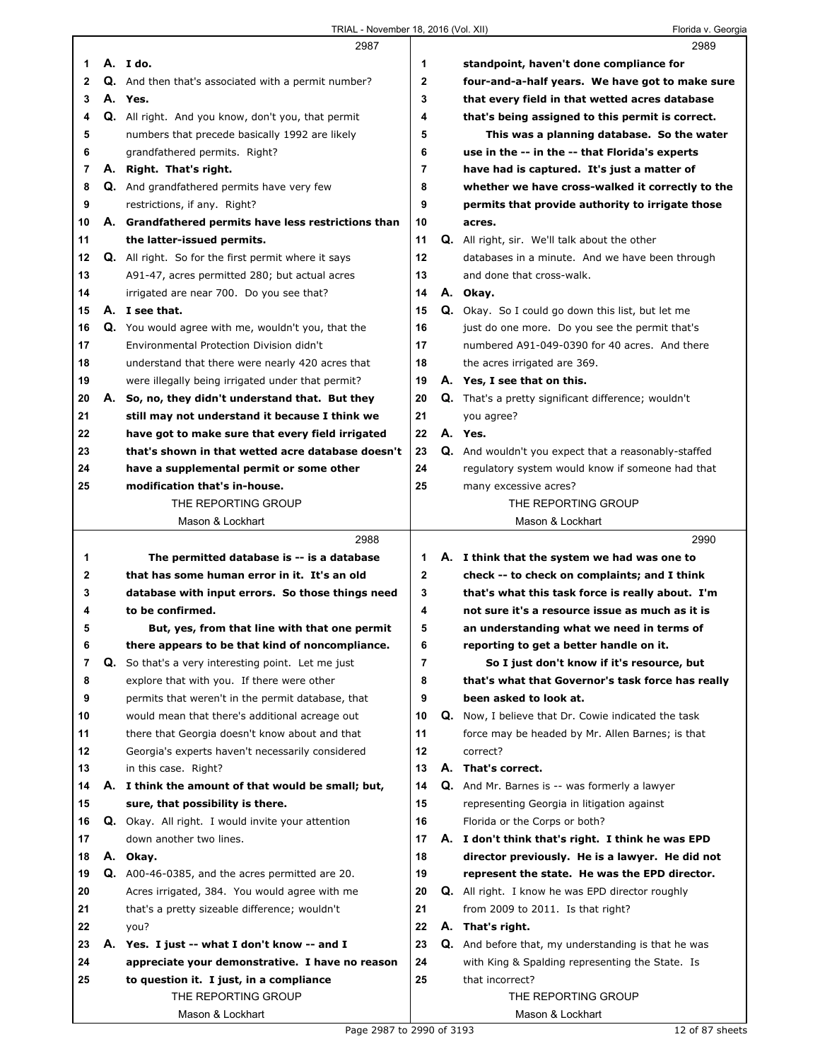**2987**

1 **A. I do.**
2 Q. And then that's associated with a permit number?
3 **A. Yes.**
4 Q. All right. And you know, don't you, that permit
5 numbers that precede basically 1992 are likely
6 grandfathered permits. Right?
7 **A. Right. That's right.**
8 Q. And grandfathered permits have very few
9 restrictions, if any. Right?
10 **A. Grandfathered permits have less restrictions than**
11 **the latter-issued permits.**
12 Q. All right. So for the first permit where it says
13 A91-47, acres permitted 280; but actual acres
14 irrigated are near 700. Do you see that?
15 **A. I see that.**
16 Q. You would agree with me, wouldn't you, that the
17 Environmental Protection Division didn't
18 understand that there were nearly 420 acres that
19 were illegally being irrigated under that permit?
20 **A. So, no, they didn't understand that. But they**
21 **still may not understand it because I think we**
22 **have got to make sure that every field irrigated**
23 **that's shown in that wetted acre database doesn't**
24 **have a supplemental permit or some other**
25 **modification that's in-house.**

**2988**

1 **The permitted database is -- is a database**
2 **that has some human error in it. It's an old**
3 **database with input errors. So those things need**
4 **to be confirmed.**
5 **But, yes, from that line with that one permit**
6 **there appears to be that kind of noncompliance.**
7 Q. So that's a very interesting point. Let me just
8 explore that with you. If there were other
9 permits that weren't in the permit database, that
10 would mean that there's additional acreage out
11 there that Georgia doesn't know about and that
12 Georgia's experts haven't necessarily considered
13 in this case. Right?
14 **A. I think the amount of that would be small; but,**
15 **sure, that possibility is there.**
16 Q. Okay. All right. I would invite your attention
17 down another two lines.
18 **A. Okay.**
19 Q. A00-46-0385, and the acres permitted are 20.
20 Acres irrigated, 384. You would agree with me
21 that's a pretty sizeable difference; wouldn't
22 you?
23 **A. Yes. I just -- what I don't know -- and I**
24 **appreciate your demonstrative. I have no reason**
25 **to question it. I just, in a compliance**

**2989**

1 **standpoint, haven't done compliance for**
2 **four-and-a-half years. We have got to make sure**
3 **that every field in that wetted acres database**
4 **that's being assigned to this permit is correct.**
5 **This was a planning database. So the water**
6 **use in the -- in the -- that Florida's experts**
7 **have had is captured. It's just a matter of**
8 **whether we have cross-walked it correctly to the**
9 **permits that provide authority to irrigate those**
10 **acres.**
11 Q. All right, sir. We'll talk about the other
12 databases in a minute. And we have been through
13 and done that cross-walk.
14 **A. Okay.**
15 Q. Okay. So I could go down this list, but let me
16 just do one more. Do you see the permit that's
17 numbered A91-049-0390 for 40 acres. And there
18 the acres irrigated are 369.
19 **A. Yes, I see that on this.**
20 Q. That's a pretty significant difference; wouldn't
21 you agree?
22 **A. Yes.**
23 Q. And wouldn't you expect that a reasonably-staffed
24 regulatory system would know if someone had that
25 many excessive acres?

**2990**

1 **A. I think that the system we had was one to**
2 **check -- to check on complaints; and I think**
3 **that's what this task force is really about. I'm**
4 **not sure it's a resource issue as much as it is**
5 **an understanding what we need in terms of**
6 **reporting to get a better handle on it.**
7 **So I just don't know if it's resource, but**
8 **that's what that Governor's task force has really**
9 **been asked to look at.**
10 Q. Now, I believe that Dr. Cowie indicated the task
11 force may be headed by Mr. Allen Barnes; is that
12 correct?
13 **A. That's correct.**
14 Q. And Mr. Barnes is -- was formerly a lawyer
15 representing Georgia in litigation against
16 Florida or the Corps or both?
17 **A. I don't think that's right. I think he was EPD**
18 **director previously. He is a lawyer. He did not**
19 **represent the state. He was the EPD director.**
20 Q. All right. I know he was EPD director roughly
21 from 2009 to 2011. Is that right?
22 **A. That's right.**
23 Q. And before that, my understanding is that he was
24 with King & Spalding representing the State. Is
25 that incorrect?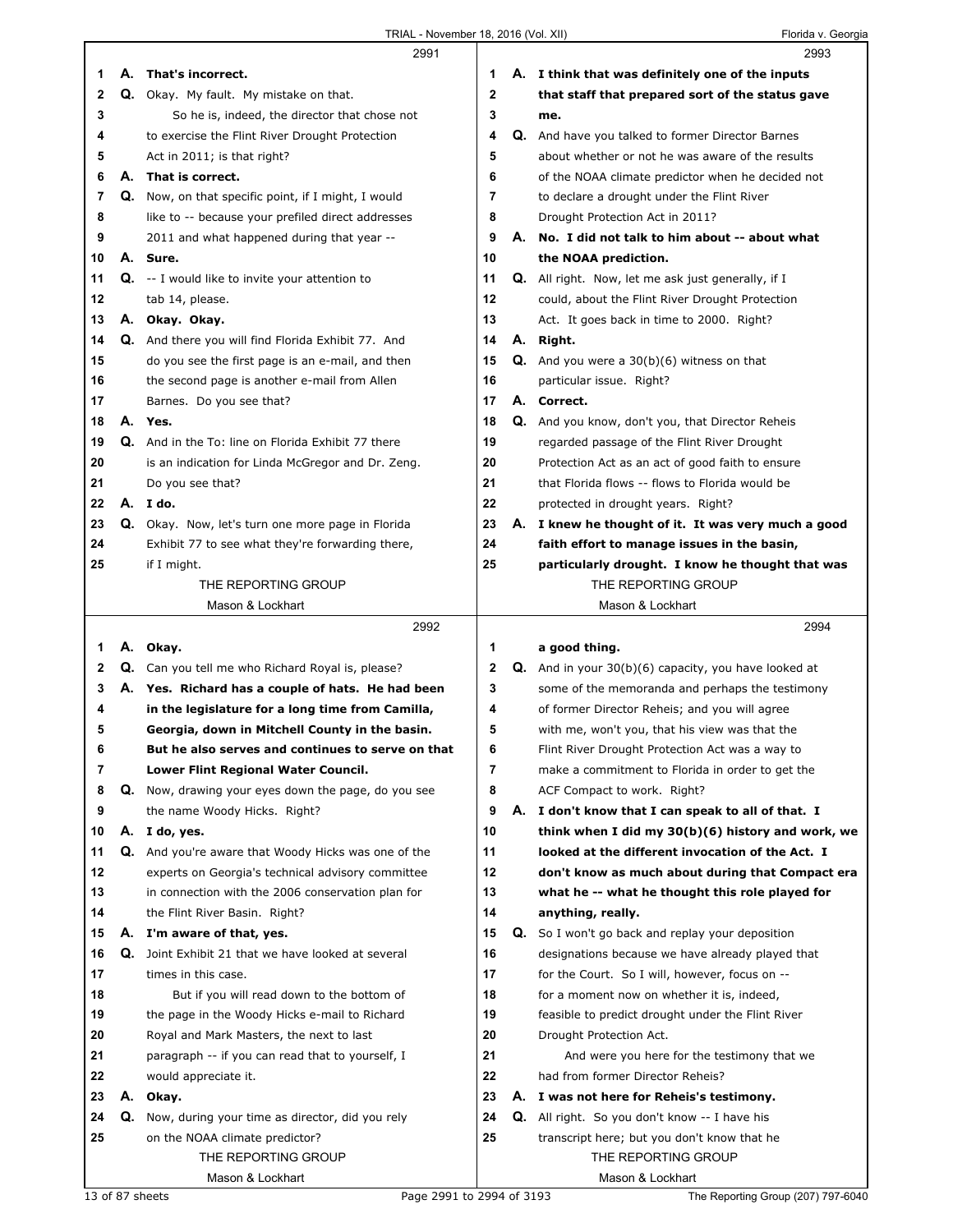**2991**

1 **A. That's incorrect.**
2 Q. Okay. My fault. My mistake on that.
3 So he is, indeed, the director that chose not
4 to exercise the Flint River Drought Protection
5 Act in 2011; is that right?
6 **A. That is correct.**
7 Q. Now, on that specific point, if I might, I would
8 like to -- because your prefiled direct addresses
9 2011 and what happened during that year --
10 **A. Sure.**
11 Q. -- I would like to invite your attention to
12 tab 14, please.
13 **A. Okay. Okay.**
14 Q. And there you will find Florida Exhibit 77. And
15 do you see the first page is an e-mail, and then
16 the second page is another e-mail from Allen
17 Barnes. Do you see that?
18 **A. Yes.**
19 Q. And in the To: line on Florida Exhibit 77 there
20 is an indication for Linda McGregor and Dr. Zeng.
21 Do you see that?
22 **A. I do.**
23 Q. Okay. Now, let's turn one more page in Florida
24 Exhibit 77 to see what they're forwarding there,
25 if I might.

**2992**

1 **A. Okay.**
2 Q. Can you tell me who Richard Royal is, please?
3 **A. Yes. Richard has a couple of hats. He had been**
4 **in the legislature for a long time from Camilla,**
5 **Georgia, down in Mitchell County in the basin.**
6 **But he also serves and continues to serve on that**
7 **Lower Flint Regional Water Council.**
8 Q. Now, drawing your eyes down the page, do you see
9 the name Woody Hicks. Right?
10 **A. I do, yes.**
11 Q. And you're aware that Woody Hicks was one of the
12 experts on Georgia's technical advisory committee
13 in connection with the 2006 conservation plan for
14 the Flint River Basin. Right?
15 **A. I'm aware of that, yes.**
16 Q. Joint Exhibit 21 that we have looked at several
17 times in this case.
18 But if you will read down to the bottom of
19 the page in the Woody Hicks e-mail to Richard
20 Royal and Mark Masters, the next to last
21 paragraph -- if you can read that to yourself, I
22 would appreciate it.
23 **A. Okay.**
24 Q. Now, during your time as director, did you rely
25 on the NOAA climate predictor?

**2993**

1 **A. I think that was definitely one of the inputs**
2 **that staff that prepared sort of the status gave**
3 **me.**
4 Q. And have you talked to former Director Barnes
5 about whether or not he was aware of the results
6 of the NOAA climate predictor when he decided not
7 to declare a drought under the Flint River
8 Drought Protection Act in 2011?
9 **A. No. I did not talk to him about -- about what**
10 **the NOAA prediction.**
11 Q. All right. Now, let me ask just generally, if I
12 could, about the Flint River Drought Protection
13 Act. It goes back in time to 2000. Right?
14 **A. Right.**
15 Q. And you were a 30(b)(6) witness on that
16 particular issue. Right?
17 **A. Correct.**
18 Q. And you know, don't you, that Director Reheis
19 regarded passage of the Flint River Drought
20 Protection Act as an act of good faith to ensure
21 that Florida flows -- flows to Florida would be
22 protected in drought years. Right?
23 **A. I knew he thought of it. It was very much a good**
24 **faith effort to manage issues in the basin,**
25 **particularly drought. I know he thought that was**

**2994**

1 **a good thing.**
2 Q. And in your 30(b)(6) capacity, you have looked at
3 some of the memoranda and perhaps the testimony
4 of former Director Reheis; and you will agree
5 with me, won't you, that his view was that the
6 Flint River Drought Protection Act was a way to
7 make a commitment to Florida in order to get the
8 ACF Compact to work. Right?
9 **A. I don't know that I can speak to all of that. I**
10 **think when I did my 30(b)(6) history and work, we**
11 **looked at the different invocation of the Act. I**
12 **don't know as much about during that Compact era**
13 **what he -- what he thought this role played for**
14 **anything, really.**
15 Q. So I won't go back and replay your deposition
16 designations because we have already played that
17 for the Court. So I will, however, focus on --
18 for a moment now on whether it is, indeed,
19 feasible to predict drought under the Flint River
20 Drought Protection Act.
21 And were you here for the testimony that we
22 had from former Director Reheis?
23 **A. I was not here for Reheis's testimony.**
24 Q. All right. So you don't know -- I have his
25 transcript here; but you don't know that he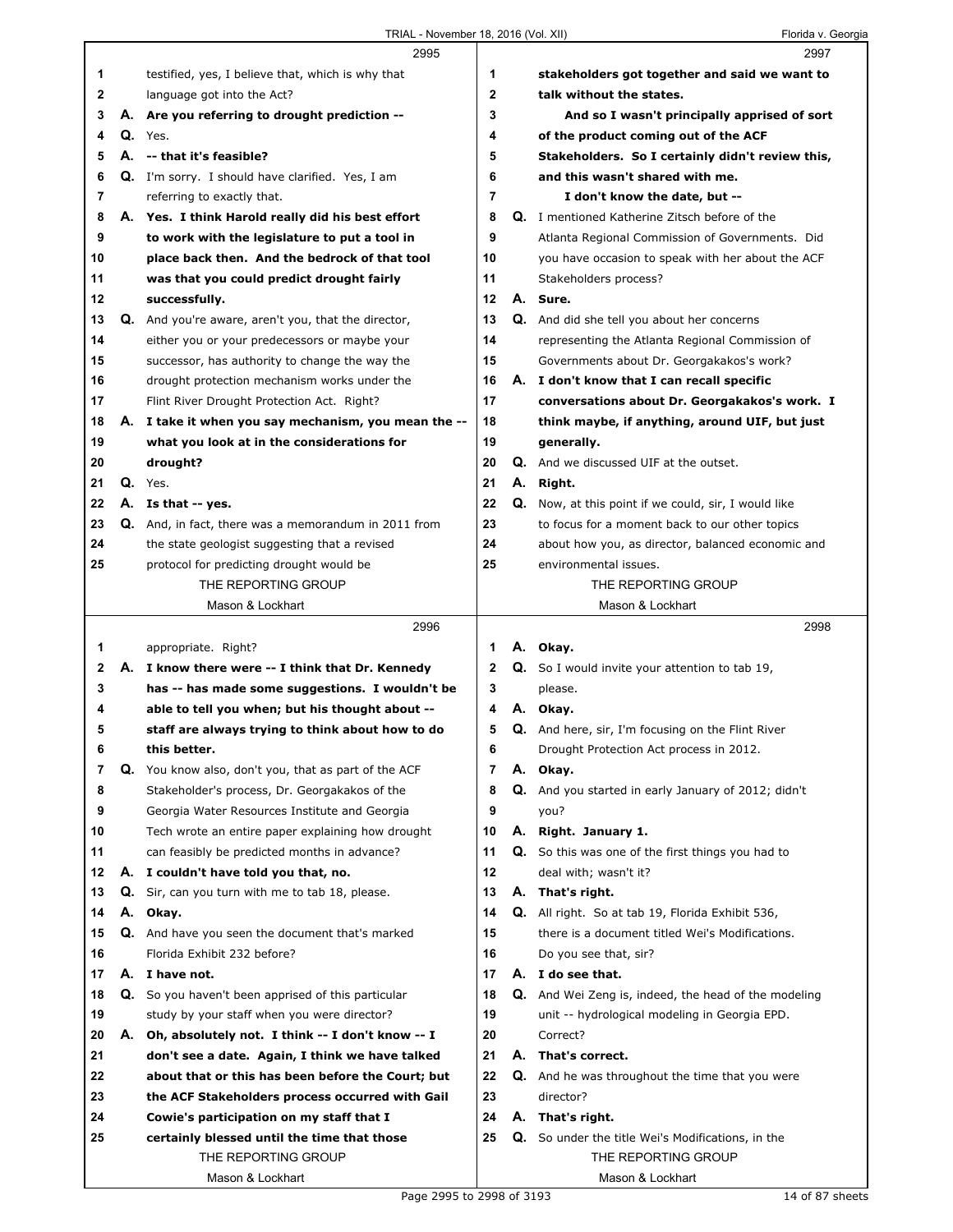2995

1 testified, yes, I believe that, which is why that
2 language got into the Act?
3 **A. Are you referring to drought prediction --**
4 Q. Yes.
5 **A. -- that it's feasible?**
6 Q. I'm sorry. I should have clarified. Yes, I am
7 referring to exactly that.
8 **A. Yes. I think Harold really did his best effort**
9 **to work with the legislature to put a tool in**
10 **place back then. And the bedrock of that tool**
11 **was that you could predict drought fairly**
12 **successfully.**
13 Q. And you're aware, aren't you, that the director,
14 either you or your predecessors or maybe your
15 successor, has authority to change the way the
16 drought protection mechanism works under the
17 Flint River Drought Protection Act. Right?
18 **A. I take it when you say mechanism, you mean the --**
19 **what you look at in the considerations for**
20 **drought?**
21 Q. Yes.
22 **A. Is that -- yes.**
23 Q. And, in fact, there was a memorandum in 2011 from
24 the state geologist suggesting that a revised
25 protocol for predicting drought would be

2996

1 appropriate. Right?
2 **A. I know there were -- I think that Dr. Kennedy**
3 **has -- has made some suggestions. I wouldn't be**
4 **able to tell you when; but his thought about --**
5 **staff are always trying to think about how to do**
6 **this better.**
7 Q. You know also, don't you, that as part of the ACF
8 Stakeholder's process, Dr. Georgakakos of the
9 Georgia Water Resources Institute and Georgia
10 Tech wrote an entire paper explaining how drought
11 can feasibly be predicted months in advance?
12 **A. I couldn't have told you that, no.**
13 Q. Sir, can you turn with me to tab 18, please.
14 **A. Okay.**
15 Q. And have you seen the document that's marked
16 Florida Exhibit 232 before?
17 **A. I have not.**
18 Q. So you haven't been apprised of this particular
19 study by your staff when you were director?
20 **A. Oh, absolutely not. I think -- I don't know -- I**
21 **don't see a date. Again, I think we have talked**
22 **about that or this has been before the Court; but**
23 **the ACF Stakeholders process occurred with Gail**
24 **Cowie's participation on my staff that I**
25 **certainly blessed until the time that those**

2997

1 **stakeholders got together and said we want to**
2 **talk without the states.**
3 **And so I wasn't principally apprised of sort**
4 **of the product coming out of the ACF**
5 **Stakeholders. So I certainly didn't review this,**
6 **and this wasn't shared with me.**
7 **I don't know the date, but --**
8 Q. I mentioned Katherine Zitsch before of the
9 Atlanta Regional Commission of Governments. Did
10 you have occasion to speak with her about the ACF
11 Stakeholders process?
12 **A. Sure.**
13 Q. And did she tell you about her concerns
14 representing the Atlanta Regional Commission of
15 Governments about Dr. Georgakakos's work?
16 **A. I don't know that I can recall specific**
17 **conversations about Dr. Georgakakos's work. I**
18 **think maybe, if anything, around UIF, but just**
19 **generally.**
20 Q. And we discussed UIF at the outset.
21 **A. Right.**
22 Q. Now, at this point if we could, sir, I would like
23 to focus for a moment back to our other topics
24 about how you, as director, balanced economic and
25 environmental issues.

2998

1 **A. Okay.**
2 Q. So I would invite your attention to tab 19,
3 please.
4 **A. Okay.**
5 Q. And here, sir, I'm focusing on the Flint River
6 Drought Protection Act process in 2012.
7 **A. Okay.**
8 Q. And you started in early January of 2012; didn't
9 you?
10 **A. Right. January 1.**
11 Q. So this was one of the first things you had to
12 deal with; wasn't it?
13 **A. That's right.**
14 Q. All right. So at tab 19, Florida Exhibit 536,
15 there is a document titled Wei's Modifications.
16 Do you see that, sir?
17 **A. I do see that.**
18 Q. And Wei Zeng is, indeed, the head of the modeling
19 unit -- hydrological modeling in Georgia EPD.
20 Correct?
21 **A. That's correct.**
22 Q. And he was throughout the time that you were
23 director?
24 **A. That's right.**
25 Q. So under the title Wei's Modifications, in the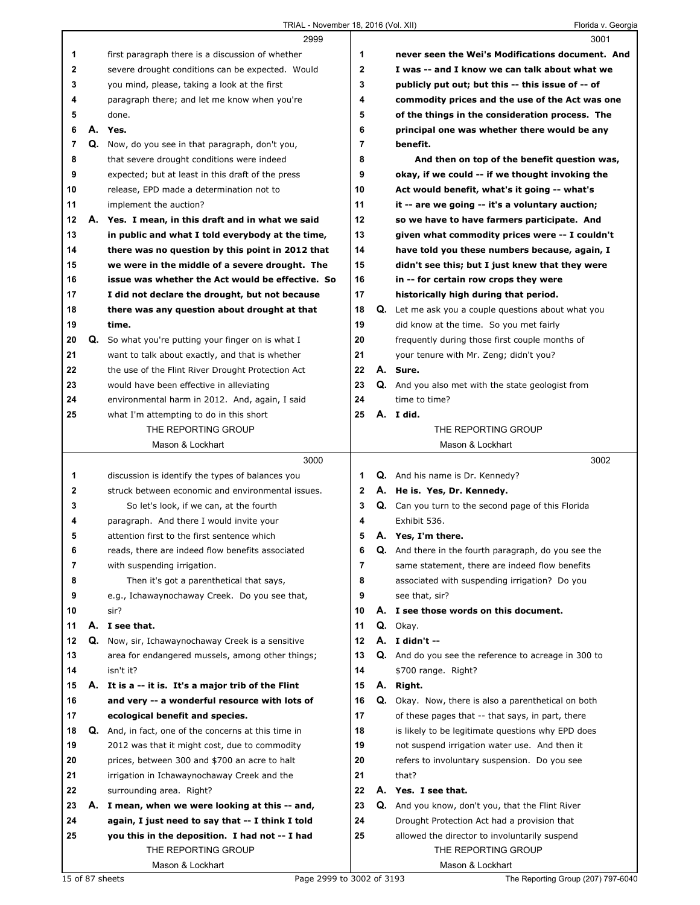2999

1 first paragraph there is a discussion of whether
2 severe drought conditions can be expected. Would
3 you mind, please, taking a look at the first
4 paragraph there; and let me know when you're
5 done.
6 A. **Yes.**
7 Q. Now, do you see in that paragraph, don't you,
8 that severe drought conditions were indeed
9 expected; but at least in this draft of the press
10 release, EPD made a determination not to
11 implement the auction?
12 A. **Yes. I mean, in this draft and in what we said**
13 **in public and what I told everybody at the time,**
14 **there was no question by this point in 2012 that**
15 **we were in the middle of a severe drought. The**
16 **issue was whether the Act would be effective. So**
17 **I did not declare the drought, but not because**
18 **there was any question about drought at that**
19 **time.**
20 Q. So what you're putting your finger on is what I
21 want to talk about exactly, and that is whether
22 the use of the Flint River Drought Protection Act
23 would have been effective in alleviating
24 environmental harm in 2012. And, again, I said
25 what I'm attempting to do in this short

3000

1 discussion is identify the types of balances you
2 struck between economic and environmental issues.
3 So let's look, if we can, at the fourth
4 paragraph. And there I would invite your
5 attention first to the first sentence which
6 reads, there are indeed flow benefits associated
7 with suspending irrigation.
8 Then it's got a parenthetical that says,
9 e.g., Ichawaynochaway Creek. Do you see that,
10 sir?
11 A. **I see that.**
12 Q. Now, sir, Ichawaynochaway Creek is a sensitive
13 area for endangered mussels, among other things;
14 isn't it?
15 A. **It is a -- it is. It's a major trib of the Flint**
16 **and very -- a wonderful resource with lots of**
17 **ecological benefit and species.**
18 Q. And, in fact, one of the concerns at this time in
19 2012 was that it might cost, due to commodity
20 prices, between 300 and $700 an acre to halt
21 irrigation in Ichawaynochaway Creek and the
22 surrounding area. Right?
23 A. **I mean, when we were looking at this -- and,**
24 **again, I just need to say that -- I think I told**
25 **you this in the deposition. I had not -- I had**

3001

1 **never seen the Wei's Modifications document. And**
2 **I was -- and I know we can talk about what we**
3 **publicly put out; but this -- this issue of -- of**
4 **commodity prices and the use of the Act was one**
5 **of the things in the consideration process. The**
6 **principal one was whether there would be any**
7 **benefit.**
8 **And then on top of the benefit question was,**
9 **okay, if we could -- if we thought invoking the**
10 **Act would benefit, what's it going -- what's**
11 **it -- are we going -- it's a voluntary auction;**
12 **so we have to have farmers participate. And**
13 **given what commodity prices were -- I couldn't**
14 **have told you these numbers because, again, I**
15 **didn't see this; but I just knew that they were**
16 **in -- for certain row crops they were**
17 **historically high during that period.**
18 Q. Let me ask you a couple questions about what you
19 did know at the time. So you met fairly
20 frequently during those first couple months of
21 your tenure with Mr. Zeng; didn't you?
22 A. **Sure.**
23 Q. And you also met with the state geologist from
24 time to time?
25 A. **I did.**

3002

1 Q. And his name is Dr. Kennedy?
2 A. **He is. Yes, Dr. Kennedy.**
3 Q. Can you turn to the second page of this Florida
4 Exhibit 536.
5 A. **Yes, I'm there.**
6 Q. And there in the fourth paragraph, do you see the
7 same statement, there are indeed flow benefits
8 associated with suspending irrigation? Do you
9 see that, sir?
10 A. **I see those words on this document.**
11 Q. Okay.
12 A. **I didn't --**
13 Q. And do you see the reference to acreage in 300 to
14 $700 range. Right?
15 A. **Right.**
16 Q. Okay. Now, there is also a parenthetical on both
17 of these pages that -- that says, in part, there
18 is likely to be legitimate questions why EPD does
19 not suspend irrigation water use. And then it
20 refers to involuntary suspension. Do you see
21 that?
22 A. **Yes. I see that.**
23 Q. And you know, don't you, that the Flint River
24 Drought Protection Act had a provision that
25 allowed the director to involuntarily suspend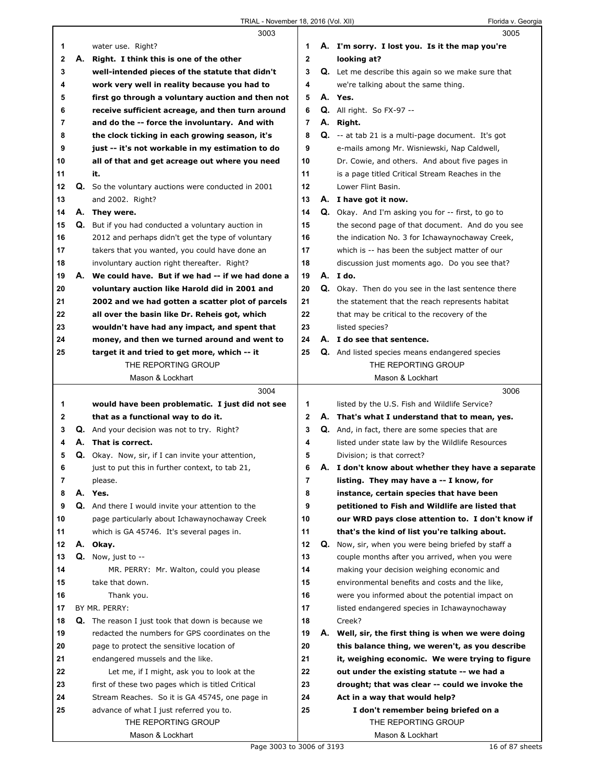**3003**

1 water use. Right?

2 **A. Right. I think this is one of the other**

3 **well-intended pieces of the statute that didn't**

4 **work very well in reality because you had to**

5 **first go through a voluntary auction and then not**

6 **receive sufficient acreage, and then turn around**

7 **and do the -- force the involuntary. And with**

8 **the clock ticking in each growing season, it's**

9 **just -- it's not workable in my estimation to do**

10 **all of that and get acreage out where you need**

11 **it.**

12 Q. So the voluntary auctions were conducted in 2001

13 and 2002. Right?

14 **A. They were.**

15 Q. But if you had conducted a voluntary auction in

16 2012 and perhaps didn't get the type of voluntary

17 takers that you wanted, you could have done an

18 involuntary auction right thereafter. Right?

19 **A. We could have. But if we had -- if we had done a**

20 **voluntary auction like Harold did in 2001 and**

21 **2002 and we had gotten a scatter plot of parcels**

22 **all over the basin like Dr. Reheis got, which**

23 **wouldn't have had any impact, and spent that**

24 **money, and then we turned around and went to**

25 **target it and tried to get more, which -- it**

**3004**

1 **would have been problematic. I just did not see**

2 **that as a functional way to do it.**

3 Q. And your decision was not to try. Right?

4 **A. That is correct.**

5 Q. Okay. Now, sir, if I can invite your attention,

6 just to put this in further context, to tab 21,

7 please.

8 **A. Yes.**

9 Q. And there I would invite your attention to the

10 page particularly about Ichawaynochaway Creek

11 which is GA 45746. It's several pages in.

12 **A. Okay.**

13 Q. Now, just to --

14 MR. PERRY: Mr. Walton, could you please

15 take that down.

16 Thank you.

17 BY MR. PERRY:

18 Q. The reason I just took that down is because we

19 redacted the numbers for GPS coordinates on the

20 page to protect the sensitive location of

21 endangered mussels and the like.

22 Let me, if I might, ask you to look at the

23 first of these two pages which is titled Critical

24 Stream Reaches. So it is GA 45745, one page in

25 advance of what I just referred you to.

**3005**

1 **A. I'm sorry. I lost you. Is it the map you're**

2 **looking at?**

3 Q. Let me describe this again so we make sure that

4 we're talking about the same thing.

5 **A. Yes.**

6 Q. All right. So FX-97 --

7 **A. Right.**

8 Q. -- at tab 21 is a multi-page document. It's got

9 e-mails among Mr. Wisniewski, Nap Caldwell,

10 Dr. Cowie, and others. And about five pages in

11 is a page titled Critical Stream Reaches in the

12 Lower Flint Basin.

13 **A. I have got it now.**

14 Q. Okay. And I'm asking you for -- first, to go to

15 the second page of that document. And do you see

16 the indication No. 3 for Ichawaynochaway Creek,

17 which is -- has been the subject matter of our

18 discussion just moments ago. Do you see that?

19 **A. I do.**

20 Q. Okay. Then do you see in the last sentence there

21 the statement that the reach represents habitat

22 that may be critical to the recovery of the

23 listed species?

24 **A. I do see that sentence.**

25 Q. And listed species means endangered species

**3006**

1 listed by the U.S. Fish and Wildlife Service?

2 **A. That's what I understand that to mean, yes.**

3 Q. And, in fact, there are some species that are

4 listed under state law by the Wildlife Resources

5 Division; is that correct?

6 **A. I don't know about whether they have a separate**

7 **listing. They may have a -- I know, for**

8 **instance, certain species that have been**

9 **petitioned to Fish and Wildlife are listed that**

10 **our WRD pays close attention to. I don't know if**

11 **that's the kind of list you're talking about.**

12 Q. Now, sir, when you were being briefed by staff a

13 couple months after you arrived, when you were

14 making your decision weighing economic and

15 environmental benefits and costs and the like,

16 were you informed about the potential impact on

17 listed endangered species in Ichawaynochaway

18 Creek?

19 **A. Well, sir, the first thing is when we were doing**

20 **this balance thing, we weren't, as you describe**

21 **it, weighing economic. We were trying to figure**

22 **out under the existing statute -- we had a**

23 **drought; that was clear -- could we invoke the**

24 **Act in a way that would help?**

25 **I don't remember being briefed on a**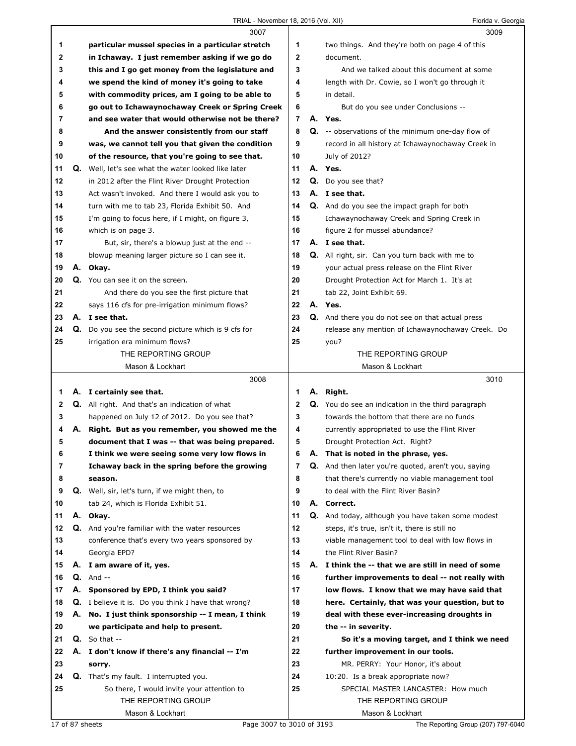**3007**

1 **particular mussel species in a particular stretch**
2 **in Ichaway. I just remember asking if we go do**
3 **this and I go get money from the legislature and**
4 **we spend the kind of money it's going to take**
5 **with commodity prices, am I going to be able to**
6 **go out to Ichawaynochaway Creek or Spring Creek**
7 **and see water that would otherwise not be there?**
8 **And the answer consistently from our staff**
9 **was, we cannot tell you that given the condition**
10 **of the resource, that you're going to see that.**
11 Q. Well, let's see what the water looked like later
12 in 2012 after the Flint River Drought Protection
13 Act wasn't invoked. And there I would ask you to
14 turn with me to tab 23, Florida Exhibit 50. And
15 I'm going to focus here, if I might, on figure 3,
16 which is on page 3.
17 But, sir, there's a blowup just at the end --
18 blowup meaning larger picture so I can see it.
19 A. **Okay.**
20 Q. You can see it on the screen.
21 And there do you see the first picture that
22 says 116 cfs for pre-irrigation minimum flows?
23 A. **I see that.**
24 Q. Do you see the second picture which is 9 cfs for
25 irrigation era minimum flows?

**3008**

1 A. **I certainly see that.**
2 Q. All right. And that's an indication of what
3 happened on July 12 of 2012. Do you see that?
4 A. **Right. But as you remember, you showed me the**
5 **document that I was -- that was being prepared.**
6 **I think we were seeing some very low flows in**
7 **Ichaway back in the spring before the growing**
8 **season.**
9 Q. Well, sir, let's turn, if we might then, to
10 tab 24, which is Florida Exhibit 51.
11 A. **Okay.**
12 Q. And you're familiar with the water resources
13 conference that's every two years sponsored by
14 Georgia EPD?
15 A. **I am aware of it, yes.**
16 Q. And --
17 A. **Sponsored by EPD, I think you said?**
18 Q. I believe it is. Do you think I have that wrong?
19 A. **No. I just think sponsorship -- I mean, I think**
20 **we participate and help to present.**
21 Q. So that --
22 A. **I don't know if there's any financial -- I'm**
23 **sorry.**
24 Q. That's my fault. I interrupted you.
25 So there, I would invite your attention to

**3009**

1 two things. And they're both on page 4 of this
2 document.
3 And we talked about this document at some
4 length with Dr. Cowie, so I won't go through it
5 in detail.
6 But do you see under Conclusions --
7 A. **Yes.**
8 Q. -- observations of the minimum one-day flow of
9 record in all history at Ichawaynochaway Creek in
10 July of 2012?
11 A. **Yes.**
12 Q. Do you see that?
13 A. **I see that.**
14 Q. And do you see the impact graph for both
15 Ichawaynochaway Creek and Spring Creek in
16 figure 2 for mussel abundance?
17 A. **I see that.**
18 Q. All right, sir. Can you turn back with me to
19 your actual press release on the Flint River
20 Drought Protection Act for March 1. It's at
21 tab 22, Joint Exhibit 69.
22 A. **Yes.**
23 Q. And there you do not see on that actual press
24 release any mention of Ichawaynochaway Creek. Do
25 you?

**3010**

1 A. **Right.**
2 Q. You do see an indication in the third paragraph
3 towards the bottom that there are no funds
4 currently appropriated to use the Flint River
5 Drought Protection Act. Right?
6 A. **That is noted in the phrase, yes.**
7 Q. And then later you're quoted, aren't you, saying
8 that there's currently no viable management tool
9 to deal with the Flint River Basin?
10 A. **Correct.**
11 Q. And today, although you have taken some modest
12 steps, it's true, isn't it, there is still no
13 viable management tool to deal with low flows in
14 the Flint River Basin?
15 A. **I think the -- that we are still in need of some**
16 **further improvements to deal -- not really with**
17 **low flows. I know that we may have said that**
18 **here. Certainly, that was your question, but to**
19 **deal with these ever-increasing droughts in**
20 **the -- in severity.**
21 **So it's a moving target, and I think we need**
22 **further improvement in our tools.**
23 MR. PERRY: Your Honor, it's about
24 10:20. Is a break appropriate now?
25 SPECIAL MASTER LANCASTER: How much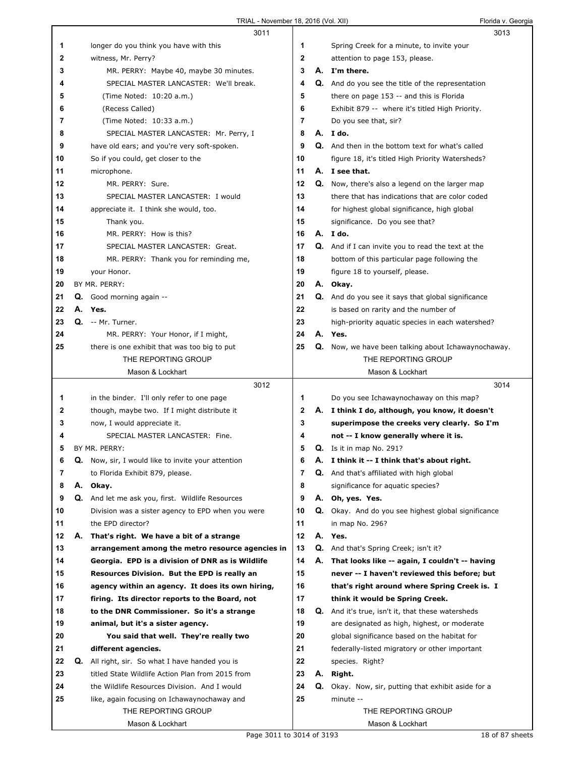3011

1 longer do you think you have with this
2 witness, Mr. Perry?
3 MR. PERRY: Maybe 40, maybe 30 minutes.
4 SPECIAL MASTER LANCASTER: We'll break.
5 (Time Noted: 10:20 a.m.)
6 (Recess Called)
7 (Time Noted: 10:33 a.m.)
8 SPECIAL MASTER LANCASTER: Mr. Perry, I
9 have old ears; and you're very soft-spoken.
10 So if you could, get closer to the
11 microphone.
12 MR. PERRY: Sure.
13 SPECIAL MASTER LANCASTER: I would
14 appreciate it. I think she would, too.
15 Thank you.
16 MR. PERRY: How is this?
17 SPECIAL MASTER LANCASTER: Great.
18 MR. PERRY: Thank you for reminding me,
19 your Honor.
20 BY MR. PERRY:
21 Q. Good morning again --
22 A. **Yes.**
23 Q. -- Mr. Turner.
24 MR. PERRY: Your Honor, if I might,
25 there is one exhibit that was too big to put

3012

1 in the binder. I'll only refer to one page
2 though, maybe two. If I might distribute it
3 now, I would appreciate it.
4 SPECIAL MASTER LANCASTER: Fine.
5 BY MR. PERRY:
6 Q. Now, sir, I would like to invite your attention
7 to Florida Exhibit 879, please.
8 A. **Okay.**
9 Q. And let me ask you, first. Wildlife Resources
10 Division was a sister agency to EPD when you were
11 the EPD director?
12 A. **That's right. We have a bit of a strange**
13 **arrangement among the metro resource agencies in**
14 **Georgia. EPD is a division of DNR as is Wildlife**
15 **Resources Division. But the EPD is really an**
16 **agency within an agency. It does its own hiring,**
17 **firing. Its director reports to the Board, not**
18 **to the DNR Commissioner. So it's a strange**
19 **animal, but it's a sister agency.**
20 **You said that well. They're really two**
21 **different agencies.**
22 Q. All right, sir. So what I have handed you is
23 titled State Wildlife Action Plan from 2015 from
24 the Wildlife Resources Division. And I would
25 like, again focusing on Ichawaynochaway and

3013

1 Spring Creek for a minute, to invite your
2 attention to page 153, please.
3 A. **I'm there.**
4 Q. And do you see the title of the representation
5 there on page 153 -- and this is Florida
6 Exhibit 879 -- where it's titled High Priority.
7 Do you see that, sir?
8 A. **I do.**
9 Q. And then in the bottom text for what's called
10 figure 18, it's titled High Priority Watersheds?
11 A. **I see that.**
12 Q. Now, there's also a legend on the larger map
13 there that has indications that are color coded
14 for highest global significance, high global
15 significance. Do you see that?
16 A. **I do.**
17 Q. And if I can invite you to read the text at the
18 bottom of this particular page following the
19 figure 18 to yourself, please.
20 A. **Okay.**
21 Q. And do you see it says that global significance
22 is based on rarity and the number of
23 high-priority aquatic species in each watershed?
24 A. **Yes.**
25 Q. Now, we have been talking about Ichawaynochaway.

3014

1 Do you see Ichawaynochaway on this map?
2 A. **I think I do, although, you know, it doesn't**
3 **superimpose the creeks very clearly. So I'm**
4 **not -- I know generally where it is.**
5 Q. Is it in map No. 291?
6 A. **I think it -- I think that's about right.**
7 Q. And that's affiliated with high global
8 significance for aquatic species?
9 A. **Oh, yes. Yes.**
10 Q. Okay. And do you see highest global significance
11 in map No. 296?
12 A. **Yes.**
13 Q. And that's Spring Creek; isn't it?
14 A. **That looks like -- again, I couldn't -- having**
15 **never -- I haven't reviewed this before; but**
16 **that's right around where Spring Creek is. I**
17 **think it would be Spring Creek.**
18 Q. And it's true, isn't it, that these watersheds
19 are designated as high, highest, or moderate
20 global significance based on the habitat for
21 federally-listed migratory or other important
22 species. Right?
23 A. **Right.**
24 Q. Okay. Now, sir, putting that exhibit aside for a
25 minute --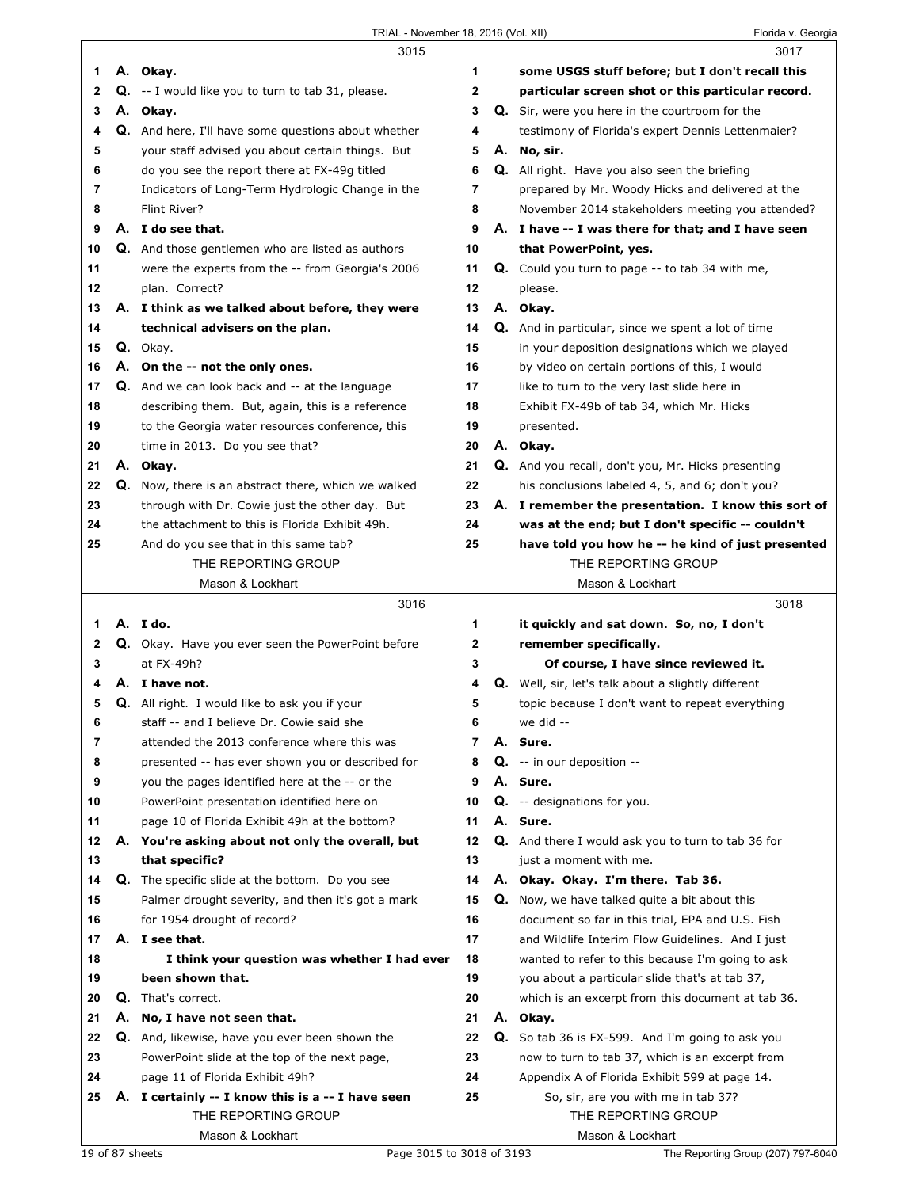3015

1 A. Okay.
2 Q. -- I would like you to turn to tab 31, please.
3 A. Okay.
4 Q. And here, I'll have some questions about whether
5 your staff advised you about certain things. But
6 do you see the report there at FX-49g titled
7 Indicators of Long-Term Hydrologic Change in the
8 Flint River?
9 A. I do see that.
10 Q. And those gentlemen who are listed as authors
11 were the experts from the -- from Georgia's 2006
12 plan. Correct?
13 A. I think as we talked about before, they were
14 technical advisers on the plan.
15 Q. Okay.
16 A. On the -- not the only ones.
17 Q. And we can look back and -- at the language
18 describing them. But, again, this is a reference
19 to the Georgia water resources conference, this
20 time in 2013. Do you see that?
21 A. Okay.
22 Q. Now, there is an abstract there, which we walked
23 through with Dr. Cowie just the other day. But
24 the attachment to this is Florida Exhibit 49h.
25 And do you see that in this same tab?

3016

1 A. I do.
2 Q. Okay. Have you ever seen the PowerPoint before
3 at FX-49h?
4 A. I have not.
5 Q. All right. I would like to ask you if your
6 staff -- and I believe Dr. Cowie said she
7 attended the 2013 conference where this was
8 presented -- has ever shown you or described for
9 you the pages identified here at the -- or the
10 PowerPoint presentation identified here on
11 page 10 of Florida Exhibit 49h at the bottom?
12 A. You're asking about not only the overall, but
13 that specific?
14 Q. The specific slide at the bottom. Do you see
15 Palmer drought severity, and then it's got a mark
16 for 1954 drought of record?
17 A. I see that.
18 I think your question was whether I had ever
19 been shown that.
20 Q. That's correct.
21 A. No, I have not seen that.
22 Q. And, likewise, have you ever been shown the
23 PowerPoint slide at the top of the next page,
24 page 11 of Florida Exhibit 49h?
25 A. I certainly -- I know this is a -- I have seen

3017

1 some USGS stuff before; but I don't recall this
2 particular screen shot or this particular record.
3 Q. Sir, were you here in the courtroom for the
4 testimony of Florida's expert Dennis Lettenmaier?
5 A. No, sir.
6 Q. All right. Have you also seen the briefing
7 prepared by Mr. Woody Hicks and delivered at the
8 November 2014 stakeholders meeting you attended?
9 A. I have -- I was there for that; and I have seen
10 that PowerPoint, yes.
11 Q. Could you turn to page -- to tab 34 with me,
12 please.
13 A. Okay.
14 Q. And in particular, since we spent a lot of time
15 in your deposition designations which we played
16 by video on certain portions of this, I would
17 like to turn to the very last slide here in
18 Exhibit FX-49b of tab 34, which Mr. Hicks
19 presented.
20 A. Okay.
21 Q. And you recall, don't you, Mr. Hicks presenting
22 his conclusions labeled 4, 5, and 6; don't you?
23 A. I remember the presentation. I know this sort of
24 was at the end; but I don't specific -- couldn't
25 have told you how he -- he kind of just presented

3018

1 it quickly and sat down. So, no, I don't
2 remember specifically.
3 Of course, I have since reviewed it.
4 Q. Well, sir, let's talk about a slightly different
5 topic because I don't want to repeat everything
6 we did --
7 A. Sure.
8 Q. -- in our deposition --
9 A. Sure.
10 Q. -- designations for you.
11 A. Sure.
12 Q. And there I would ask you to turn to tab 36 for
13 just a moment with me.
14 A. Okay. Okay. I'm there. Tab 36.
15 Q. Now, we have talked quite a bit about this
16 document so far in this trial, EPA and U.S. Fish
17 and Wildlife Interim Flow Guidelines. And I just
18 wanted to refer to this because I'm going to ask
19 you about a particular slide that's at tab 37,
20 which is an excerpt from this document at tab 36.
21 A. Okay.
22 Q. So tab 36 is FX-599. And I'm going to ask you
23 now to turn to tab 37, which is an excerpt from
24 Appendix A of Florida Exhibit 599 at page 14.
25 So, sir, are you with me in tab 37?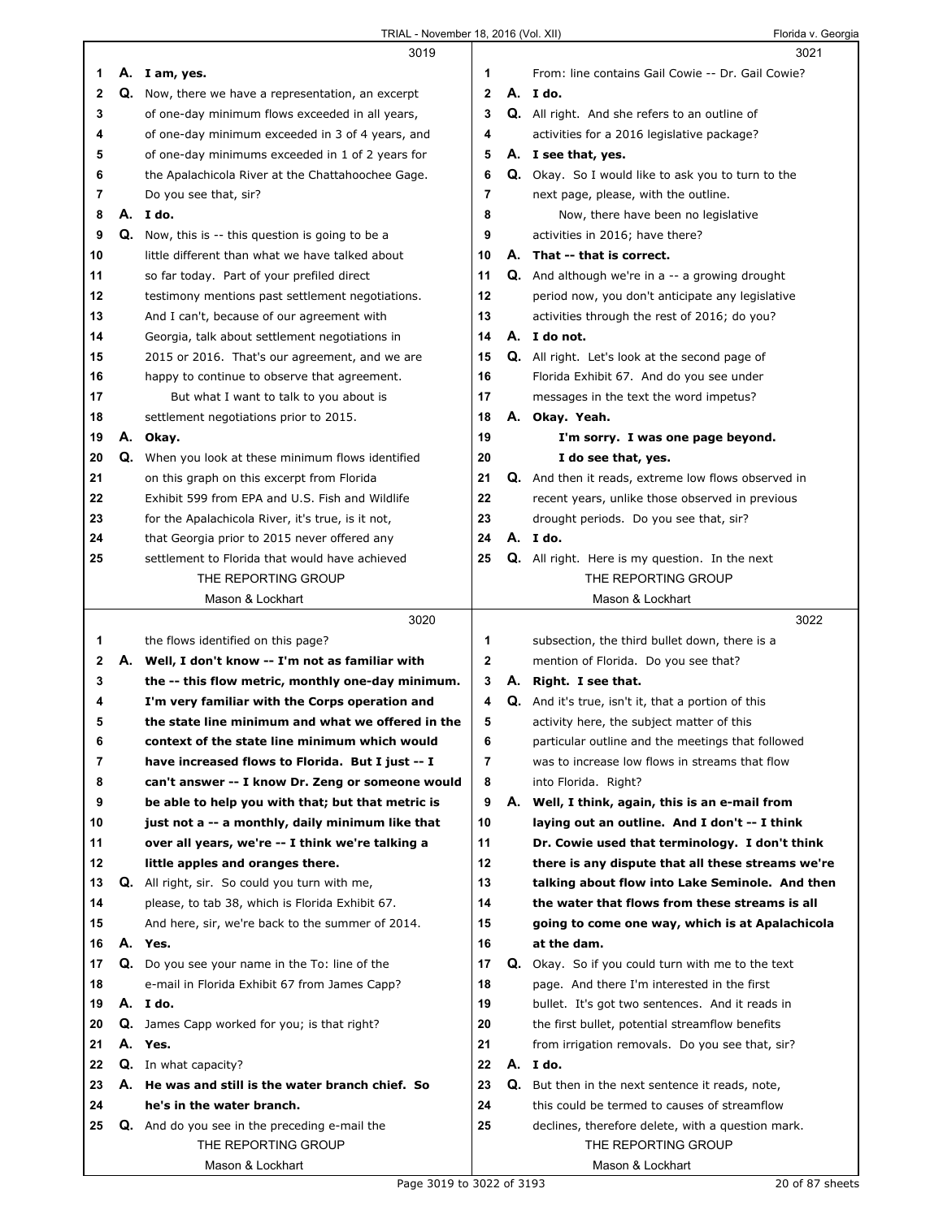3019

1 A. I am, yes.
2 Q. Now, there we have a representation, an excerpt
3 of one-day minimum flows exceeded in all years,
4 of one-day minimum exceeded in 3 of 4 years, and
5 of one-day minimums exceeded in 1 of 2 years for
6 the Apalachicola River at the Chattahoochee Gage.
7 Do you see that, sir?
8 A. I do.
9 Q. Now, this is -- this question is going to be a
10 little different than what we have talked about
11 so far today. Part of your prefiled direct
12 testimony mentions past settlement negotiations.
13 And I can't, because of our agreement with
14 Georgia, talk about settlement negotiations in
15 2015 or 2016. That's our agreement, and we are
16 happy to continue to observe that agreement.
17 But what I want to talk to you about is
18 settlement negotiations prior to 2015.
19 A. Okay.
20 Q. When you look at these minimum flows identified
21 on this graph on this excerpt from Florida
22 Exhibit 599 from EPA and U.S. Fish and Wildlife
23 for the Apalachicola River, it's true, is it not,
24 that Georgia prior to 2015 never offered any
25 settlement to Florida that would have achieved

3020

1 the flows identified on this page?
2 A. Well, I don't know -- I'm not as familiar with
3 the -- this flow metric, monthly one-day minimum.
4 I'm very familiar with the Corps operation and
5 the state line minimum and what we offered in the
6 context of the state line minimum which would
7 have increased flows to Florida. But I just -- I
8 can't answer -- I know Dr. Zeng or someone would
9 be able to help you with that; but that metric is
10 just not a -- a monthly, daily minimum like that
11 over all years, we're -- I think we're talking a
12 little apples and oranges there.
13 Q. All right, sir. So could you turn with me,
14 please, to tab 38, which is Florida Exhibit 67.
15 And here, sir, we're back to the summer of 2014.
16 A. Yes.
17 Q. Do you see your name in the To: line of the
18 e-mail in Florida Exhibit 67 from James Capp?
19 A. I do.
20 Q. James Capp worked for you; is that right?
21 A. Yes.
22 Q. In what capacity?
23 A. He was and still is the water branch chief. So
24 he's in the water branch.
25 Q. And do you see in the preceding e-mail the

3021

1 From: line contains Gail Cowie -- Dr. Gail Cowie?
2 A. I do.
3 Q. All right. And she refers to an outline of
4 activities for a 2016 legislative package?
5 A. I see that, yes.
6 Q. Okay. So I would like to ask you to turn to the
7 next page, please, with the outline.
8 Now, there have been no legislative
9 activities in 2016; have there?
10 A. That -- that is correct.
11 Q. And although we're in a -- a growing drought
12 period now, you don't anticipate any legislative
13 activities through the rest of 2016; do you?
14 A. I do not.
15 Q. All right. Let's look at the second page of
16 Florida Exhibit 67. And do you see under
17 messages in the text the word impetus?
18 A. Okay. Yeah.
19 I'm sorry. I was one page beyond.
20 I do see that, yes.
21 Q. And then it reads, extreme low flows observed in
22 recent years, unlike those observed in previous
23 drought periods. Do you see that, sir?
24 A. I do.
25 Q. All right. Here is my question. In the next

3022

1 subsection, the third bullet down, there is a
2 mention of Florida. Do you see that?
3 A. Right. I see that.
4 Q. And it's true, isn't it, that a portion of this
5 activity here, the subject matter of this
6 particular outline and the meetings that followed
7 was to increase low flows in streams that flow
8 into Florida. Right?
9 A. Well, I think, again, this is an e-mail from
10 laying out an outline. And I don't -- I think
11 Dr. Cowie used that terminology. I don't think
12 there is any dispute that all these streams we're
13 talking about flow into Lake Seminole. And then
14 the water that flows from these streams is all
15 going to come one way, which is at Apalachicola
16 at the dam.
17 Q. Okay. So if you could turn with me to the text
18 page. And there I'm interested in the first
19 bullet. It's got two sentences. And it reads in
20 the first bullet, potential streamflow benefits
21 from irrigation removals. Do you see that, sir?
22 A. I do.
23 Q. But then in the next sentence it reads, note,
24 this could be termed to causes of streamflow
25 declines, therefore delete, with a question mark.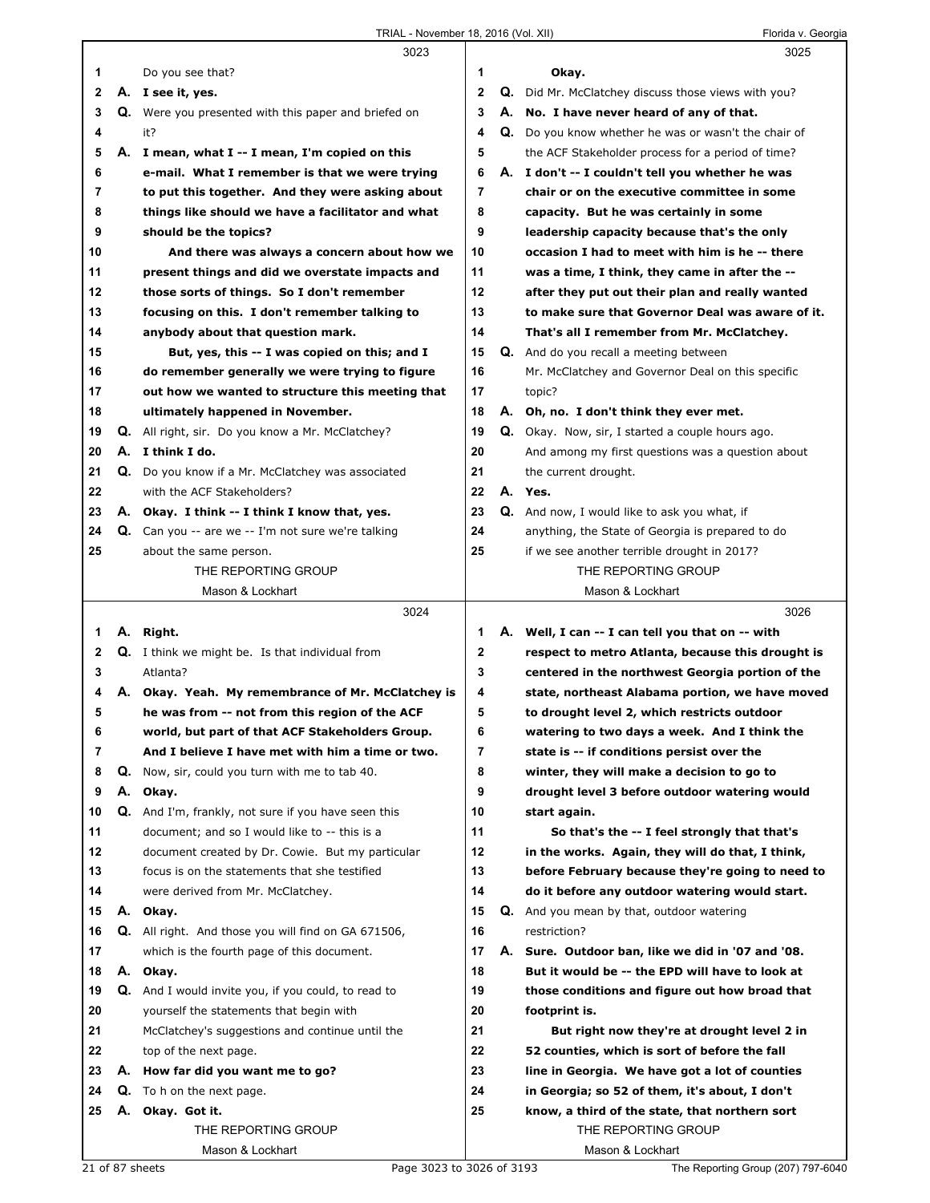**3023**

1 Do you see that?

2 **A. I see it, yes.**

3 **Q.** Were you presented with this paper and briefed on

4 it?

5 **A. I mean, what I -- I mean, I'm copied on this**

6 **e-mail. What I remember is that we were trying**

7 **to put this together. And they were asking about**

8 **things like should we have a facilitator and what**

9 **should be the topics?**

10 **And there was always a concern about how we**

11 **present things and did we overstate impacts and**

12 **those sorts of things. So I don't remember**

13 **focusing on this. I don't remember talking to**

14 **anybody about that question mark.**

15 **But, yes, this -- I was copied on this; and I**

16 **do remember generally we were trying to figure**

17 **out how we wanted to structure this meeting that**

18 **ultimately happened in November.**

19 **Q.** All right, sir. Do you know a Mr. McClatchey?

20 **A. I think I do.**

21 **Q.** Do you know if a Mr. McClatchey was associated

22 with the ACF Stakeholders?

23 **A. Okay. I think -- I think I know that, yes.**

24 **Q.** Can you -- are we -- I'm not sure we're talking

25 about the same person.

**3024**

1 **A. Right.**

2 **Q.** I think we might be. Is that individual from

3 Atlanta?

4 **A. Okay. Yeah. My remembrance of Mr. McClatchey is**

5 **he was from -- not from this region of the ACF**

6 **world, but part of that ACF Stakeholders Group.**

7 **And I believe I have met with him a time or two.**

8 **Q.** Now, sir, could you turn with me to tab 40.

9 **A. Okay.**

10 **Q.** And I'm, frankly, not sure if you have seen this

11 document; and so I would like to -- this is a

12 document created by Dr. Cowie. But my particular

13 focus is on the statements that she testified

14 were derived from Mr. McClatchey.

15 **A. Okay.**

16 **Q.** All right. And those you will find on GA 671506,

17 which is the fourth page of this document.

18 **A. Okay.**

19 **Q.** And I would invite you, if you could, to read to

20 yourself the statements that begin with

21 McClatchey's suggestions and continue until the

22 top of the next page.

23 **A. How far did you want me to go?**

24 **Q.** To h on the next page.

25 **A. Okay. Got it.**

**3025**

1 **Okay.**

2 **Q.** Did Mr. McClatchey discuss those views with you?

3 **A. No. I have never heard of any of that.**

4 **Q.** Do you know whether he was or wasn't the chair of

5 the ACF Stakeholder process for a period of time?

6 **A. I don't -- I couldn't tell you whether he was**

7 **chair or on the executive committee in some**

8 **capacity. But he was certainly in some**

9 **leadership capacity because that's the only**

10 **occasion I had to meet with him is he -- there**

11 **was a time, I think, they came in after the --**

12 **after they put out their plan and really wanted**

13 **to make sure that Governor Deal was aware of it.**

14 **That's all I remember from Mr. McClatchey.**

15 **Q.** And do you recall a meeting between

16 Mr. McClatchey and Governor Deal on this specific

17 topic?

18 **A. Oh, no. I don't think they ever met.**

19 **Q.** Okay. Now, sir, I started a couple hours ago.

20 And among my first questions was a question about

21 the current drought.

22 **A. Yes.**

23 **Q.** And now, I would like to ask you what, if

24 anything, the State of Georgia is prepared to do

25 if we see another terrible drought in 2017?

**3026**

1 **A. Well, I can -- I can tell you that on -- with**

2 **respect to metro Atlanta, because this drought is**

3 **centered in the northwest Georgia portion of the**

4 **state, northeast Alabama portion, we have moved**

5 **to drought level 2, which restricts outdoor**

6 **watering to two days a week. And I think the**

7 **state is -- if conditions persist over the**

8 **winter, they will make a decision to go to**

9 **drought level 3 before outdoor watering would**

10 **start again.**

11 **So that's the -- I feel strongly that that's**

12 **in the works. Again, they will do that, I think,**

13 **before February because they're going to need to**

14 **do it before any outdoor watering would start.**

15 **Q.** And you mean by that, outdoor watering

16 restriction?

17 **A. Sure. Outdoor ban, like we did in '07 and '08.**

18 **But it would be -- the EPD will have to look at**

19 **those conditions and figure out how broad that**

20 **footprint is.**

21 **But right now they're at drought level 2 in**

22 **52 counties, which is sort of before the fall**

23 **line in Georgia. We have got a lot of counties**

24 **in Georgia; so 52 of them, it's about, I don't**

25 **know, a third of the state, that northern sort**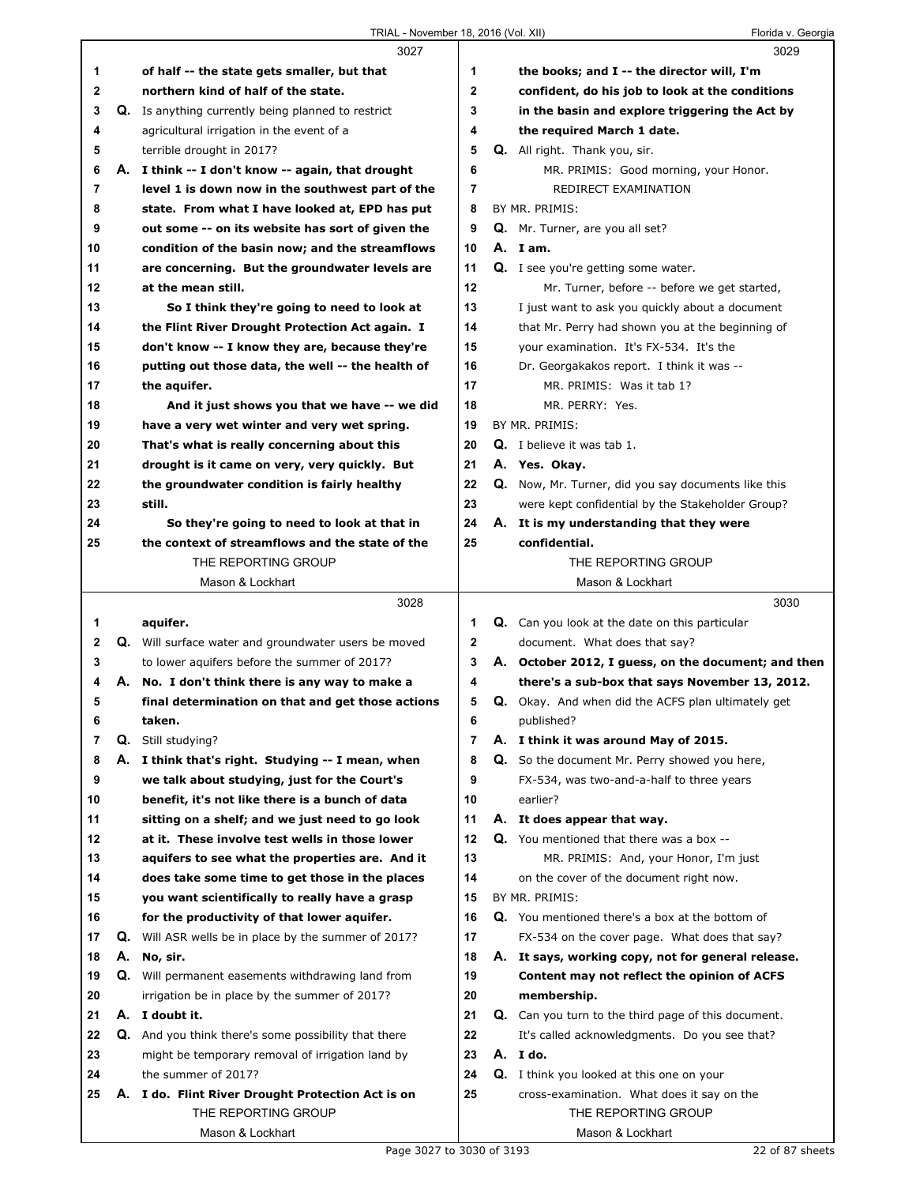**3027**

1 **of half -- the state gets smaller, but that**
2 **northern kind of half of the state.**
3 **Q.** Is anything currently being planned to restrict
4 agricultural irrigation in the event of a
5 terrible drought in 2017?
6 **A. I think -- I don't know -- again, that drought**
7 **level 1 is down now in the southwest part of the**
8 **state. From what I have looked at, EPD has put**
9 **out some -- on its website has sort of given the**
10 **condition of the basin now; and the streamflows**
11 **are concerning. But the groundwater levels are**
12 **at the mean still.**
13 **So I think they're going to need to look at**
14 **the Flint River Drought Protection Act again. I**
15 **don't know -- I know they are, because they're**
16 **putting out those data, the well -- the health of**
17 **the aquifer.**
18 **And it just shows you that we have -- we did**
19 **have a very wet winter and very wet spring.**
20 **That's what is really concerning about this**
21 **drought is it came on very, very quickly. But**
22 **the groundwater condition is fairly healthy**
23 **still.**
24 **So they're going to need to look at that in**
25 **the context of streamflows and the state of the**

**3028**

1 **aquifer.**
2 **Q.** Will surface water and groundwater users be moved
3 to lower aquifers before the summer of 2017?
4 **A. No. I don't think there is any way to make a**
5 **final determination on that and get those actions**
6 **taken.**
7 **Q.** Still studying?
8 **A. I think that's right. Studying -- I mean, when**
9 **we talk about studying, just for the Court's**
10 **benefit, it's not like there is a bunch of data**
11 **sitting on a shelf; and we just need to go look**
12 **at it. These involve test wells in those lower**
13 **aquifers to see what the properties are. And it**
14 **does take some time to get those in the places**
15 **you want scientifically to really have a grasp**
16 **for the productivity of that lower aquifer.**
17 **Q.** Will ASR wells be in place by the summer of 2017?
18 **A. No, sir.**
19 **Q.** Will permanent easements withdrawing land from
20 irrigation be in place by the summer of 2017?
21 **A. I doubt it.**
22 **Q.** And you think there's some possibility that there
23 might be temporary removal of irrigation land by
24 the summer of 2017?
25 **A. I do. Flint River Drought Protection Act is on**

**3029**

1 **the books; and I -- the director will, I'm**
2 **confident, do his job to look at the conditions**
3 **in the basin and explore triggering the Act by**
4 **the required March 1 date.**
5 **Q.** All right. Thank you, sir.
6 MR. PRIMIS: Good morning, your Honor.
7 REDIRECT EXAMINATION
8 BY MR. PRIMIS:
9 **Q.** Mr. Turner, are you all set?
10 **A. I am.**
11 **Q.** I see you're getting some water.
12 Mr. Turner, before -- before we get started,
13 I just want to ask you quickly about a document
14 that Mr. Perry had shown you at the beginning of
15 your examination. It's FX-534. It's the
16 Dr. Georgakakos report. I think it was --
17 MR. PRIMIS: Was it tab 1?
18 MR. PERRY: Yes.
19 BY MR. PRIMIS:
20 **Q.** I believe it was tab 1.
21 **A. Yes. Okay.**
22 **Q.** Now, Mr. Turner, did you say documents like this
23 were kept confidential by the Stakeholder Group?
24 **A. It is my understanding that they were**
25 **confidential.**

**3030**

1 **Q.** Can you look at the date on this particular
2 document. What does that say?
3 **A. October 2012, I guess, on the document; and then**
4 **there's a sub-box that says November 13, 2012.**
5 **Q.** Okay. And when did the ACFS plan ultimately get
6 published?
7 **A. I think it was around May of 2015.**
8 **Q.** So the document Mr. Perry showed you here,
9 FX-534, was two-and-a-half to three years
10 earlier?
11 **A. It does appear that way.**
12 **Q.** You mentioned that there was a box --
13 MR. PRIMIS: And, your Honor, I'm just
14 on the cover of the document right now.
15 BY MR. PRIMIS:
16 **Q.** You mentioned there's a box at the bottom of
17 FX-534 on the cover page. What does that say?
18 **A. It says, working copy, not for general release.**
19 **Content may not reflect the opinion of ACFS**
20 **membership.**
21 **Q.** Can you turn to the third page of this document.
22 It's called acknowledgments. Do you see that?
23 **A. I do.**
24 **Q.** I think you looked at this one on your
25 cross-examination. What does it say on the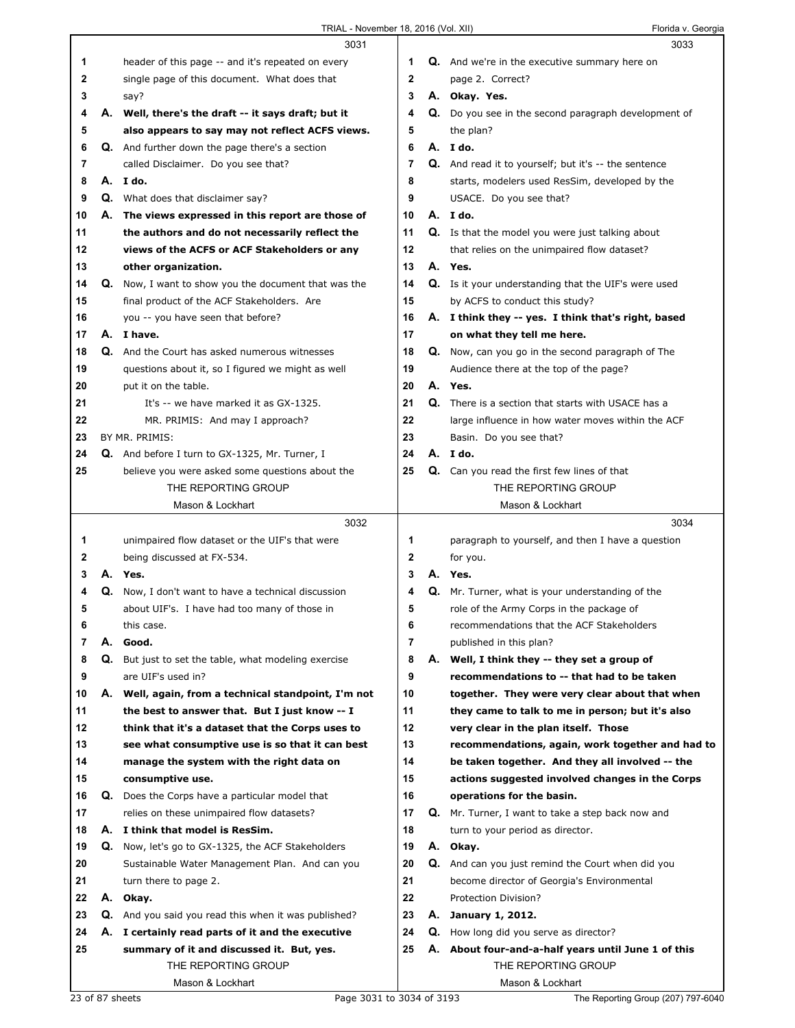**3031**

1 header of this page -- and it's repeated on every
2 single page of this document. What does that
3 say?
4 **A. Well, there's the draft -- it says draft; but it**
5 **also appears to say may not reflect ACFS views.**
6 **Q.** And further down the page there's a section
7 called Disclaimer. Do you see that?
8 **A. I do.**
9 **Q.** What does that disclaimer say?
10 **A. The views expressed in this report are those of**
11 **the authors and do not necessarily reflect the**
12 **views of the ACFS or ACF Stakeholders or any**
13 **other organization.**
14 **Q.** Now, I want to show you the document that was the
15 final product of the ACF Stakeholders. Are
16 you -- you have seen that before?
17 **A. I have.**
18 **Q.** And the Court has asked numerous witnesses
19 questions about it, so I figured we might as well
20 put it on the table.
21 It's -- we have marked it as GX-1325.
22 MR. PRIMIS: And may I approach?
23 BY MR. PRIMIS:
24 **Q.** And before I turn to GX-1325, Mr. Turner, I
25 believe you were asked some questions about the

**3032**

1 unimpaired flow dataset or the UIF's that were
2 being discussed at FX-534.
3 **A. Yes.**
4 **Q.** Now, I don't want to have a technical discussion
5 about UIF's. I have had too many of those in
6 this case.
7 **A. Good.**
8 **Q.** But just to set the table, what modeling exercise
9 are UIF's used in?
10 **A. Well, again, from a technical standpoint, I'm not**
11 **the best to answer that. But I just know -- I**
12 **think that it's a dataset that the Corps uses to**
13 **see what consumptive use is so that it can best**
14 **manage the system with the right data on**
15 **consumptive use.**
16 **Q.** Does the Corps have a particular model that
17 relies on these unimpaired flow datasets?
18 **A. I think that model is ResSim.**
19 **Q.** Now, let's go to GX-1325, the ACF Stakeholders
20 Sustainable Water Management Plan. And can you
21 turn there to page 2.
22 **A. Okay.**
23 **Q.** And you said you read this when it was published?
24 **A. I certainly read parts of it and the executive**
25 **summary of it and discussed it. But, yes.**

**3033**

1 **Q.** And we're in the executive summary here on
2 page 2. Correct?
3 **A. Okay. Yes.**
4 **Q.** Do you see in the second paragraph development of
5 the plan?
6 **A. I do.**
7 **Q.** And read it to yourself; but it's -- the sentence
8 starts, modelers used ResSim, developed by the
9 USACE. Do you see that?
10 **A. I do.**
11 **Q.** Is that the model you were just talking about
12 that relies on the unimpaired flow dataset?
13 **A. Yes.**
14 **Q.** Is it your understanding that the UIF's were used
15 by ACFS to conduct this study?
16 **A. I think they -- yes. I think that's right, based**
17 **on what they tell me here.**
18 **Q.** Now, can you go in the second paragraph of The
19 Audience there at the top of the page?
20 **A. Yes.**
21 **Q.** There is a section that starts with USACE has a
22 large influence in how water moves within the ACF
23 Basin. Do you see that?
24 **A. I do.**
25 **Q.** Can you read the first few lines of that

**3034**

1 paragraph to yourself, and then I have a question
2 for you.
3 **A. Yes.**
4 **Q.** Mr. Turner, what is your understanding of the
5 role of the Army Corps in the package of
6 recommendations that the ACF Stakeholders
7 published in this plan?
8 **A. Well, I think they -- they set a group of**
9 **recommendations to -- that had to be taken**
10 **together. They were very clear about that when**
11 **they came to talk to me in person; but it's also**
12 **very clear in the plan itself. Those**
13 **recommendations, again, work together and had to**
14 **be taken together. And they all involved -- the**
15 **actions suggested involved changes in the Corps**
16 **operations for the basin.**
17 **Q.** Mr. Turner, I want to take a step back now and
18 turn to your period as director.
19 **A. Okay.**
20 **Q.** And can you just remind the Court when did you
21 become director of Georgia's Environmental
22 Protection Division?
23 **A. January 1, 2012.**
24 **Q.** How long did you serve as director?
25 **A. About four-and-a-half years until June 1 of this**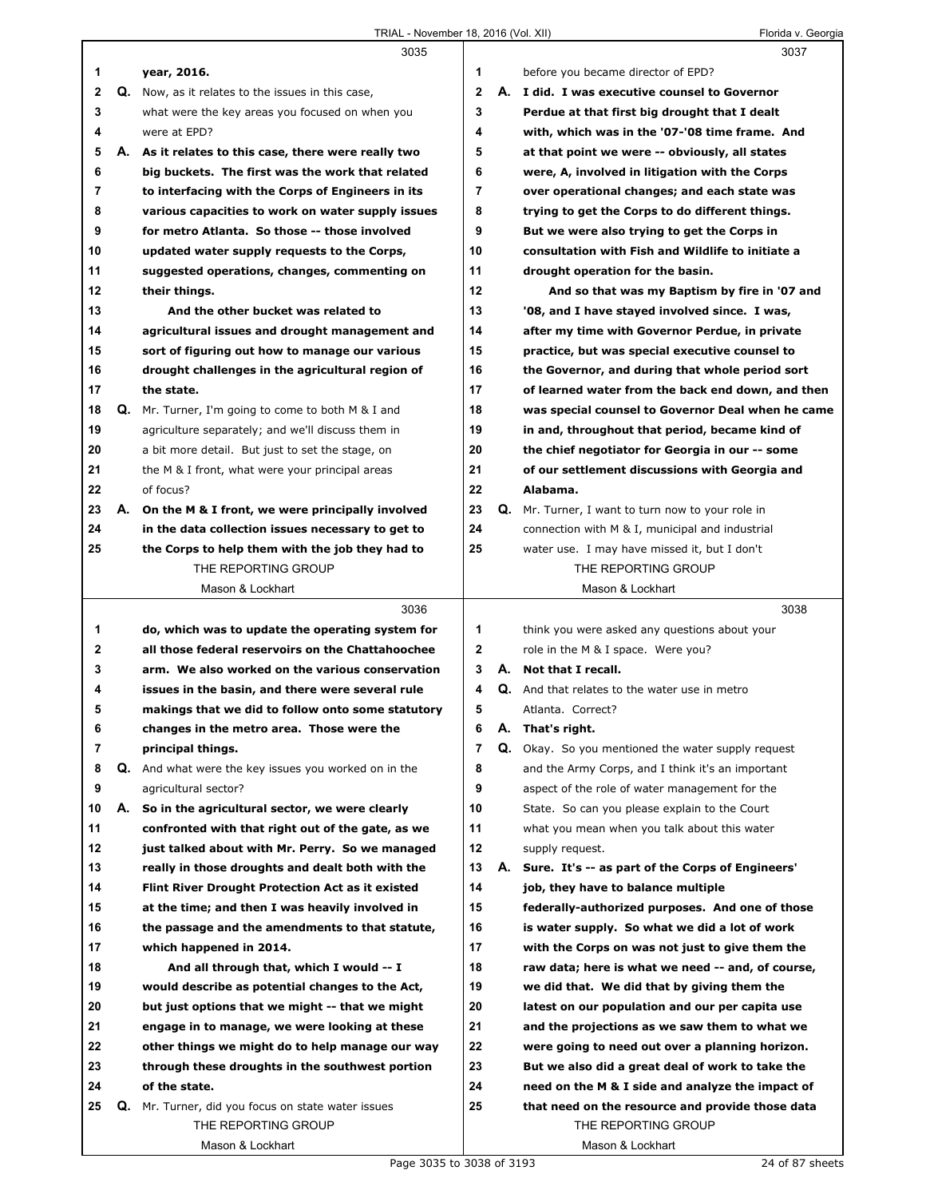3035

year, 2016.

**Q.** Now, as it relates to the issues in this case, what were the key areas you focused on when you were at EPD?

**A.** **As it relates to this case, there were really two big buckets. The first was the work that related to interfacing with the Corps of Engineers in its various capacities to work on water supply issues for metro Atlanta. So those -- those involved updated water supply requests to the Corps, suggested operations, changes, commenting on their things.**

**And the other bucket was related to agricultural issues and drought management and sort of figuring out how to manage our various drought challenges in the agricultural region of the state.**

**Q.** Mr. Turner, I'm going to come to both M & I and agriculture separately; and we'll discuss them in a bit more detail. But just to set the stage, on the M & I front, what were your principal areas of focus?

**A.** **On the M & I front, we were principally involved in the data collection issues necessary to get to the Corps to help them with the job they had to**

3036

**do, which was to update the operating system for all those federal reservoirs on the Chattahoochee arm. We also worked on the various conservation issues in the basin, and there were several rule makings that we did to follow onto some statutory changes in the metro area. Those were the principal things.**

**Q.** And what were the key issues you worked on in the agricultural sector?

**A.** **So in the agricultural sector, we were clearly confronted with that right out of the gate, as we just talked about with Mr. Perry. So we managed really in those droughts and dealt both with the Flint River Drought Protection Act as it existed at the time; and then I was heavily involved in the passage and the amendments to that statute, which happened in 2014.**

**And all through that, which I would -- I would describe as potential changes to the Act, but just options that we might -- that we might engage in to manage, we were looking at these other things we might do to help manage our way through these droughts in the southwest portion of the state.**

**Q.** Mr. Turner, did you focus on state water issues

3037

before you became director of EPD?

**A.** **I did. I was executive counsel to Governor Perdue at that first big drought that I dealt with, which was in the '07-'08 time frame. And at that point we were -- obviously, all states were, A, involved in litigation with the Corps over operational changes; and each state was trying to get the Corps to do different things. But we were also trying to get the Corps in consultation with Fish and Wildlife to initiate a drought operation for the basin.**

**And so that was my Baptism by fire in '07 and '08, and I have stayed involved since. I was, after my time with Governor Perdue, in private practice, but was special executive counsel to the Governor, and during that whole period sort of learned water from the back end down, and then was special counsel to Governor Deal when he came in and, throughout that period, became kind of the chief negotiator for Georgia in our -- some of our settlement discussions with Georgia and Alabama.**

**Q.** Mr. Turner, I want to turn now to your role in connection with M & I, municipal and industrial water use. I may have missed it, but I don't

3038

think you were asked any questions about your role in the M & I space. Were you?

**A.** **Not that I recall.**

**Q.** And that relates to the water use in metro Atlanta. Correct?

**A.** **That's right.**

**Q.** Okay. So you mentioned the water supply request and the Army Corps, and I think it's an important aspect of the role of water management for the State. So can you please explain to the Court what you mean when you talk about this water supply request.

**A.** **Sure. It's -- as part of the Corps of Engineers' job, they have to balance multiple federally-authorized purposes. And one of those is water supply. So what we did a lot of work with the Corps on was not just to give them the raw data; here is what we need -- and, of course, we did that. We did that by giving them the latest on our population and our per capita use and the projections as we saw them to what we were going to need out over a planning horizon. But we also did a great deal of work to take the need on the M & I side and analyze the impact of that need on the resource and provide those data**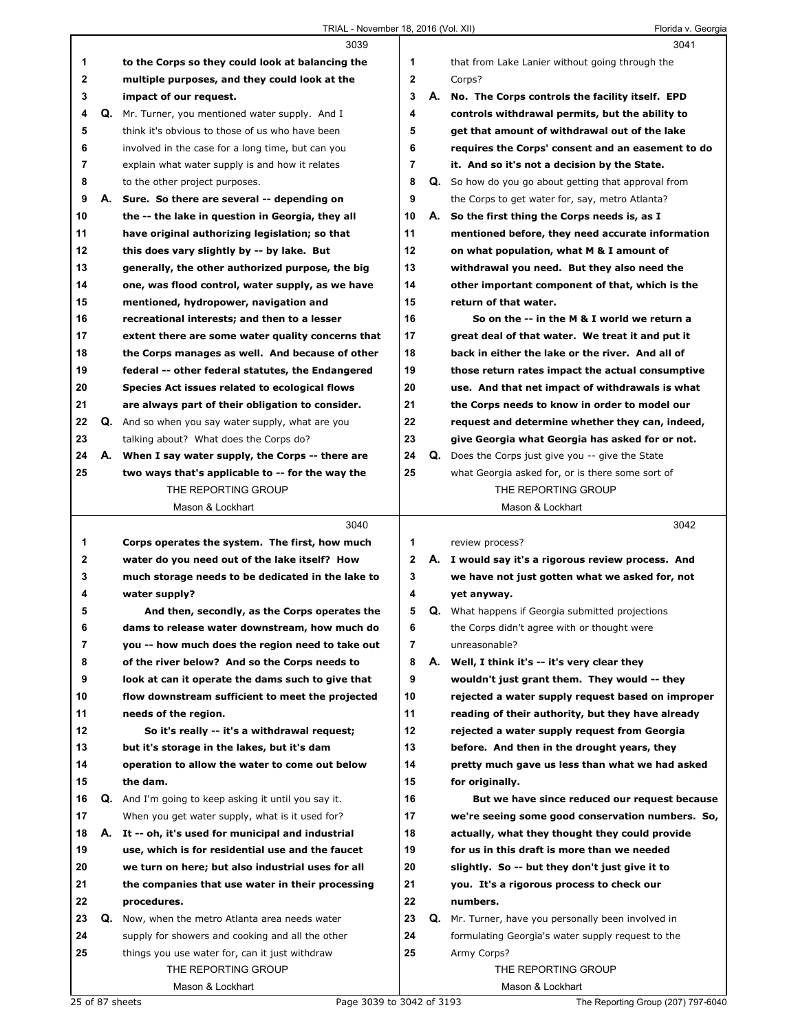3039

1 to the Corps so they could look at balancing the
2 multiple purposes, and they could look at the
3 impact of our request.
4 Q. Mr. Turner, you mentioned water supply. And I
5 think it's obvious to those of us who have been
6 involved in the case for a long time, but can you
7 explain what water supply is and how it relates
8 to the other project purposes.
9 A. Sure. So there are several -- depending on
10 the -- the lake in question in Georgia, they all
11 have original authorizing legislation; so that
12 this does vary slightly by -- by lake. But
13 generally, the other authorized purpose, the big
14 one, was flood control, water supply, as we have
15 mentioned, hydropower, navigation and
16 recreational interests; and then to a lesser
17 extent there are some water quality concerns that
18 the Corps manages as well. And because of other
19 federal -- other federal statutes, the Endangered
20 Species Act issues related to ecological flows
21 are always part of their obligation to consider.
22 Q. And so when you say water supply, what are you
23 talking about? What does the Corps do?
24 A. When I say water supply, the Corps -- there are
25 two ways that's applicable to -- for the way the

3040

1 Corps operates the system. The first, how much
2 water do you need out of the lake itself? How
3 much storage needs to be dedicated in the lake to
4 water supply?
5 And then, secondly, as the Corps operates the
6 dams to release water downstream, how much do
7 you -- how much does the region need to take out
8 of the river below? And so the Corps needs to
9 look at can it operate the dams such to give that
10 flow downstream sufficient to meet the projected
11 needs of the region.
12 So it's really -- it's a withdrawal request;
13 but it's storage in the lakes, but it's dam
14 operation to allow the water to come out below
15 the dam.
16 Q. And I'm going to keep asking it until you say it.
17 When you get water supply, what is it used for?
18 A. It -- oh, it's used for municipal and industrial
19 use, which is for residential use and the faucet
20 we turn on here; but also industrial uses for all
21 the companies that use water in their processing
22 procedures.
23 Q. Now, when the metro Atlanta area needs water
24 supply for showers and cooking and all the other
25 things you use water for, can it just withdraw

3041

1 that from Lake Lanier without going through the
2 Corps?
3 A. No. The Corps controls the facility itself. EPD
4 controls withdrawal permits, but the ability to
5 get that amount of withdrawal out of the lake
6 requires the Corps' consent and an easement to do
7 it. And so it's not a decision by the State.
8 Q. So how do you go about getting that approval from
9 the Corps to get water for, say, metro Atlanta?
10 A. So the first thing the Corps needs is, as I
11 mentioned before, they need accurate information
12 on what population, what M & I amount of
13 withdrawal you need. But they also need the
14 other important component of that, which is the
15 return of that water.
16 So on the -- in the M & I world we return a
17 great deal of that water. We treat it and put it
18 back in either the lake or the river. And all of
19 those return rates impact the actual consumptive
20 use. And that net impact of withdrawals is what
21 the Corps needs to know in order to model our
22 request and determine whether they can, indeed,
23 give Georgia what Georgia has asked for or not.
24 Q. Does the Corps just give you -- give the State
25 what Georgia asked for, or is there some sort of

3042

1 review process?
2 A. I would say it's a rigorous review process. And
3 we have not just gotten what we asked for, not
4 yet anyway.
5 Q. What happens if Georgia submitted projections
6 the Corps didn't agree with or thought were
7 unreasonable?
8 A. Well, I think it's -- it's very clear they
9 wouldn't just grant them. They would -- they
10 rejected a water supply request based on improper
11 reading of their authority, but they have already
12 rejected a water supply request from Georgia
13 before. And then in the drought years, they
14 pretty much gave us less than what we had asked
15 for originally.
16 But we have since reduced our request because
17 we're seeing some good conservation numbers. So,
18 actually, what they thought they could provide
19 for us in this draft is more than we needed
20 slightly. So -- but they don't just give it to
21 you. It's a rigorous process to check our
22 numbers.
23 Q. Mr. Turner, have you personally been involved in
24 formulating Georgia's water supply request to the
25 Army Corps?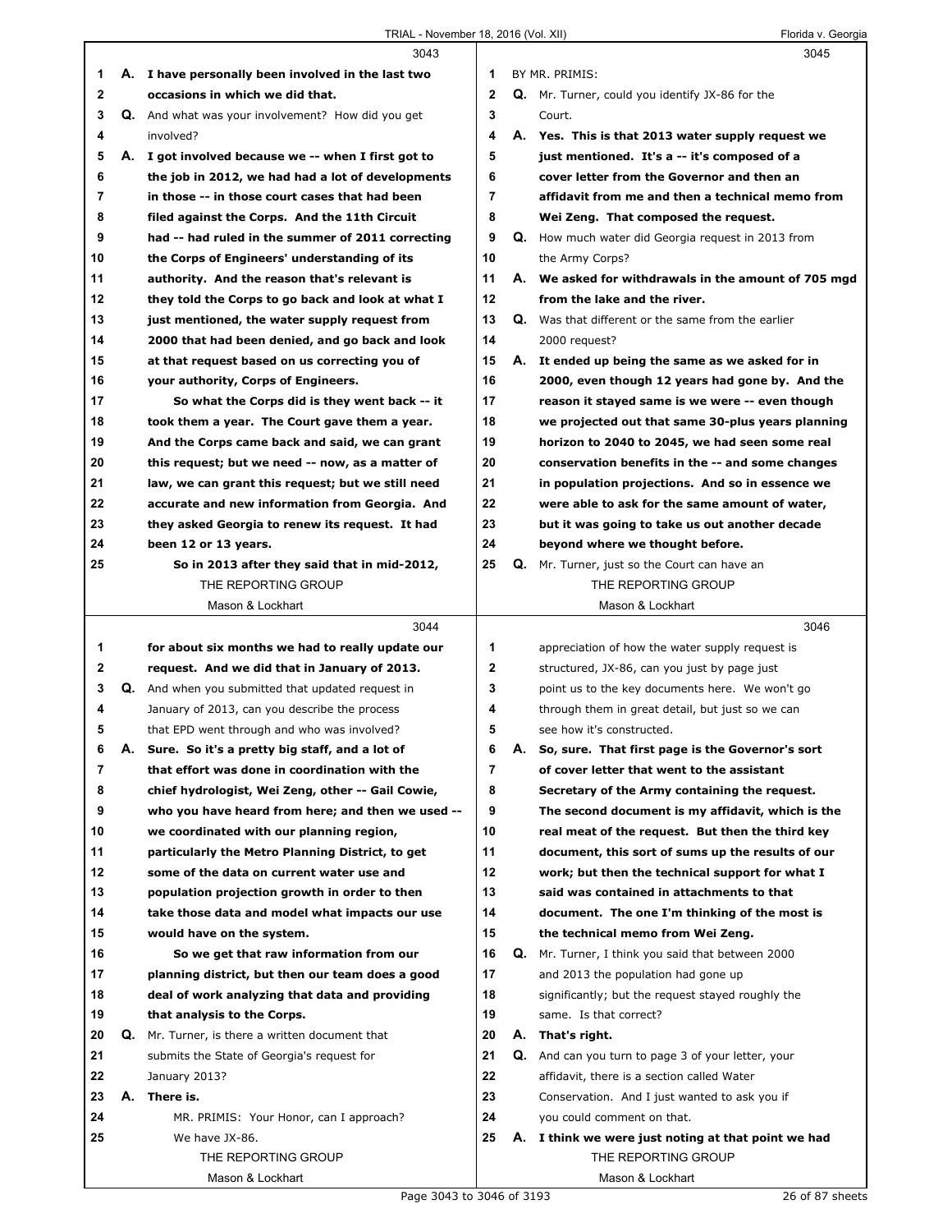3043

1 A. I have personally been involved in the last two
2 occasions in which we did that.
3 Q. And what was your involvement? How did you get
4 involved?
5 A. I got involved because we -- when I first got to
6 the job in 2012, we had had a lot of developments
7 in those -- in those court cases that had been
8 filed against the Corps. And the 11th Circuit
9 had -- had ruled in the summer of 2011 correcting
10 the Corps of Engineers' understanding of its
11 authority. And the reason that's relevant is
12 they told the Corps to go back and look at what I
13 just mentioned, the water supply request from
14 2000 that had been denied, and go back and look
15 at that request based on us correcting you of
16 your authority, Corps of Engineers.
17 So what the Corps did is they went back -- it
18 took them a year. The Court gave them a year.
19 And the Corps came back and said, we can grant
20 this request; but we need -- now, as a matter of
21 law, we can grant this request; but we still need
22 accurate and new information from Georgia. And
23 they asked Georgia to renew its request. It had
24 been 12 or 13 years.
25 So in 2013 after they said that in mid-2012,

3044

1 for about six months we had to really update our
2 request. And we did that in January of 2013.
3 Q. And when you submitted that updated request in
4 January of 2013, can you describe the process
5 that EPD went through and who was involved?
6 A. Sure. So it's a pretty big staff, and a lot of
7 that effort was done in coordination with the
8 chief hydrologist, Wei Zeng, other -- Gail Cowie,
9 who you have heard from here; and then we used --
10 we coordinated with our planning region,
11 particularly the Metro Planning District, to get
12 some of the data on current water use and
13 population projection growth in order to then
14 take those data and model what impacts our use
15 would have on the system.
16 So we get that raw information from our
17 planning district, but then our team does a good
18 deal of work analyzing that data and providing
19 that analysis to the Corps.
20 Q. Mr. Turner, is there a written document that
21 submits the State of Georgia's request for
22 January 2013?
23 A. There is.
24 MR. PRIMIS: Your Honor, can I approach?
25 We have JX-86.

3045

1 BY MR. PRIMIS:
2 Q. Mr. Turner, could you identify JX-86 for the
3 Court.
4 A. Yes. This is that 2013 water supply request we
5 just mentioned. It's a -- it's composed of a
6 cover letter from the Governor and then an
7 affidavit from me and then a technical memo from
8 Wei Zeng. That composed the request.
9 Q. How much water did Georgia request in 2013 from
10 the Army Corps?
11 A. We asked for withdrawals in the amount of 705 mgd
12 from the lake and the river.
13 Q. Was that different or the same from the earlier
14 2000 request?
15 A. It ended up being the same as we asked for in
16 2000, even though 12 years had gone by. And the
17 reason it stayed same is we were -- even though
18 we projected out that same 30-plus years planning
19 horizon to 2040 to 2045, we had seen some real
20 conservation benefits in the -- and some changes
21 in population projections. And so in essence we
22 were able to ask for the same amount of water,
23 but it was going to take us out another decade
24 beyond where we thought before.
25 Q. Mr. Turner, just so the Court can have an

3046

1 appreciation of how the water supply request is
2 structured, JX-86, can you just by page just
3 point us to the key documents here. We won't go
4 through them in great detail, but just so we can
5 see how it's constructed.
6 A. So, sure. That first page is the Governor's sort
7 of cover letter that went to the assistant
8 Secretary of the Army containing the request.
9 The second document is my affidavit, which is the
10 real meat of the request. But then the third key
11 document, this sort of sums up the results of our
12 work; but then the technical support for what I
13 said was contained in attachments to that
14 document. The one I'm thinking of the most is
15 the technical memo from Wei Zeng.
16 Q. Mr. Turner, I think you said that between 2000
17 and 2013 the population had gone up
18 significantly; but the request stayed roughly the
19 same. Is that correct?
20 A. That's right.
21 Q. And can you turn to page 3 of your letter, your
22 affidavit, there is a section called Water
23 Conservation. And I just wanted to ask you if
24 you could comment on that.
25 A. I think we were just noting at that point we had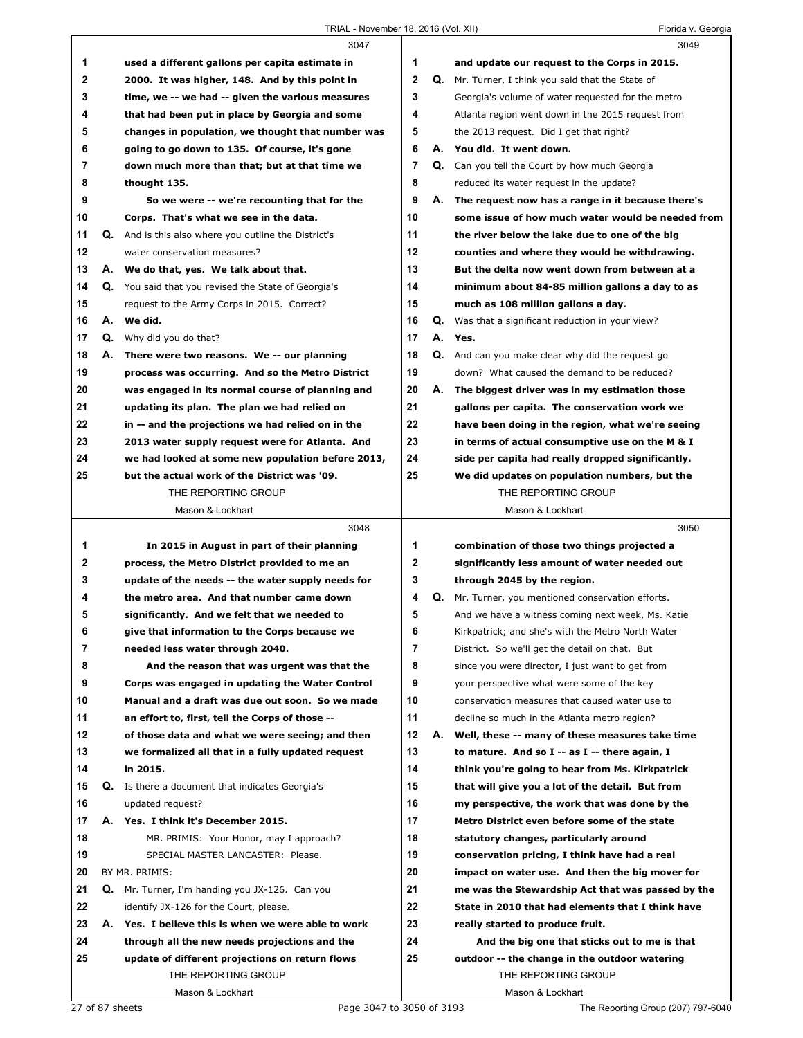3047

1 used a different gallons per capita estimate in
2 2000. It was higher, 148. And by this point in
3 time, we -- we had -- given the various measures
4 that had been put in place by Georgia and some
5 changes in population, we thought that number was
6 going to go down to 135. Of course, it's gone
7 down much more than that; but at that time we
8 thought 135.
9 So we were -- we're recounting that for the
10 Corps. That's what we see in the data.
11 Q. And is this also where you outline the District's
12 water conservation measures?
13 A. We do that, yes. We talk about that.
14 Q. You said that you revised the State of Georgia's
15 request to the Army Corps in 2015. Correct?
16 A. We did.
17 Q. Why did you do that?
18 A. There were two reasons. We -- our planning
19 process was occurring. And so the Metro District
20 was engaged in its normal course of planning and
21 updating its plan. The plan we had relied on
22 in -- and the projections we had relied on in the
23 2013 water supply request were for Atlanta. And
24 we had looked at some new population before 2013,
25 but the actual work of the District was '09.

3048

1 In 2015 in August in part of their planning
2 process, the Metro District provided to me an
3 update of the needs -- the water supply needs for
4 the metro area. And that number came down
5 significantly. And we felt that we needed to
6 give that information to the Corps because we
7 needed less water through 2040.
8 And the reason that was urgent was that the
9 Corps was engaged in updating the Water Control
10 Manual and a draft was due out soon. So we made
11 an effort to, first, tell the Corps of those --
12 of those data and what we were seeing; and then
13 we formalized all that in a fully updated request
14 in 2015.
15 Q. Is there a document that indicates Georgia's
16 updated request?
17 A. Yes. I think it's December 2015.
18 MR. PRIMIS: Your Honor, may I approach?
19 SPECIAL MASTER LANCASTER: Please.
20 BY MR. PRIMIS:
21 Q. Mr. Turner, I'm handing you JX-126. Can you
22 identify JX-126 for the Court, please.
23 A. Yes. I believe this is when we were able to work
24 through all the new needs projections and the
25 update of different projections on return flows

3049

1 and update our request to the Corps in 2015.
2 Q. Mr. Turner, I think you said that the State of
3 Georgia's volume of water requested for the metro
4 Atlanta region went down in the 2015 request from
5 the 2013 request. Did I get that right?
6 A. You did. It went down.
7 Q. Can you tell the Court by how much Georgia
8 reduced its water request in the update?
9 A. The request now has a range in it because there's
10 some issue of how much water would be needed from
11 the river below the lake due to one of the big
12 counties and where they would be withdrawing.
13 But the delta now went down from between at a
14 minimum about 84-85 million gallons a day to as
15 much as 108 million gallons a day.
16 Q. Was that a significant reduction in your view?
17 A. Yes.
18 Q. And can you make clear why did the request go
19 down? What caused the demand to be reduced?
20 A. The biggest driver was in my estimation those
21 gallons per capita. The conservation work we
22 have been doing in the region, what we're seeing
23 in terms of actual consumptive use on the M & I
24 side per capita had really dropped significantly.
25 We did updates on population numbers, but the

3050

1 combination of those two things projected a
2 significantly less amount of water needed out
3 through 2045 by the region.
4 Q. Mr. Turner, you mentioned conservation efforts.
5 And we have a witness coming next week, Ms. Katie
6 Kirkpatrick; and she's with the Metro North Water
7 District. So we'll get the detail on that. But
8 since you were director, I just want to get from
9 your perspective what were some of the key
10 conservation measures that caused water use to
11 decline so much in the Atlanta metro region?
12 A. Well, these -- many of these measures take time
13 to mature. And so I -- as I -- there again, I
14 think you're going to hear from Ms. Kirkpatrick
15 that will give you a lot of the detail. But from
16 my perspective, the work that was done by the
17 Metro District even before some of the state
18 statutory changes, particularly around
19 conservation pricing, I think have had a real
20 impact on water use. And then the big mover for
21 me was the Stewardship Act that was passed by the
22 State in 2010 that had elements that I think have
23 really started to produce fruit.
24 And the big one that sticks out to me is that
25 outdoor -- the change in the outdoor watering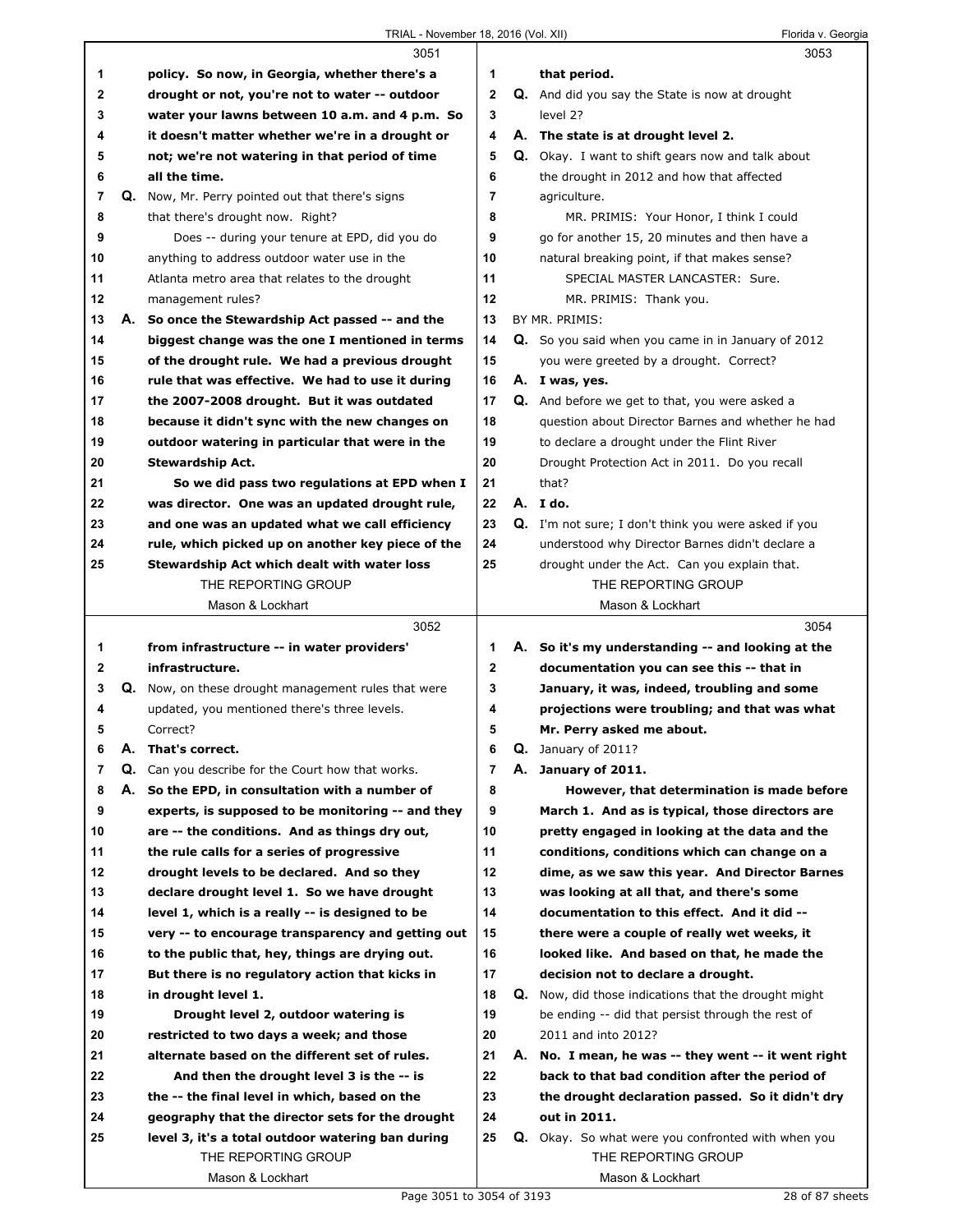3051

policy. So now, in Georgia, whether there's a drought or not, you're not to water -- outdoor water your lawns between 10 a.m. and 4 p.m. So it doesn't matter whether we're in a drought or not; we're not watering in that period of time all the time.

Q. Now, Mr. Perry pointed out that there's signs that there's drought now. Right?

Does -- during your tenure at EPD, did you do anything to address outdoor water use in the Atlanta metro area that relates to the drought management rules?

A. So once the Stewardship Act passed -- and the biggest change was the one I mentioned in terms of the drought rule. We had a previous drought rule that was effective. We had to use it during the 2007-2008 drought. But it was outdated because it didn't sync with the new changes on outdoor watering in particular that were in the Stewardship Act.

So we did pass two regulations at EPD when I was director. One was an updated drought rule, and one was an updated what we call efficiency rule, which picked up on another key piece of the Stewardship Act which dealt with water loss

3052

from infrastructure -- in water providers' infrastructure.

Q. Now, on these drought management rules that were updated, you mentioned there's three levels. Correct?

A. That's correct.

Q. Can you describe for the Court how that works.

A. So the EPD, in consultation with a number of experts, is supposed to be monitoring -- and they are -- the conditions. And as things dry out, the rule calls for a series of progressive drought levels to be declared. And so they declare drought level 1. So we have drought level 1, which is a really -- is designed to be very -- to encourage transparency and getting out to the public that, hey, things are drying out. But there is no regulatory action that kicks in in drought level 1.

Drought level 2, outdoor watering is restricted to two days a week; and those alternate based on the different set of rules.

And then the drought level 3 is the -- is the -- the final level in which, based on the geography that the director sets for the drought level 3, it's a total outdoor watering ban during

3053

that period.

Q. And did you say the State is now at drought level 2?

A. The state is at drought level 2.

Q. Okay. I want to shift gears now and talk about the drought in 2012 and how that affected agriculture.

MR. PRIMIS: Your Honor, I think I could go for another 15, 20 minutes and then have a natural breaking point, if that makes sense?

SPECIAL MASTER LANCASTER: Sure.

MR. PRIMIS: Thank you.

BY MR. PRIMIS:

Q. So you said when you came in in January of 2012 you were greeted by a drought. Correct?

A. I was, yes.

Q. And before we get to that, you were asked a question about Director Barnes and whether he had to declare a drought under the Flint River Drought Protection Act in 2011. Do you recall that?

A. I do.

Q. I'm not sure; I don't think you were asked if you understood why Director Barnes didn't declare a drought under the Act. Can you explain that.

3054

A. So it's my understanding -- and looking at the documentation you can see this -- that in January, it was, indeed, troubling and some projections were troubling; and that was what Mr. Perry asked me about.

Q. January of 2011?

A. January of 2011.

However, that determination is made before March 1. And as is typical, those directors are pretty engaged in looking at the data and the conditions, conditions which can change on a dime, as we saw this year. And Director Barnes was looking at all that, and there's some documentation to this effect. And it did -- there were a couple of really wet weeks, it looked like. And based on that, he made the decision not to declare a drought.

Q. Now, did those indications that the drought might be ending -- did that persist through the rest of 2011 and into 2012?

A. No. I mean, he was -- they went -- it went right back to that bad condition after the period of the drought declaration passed. So it didn't dry out in 2011.

Q. Okay. So what were you confronted with when you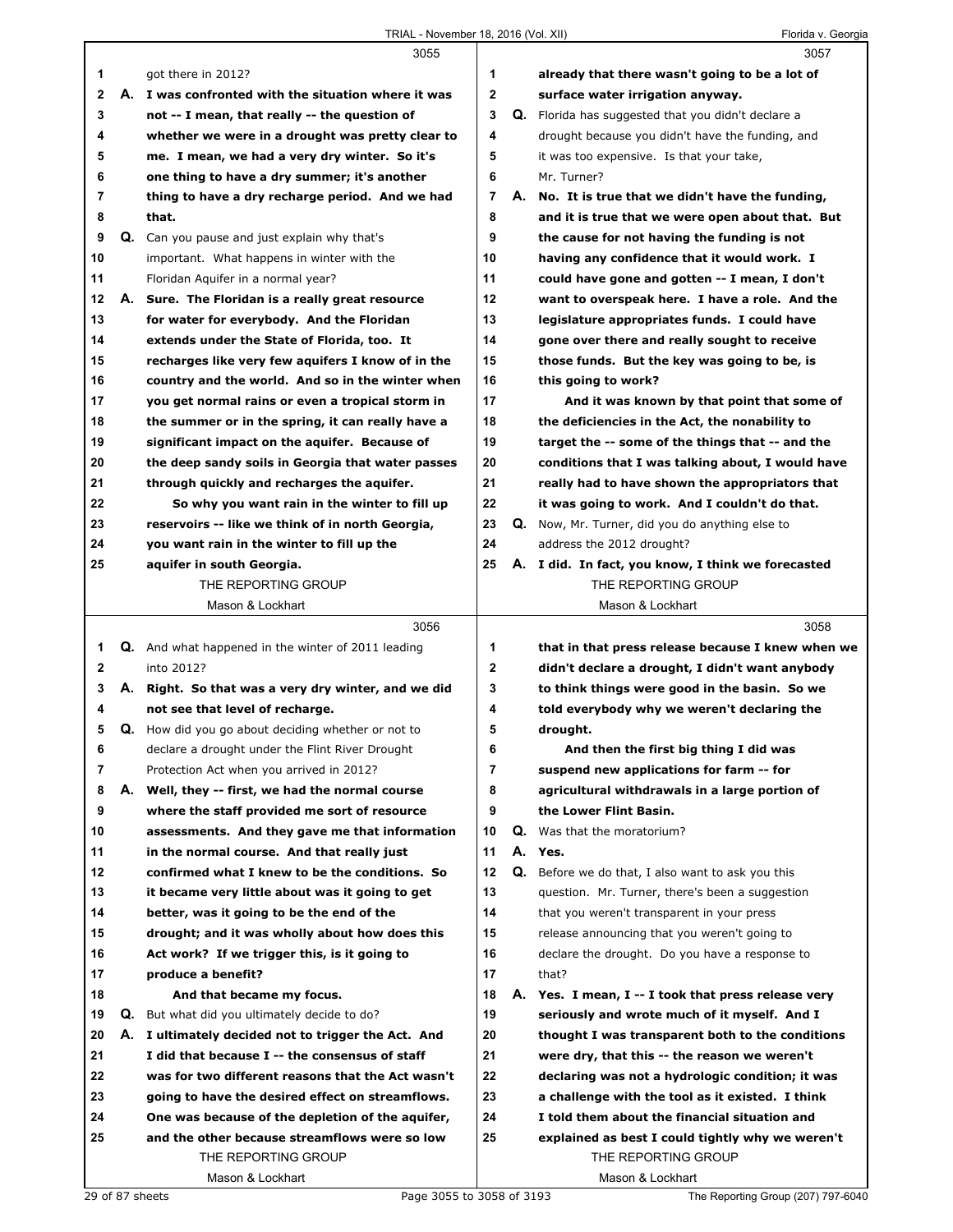**3055**

1 got there in 2012?

2 A. **I was confronted with the situation where it was**
3 **not -- I mean, that really -- the question of**
4 **whether we were in a drought was pretty clear to**
5 **me. I mean, we had a very dry winter. So it's**
6 **one thing to have a dry summer; it's another**
7 **thing to have a dry recharge period. And we had**
8 **that.**

9 Q. Can you pause and just explain why that's
10 important. What happens in winter with the
11 Floridan Aquifer in a normal year?

12 A. **Sure. The Floridan is a really great resource**
13 **for water for everybody. And the Floridan**
14 **extends under the State of Florida, too. It**
15 **recharges like very few aquifers I know of in the**
16 **country and the world. And so in the winter when**
17 **you get normal rains or even a tropical storm in**
18 **the summer or in the spring, it can really have a**
19 **significant impact on the aquifer. Because of**
20 **the deep sandy soils in Georgia that water passes**
21 **through quickly and recharges the aquifer.**
22 **So why you want rain in the winter to fill up**
23 **reservoirs -- like we think of in north Georgia,**
24 **you want rain in the winter to fill up the**
25 **aquifer in south Georgia.**

**3056**

1 Q. And what happened in the winter of 2011 leading
2 into 2012?

3 A. **Right. So that was a very dry winter, and we did**
4 **not see that level of recharge.**

5 Q. How did you go about deciding whether or not to
6 declare a drought under the Flint River Drought
7 Protection Act when you arrived in 2012?

8 A. **Well, they -- first, we had the normal course**
9 **where the staff provided me sort of resource**
10 **assessments. And they gave me that information**
11 **in the normal course. And that really just**
12 **confirmed what I knew to be the conditions. So**
13 **it became very little about was it going to get**
14 **better, was it going to be the end of the**
15 **drought; and it was wholly about how does this**
16 **Act work? If we trigger this, is it going to**
17 **produce a benefit?**
18 **And that became my focus.**

19 Q. But what did you ultimately decide to do?

20 A. **I ultimately decided not to trigger the Act. And**
21 **I did that because I -- the consensus of staff**
22 **was for two different reasons that the Act wasn't**
23 **going to have the desired effect on streamflows.**
24 **One was because of the depletion of the aquifer,**
25 **and the other because streamflows were so low**

**3057**

1 **already that there wasn't going to be a lot of**
2 **surface water irrigation anyway.**

3 Q. Florida has suggested that you didn't declare a
4 drought because you didn't have the funding, and
5 it was too expensive. Is that your take,
6 Mr. Turner?

7 A. **No. It is true that we didn't have the funding,**
8 **and it is true that we were open about that. But**
9 **the cause for not having the funding is not**
10 **having any confidence that it would work. I**
11 **could have gone and gotten -- I mean, I don't**
12 **want to overspeak here. I have a role. And the**
13 **legislature appropriates funds. I could have**
14 **gone over there and really sought to receive**
15 **those funds. But the key was going to be, is**
16 **this going to work?**
17 **And it was known by that point that some of**
18 **the deficiencies in the Act, the nonability to**
19 **target the -- some of the things that -- and the**
20 **conditions that I was talking about, I would have**
21 **really had to have shown the appropriators that**
22 **it was going to work. And I couldn't do that.**

23 Q. Now, Mr. Turner, did you do anything else to
24 address the 2012 drought?

25 A. **I did. In fact, you know, I think we forecasted**

**3058**

1 **that in that press release because I knew when we**
2 **didn't declare a drought, I didn't want anybody**
3 **to think things were good in the basin. So we**
4 **told everybody why we weren't declaring the**
5 **drought.**
6 **And then the first big thing I did was**
7 **suspend new applications for farm -- for**
8 **agricultural withdrawals in a large portion of**
9 **the Lower Flint Basin.**

10 Q. Was that the moratorium?

11 A. **Yes.**

12 Q. Before we do that, I also want to ask you this
13 question. Mr. Turner, there's been a suggestion
14 that you weren't transparent in your press
15 release announcing that you weren't going to
16 declare the drought. Do you have a response to
17 that?

18 A. **Yes. I mean, I -- I took that press release very**
19 **seriously and wrote much of it myself. And I**
20 **thought I was transparent both to the conditions**
21 **were dry, that this -- the reason we weren't**
22 **declaring was not a hydrologic condition; it was**
23 **a challenge with the tool as it existed. I think**
24 **I told them about the financial situation and**
25 **explained as best I could tightly why we weren't**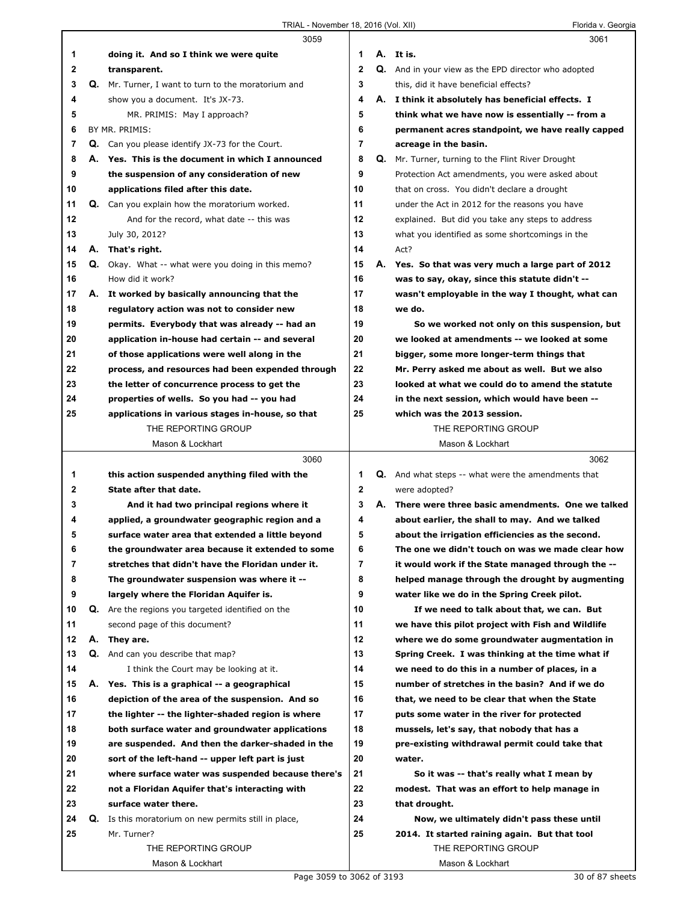**3059**

1 doing it. And so I think we were quite
2 transparent.
3 Q. Mr. Turner, I want to turn to the moratorium and
4 show you a document. It's JX-73.
5 MR. PRIMIS: May I approach?
6 BY MR. PRIMIS:
7 Q. Can you please identify JX-73 for the Court.
8 A. Yes. This is the document in which I announced
9 the suspension of any consideration of new
10 applications filed after this date.
11 Q. Can you explain how the moratorium worked.
12 And for the record, what date -- this was
13 July 30, 2012?
14 A. That's right.
15 Q. Okay. What -- what were you doing in this memo?
16 How did it work?
17 A. It worked by basically announcing that the
18 regulatory action was not to consider new
19 permits. Everybody that was already -- had an
20 application in-house had certain -- and several
21 of those applications were well along in the
22 process, and resources had been expended through
23 the letter of concurrence process to get the
24 properties of wells. So you had -- you had
25 applications in various stages in-house, so that

**3060**

1 this action suspended anything filed with the
2 State after that date.
3 And it had two principal regions where it
4 applied, a groundwater geographic region and a
5 surface water area that extended a little beyond
6 the groundwater area because it extended to some
7 stretches that didn't have the Floridan under it.
8 The groundwater suspension was where it --
9 largely where the Floridan Aquifer is.
10 Q. Are the regions you targeted identified on the
11 second page of this document?
12 A. They are.
13 Q. And can you describe that map?
14 I think the Court may be looking at it.
15 A. Yes. This is a graphical -- a geographical
16 depiction of the area of the suspension. And so
17 the lighter -- the lighter-shaded region is where
18 both surface water and groundwater applications
19 are suspended. And then the darker-shaded in the
20 sort of the left-hand -- upper left part is just
21 where surface water was suspended because there's
22 not a Floridan Aquifer that's interacting with
23 surface water there.
24 Q. Is this moratorium on new permits still in place,
25 Mr. Turner?

**3061**

1 A. It is.
2 Q. And in your view as the EPD director who adopted
3 this, did it have beneficial effects?
4 A. I think it absolutely has beneficial effects. I
5 think what we have now is essentially -- from a
6 permanent acres standpoint, we have really capped
7 acreage in the basin.
8 Q. Mr. Turner, turning to the Flint River Drought
9 Protection Act amendments, you were asked about
10 that on cross. You didn't declare a drought
11 under the Act in 2012 for the reasons you have
12 explained. But did you take any steps to address
13 what you identified as some shortcomings in the
14 Act?
15 A. Yes. So that was very much a large part of 2012
16 was to say, okay, since this statute didn't --
17 wasn't employable in the way I thought, what can
18 we do.
19 So we worked not only on this suspension, but
20 we looked at amendments -- we looked at some
21 bigger, some more longer-term things that
22 Mr. Perry asked me about as well. But we also
23 looked at what we could do to amend the statute
24 in the next session, which would have been --
25 which was the 2013 session.

**3062**

1 Q. And what steps -- what were the amendments that
2 were adopted?
3 A. There were three basic amendments. One we talked
4 about earlier, the shall to may. And we talked
5 about the irrigation efficiencies as the second.
6 The one we didn't touch on was we made clear how
7 it would work if the State managed through the --
8 helped manage through the drought by augmenting
9 water like we do in the Spring Creek pilot.
10 If we need to talk about that, we can. But
11 we have this pilot project with Fish and Wildlife
12 where we do some groundwater augmentation in
13 Spring Creek. I was thinking at the time what if
14 we need to do this in a number of places, in a
15 number of stretches in the basin? And if we do
16 that, we need to be clear that when the State
17 puts some water in the river for protected
18 mussels, let's say, that nobody that has a
19 pre-existing withdrawal permit could take that
20 water.
21 So it was -- that's really what I mean by
22 modest. That was an effort to help manage in
23 that drought.
24 Now, we ultimately didn't pass these until
25 2014. It started raining again. But that tool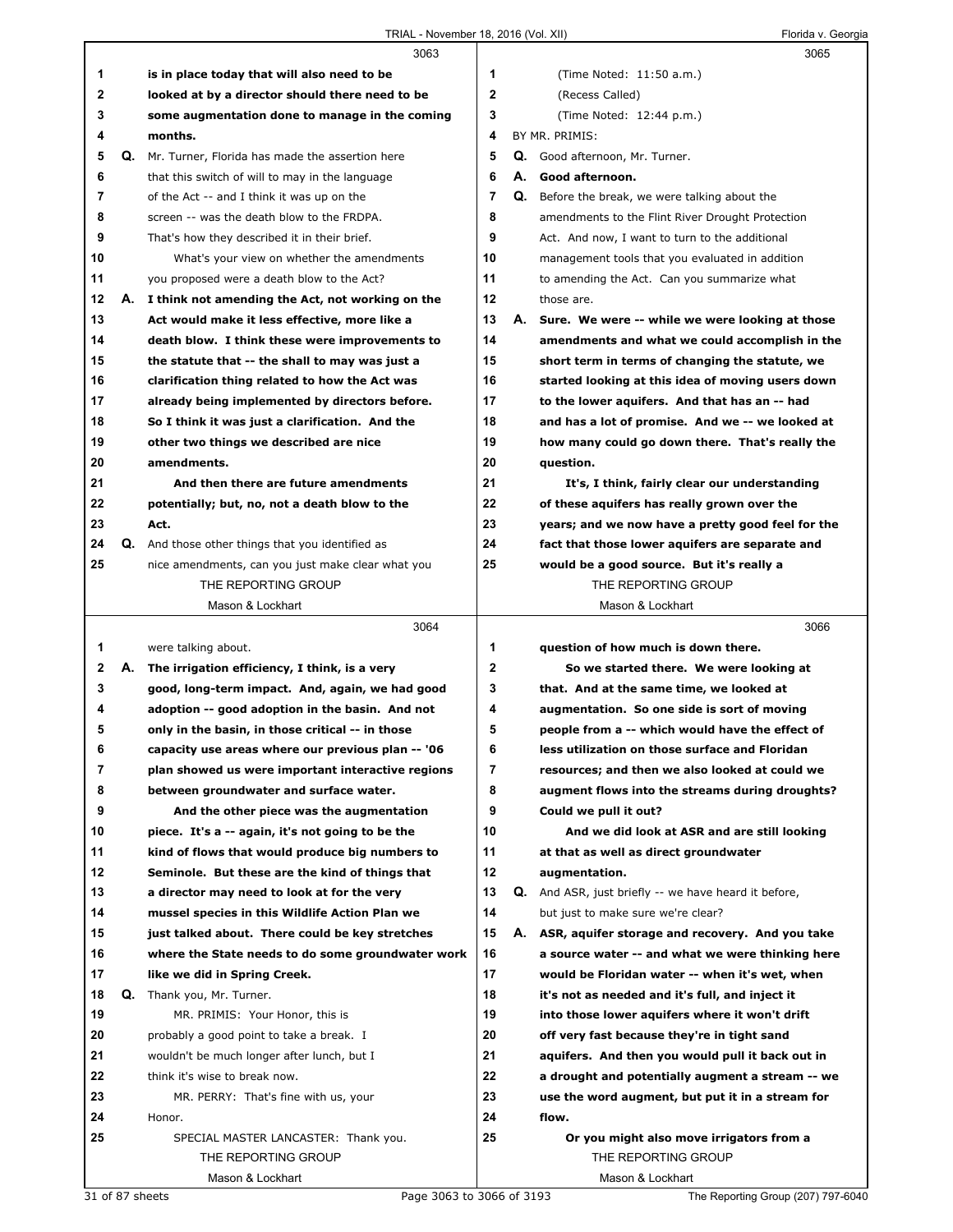3063

1 is in place today that will also need to be
2 looked at by a director should there need to be
3 some augmentation done to manage in the coming
4 months.
5 Q. Mr. Turner, Florida has made the assertion here
6 that this switch of will to may in the language
7 of the Act -- and I think it was up on the
8 screen -- was the death blow to the FRDPA.
9 That's how they described it in their brief.
10 What's your view on whether the amendments
11 you proposed were a death blow to the Act?
12 A. I think not amending the Act, not working on the
13 Act would make it less effective, more like a
14 death blow. I think these were improvements to
15 the statute that -- the shall to may was just a
16 clarification thing related to how the Act was
17 already being implemented by directors before.
18 So I think it was just a clarification. And the
19 other two things we described are nice
20 amendments.
21 And then there are future amendments
22 potentially; but, no, not a death blow to the
23 Act.
24 Q. And those other things that you identified as
25 nice amendments, can you just make clear what you

3064

1 were talking about.
2 A. The irrigation efficiency, I think, is a very
3 good, long-term impact. And, again, we had good
4 adoption -- good adoption in the basin. And not
5 only in the basin, in those critical -- in those
6 capacity use areas where our previous plan -- '06
7 plan showed us were important interactive regions
8 between groundwater and surface water.
9 And the other piece was the augmentation
10 piece. It's a -- again, it's not going to be the
11 kind of flows that would produce big numbers to
12 Seminole. But these are the kind of things that
13 a director may need to look at for the very
14 mussel species in this Wildlife Action Plan we
15 just talked about. There could be key stretches
16 where the State needs to do some groundwater work
17 like we did in Spring Creek.
18 Q. Thank you, Mr. Turner.
19 MR. PRIMIS: Your Honor, this is
20 probably a good point to take a break. I
21 wouldn't be much longer after lunch, but I
22 think it's wise to break now.
23 MR. PERRY: That's fine with us, your
24 Honor.
25 SPECIAL MASTER LANCASTER: Thank you.

3065

1 (Time Noted: 11:50 a.m.)
2 (Recess Called)
3 (Time Noted: 12:44 p.m.)
4 BY MR. PRIMIS:
5 Q. Good afternoon, Mr. Turner.
6 A. Good afternoon.
7 Q. Before the break, we were talking about the
8 amendments to the Flint River Drought Protection
9 Act. And now, I want to turn to the additional
10 management tools that you evaluated in addition
11 to amending the Act. Can you summarize what
12 those are.
13 A. Sure. We were -- while we were looking at those
14 amendments and what we could accomplish in the
15 short term in terms of changing the statute, we
16 started looking at this idea of moving users down
17 to the lower aquifers. And that has an -- had
18 and has a lot of promise. And we -- we looked at
19 how many could go down there. That's really the
20 question.
21 It's, I think, fairly clear our understanding
22 of these aquifers has really grown over the
23 years; and we now have a pretty good feel for the
24 fact that those lower aquifers are separate and
25 would be a good source. But it's really a

3066

1 question of how much is down there.
2 So we started there. We were looking at
3 that. And at the same time, we looked at
4 augmentation. So one side is sort of moving
5 people from a -- which would have the effect of
6 less utilization on those surface and Floridan
7 resources; and then we also looked at could we
8 augment flows into the streams during droughts?
9 Could we pull it out?
10 And we did look at ASR and are still looking
11 at that as well as direct groundwater
12 augmentation.
13 Q. And ASR, just briefly -- we have heard it before,
14 but just to make sure we're clear?
15 A. ASR, aquifer storage and recovery. And you take
16 a source water -- and what we were thinking here
17 would be Floridan water -- when it's wet, when
18 it's not as needed and it's full, and inject it
19 into those lower aquifers where it won't drift
20 off very fast because they're in tight sand
21 aquifers. And then you would pull it back out in
22 a drought and potentially augment a stream -- we
23 use the word augment, but put it in a stream for
24 flow.
25 Or you might also move irrigators from a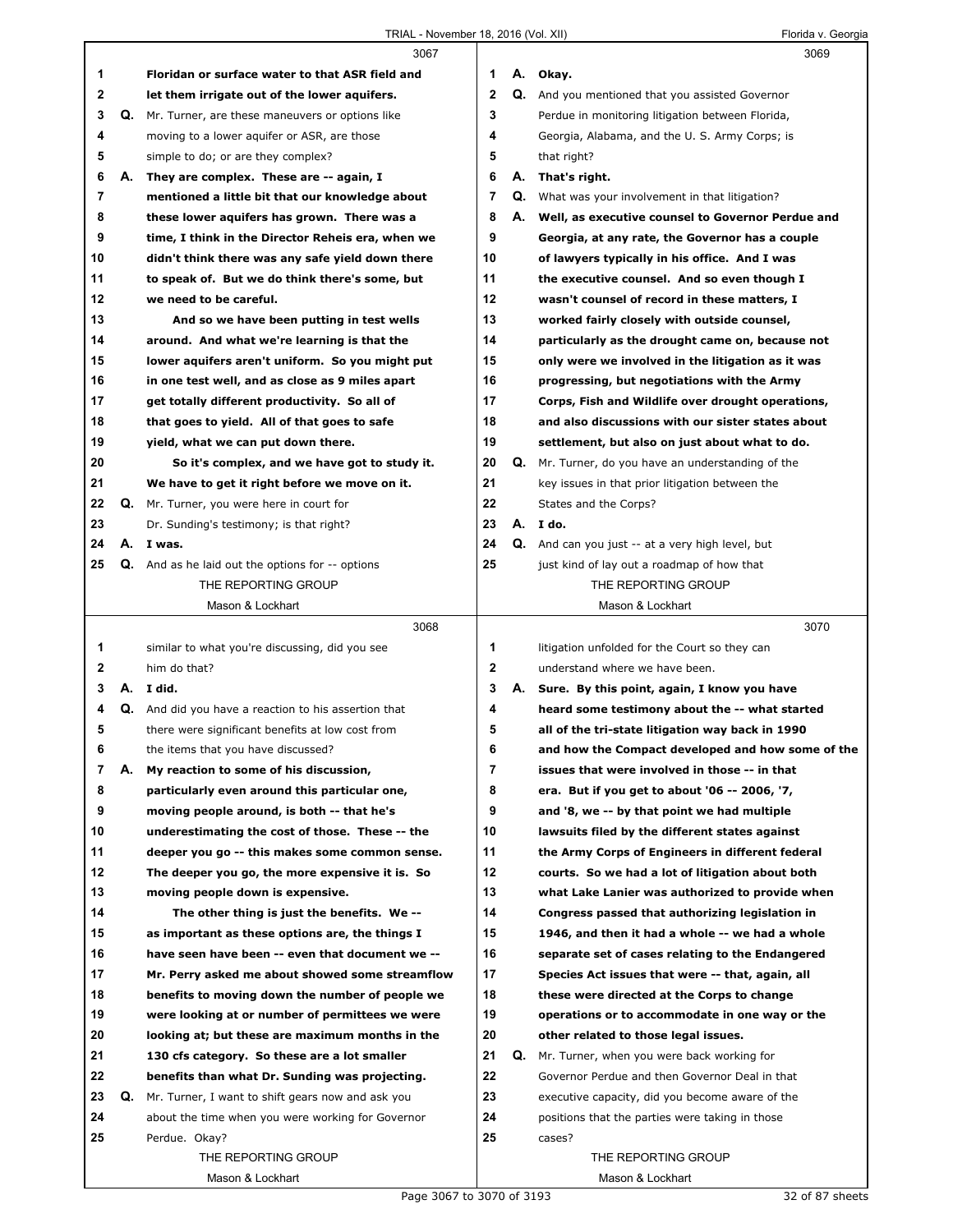**3067**

1 Floridan or surface water to that ASR field and
2 let them irrigate out of the lower aquifers.
3 Q. Mr. Turner, are these maneuvers or options like
4 moving to a lower aquifer or ASR, are those
5 simple to do; or are they complex?
6 A. They are complex. These are -- again, I
7 mentioned a little bit that our knowledge about
8 these lower aquifers has grown. There was a
9 time, I think in the Director Reheis era, when we
10 didn't think there was any safe yield down there
11 to speak of. But we do think there's some, but
12 we need to be careful.
13 And so we have been putting in test wells
14 around. And what we're learning is that the
15 lower aquifers aren't uniform. So you might put
16 in one test well, and as close as 9 miles apart
17 get totally different productivity. So all of
18 that goes to yield. All of that goes to safe
19 yield, what we can put down there.
20 So it's complex, and we have got to study it.
21 We have to get it right before we move on it.
22 Q. Mr. Turner, you were here in court for
23 Dr. Sunding's testimony; is that right?
24 A. I was.
25 Q. And as he laid out the options for -- options

**3068**

1 similar to what you're discussing, did you see
2 him do that?
3 A. I did.
4 Q. And did you have a reaction to his assertion that
5 there were significant benefits at low cost from
6 the items that you have discussed?
7 A. My reaction to some of his discussion,
8 particularly even around this particular one,
9 moving people around, is both -- that he's
10 underestimating the cost of those. These -- the
11 deeper you go -- this makes some common sense.
12 The deeper you go, the more expensive it is. So
13 moving people down is expensive.
14 The other thing is just the benefits. We --
15 as important as these options are, the things I
16 have seen have been -- even that document we --
17 Mr. Perry asked me about showed some streamflow
18 benefits to moving down the number of people we
19 were looking at or number of permittees we were
20 looking at; but these are maximum months in the
21 130 cfs category. So these are a lot smaller
22 benefits than what Dr. Sunding was projecting.
23 Q. Mr. Turner, I want to shift gears now and ask you
24 about the time when you were working for Governor
25 Perdue. Okay?

**3069**

1 A. Okay.
2 Q. And you mentioned that you assisted Governor
3 Perdue in monitoring litigation between Florida,
4 Georgia, Alabama, and the U. S. Army Corps; is
5 that right?
6 A. That's right.
7 Q. What was your involvement in that litigation?
8 A. Well, as executive counsel to Governor Perdue and
9 Georgia, at any rate, the Governor has a couple
10 of lawyers typically in his office. And I was
11 the executive counsel. And so even though I
12 wasn't counsel of record in these matters, I
13 worked fairly closely with outside counsel,
14 particularly as the drought came on, because not
15 only were we involved in the litigation as it was
16 progressing, but negotiations with the Army
17 Corps, Fish and Wildlife over drought operations,
18 and also discussions with our sister states about
19 settlement, but also on just about what to do.
20 Q. Mr. Turner, do you have an understanding of the
21 key issues in that prior litigation between the
22 States and the Corps?
23 A. I do.
24 Q. And can you just -- at a very high level, but
25 just kind of lay out a roadmap of how that

**3070**

1 litigation unfolded for the Court so they can
2 understand where we have been.
3 A. Sure. By this point, again, I know you have
4 heard some testimony about the -- what started
5 all of the tri-state litigation way back in 1990
6 and how the Compact developed and how some of the
7 issues that were involved in those -- in that
8 era. But if you get to about '06 -- 2006, '7,
9 and '8, we -- by that point we had multiple
10 lawsuits filed by the different states against
11 the Army Corps of Engineers in different federal
12 courts. So we had a lot of litigation about both
13 what Lake Lanier was authorized to provide when
14 Congress passed that authorizing legislation in
15 1946, and then it had a whole -- we had a whole
16 separate set of cases relating to the Endangered
17 Species Act issues that were -- that, again, all
18 these were directed at the Corps to change
19 operations or to accommodate in one way or the
20 other related to those legal issues.
21 Q. Mr. Turner, when you were back working for
22 Governor Perdue and then Governor Deal in that
23 executive capacity, did you become aware of the
24 positions that the parties were taking in those
25 cases?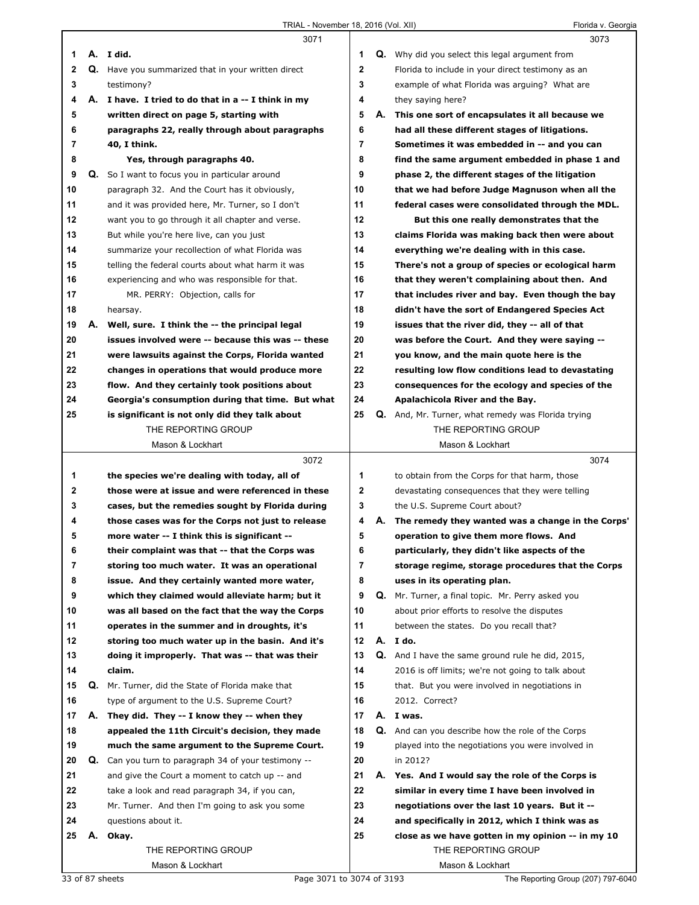**3071**

1 **A. I did.**
2 **Q.** Have you summarized that in your written direct
3 testimony?
4 **A. I have. I tried to do that in a -- I think in my**
5 **written direct on page 5, starting with**
6 **paragraphs 22, really through about paragraphs**
7 **40, I think.**
8 **Yes, through paragraphs 40.**
9 **Q.** So I want to focus you in particular around
10 paragraph 32. And the Court has it obviously,
11 and it was provided here, Mr. Turner, so I don't
12 want you to go through it all chapter and verse.
13 But while you're here live, can you just
14 summarize your recollection of what Florida was
15 telling the federal courts about what harm it was
16 experiencing and who was responsible for that.
17 MR. PERRY: Objection, calls for
18 hearsay.
19 **A. Well, sure. I think the -- the principal legal**
20 **issues involved were -- because this was -- these**
21 **were lawsuits against the Corps, Florida wanted**
22 **changes in operations that would produce more**
23 **flow. And they certainly took positions about**
24 **Georgia's consumption during that time. But what**
25 **is significant is not only did they talk about**

**3072**

1 **the species we're dealing with today, all of**
2 **those were at issue and were referenced in these**
3 **cases, but the remedies sought by Florida during**
4 **those cases was for the Corps not just to release**
5 **more water -- I think this is significant --**
6 **their complaint was that -- that the Corps was**
7 **storing too much water. It was an operational**
8 **issue. And they certainly wanted more water,**
9 **which they claimed would alleviate harm; but it**
10 **was all based on the fact that the way the Corps**
11 **operates in the summer and in droughts, it's**
12 **storing too much water up in the basin. And it's**
13 **doing it improperly. That was -- that was their**
14 **claim.**
15 **Q.** Mr. Turner, did the State of Florida make that
16 type of argument to the U.S. Supreme Court?
17 **A. They did. They -- I know they -- when they**
18 **appealed the 11th Circuit's decision, they made**
19 **much the same argument to the Supreme Court.**
20 **Q.** Can you turn to paragraph 34 of your testimony --
21 and give the Court a moment to catch up -- and
22 take a look and read paragraph 34, if you can,
23 Mr. Turner. And then I'm going to ask you some
24 questions about it.
25 **A. Okay.**

**3073**

1 **Q.** Why did you select this legal argument from
2 Florida to include in your direct testimony as an
3 example of what Florida was arguing? What are
4 they saying here?
5 **A. This one sort of encapsulates it all because we**
6 **had all these different stages of litigations.**
7 **Sometimes it was embedded in -- and you can**
8 **find the same argument embedded in phase 1 and**
9 **phase 2, the different stages of the litigation**
10 **that we had before Judge Magnuson when all the**
11 **federal cases were consolidated through the MDL.**
12 **But this one really demonstrates that the**
13 **claims Florida was making back then were about**
14 **everything we're dealing with in this case.**
15 **There's not a group of species or ecological harm**
16 **that they weren't complaining about then. And**
17 **that includes river and bay. Even though the bay**
18 **didn't have the sort of Endangered Species Act**
19 **issues that the river did, they -- all of that**
20 **was before the Court. And they were saying --**
21 **you know, and the main quote here is the**
22 **resulting low flow conditions lead to devastating**
23 **consequences for the ecology and species of the**
24 **Apalachicola River and the Bay.**
25 **Q.** And, Mr. Turner, what remedy was Florida trying

**3074**

1 to obtain from the Corps for that harm, those
2 devastating consequences that they were telling
3 the U.S. Supreme Court about?
4 **A. The remedy they wanted was a change in the Corps'**
5 **operation to give them more flows. And**
6 **particularly, they didn't like aspects of the**
7 **storage regime, storage procedures that the Corps**
8 **uses in its operating plan.**
9 **Q.** Mr. Turner, a final topic. Mr. Perry asked you
10 about prior efforts to resolve the disputes
11 between the states. Do you recall that?
12 **A. I do.**
13 **Q.** And I have the same ground rule he did, 2015,
14 2016 is off limits; we're not going to talk about
15 that. But you were involved in negotiations in
16 2012. Correct?
17 **A. I was.**
18 **Q.** And can you describe how the role of the Corps
19 played into the negotiations you were involved in
20 in 2012?
21 **A. Yes. And I would say the role of the Corps is**
22 **similar in every time I have been involved in**
23 **negotiations over the last 10 years. But it --**
24 **and specifically in 2012, which I think was as**
25 **close as we have gotten in my opinion -- in my 10**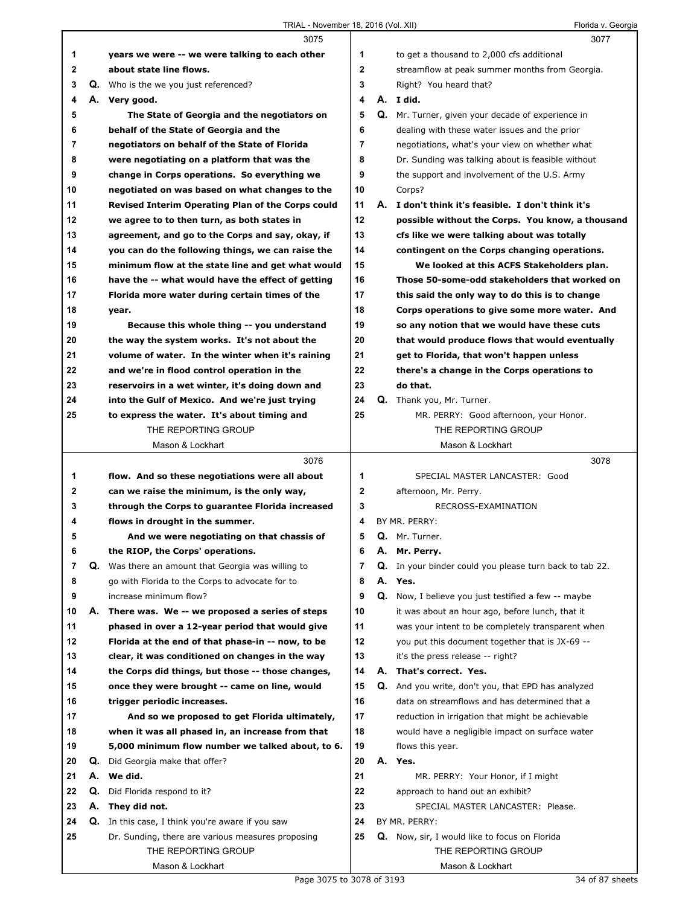3075

1 years we were -- we were talking to each other
2 about state line flows.
3 Q. Who is the we you just referenced?
4 A. Very good.
5 The State of Georgia and the negotiators on
6 behalf of the State of Georgia and the
7 negotiators on behalf of the State of Florida
8 were negotiating on a platform that was the
9 change in Corps operations. So everything we
10 negotiated on was based on what changes to the
11 Revised Interim Operating Plan of the Corps could
12 we agree to to then turn, as both states in
13 agreement, and go to the Corps and say, okay, if
14 you can do the following things, we can raise the
15 minimum flow at the state line and get what would
16 have the -- what would have the effect of getting
17 Florida more water during certain times of the
18 year.
19 Because this whole thing -- you understand
20 the way the system works. It's not about the
21 volume of water. In the winter when it's raining
22 and we're in flood control operation in the
23 reservoirs in a wet winter, it's doing down and
24 into the Gulf of Mexico. And we're just trying
25 to express the water. It's about timing and

3076

1 flow. And so these negotiations were all about
2 can we raise the minimum, is the only way,
3 through the Corps to guarantee Florida increased
4 flows in drought in the summer.
5 And we were negotiating on that chassis of
6 the RIOP, the Corps' operations.
7 Q. Was there an amount that Georgia was willing to
8 go with Florida to the Corps to advocate for to
9 increase minimum flow?
10 A. There was. We -- we proposed a series of steps
11 phased in over a 12-year period that would give
12 Florida at the end of that phase-in -- now, to be
13 clear, it was conditioned on changes in the way
14 the Corps did things, but those -- those changes,
15 once they were brought -- came on line, would
16 trigger periodic increases.
17 And so we proposed to get Florida ultimately,
18 when it was all phased in, an increase from that
19 5,000 minimum flow number we talked about, to 6.
20 Q. Did Georgia make that offer?
21 A. We did.
22 Q. Did Florida respond to it?
23 A. They did not.
24 Q. In this case, I think you're aware if you saw
25 Dr. Sunding, there are various measures proposing

3077

1 to get a thousand to 2,000 cfs additional
2 streamflow at peak summer months from Georgia.
3 Right? You heard that?
4 A. I did.
5 Q. Mr. Turner, given your decade of experience in
6 dealing with these water issues and the prior
7 negotiations, what's your view on whether what
8 Dr. Sunding was talking about is feasible without
9 the support and involvement of the U.S. Army
10 Corps?
11 A. I don't think it's feasible. I don't think it's
12 possible without the Corps. You know, a thousand
13 cfs like we were talking about was totally
14 contingent on the Corps changing operations.
15 We looked at this ACFS Stakeholders plan.
16 Those 50-some-odd stakeholders that worked on
17 this said the only way to do this is to change
18 Corps operations to give some more water. And
19 so any notion that we would have these cuts
20 that would produce flows that would eventually
21 get to Florida, that won't happen unless
22 there's a change in the Corps operations to
23 do that.
24 Q. Thank you, Mr. Turner.
25 MR. PERRY: Good afternoon, your Honor.

3078

1 SPECIAL MASTER LANCASTER: Good
2 afternoon, Mr. Perry.
3 RECROSS-EXAMINATION
4 BY MR. PERRY:
5 Q. Mr. Turner.
6 A. Mr. Perry.
7 Q. In your binder could you please turn back to tab 22.
8 A. Yes.
9 Q. Now, I believe you just testified a few -- maybe
10 it was about an hour ago, before lunch, that it
11 was your intent to be completely transparent when
12 you put this document together that is JX-69 --
13 it's the press release -- right?
14 A. That's correct. Yes.
15 Q. And you write, don't you, that EPD has analyzed
16 data on streamflows and has determined that a
17 reduction in irrigation that might be achievable
18 would have a negligible impact on surface water
19 flows this year.
20 A. Yes.
21 MR. PERRY: Your Honor, if I might
22 approach to hand out an exhibit?
23 SPECIAL MASTER LANCASTER: Please.
24 BY MR. PERRY:
25 Q. Now, sir, I would like to focus on Florida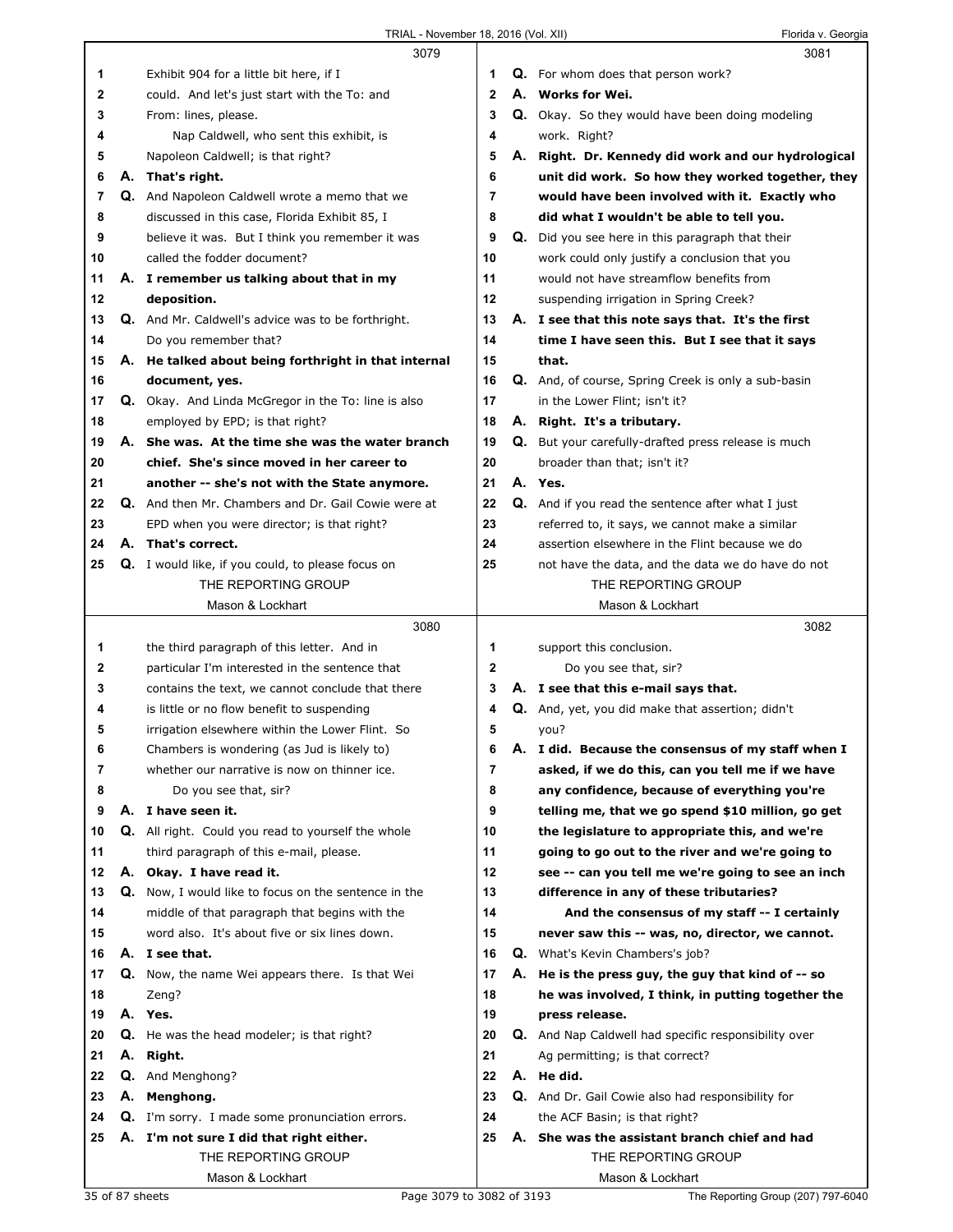3079

1 Exhibit 904 for a little bit here, if I
2 could. And let's just start with the To: and
3 From: lines, please.
4 Nap Caldwell, who sent this exhibit, is
5 Napoleon Caldwell; is that right?
6 **A. That's right.**
7 **Q.** And Napoleon Caldwell wrote a memo that we
8 discussed in this case, Florida Exhibit 85, I
9 believe it was. But I think you remember it was
10 called the fodder document?
11 **A. I remember us talking about that in my**
12 **deposition.**
13 **Q.** And Mr. Caldwell's advice was to be forthright.
14 Do you remember that?
15 **A. He talked about being forthright in that internal**
16 **document, yes.**
17 **Q.** Okay. And Linda McGregor in the To: line is also
18 employed by EPD; is that right?
19 **A. She was. At the time she was the water branch**
20 **chief. She's since moved in her career to**
21 **another -- she's not with the State anymore.**
22 **Q.** And then Mr. Chambers and Dr. Gail Cowie were at
23 EPD when you were director; is that right?
24 **A. That's correct.**
25 **Q.** I would like, if you could, to please focus on

3080

1 the third paragraph of this letter. And in
2 particular I'm interested in the sentence that
3 contains the text, we cannot conclude that there
4 is little or no flow benefit to suspending
5 irrigation elsewhere within the Lower Flint. So
6 Chambers is wondering (as Jud is likely to)
7 whether our narrative is now on thinner ice.
8 Do you see that, sir?
9 **A. I have seen it.**
10 **Q.** All right. Could you read to yourself the whole
11 third paragraph of this e-mail, please.
12 **A. Okay. I have read it.**
13 **Q.** Now, I would like to focus on the sentence in the
14 middle of that paragraph that begins with the
15 word also. It's about five or six lines down.
16 **A. I see that.**
17 **Q.** Now, the name Wei appears there. Is that Wei
18 Zeng?
19 **A. Yes.**
20 **Q.** He was the head modeler; is that right?
21 **A. Right.**
22 **Q.** And Menghong?
23 **A. Menghong.**
24 **Q.** I'm sorry. I made some pronunciation errors.
25 **A. I'm not sure I did that right either.**

3081

1 **Q.** For whom does that person work?
2 **A. Works for Wei.**
3 **Q.** Okay. So they would have been doing modeling
4 work. Right?
5 **A. Right. Dr. Kennedy did work and our hydrological**
6 **unit did work. So how they worked together, they**
7 **would have been involved with it. Exactly who**
8 **did what I wouldn't be able to tell you.**
9 **Q.** Did you see here in this paragraph that their
10 work could only justify a conclusion that you
11 would not have streamflow benefits from
12 suspending irrigation in Spring Creek?
13 **A. I see that this note says that. It's the first**
14 **time I have seen this. But I see that it says**
15 **that.**
16 **Q.** And, of course, Spring Creek is only a sub-basin
17 in the Lower Flint; isn't it?
18 **A. Right. It's a tributary.**
19 **Q.** But your carefully-drafted press release is much
20 broader than that; isn't it?
21 **A. Yes.**
22 **Q.** And if you read the sentence after what I just
23 referred to, it says, we cannot make a similar
24 assertion elsewhere in the Flint because we do
25 not have the data, and the data we do have do not

3082

1 support this conclusion.
2 Do you see that, sir?
3 **A. I see that this e-mail says that.**
4 **Q.** And, yet, you did make that assertion; didn't
5 you?
6 **A. I did. Because the consensus of my staff when I**
7 **asked, if we do this, can you tell me if we have**
8 **any confidence, because of everything you're**
9 **telling me, that we go spend $10 million, go get**
10 **the legislature to appropriate this, and we're**
11 **going to go out to the river and we're going to**
12 **see -- can you tell me we're going to see an inch**
13 **difference in any of these tributaries?**
14 **And the consensus of my staff -- I certainly**
15 **never saw this -- was, no, director, we cannot.**
16 **Q.** What's Kevin Chambers's job?
17 **A. He is the press guy, the guy that kind of -- so**
18 **he was involved, I think, in putting together the**
19 **press release.**
20 **Q.** And Nap Caldwell had specific responsibility over
21 Ag permitting; is that correct?
22 **A. He did.**
23 **Q.** And Dr. Gail Cowie also had responsibility for
24 the ACF Basin; is that right?
25 **A. She was the assistant branch chief and had**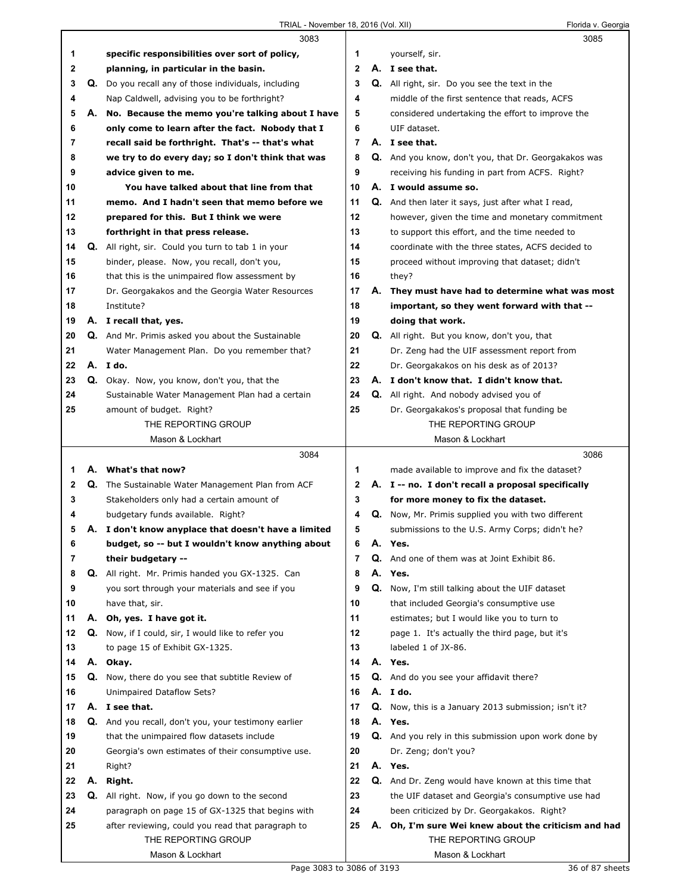**3083**

1 specific responsibilities over sort of policy,
2 planning, in particular in the basin.
3 Q. Do you recall any of those individuals, including
4 Nap Caldwell, advising you to be forthright?
5 A. No. Because the memo you're talking about I have
6 only come to learn after the fact. Nobody that I
7 recall said be forthright. That's -- that's what
8 we try to do every day; so I don't think that was
9 advice given to me.
10 You have talked about that line from that
11 memo. And I hadn't seen that memo before we
12 prepared for this. But I think we were
13 forthright in that press release.
14 Q. All right, sir. Could you turn to tab 1 in your
15 binder, please. Now, you recall, don't you,
16 that this is the unimpaired flow assessment by
17 Dr. Georgakakos and the Georgia Water Resources
18 Institute?
19 A. I recall that, yes.
20 Q. And Mr. Primis asked you about the Sustainable
21 Water Management Plan. Do you remember that?
22 A. I do.
23 Q. Okay. Now, you know, don't you, that the
24 Sustainable Water Management Plan had a certain
25 amount of budget. Right?

**3084**

1 A. What's that now?
2 Q. The Sustainable Water Management Plan from ACF
3 Stakeholders only had a certain amount of
4 budgetary funds available. Right?
5 A. I don't know anyplace that doesn't have a limited
6 budget, so -- but I wouldn't know anything about
7 their budgetary --
8 Q. All right. Mr. Primis handed you GX-1325. Can
9 you sort through your materials and see if you
10 have that, sir.
11 A. Oh, yes. I have got it.
12 Q. Now, if I could, sir, I would like to refer you
13 to page 15 of Exhibit GX-1325.
14 A. Okay.
15 Q. Now, there do you see that subtitle Review of
16 Unimpaired Dataflow Sets?
17 A. I see that.
18 Q. And you recall, don't you, your testimony earlier
19 that the unimpaired flow datasets include
20 Georgia's own estimates of their consumptive use.
21 Right?
22 A. Right.
23 Q. All right. Now, if you go down to the second
24 paragraph on page 15 of GX-1325 that begins with
25 after reviewing, could you read that paragraph to

**3085**

1 yourself, sir.
2 A. I see that.
3 Q. All right, sir. Do you see the text in the
4 middle of the first sentence that reads, ACFS
5 considered undertaking the effort to improve the
6 UIF dataset.
7 A. I see that.
8 Q. And you know, don't you, that Dr. Georgakakos was
9 receiving his funding in part from ACFS. Right?
10 A. I would assume so.
11 Q. And then later it says, just after what I read,
12 however, given the time and monetary commitment
13 to support this effort, and the time needed to
14 coordinate with the three states, ACFS decided to
15 proceed without improving that dataset; didn't
16 they?
17 A. They must have had to determine what was most
18 important, so they went forward with that --
19 doing that work.
20 Q. All right. But you know, don't you, that
21 Dr. Zeng had the UIF assessment report from
22 Dr. Georgakakos on his desk as of 2013?
23 A. I don't know that. I didn't know that.
24 Q. All right. And nobody advised you of
25 Dr. Georgakakos's proposal that funding be

**3086**

1 made available to improve and fix the dataset?
2 A. I -- no. I don't recall a proposal specifically
3 for more money to fix the dataset.
4 Q. Now, Mr. Primis supplied you with two different
5 submissions to the U.S. Army Corps; didn't he?
6 A. Yes.
7 Q. And one of them was at Joint Exhibit 86.
8 A. Yes.
9 Q. Now, I'm still talking about the UIF dataset
10 that included Georgia's consumptive use
11 estimates; but I would like you to turn to
12 page 1. It's actually the third page, but it's
13 labeled 1 of JX-86.
14 A. Yes.
15 Q. And do you see your affidavit there?
16 A. I do.
17 Q. Now, this is a January 2013 submission; isn't it?
18 A. Yes.
19 Q. And you rely in this submission upon work done by
20 Dr. Zeng; don't you?
21 A. Yes.
22 Q. And Dr. Zeng would have known at this time that
23 the UIF dataset and Georgia's consumptive use had
24 been criticized by Dr. Georgakakos. Right?
25 A. Oh, I'm sure Wei knew about the criticism and had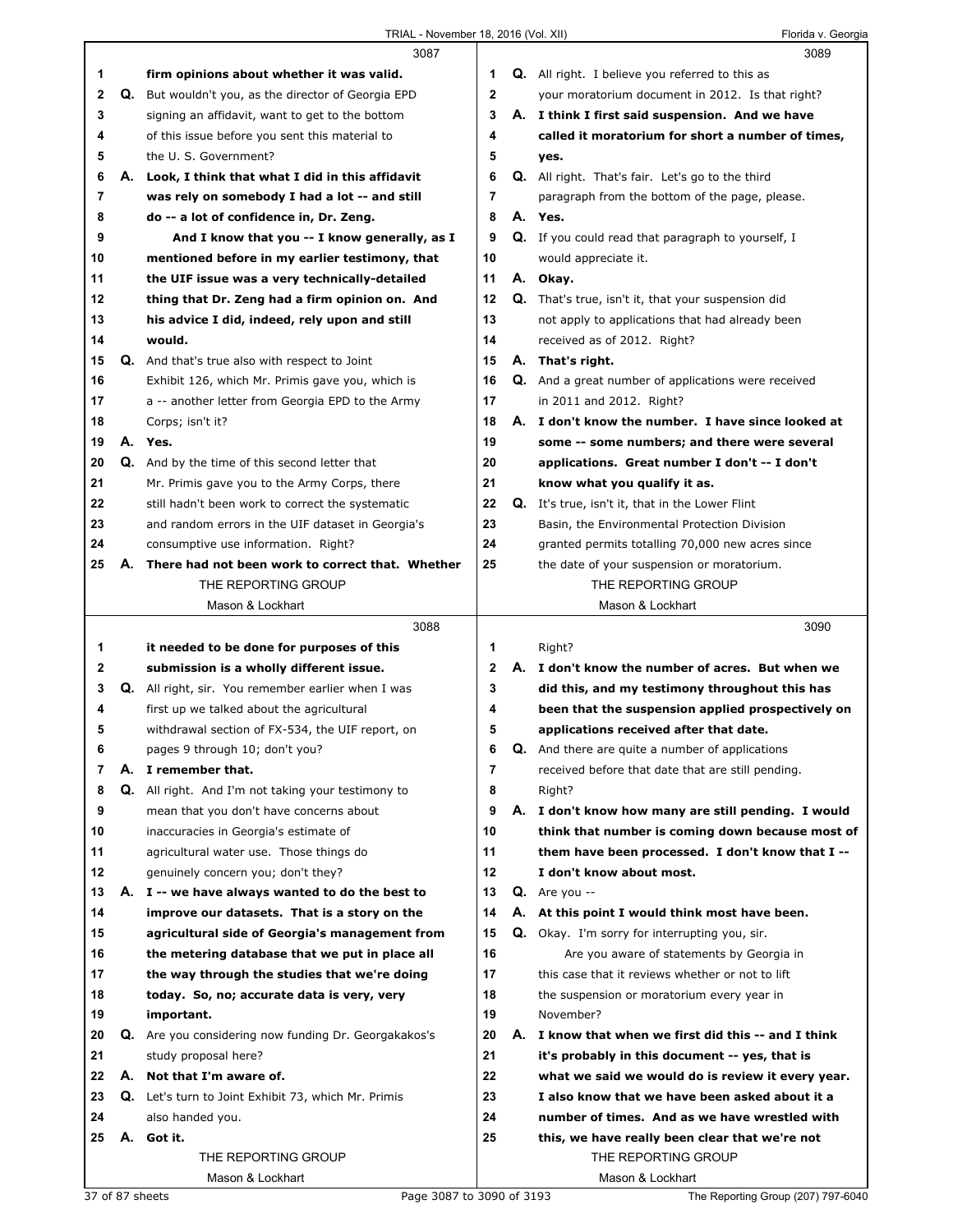**3087**

1 firm opinions about whether it was valid.

2 Q. But wouldn't you, as the director of Georgia EPD

3 signing an affidavit, want to get to the bottom

4 of this issue before you sent this material to

5 the U. S. Government?

6 A. **Look, I think that what I did in this affidavit**

7 **was rely on somebody I had a lot -- and still**

8 **do -- a lot of confidence in, Dr. Zeng.**

9 **And I know that you -- I know generally, as I**

10 **mentioned before in my earlier testimony, that**

11 **the UIF issue was a very technically-detailed**

12 **thing that Dr. Zeng had a firm opinion on. And**

13 **his advice I did, indeed, rely upon and still**

14 **would.**

15 Q. And that's true also with respect to Joint

16 Exhibit 126, which Mr. Primis gave you, which is

17 a -- another letter from Georgia EPD to the Army

18 Corps; isn't it?

19 A. **Yes.**

20 Q. And by the time of this second letter that

21 Mr. Primis gave you to the Army Corps, there

22 still hadn't been work to correct the systematic

23 and random errors in the UIF dataset in Georgia's

24 consumptive use information. Right?

25 A. **There had not been work to correct that. Whether**

**3088**

1 **it needed to be done for purposes of this**

2 **submission is a wholly different issue.**

3 Q. All right, sir. You remember earlier when I was

4 first up we talked about the agricultural

5 withdrawal section of FX-534, the UIF report, on

6 pages 9 through 10; don't you?

7 A. **I remember that.**

8 Q. All right. And I'm not taking your testimony to

9 mean that you don't have concerns about

10 inaccuracies in Georgia's estimate of

11 agricultural water use. Those things do

12 genuinely concern you; don't they?

13 A. **I -- we have always wanted to do the best to**

14 **improve our datasets. That is a story on the**

15 **agricultural side of Georgia's management from**

16 **the metering database that we put in place all**

17 **the way through the studies that we're doing**

18 **today. So, no; accurate data is very, very**

19 **important.**

20 Q. Are you considering now funding Dr. Georgakakos's

21 study proposal here?

22 A. **Not that I'm aware of.**

23 Q. Let's turn to Joint Exhibit 73, which Mr. Primis

24 also handed you.

25 A. **Got it.**

**3089**

1 Q. All right. I believe you referred to this as

2 your moratorium document in 2012. Is that right?

3 A. **I think I first said suspension. And we have**

4 **called it moratorium for short a number of times,**

5 **yes.**

6 Q. All right. That's fair. Let's go to the third

7 paragraph from the bottom of the page, please.

8 A. **Yes.**

9 Q. If you could read that paragraph to yourself, I

10 would appreciate it.

11 A. **Okay.**

12 Q. That's true, isn't it, that your suspension did

13 not apply to applications that had already been

14 received as of 2012. Right?

15 A. **That's right.**

16 Q. And a great number of applications were received

17 in 2011 and 2012. Right?

18 A. **I don't know the number. I have since looked at**

19 **some -- some numbers; and there were several**

20 **applications. Great number I don't -- I don't**

21 **know what you qualify it as.**

22 Q. It's true, isn't it, that in the Lower Flint

23 Basin, the Environmental Protection Division

24 granted permits totalling 70,000 new acres since

25 the date of your suspension or moratorium.

**3090**

1 Right?

2 A. **I don't know the number of acres. But when we**

3 **did this, and my testimony throughout this has**

4 **been that the suspension applied prospectively on**

5 **applications received after that date.**

6 Q. And there are quite a number of applications

7 received before that date that are still pending.

8 Right?

9 A. **I don't know how many are still pending. I would**

10 **think that number is coming down because most of**

11 **them have been processed. I don't know that I --**

12 **I don't know about most.**

13 Q. Are you --

14 A. **At this point I would think most have been.**

15 Q. Okay. I'm sorry for interrupting you, sir.

16 Are you aware of statements by Georgia in

17 this case that it reviews whether or not to lift

18 the suspension or moratorium every year in

19 November?

20 A. **I know that when we first did this -- and I think**

21 **it's probably in this document -- yes, that is**

22 **what we said we would do is review it every year.**

23 **I also know that we have been asked about it a**

24 **number of times. And as we have wrestled with**

25 **this, we have really been clear that we're not**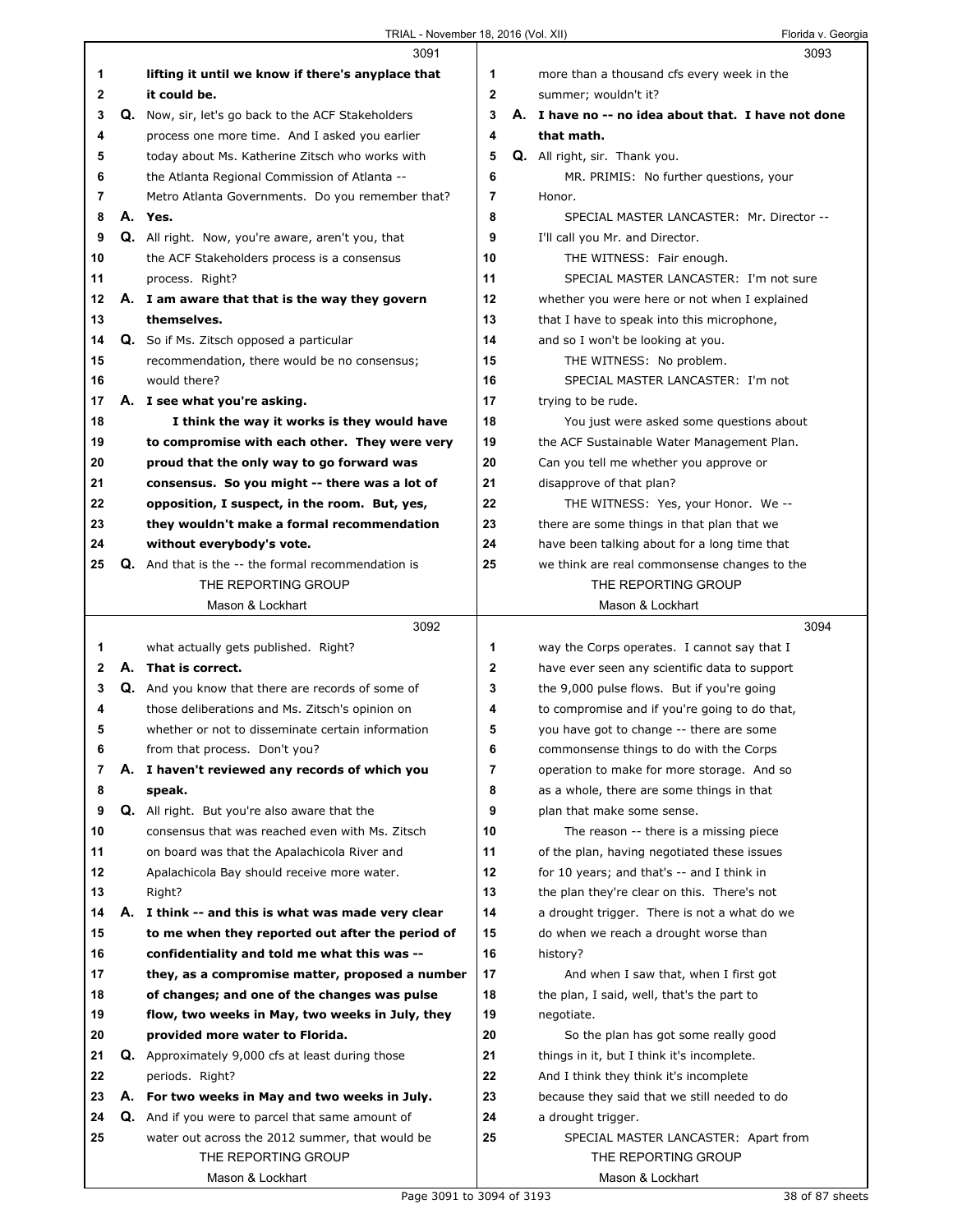**3091**

1 lifting it until we know if there's anyplace that
2 it could be.
3 Q. Now, sir, let's go back to the ACF Stakeholders
4 process one more time. And I asked you earlier
5 today about Ms. Katherine Zitsch who works with
6 the Atlanta Regional Commission of Atlanta --
7 Metro Atlanta Governments. Do you remember that?
8 A. **Yes.**
9 Q. All right. Now, you're aware, aren't you, that
10 the ACF Stakeholders process is a consensus
11 process. Right?
12 A. **I am aware that that is the way they govern**
13 **themselves.**
14 Q. So if Ms. Zitsch opposed a particular
15 recommendation, there would be no consensus;
16 would there?
17 A. **I see what you're asking.**
18 **I think the way it works is they would have**
19 **to compromise with each other. They were very**
20 **proud that the only way to go forward was**
21 **consensus. So you might -- there was a lot of**
22 **opposition, I suspect, in the room. But, yes,**
23 **they wouldn't make a formal recommendation**
24 **without everybody's vote.**
25 Q. And that is the -- the formal recommendation is

**3092**

1 what actually gets published. Right?
2 A. **That is correct.**
3 Q. And you know that there are records of some of
4 those deliberations and Ms. Zitsch's opinion on
5 whether or not to disseminate certain information
6 from that process. Don't you?
7 A. **I haven't reviewed any records of which you**
8 **speak.**
9 Q. All right. But you're also aware that the
10 consensus that was reached even with Ms. Zitsch
11 on board was that the Apalachicola River and
12 Apalachicola Bay should receive more water.
13 Right?
14 A. **I think -- and this is what was made very clear**
15 **to me when they reported out after the period of**
16 **confidentiality and told me what this was --**
17 **they, as a compromise matter, proposed a number**
18 **of changes; and one of the changes was pulse**
19 **flow, two weeks in May, two weeks in July, they**
20 **provided more water to Florida.**
21 Q. Approximately 9,000 cfs at least during those
22 periods. Right?
23 A. **For two weeks in May and two weeks in July.**
24 Q. And if you were to parcel that same amount of
25 water out across the 2012 summer, that would be

**3093**

1 more than a thousand cfs every week in the
2 summer; wouldn't it?
3 A. **I have no -- no idea about that. I have not done**
4 **that math.**
5 Q. All right, sir. Thank you.
6 MR. PRIMIS: No further questions, your
7 Honor.
8 SPECIAL MASTER LANCASTER: Mr. Director --
9 I'll call you Mr. and Director.
10 THE WITNESS: Fair enough.
11 SPECIAL MASTER LANCASTER: I'm not sure
12 whether you were here or not when I explained
13 that I have to speak into this microphone,
14 and so I won't be looking at you.
15 THE WITNESS: No problem.
16 SPECIAL MASTER LANCASTER: I'm not
17 trying to be rude.
18 You just were asked some questions about
19 the ACF Sustainable Water Management Plan.
20 Can you tell me whether you approve or
21 disapprove of that plan?
22 THE WITNESS: Yes, your Honor. We --
23 there are some things in that plan that we
24 have been talking about for a long time that
25 we think are real commonsense changes to the

**3094**

1 way the Corps operates. I cannot say that I
2 have ever seen any scientific data to support
3 the 9,000 pulse flows. But if you're going
4 to compromise and if you're going to do that,
5 you have got to change -- there are some
6 commonsense things to do with the Corps
7 operation to make for more storage. And so
8 as a whole, there are some things in that
9 plan that make some sense.
10 The reason -- there is a missing piece
11 of the plan, having negotiated these issues
12 for 10 years; and that's -- and I think in
13 the plan they're clear on this. There's not
14 a drought trigger. There is not a what do we
15 do when we reach a drought worse than
16 history?
17 And when I saw that, when I first got
18 the plan, I said, well, that's the part to
19 negotiate.
20 So the plan has got some really good
21 things in it, but I think it's incomplete.
22 And I think they think it's incomplete
23 because they said that we still needed to do
24 a drought trigger.
25 SPECIAL MASTER LANCASTER: Apart from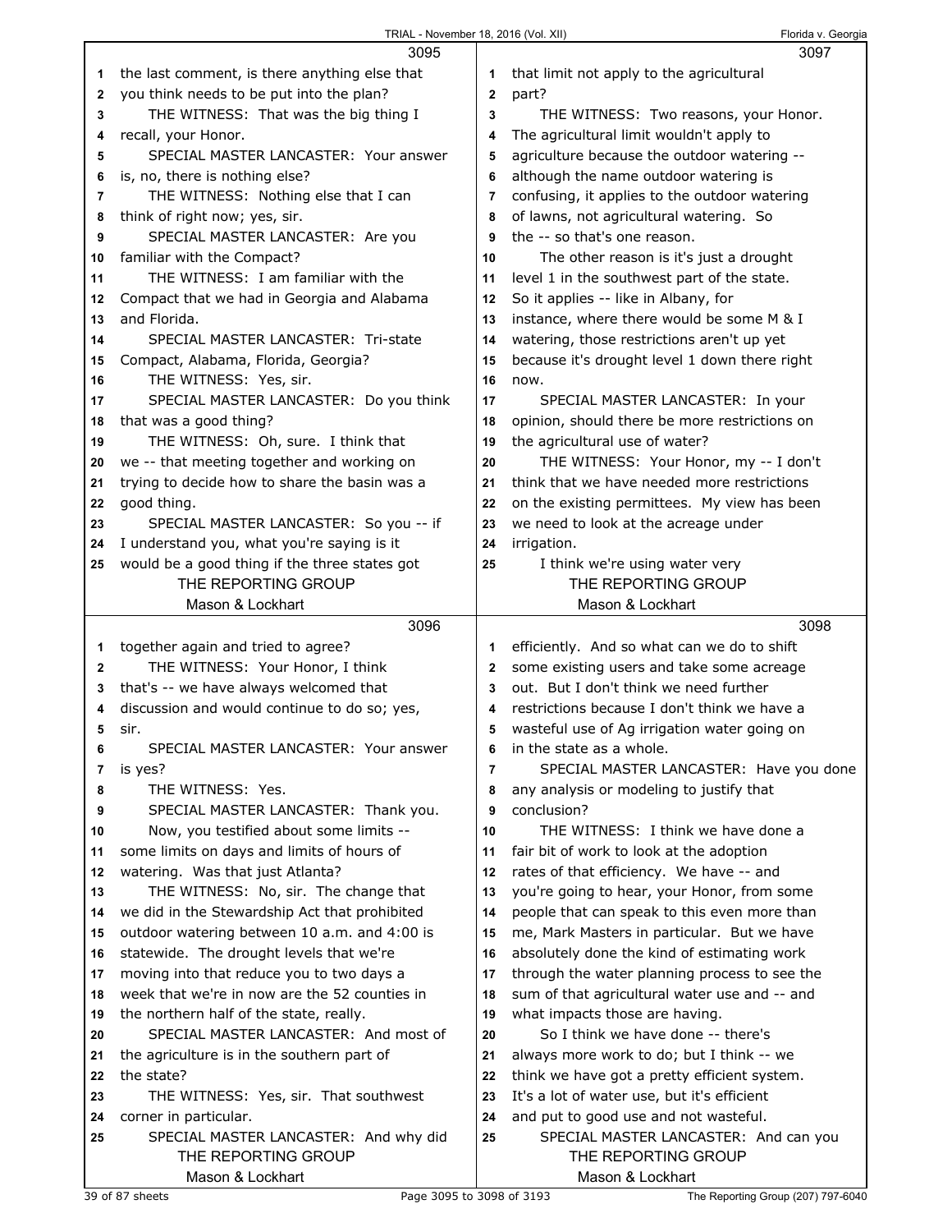the last comment, is there anything else that you think needs to be put into the plan?

THE WITNESS: That was the big thing I recall, your Honor.

SPECIAL MASTER LANCASTER: Your answer is, no, there is nothing else?

THE WITNESS: Nothing else that I can think of right now; yes, sir.

SPECIAL MASTER LANCASTER: Are you familiar with the Compact?

THE WITNESS: I am familiar with the Compact that we had in Georgia and Alabama and Florida.

SPECIAL MASTER LANCASTER: Tri-state Compact, Alabama, Florida, Georgia?

THE WITNESS: Yes, sir.

SPECIAL MASTER LANCASTER: Do you think that was a good thing?

THE WITNESS: Oh, sure. I think that we -- that meeting together and working on trying to decide how to share the basin was a good thing.

SPECIAL MASTER LANCASTER: So you -- if I understand you, what you're saying is it would be a good thing if the three states got together again and tried to agree?

THE WITNESS: Your Honor, I think that's -- we have always welcomed that discussion and would continue to do so; yes, sir.

SPECIAL MASTER LANCASTER: Your answer is yes?

THE WITNESS: Yes.

SPECIAL MASTER LANCASTER: Thank you.

Now, you testified about some limits -- some limits on days and limits of hours of watering. Was that just Atlanta?

THE WITNESS: No, sir. The change that we did in the Stewardship Act that prohibited outdoor watering between 10 a.m. and 4:00 is statewide. The drought levels that we're moving into that reduce you to two days a week that we're in now are the 52 counties in the northern half of the state, really.

SPECIAL MASTER LANCASTER: And most of the agriculture is in the southern part of the state?

THE WITNESS: Yes, sir. That southwest corner in particular.

SPECIAL MASTER LANCASTER: And why did that limit not apply to the agricultural part?

THE WITNESS: Two reasons, your Honor. The agricultural limit wouldn't apply to agriculture because the outdoor watering -- although the name outdoor watering is confusing, it applies to the outdoor watering of lawns, not agricultural watering. So the -- so that's one reason.

The other reason is it's just a drought level 1 in the southwest part of the state. So it applies -- like in Albany, for instance, where there would be some M & I watering, those restrictions aren't up yet because it's drought level 1 down there right now.

SPECIAL MASTER LANCASTER: In your opinion, should there be more restrictions on the agricultural use of water?

THE WITNESS: Your Honor, my -- I don't think that we have needed more restrictions on the existing permittees. My view has been we need to look at the acreage under irrigation.

I think we're using water very efficiently. And so what can we do to shift some existing users and take some acreage out. But I don't think we need further restrictions because I don't think we have a wasteful use of Ag irrigation water going on in the state as a whole.

SPECIAL MASTER LANCASTER: Have you done any analysis or modeling to justify that conclusion?

THE WITNESS: I think we have done a fair bit of work to look at the adoption rates of that efficiency. We have -- and you're going to hear, your Honor, from some people that can speak to this even more than me, Mark Masters in particular. But we have absolutely done the kind of estimating work through the water planning process to see the sum of that agricultural water use and -- and what impacts those are having.

So I think we have done -- there's always more work to do; but I think -- we think we have got a pretty efficient system. It's a lot of water use, but it's efficient and put to good use and not wasteful.

SPECIAL MASTER LANCASTER: And can you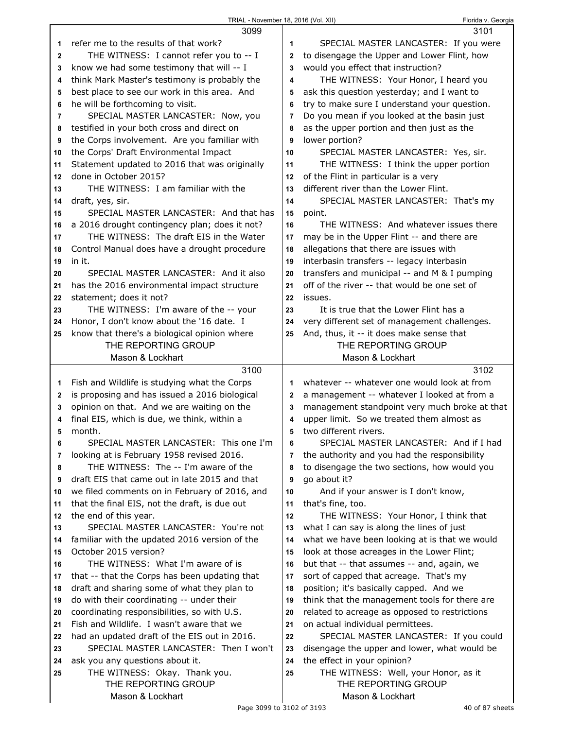refer me to the results of work?

THE WITNESS: I cannot refer you to -- I know we had some testimony that will -- I think Mark Master's testimony is probably the best place to see our work in this area. And he will be forthcoming to visit.

SPECIAL MASTER LANCASTER: Now, you testified in your both cross and direct on the Corps involvement. Are you familiar with the Corps' Draft Environmental Impact Statement updated to 2016 that was originally done in October 2015?

THE WITNESS: I am familiar with the draft, yes, sir.

SPECIAL MASTER LANCASTER: And that has a 2016 drought contingency plan; does it not?

THE WITNESS: The draft EIS in the Water Control Manual does have a drought procedure in it.

SPECIAL MASTER LANCASTER: And it also has the 2016 environmental impact structure statement; does it not?

THE WITNESS: I'm aware of the -- your Honor, I don't know about the '16 date. I know that there's a biological opinion where Fish and Wildlife is studying what the Corps is proposing and has issued a 2016 biological opinion on that. And we are waiting on the final EIS, which is due, we think, within a month.

SPECIAL MASTER LANCASTER: This one I'm looking at is February 1958 revised 2016.

THE WITNESS: The -- I'm aware of the draft EIS that came out in late 2015 and that we filed comments on in February of 2016, and that the final EIS, not the draft, is due out the end of this year.

SPECIAL MASTER LANCASTER: You're not familiar with the updated 2016 version of the October 2015 version?

THE WITNESS: What I'm aware of is that -- that the Corps has been updating that draft and sharing some of what they plan to do with their coordinating -- under their coordinating responsibilities, so with U.S. Fish and Wildlife. I wasn't aware that we had an updated draft of the EIS out in 2016.

SPECIAL MASTER LANCASTER: Then I won't ask you any questions about it.

THE WITNESS: Okay. Thank you.

SPECIAL MASTER LANCASTER: If you were to disengage the Upper and Lower Flint, how would you effect that instruction?

THE WITNESS: Your Honor, I heard you ask this question yesterday; and I want to try to make sure I understand your question. Do you mean if you looked at the basin just as the upper portion and then just as the lower portion?

SPECIAL MASTER LANCASTER: Yes, sir.

THE WITNESS: I think the upper portion of the Flint in particular is a very different river than the Lower Flint.

SPECIAL MASTER LANCASTER: That's my point.

THE WITNESS: And whatever issues there may be in the Upper Flint -- and there are allegations that there are issues with interbasin transfers -- legacy interbasin transfers and municipal -- and M & I pumping off of the river -- that would be one set of issues.

It is true that the Lower Flint has a very different set of management challenges. And, thus, it -- it does make sense that whatever -- whatever one would look at from a management -- whatever I looked at from a management standpoint very much broke at that upper limit. So we treated them almost as two different rivers.

SPECIAL MASTER LANCASTER: And if I had the authority and you had the responsibility to disengage the two sections, how would you go about it?

And if your answer is I don't know, that's fine, too.

THE WITNESS: Your Honor, I think that what I can say is along the lines of just what we have been looking at is that we would look at those acreages in the Lower Flint; but that -- that assumes -- and, again, we sort of capped that acreage. That's my position; it's basically capped. And we think that the management tools for there are related to acreage as opposed to restrictions on actual individual permittees.

SPECIAL MASTER LANCASTER: If you could disengage the upper and lower, what would be the effect in your opinion?

THE WITNESS: Well, your Honor, as it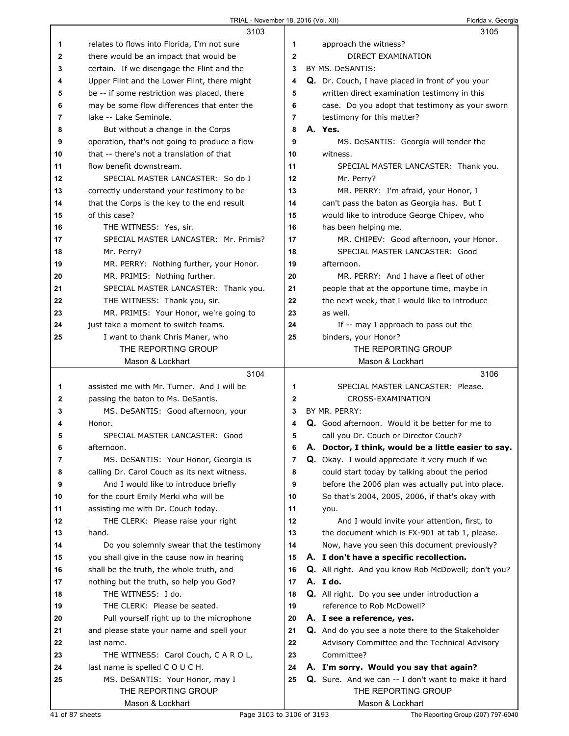relates to flows into Florida, I'm not sure there would be an impact that would be certain. If we disengage the Flint and the Upper Flint and the Lower Flint, there might be -- if some restriction was placed, there may be some flow differences that enter the lake -- Lake Seminole.

But without a change in the Corps operation, that's not going to produce a flow that -- there's not a translation of that flow benefit downstream.

SPECIAL MASTER LANCASTER: So do I correctly understand your testimony to be that the Corps is the key to the end result of this case?

THE WITNESS: Yes, sir.

SPECIAL MASTER LANCASTER: Mr. Primis? Mr. Perry?

MR. PERRY: Nothing further, your Honor.

MR. PRIMIS: Nothing further.

SPECIAL MASTER LANCASTER: Thank you.

THE WITNESS: Thank you, sir.

MR. PRIMIS: Your Honor, we're going to just take a moment to switch teams.

I want to thank Chris Maner, who assisted me with Mr. Turner. And I will be passing the baton to Ms. DeSantis.

MS. DeSANTIS: Good afternoon, your Honor.

SPECIAL MASTER LANCASTER: Good afternoon.

MS. DeSANTIS: Your Honor, Georgia is calling Dr. Carol Couch as its next witness.

And I would like to introduce briefly for the court Emily Merki who will be assisting me with Dr. Couch today.

THE CLERK: Please raise your right hand.

Do you solemnly swear that the testimony you shall give in the cause now in hearing shall be the truth, the whole truth, and nothing but the truth, so help you God?

THE WITNESS: I do.

THE CLERK: Please be seated.

Pull yourself right up to the microphone and please state your name and spell your last name.

THE WITNESS: Carol Couch, C A R O L, last name is spelled C O U C H.

MS. DeSANTIS: Your Honor, may I approach the witness?

DIRECT EXAMINATION

BY MS. DeSANTIS:

**Q.** Dr. Couch, I have placed in front of you your written direct examination testimony in this case. Do you adopt that testimony as your sworn testimony for this matter?

**A. Yes.**

MS. DeSANTIS: Georgia will tender the witness.

SPECIAL MASTER LANCASTER: Thank you. Mr. Perry?

MR. PERRY: I'm afraid, your Honor, I can't pass the baton as Georgia has. But I would like to introduce George Chipev, who has been helping me.

MR. CHIPEV: Good afternoon, your Honor.

SPECIAL MASTER LANCASTER: Good afternoon.

MR. PERRY: And I have a fleet of other people that at the opportune time, maybe in the next week, that I would like to introduce as well.

If -- may I approach to pass out the binders, your Honor?

SPECIAL MASTER LANCASTER: Please.

CROSS-EXAMINATION

BY MR. PERRY:

**Q.** Good afternoon. Would it be better for me to call you Dr. Couch or Director Couch?

**A. Doctor, I think, would be a little easier to say.**

**Q.** Okay. I would appreciate it very much if we could start today by talking about the period before the 2006 plan was actually put into place. So that's 2004, 2005, 2006, if that's okay with you.

And I would invite your attention, first, to the document which is FX-901 at tab 1, please. Now, have you seen this document previously?

**A. I don't have a specific recollection.**

**Q.** All right. And you know Rob McDowell; don't you?

**A. I do.**

**Q.** All right. Do you see under introduction a reference to Rob McDowell?

**A. I see a reference, yes.**

**Q.** And do you see a note there to the Stakeholder Advisory Committee and the Technical Advisory Committee?

**A. I'm sorry. Would you say that again?**

**Q.** Sure. And we can -- I don't want to make it hard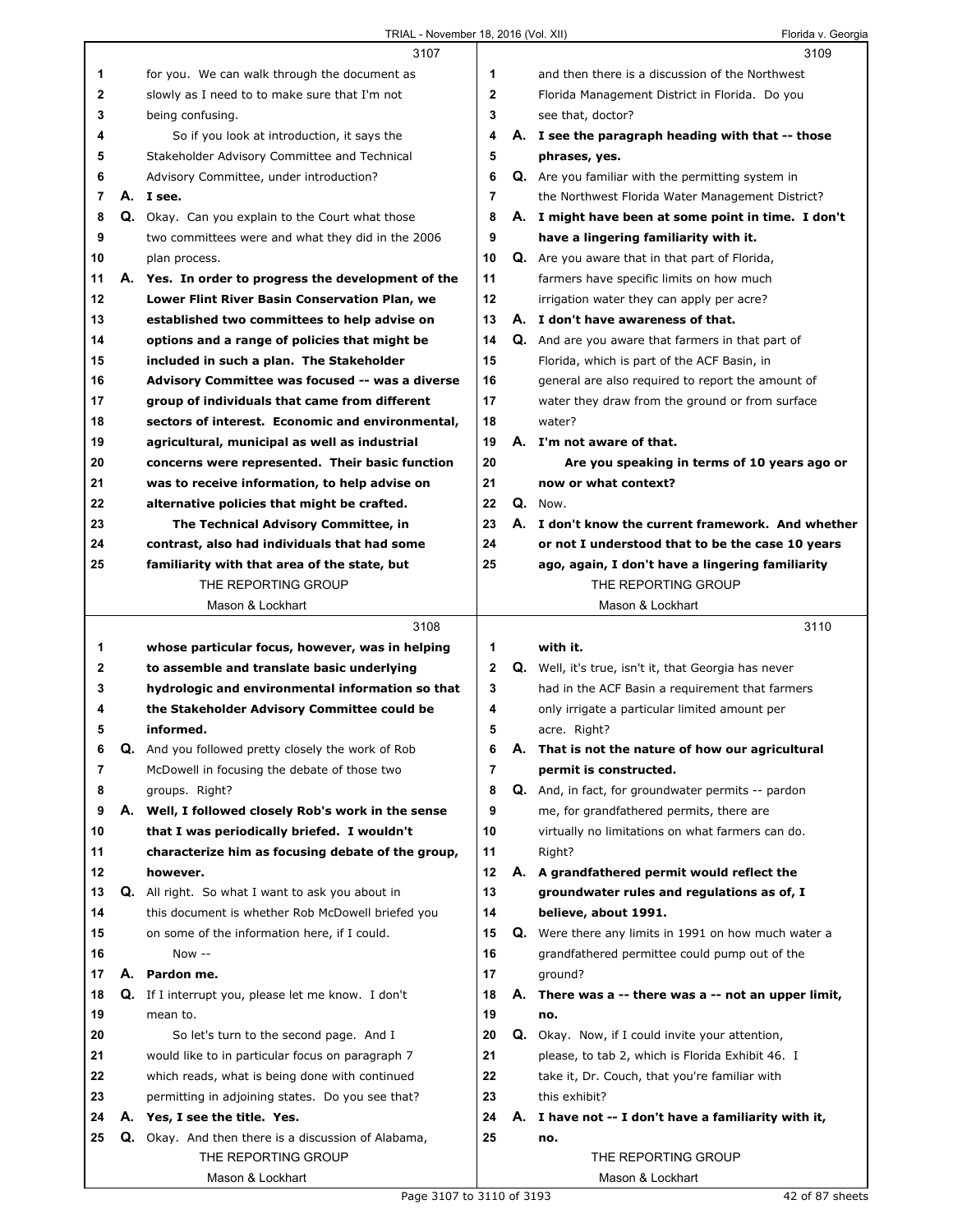**3107**

for you. We can walk through the document as slowly as I need to to make sure that I'm not being confusing.

So if you look at introduction, it says the Stakeholder Advisory Committee and Technical Advisory Committee, under introduction?

**A. I see.**

**Q.** Okay. Can you explain to the Court what those two committees were and what they did in the 2006 plan process.

**A. Yes. In order to progress the development of the Lower Flint River Basin Conservation Plan, we established two committees to help advise on options and a range of policies that might be included in such a plan. The Stakeholder Advisory Committee was focused -- was a diverse group of individuals that came from different sectors of interest. Economic and environmental, agricultural, municipal as well as industrial concerns were represented. Their basic function was to receive information, to help advise on alternative policies that might be crafted.**

**The Technical Advisory Committee, in contrast, also had individuals that had some familiarity with that area of the state, but**

**3108**

**whose particular focus, however, was in helping to assemble and translate basic underlying hydrologic and environmental information so that the Stakeholder Advisory Committee could be informed.**

**Q.** And you followed pretty closely the work of Rob McDowell in focusing the debate of those two groups. Right?

**A. Well, I followed closely Rob's work in the sense that I was periodically briefed. I wouldn't characterize him as focusing debate of the group, however.**

**Q.** All right. So what I want to ask you about in this document is whether Rob McDowell briefed you on some of the information here, if I could.

Now --

**A. Pardon me.**

**Q.** If I interrupt you, please let me know. I don't mean to.

So let's turn to the second page. And I would like to in particular focus on paragraph 7 which reads, what is being done with continued permitting in adjoining states. Do you see that?

**A. Yes, I see the title. Yes.**

**Q.** Okay. And then there is a discussion of Alabama,

**3109**

and then there is a discussion of the Northwest Florida Management District in Florida. Do you see that, doctor?

**A. I see the paragraph heading with that -- those phrases, yes.**

**Q.** Are you familiar with the permitting system in the Northwest Florida Water Management District?

**A. I might have been at some point in time. I don't have a lingering familiarity with it.**

**Q.** Are you aware that in that part of Florida, farmers have specific limits on how much irrigation water they can apply per acre?

**A. I don't have awareness of that.**

**Q.** And are you aware that farmers in that part of Florida, which is part of the ACF Basin, in general are also required to report the amount of water they draw from the ground or from surface water?

**A. I'm not aware of that.**

**Are you speaking in terms of 10 years ago or now or what context?**

**Q.** Now.

**A. I don't know the current framework. And whether or not I understood that to be the case 10 years ago, again, I don't have a lingering familiarity**

**3110**

**with it.**

**Q.** Well, it's true, isn't it, that Georgia has never had in the ACF Basin a requirement that farmers only irrigate a particular limited amount per acre. Right?

**A. That is not the nature of how our agricultural permit is constructed.**

**Q.** And, in fact, for groundwater permits -- pardon me, for grandfathered permits, there are virtually no limitations on what farmers can do. Right?

**A. A grandfathered permit would reflect the groundwater rules and regulations as of, I believe, about 1991.**

**Q.** Were there any limits in 1991 on how much water a grandfathered permittee could pump out of the ground?

**A. There was a -- there was a -- not an upper limit, no.**

**Q.** Okay. Now, if I could invite your attention, please, to tab 2, which is Florida Exhibit 46. I take it, Dr. Couch, that you're familiar with this exhibit?

**A. I have not -- I don't have a familiarity with it, no.**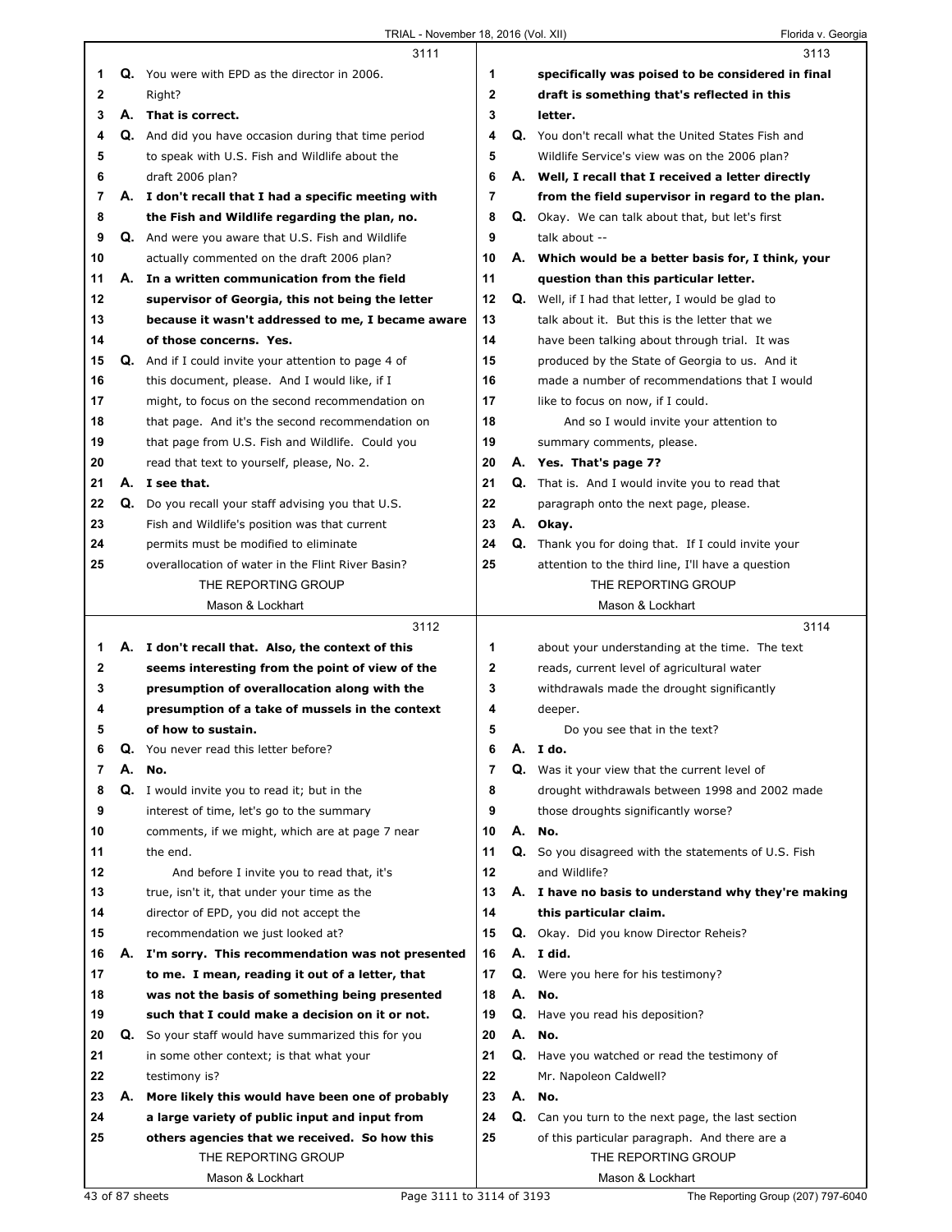**3111**

1 **Q.** You were with EPD as the director in 2006.
2 Right?
3 **A. That is correct.**
4 **Q.** And did you have occasion during that time period
5 to speak with U.S. Fish and Wildlife about the
6 draft 2006 plan?
7 **A. I don't recall that I had a specific meeting with**
8 **the Fish and Wildlife regarding the plan, no.**
9 **Q.** And were you aware that U.S. Fish and Wildlife
10 actually commented on the draft 2006 plan?
11 **A. In a written communication from the field**
12 **supervisor of Georgia, this not being the letter**
13 **because it wasn't addressed to me, I became aware**
14 **of those concerns. Yes.**
15 **Q.** And if I could invite your attention to page 4 of
16 this document, please. And I would like, if I
17 might, to focus on the second recommendation on
18 that page. And it's the second recommendation on
19 that page from U.S. Fish and Wildlife. Could you
20 read that text to yourself, please, No. 2.
21 **A. I see that.**
22 **Q.** Do you recall your staff advising you that U.S.
23 Fish and Wildlife's position was that current
24 permits must be modified to eliminate
25 overallocation of water in the Flint River Basin?

**3112**

1 **A. I don't recall that. Also, the context of this**
2 **seems interesting from the point of view of the**
3 **presumption of overallocation along with the**
4 **presumption of a take of mussels in the context**
5 **of how to sustain.**
6 **Q.** You never read this letter before?
7 **A. No.**
8 **Q.** I would invite you to read it; but in the
9 interest of time, let's go to the summary
10 comments, if we might, which are at page 7 near
11 the end.
12 And before I invite you to read that, it's
13 true, isn't it, that under your time as the
14 director of EPD, you did not accept the
15 recommendation we just looked at?
16 **A. I'm sorry. This recommendation was not presented**
17 **to me. I mean, reading it out of a letter, that**
18 **was not the basis of something being presented**
19 **such that I could make a decision on it or not.**
20 **Q.** So your staff would have summarized this for you
21 in some other context; is that what your
22 testimony is?
23 **A. More likely this would have been one of probably**
24 **a large variety of public input and input from**
25 **others agencies that we received. So how this**

**3113**

1 **specifically was poised to be considered in final**
2 **draft is something that's reflected in this**
3 **letter.**
4 **Q.** You don't recall what the United States Fish and
5 Wildlife Service's view was on the 2006 plan?
6 **A. Well, I recall that I received a letter directly**
7 **from the field supervisor in regard to the plan.**
8 **Q.** Okay. We can talk about that, but let's first
9 talk about --
10 **A. Which would be a better basis for, I think, your**
11 **question than this particular letter.**
12 **Q.** Well, if I had that letter, I would be glad to
13 talk about it. But this is the letter that we
14 have been talking about through trial. It was
15 produced by the State of Georgia to us. And it
16 made a number of recommendations that I would
17 like to focus on now, if I could.
18 And so I would invite your attention to
19 summary comments, please.
20 **A. Yes. That's page 7?**
21 **Q.** That is. And I would invite you to read that
22 paragraph onto the next page, please.
23 **A. Okay.**
24 **Q.** Thank you for doing that. If I could invite your
25 attention to the third line, I'll have a question

**3114**

1 about your understanding at the time. The text
2 reads, current level of agricultural water
3 withdrawals made the drought significantly
4 deeper.
5 Do you see that in the text?
6 **A. I do.**
7 **Q.** Was it your view that the current level of
8 drought withdrawals between 1998 and 2002 made
9 those droughts significantly worse?
10 **A. No.**
11 **Q.** So you disagreed with the statements of U.S. Fish
12 and Wildlife?
13 **A. I have no basis to understand why they're making**
14 **this particular claim.**
15 **Q.** Okay. Did you know Director Reheis?
16 **A. I did.**
17 **Q.** Were you here for his testimony?
18 **A. No.**
19 **Q.** Have you read his deposition?
20 **A. No.**
21 **Q.** Have you watched or read the testimony of
22 Mr. Napoleon Caldwell?
23 **A. No.**
24 **Q.** Can you turn to the next page, the last section
25 of this particular paragraph. And there are a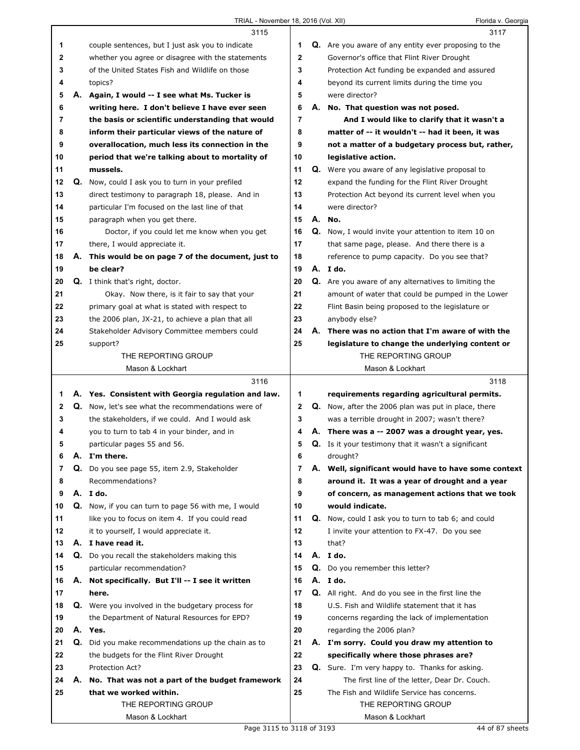**3115**

1 couple sentences, but I just ask you to indicate
2 whether you agree or disagree with the statements
3 of the United States Fish and Wildlife on those
4 topics?
5 **A. Again, I would -- I see what Ms. Tucker is**
6 **writing here. I don't believe I have ever seen**
7 **the basis or scientific understanding that would**
8 **inform their particular views of the nature of**
9 **overallocation, much less its connection in the**
10 **period that we're talking about to mortality of**
11 **mussels.**
12 Q. Now, could I ask you to turn in your prefiled
13 direct testimony to paragraph 18, please. And in
14 particular I'm focused on the last line of that
15 paragraph when you get there.
16 Doctor, if you could let me know when you get
17 there, I would appreciate it.
18 **A. This would be on page 7 of the document, just to**
19 **be clear?**
20 Q. I think that's right, doctor.
21 Okay. Now there, is it fair to say that your
22 primary goal at what is stated with respect to
23 the 2006 plan, JX-21, to achieve a plan that all
24 Stakeholder Advisory Committee members could
25 support?

**3116**

1 **A. Yes. Consistent with Georgia regulation and law.**
2 Q. Now, let's see what the recommendations were of
3 the stakeholders, if we could. And I would ask
4 you to turn to tab 4 in your binder, and in
5 particular pages 55 and 56.
6 **A. I'm there.**
7 Q. Do you see page 55, item 2.9, Stakeholder
8 Recommendations?
9 **A. I do.**
10 Q. Now, if you can turn to page 56 with me, I would
11 like you to focus on item 4. If you could read
12 it to yourself, I would appreciate it.
13 **A. I have read it.**
14 Q. Do you recall the stakeholders making this
15 particular recommendation?
16 **A. Not specifically. But I'll -- I see it written**
17 **here.**
18 Q. Were you involved in the budgetary process for
19 the Department of Natural Resources for EPD?
20 **A. Yes.**
21 Q. Did you make recommendations up the chain as to
22 the budgets for the Flint River Drought
23 Protection Act?
24 **A. No. That was not a part of the budget framework**
25 **that we worked within.**

**3117**

1 Q. Are you aware of any entity ever proposing to the
2 Governor's office that Flint River Drought
3 Protection Act funding be expanded and assured
4 beyond its current limits during the time you
5 were director?
6 **A. No. That question was not posed.**
7 **And I would like to clarify that it wasn't a**
8 **matter of -- it wouldn't -- had it been, it was**
9 **not a matter of a budgetary process but, rather,**
10 **legislative action.**
11 Q. Were you aware of any legislative proposal to
12 expand the funding for the Flint River Drought
13 Protection Act beyond its current level when you
14 were director?
15 **A. No.**
16 Q. Now, I would invite your attention to item 10 on
17 that same page, please. And there there is a
18 reference to pump capacity. Do you see that?
19 **A. I do.**
20 Q. Are you aware of any alternatives to limiting the
21 amount of water that could be pumped in the Lower
22 Flint Basin being proposed to the legislature or
23 anybody else?
24 **A. There was no action that I'm aware of with the**
25 **legislature to change the underlying content or**

**3118**

1 **requirements regarding agricultural permits.**
2 Q. Now, after the 2006 plan was put in place, there
3 was a terrible drought in 2007; wasn't there?
4 **A. There was a -- 2007 was a drought year, yes.**
5 Q. Is it your testimony that it wasn't a significant
6 drought?
7 **A. Well, significant would have to have some context**
8 **around it. It was a year of drought and a year**
9 **of concern, as management actions that we took**
10 **would indicate.**
11 Q. Now, could I ask you to turn to tab 6; and could
12 I invite your attention to FX-47. Do you see
13 that?
14 **A. I do.**
15 Q. Do you remember this letter?
16 **A. I do.**
17 Q. All right. And do you see in the first line the
18 U.S. Fish and Wildlife statement that it has
19 concerns regarding the lack of implementation
20 regarding the 2006 plan?
21 **A. I'm sorry. Could you draw my attention to**
22 **specifically where those phrases are?**
23 Q. Sure. I'm very happy to. Thanks for asking.
24 The first line of the letter, Dear Dr. Couch.
25 The Fish and Wildlife Service has concerns.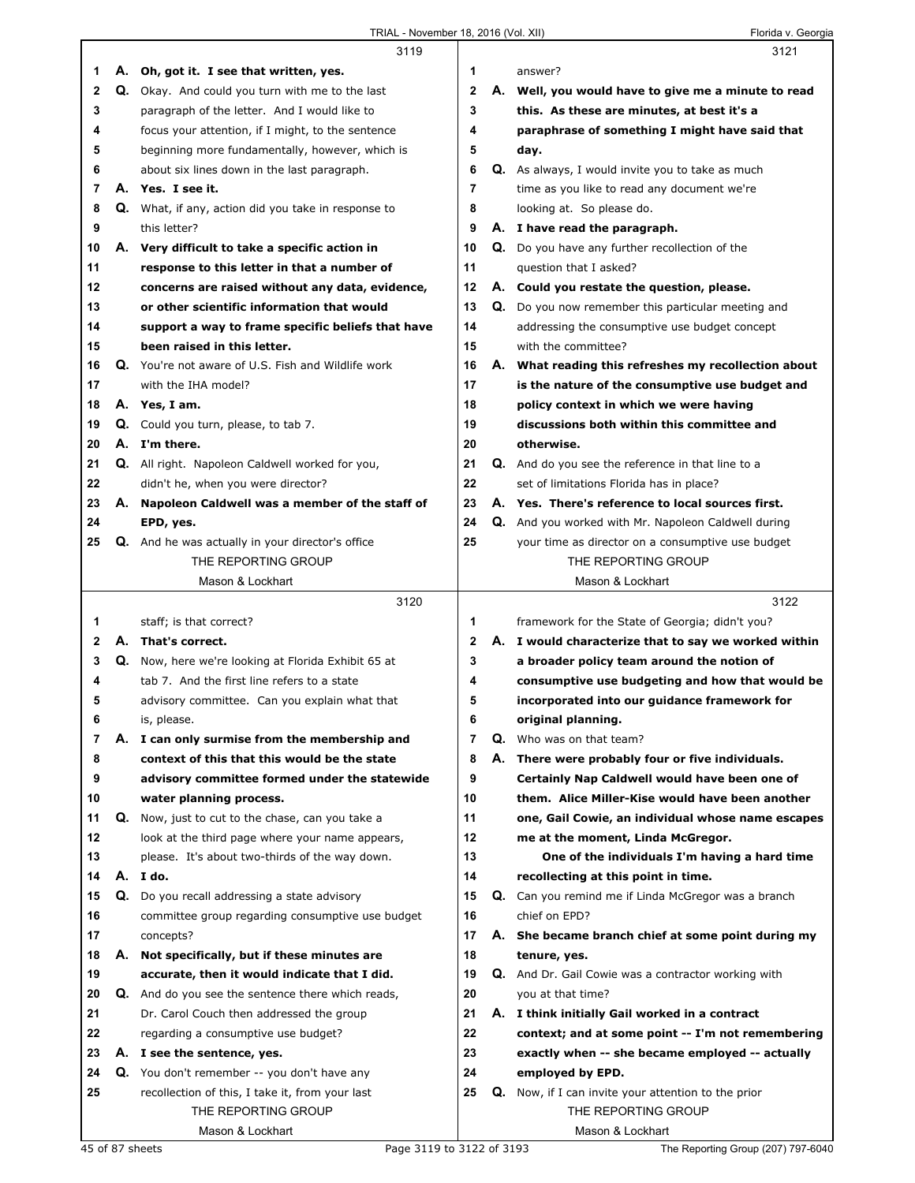3119

1 A. **Oh, got it. I see that written, yes.**
2 Q. Okay. And could you turn with me to the last
3 paragraph of the letter. And I would like to
4 focus your attention, if I might, to the sentence
5 beginning more fundamentally, however, which is
6 about six lines down in the last paragraph.
7 A. **Yes. I see it.**
8 Q. What, if any, action did you take in response to
9 this letter?
10 A. **Very difficult to take a specific action in**
11 **response to this letter in that a number of**
12 **concerns are raised without any data, evidence,**
13 **or other scientific information that would**
14 **support a way to frame specific beliefs that have**
15 **been raised in this letter.**
16 Q. You're not aware of U.S. Fish and Wildlife work
17 with the IHA model?
18 A. **Yes, I am.**
19 Q. Could you turn, please, to tab 7.
20 A. **I'm there.**
21 Q. All right. Napoleon Caldwell worked for you,
22 didn't he, when you were director?
23 A. **Napoleon Caldwell was a member of the staff of**
24 **EPD, yes.**
25 Q. And he was actually in your director's office

3120

1 staff; is that correct?
2 A. **That's correct.**
3 Q. Now, here we're looking at Florida Exhibit 65 at
4 tab 7. And the first line refers to a state
5 advisory committee. Can you explain what that
6 is, please.
7 A. **I can only surmise from the membership and**
8 **context of this that this would be the state**
9 **advisory committee formed under the statewide**
10 **water planning process.**
11 Q. Now, just to cut to the chase, can you take a
12 look at the third page where your name appears,
13 please. It's about two-thirds of the way down.
14 A. **I do.**
15 Q. Do you recall addressing a state advisory
16 committee group regarding consumptive use budget
17 concepts?
18 A. **Not specifically, but if these minutes are**
19 **accurate, then it would indicate that I did.**
20 Q. And do you see the sentence there which reads,
21 Dr. Carol Couch then addressed the group
22 regarding a consumptive use budget?
23 A. **I see the sentence, yes.**
24 Q. You don't remember -- you don't have any
25 recollection of this, I take it, from your last

3121

1 answer?
2 A. **Well, you would have to give me a minute to read**
3 **this. As these are minutes, at best it's a**
4 **paraphrase of something I might have said that**
5 **day.**
6 Q. As always, I would invite you to take as much
7 time as you like to read any document we're
8 looking at. So please do.
9 A. **I have read the paragraph.**
10 Q. Do you have any further recollection of the
11 question that I asked?
12 A. **Could you restate the question, please.**
13 Q. Do you now remember this particular meeting and
14 addressing the consumptive use budget concept
15 with the committee?
16 A. **What reading this refreshes my recollection about**
17 **is the nature of the consumptive use budget and**
18 **policy context in which we were having**
19 **discussions both within this committee and**
20 **otherwise.**
21 Q. And do you see the reference in that line to a
22 set of limitations Florida has in place?
23 A. **Yes. There's reference to local sources first.**
24 Q. And you worked with Mr. Napoleon Caldwell during
25 your time as director on a consumptive use budget

3122

1 framework for the State of Georgia; didn't you?
2 A. **I would characterize that to say we worked within**
3 **a broader policy team around the notion of**
4 **consumptive use budgeting and how that would be**
5 **incorporated into our guidance framework for**
6 **original planning.**
7 Q. Who was on that team?
8 A. **There were probably four or five individuals.**
9 **Certainly Nap Caldwell would have been one of**
10 **them. Alice Miller-Kise would have been another**
11 **one, Gail Cowie, an individual whose name escapes**
12 **me at the moment, Linda McGregor.**
13 **One of the individuals I'm having a hard time**
14 **recollecting at this point in time.**
15 Q. Can you remind me if Linda McGregor was a branch
16 chief on EPD?
17 A. **She became branch chief at some point during my**
18 **tenure, yes.**
19 Q. And Dr. Gail Cowie was a contractor working with
20 you at that time?
21 A. **I think initially Gail worked in a contract**
22 **context; and at some point -- I'm not remembering**
23 **exactly when -- she became employed -- actually**
24 **employed by EPD.**
25 Q. Now, if I can invite your attention to the prior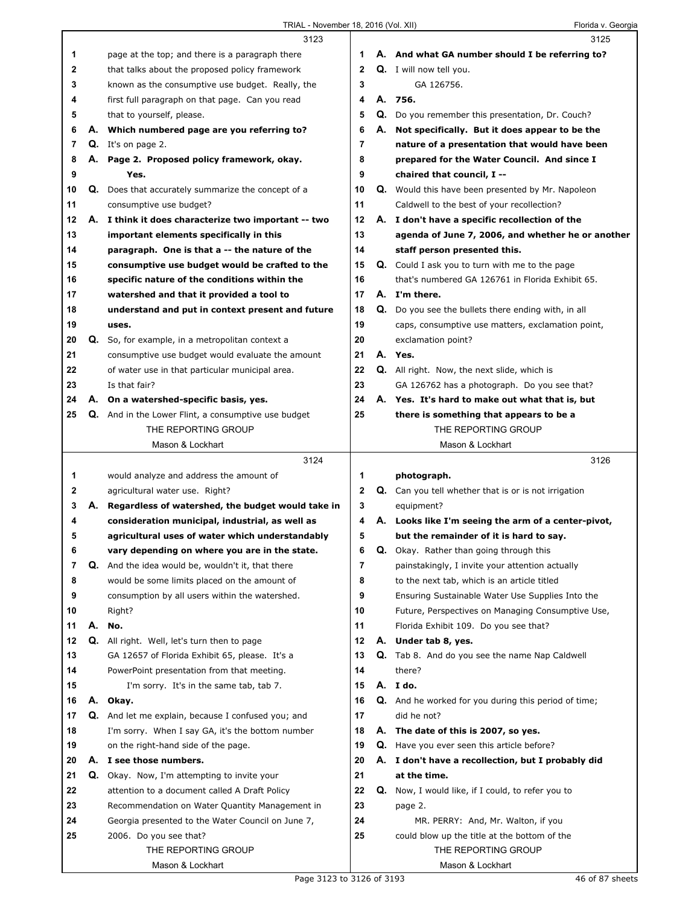**3123**

1 page at the top; and there is a paragraph there
2 that talks about the proposed policy framework
3 known as the consumptive use budget. Really, the
4 first full paragraph on that page. Can you read
5 that to yourself, please.
6 **A. Which numbered page are you referring to?**
7 Q. It's on page 2.
8 **A. Page 2. Proposed policy framework, okay.**
9 **Yes.**
10 Q. Does that accurately summarize the concept of a
11 consumptive use budget?
12 **A. I think it does characterize two important -- two**
13 **important elements specifically in this**
14 **paragraph. One is that a -- the nature of the**
15 **consumptive use budget would be crafted to the**
16 **specific nature of the conditions within the**
17 **watershed and that it provided a tool to**
18 **understand and put in context present and future**
19 **uses.**
20 Q. So, for example, in a metropolitan context a
21 consumptive use budget would evaluate the amount
22 of water use in that particular municipal area.
23 Is that fair?
24 **A. On a watershed-specific basis, yes.**
25 Q. And in the Lower Flint, a consumptive use budget

**3124**

1 would analyze and address the amount of
2 agricultural water use. Right?
3 **A. Regardless of watershed, the budget would take in**
4 **consideration municipal, industrial, as well as**
5 **agricultural uses of water which understandably**
6 **vary depending on where you are in the state.**
7 Q. And the idea would be, wouldn't it, that there
8 would be some limits placed on the amount of
9 consumption by all users within the watershed.
10 Right?
11 **A. No.**
12 Q. All right. Well, let's turn then to page
13 GA 12657 of Florida Exhibit 65, please. It's a
14 PowerPoint presentation from that meeting.
15 I'm sorry. It's in the same tab, tab 7.
16 **A. Okay.**
17 Q. And let me explain, because I confused you; and
18 I'm sorry. When I say GA, it's the bottom number
19 on the right-hand side of the page.
20 **A. I see those numbers.**
21 Q. Okay. Now, I'm attempting to invite your
22 attention to a document called A Draft Policy
23 Recommendation on Water Quantity Management in
24 Georgia presented to the Water Council on June 7,
25 2006. Do you see that?

**3125**

1 **A. And what GA number should I be referring to?**
2 Q. I will now tell you.
3 GA 126756.
4 **A. 756.**
5 Q. Do you remember this presentation, Dr. Couch?
6 **A. Not specifically. But it does appear to be the**
7 **nature of a presentation that would have been**
8 **prepared for the Water Council. And since I**
9 **chaired that council, I --**
10 Q. Would this have been presented by Mr. Napoleon
11 Caldwell to the best of your recollection?
12 **A. I don't have a specific recollection of the**
13 **agenda of June 7, 2006, and whether he or another**
14 **staff person presented this.**
15 Q. Could I ask you to turn with me to the page
16 that's numbered GA 126761 in Florida Exhibit 65.
17 **A. I'm there.**
18 Q. Do you see the bullets there ending with, in all
19 caps, consumptive use matters, exclamation point,
20 exclamation point?
21 **A. Yes.**
22 Q. All right. Now, the next slide, which is
23 GA 126762 has a photograph. Do you see that?
24 **A. Yes. It's hard to make out what that is, but**
25 **there is something that appears to be a**

**3126**

1 **photograph.**
2 Q. Can you tell whether that is or is not irrigation
3 equipment?
4 **A. Looks like I'm seeing the arm of a center-pivot,**
5 **but the remainder of it is hard to say.**
6 Q. Okay. Rather than going through this
7 painstakingly, I invite your attention actually
8 to the next tab, which is an article titled
9 Ensuring Sustainable Water Use Supplies Into the
10 Future, Perspectives on Managing Consumptive Use,
11 Florida Exhibit 109. Do you see that?
12 **A. Under tab 8, yes.**
13 Q. Tab 8. And do you see the name Nap Caldwell
14 there?
15 **A. I do.**
16 Q. And he worked for you during this period of time;
17 did he not?
18 **A. The date of this is 2007, so yes.**
19 Q. Have you ever seen this article before?
20 **A. I don't have a recollection, but I probably did**
21 **at the time.**
22 Q. Now, I would like, if I could, to refer you to
23 page 2.
24 MR. PERRY: And, Mr. Walton, if you
25 could blow up the title at the bottom of the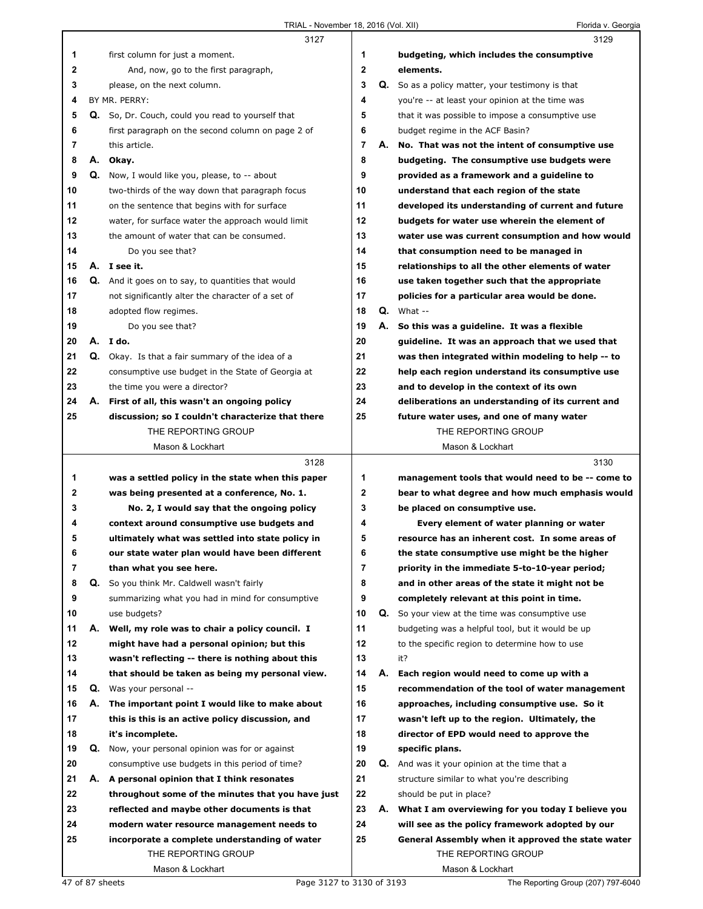first column for just a moment.

And, now, go to the first paragraph, please, on the next column.

BY MR. PERRY:

**Q.** So, Dr. Couch, could you read to yourself that first paragraph on the second column on page 2 of this article.

**A. Okay.**

**Q.** Now, I would like you, please, to -- about two-thirds of the way down that paragraph focus on the sentence that begins with for surface water, for surface water the approach would limit the amount of water that can be consumed.

Do you see that?

**A. I see it.**

**Q.** And it goes on to say, to quantities that would not significantly alter the character of a set of adopted flow regimes.

Do you see that?

**A. I do.**

**Q.** Okay. Is that a fair summary of the idea of a consumptive use budget in the State of Georgia at the time you were a director?

**A. First of all, this wasn't an ongoing policy discussion; so I couldn't characterize that there was a settled policy in the state when this paper was being presented at a conference, No. 1.**

**No. 2, I would say that the ongoing policy context around consumptive use budgets and ultimately what was settled into state policy in our state water plan would have been different than what you see here.**

**Q.** So you think Mr. Caldwell wasn't fairly summarizing what you had in mind for consumptive use budgets?

**A. Well, my role was to chair a policy council. I might have had a personal opinion; but this wasn't reflecting -- there is nothing about this that should be taken as being my personal view.**

**Q.** Was your personal --

**A. The important point I would like to make about this is this is an active policy discussion, and it's incomplete.**

**Q.** Now, your personal opinion was for or against consumptive use budgets in this period of time?

**A. A personal opinion that I think resonates throughout some of the minutes that you have just reflected and maybe other documents is that modern water resource management needs to incorporate a complete understanding of water budgeting, which includes the consumptive elements.**

**Q.** So as a policy matter, your testimony is that you're -- at least your opinion at the time was that it was possible to impose a consumptive use budget regime in the ACF Basin?

**A. No. That was not the intent of consumptive use budgeting. The consumptive use budgets were provided as a framework and a guideline to understand that each region of the state developed its understanding of current and future budgets for water use wherein the element of water use was current consumption and how would that consumption need to be managed in relationships to all the other elements of water use taken together such that the appropriate policies for a particular area would be done.**

**Q.** What --

**A. So this was a guideline. It was a flexible guideline. It was an approach that we used that was then integrated within modeling to help -- to help each region understand its consumptive use and to develop in the context of its own deliberations an understanding of its current and future water uses, and one of many water management tools that would need to be -- come to bear to what degree and how much emphasis would be placed on consumptive use.**

**Every element of water planning or water resource has an inherent cost. In some areas of the state consumptive use might be the higher priority in the immediate 5-to-10-year period; and in other areas of the state it might not be completely relevant at this point in time.**

**Q.** So your view at the time was consumptive use budgeting was a helpful tool, but it would be up to the specific region to determine how to use it?

**A. Each region would need to come up with a recommendation of the tool of water management approaches, including consumptive use. So it wasn't left up to the region. Ultimately, the director of EPD would need to approve the specific plans.**

**Q.** And was it your opinion at the time that a structure similar to what you're describing should be put in place?

**A. What I am overviewing for you today I believe you will see as the policy framework adopted by our General Assembly when it approved the state water**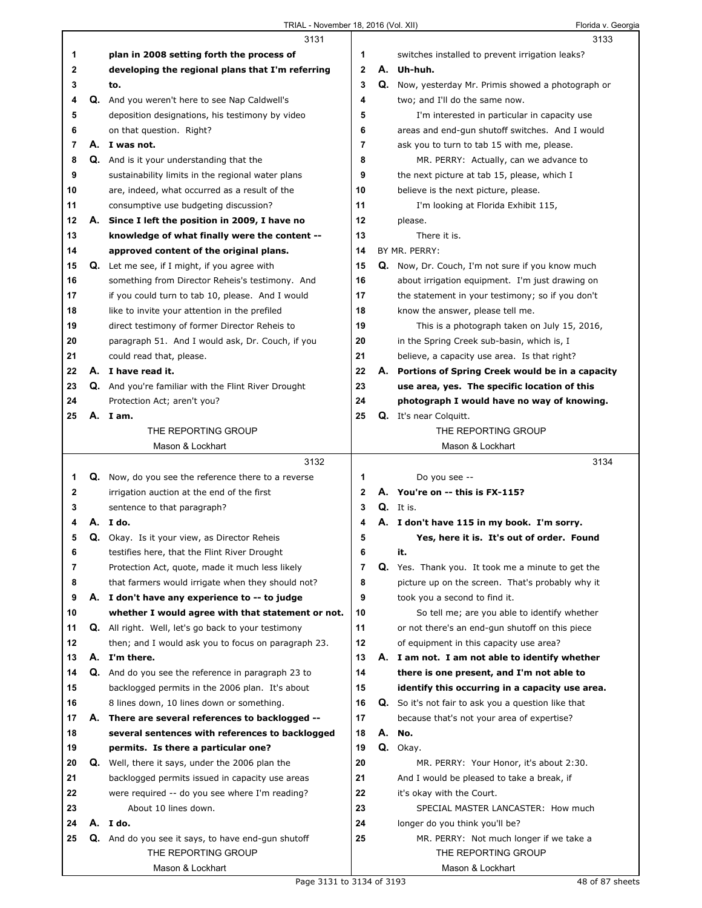**3131**

1 plan in 2008 setting forth the process of
2 developing the regional plans that I'm referring
3 to.
4 Q. And you weren't here to see Nap Caldwell's
5 deposition designations, his testimony by video
6 on that question. Right?
7 A. I was not.
8 Q. And is it your understanding that the
9 sustainability limits in the regional water plans
10 are, indeed, what occurred as a result of the
11 consumptive use budgeting discussion?
12 A. Since I left the position in 2009, I have no
13 knowledge of what finally were the content --
14 approved content of the original plans.
15 Q. Let me see, if I might, if you agree with
16 something from Director Reheis's testimony. And
17 if you could turn to tab 10, please. And I would
18 like to invite your attention in the prefiled
19 direct testimony of former Director Reheis to
20 paragraph 51. And I would ask, Dr. Couch, if you
21 could read that, please.
22 A. I have read it.
23 Q. And you're familiar with the Flint River Drought
24 Protection Act; aren't you?
25 A. I am.

**3132**

1 Q. Now, do you see the reference there to a reverse
2 irrigation auction at the end of the first
3 sentence to that paragraph?
4 A. I do.
5 Q. Okay. Is it your view, as Director Reheis
6 testifies here, that the Flint River Drought
7 Protection Act, quote, made it much less likely
8 that farmers would irrigate when they should not?
9 A. I don't have any experience to -- to judge
10 whether I would agree with that statement or not.
11 Q. All right. Well, let's go back to your testimony
12 then; and I would ask you to focus on paragraph 23.
13 A. I'm there.
14 Q. And do you see the reference in paragraph 23 to
15 backlogged permits in the 2006 plan. It's about
16 8 lines down, 10 lines down or something.
17 A. There are several references to backlogged --
18 several sentences with references to backlogged
19 permits. Is there a particular one?
20 Q. Well, there it says, under the 2006 plan the
21 backlogged permits issued in capacity use areas
22 were required -- do you see where I'm reading?
23 About 10 lines down.
24 A. I do.
25 Q. And do you see it says, to have end-gun shutoff

**3133**

1 switches installed to prevent irrigation leaks?
2 A. Uh-huh.
3 Q. Now, yesterday Mr. Primis showed a photograph or
4 two; and I'll do the same now.
5 I'm interested in particular in capacity use
6 areas and end-gun shutoff switches. And I would
7 ask you to turn to tab 15 with me, please.
8 MR. PERRY: Actually, can we advance to
9 the next picture at tab 15, please, which I
10 believe is the next picture, please.
11 I'm looking at Florida Exhibit 115,
12 please.
13 There it is.
14 BY MR. PERRY:
15 Q. Now, Dr. Couch, I'm not sure if you know much
16 about irrigation equipment. I'm just drawing on
17 the statement in your testimony; so if you don't
18 know the answer, please tell me.
19 This is a photograph taken on July 15, 2016,
20 in the Spring Creek sub-basin, which is, I
21 believe, a capacity use area. Is that right?
22 A. Portions of Spring Creek would be in a capacity
23 use area, yes. The specific location of this
24 photograph I would have no way of knowing.
25 Q. It's near Colquitt.

**3134**

1 Do you see --
2 A. You're on -- this is FX-115?
3 Q. It is.
4 A. I don't have 115 in my book. I'm sorry.
5 Yes, here it is. It's out of order. Found
6 it.
7 Q. Yes. Thank you. It took me a minute to get the
8 picture up on the screen. That's probably why it
9 took you a second to find it.
10 So tell me; are you able to identify whether
11 or not there's an end-gun shutoff on this piece
12 of equipment in this capacity use area?
13 A. I am not. I am not able to identify whether
14 there is one present, and I'm not able to
15 identify this occurring in a capacity use area.
16 Q. So it's not fair to ask you a question like that
17 because that's not your area of expertise?
18 A. No.
19 Q. Okay.
20 MR. PERRY: Your Honor, it's about 2:30.
21 And I would be pleased to take a break, if
22 it's okay with the Court.
23 SPECIAL MASTER LANCASTER: How much
24 longer do you think you'll be?
25 MR. PERRY: Not much longer if we take a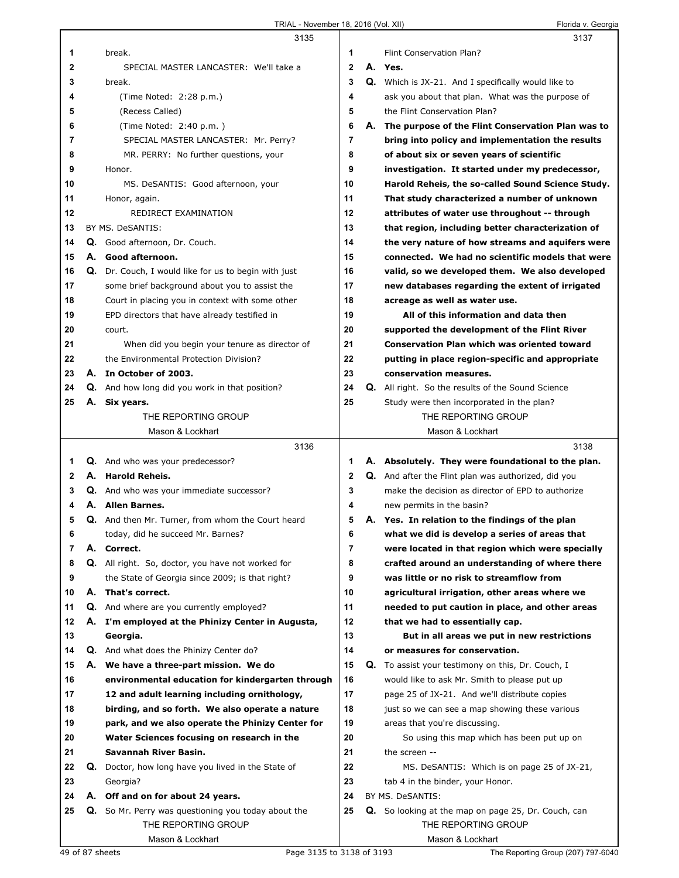**Page 3135**

1 break.

2 SPECIAL MASTER LANCASTER: We'll take a

3 break.

4 (Time Noted: 2:28 p.m.)

5 (Recess Called)

6 (Time Noted: 2:40 p.m. )

7 SPECIAL MASTER LANCASTER: Mr. Perry?

8 MR. PERRY: No further questions, your

9 Honor.

10 MS. DeSANTIS: Good afternoon, your

11 Honor, again.

12 REDIRECT EXAMINATION

13 BY MS. DeSANTIS:

14 **Q.** Good afternoon, Dr. Couch.

15 **A. Good afternoon.**

16 **Q.** Dr. Couch, I would like for us to begin with just

17 some brief background about you to assist the

18 Court in placing you in context with some other

19 EPD directors that have already testified in

20 court.

21 When did you begin your tenure as director of

22 the Environmental Protection Division?

23 **A. In October of 2003.**

24 **Q.** And how long did you work in that position?

25 **A. Six years.**

**Page 3136**

1 **Q.** And who was your predecessor?

2 **A. Harold Reheis.**

3 **Q.** And who was your immediate successor?

4 **A. Allen Barnes.**

5 **Q.** And then Mr. Turner, from whom the Court heard

6 today, did he succeed Mr. Barnes?

7 **A. Correct.**

8 **Q.** All right. So, doctor, you have not worked for

9 the State of Georgia since 2009; is that right?

10 **A. That's correct.**

11 **Q.** And where are you currently employed?

12 **A. I'm employed at the Phinizy Center in Augusta,**

13 **Georgia.**

14 **Q.** And what does the Phinizy Center do?

15 **A. We have a three-part mission. We do**

16 **environmental education for kindergarten through**

17 **12 and adult learning including ornithology,**

18 **birding, and so forth. We also operate a nature**

19 **park, and we also operate the Phinizy Center for**

20 **Water Sciences focusing on research in the**

21 **Savannah River Basin.**

22 **Q.** Doctor, how long have you lived in the State of

23 Georgia?

24 **A. Off and on for about 24 years.**

25 **Q.** So Mr. Perry was questioning you today about the

**Page 3137**

1 Flint Conservation Plan?

2 **A. Yes.**

3 **Q.** Which is JX-21. And I specifically would like to

4 ask you about that plan. What was the purpose of

5 the Flint Conservation Plan?

6 **A. The purpose of the Flint Conservation Plan was to**

7 **bring into policy and implementation the results**

8 **of about six or seven years of scientific**

9 **investigation. It started under my predecessor,**

10 **Harold Reheis, the so-called Sound Science Study.**

11 **That study characterized a number of unknown**

12 **attributes of water use throughout -- through**

13 **that region, including better characterization of**

14 **the very nature of how streams and aquifers were**

15 **connected. We had no scientific models that were**

16 **valid, so we developed them. We also developed**

17 **new databases regarding the extent of irrigated**

18 **acreage as well as water use.**

19 **All of this information and data then**

20 **supported the development of the Flint River**

21 **Conservation Plan which was oriented toward**

22 **putting in place region-specific and appropriate**

23 **conservation measures.**

24 **Q.** All right. So the results of the Sound Science

25 Study were then incorporated in the plan?

**Page 3138**

1 **A. Absolutely. They were foundational to the plan.**

2 **Q.** And after the Flint plan was authorized, did you

3 make the decision as director of EPD to authorize

4 new permits in the basin?

5 **A. Yes. In relation to the findings of the plan**

6 **what we did is develop a series of areas that**

7 **were located in that region which were specially**

8 **crafted around an understanding of where there**

9 **was little or no risk to streamflow from**

10 **agricultural irrigation, other areas where we**

11 **needed to put caution in place, and other areas**

12 **that we had to essentially cap.**

13 **But in all areas we put in new restrictions**

14 **or measures for conservation.**

15 **Q.** To assist your testimony on this, Dr. Couch, I

16 would like to ask Mr. Smith to please put up

17 page 25 of JX-21. And we'll distribute copies

18 just so we can see a map showing these various

19 areas that you're discussing.

20 So using this map which has been put up on

21 the screen --

22 MS. DeSANTIS: Which is on page 25 of JX-21,

23 tab 4 in the binder, your Honor.

24 BY MS. DeSANTIS:

25 **Q.** So looking at the map on page 25, Dr. Couch, can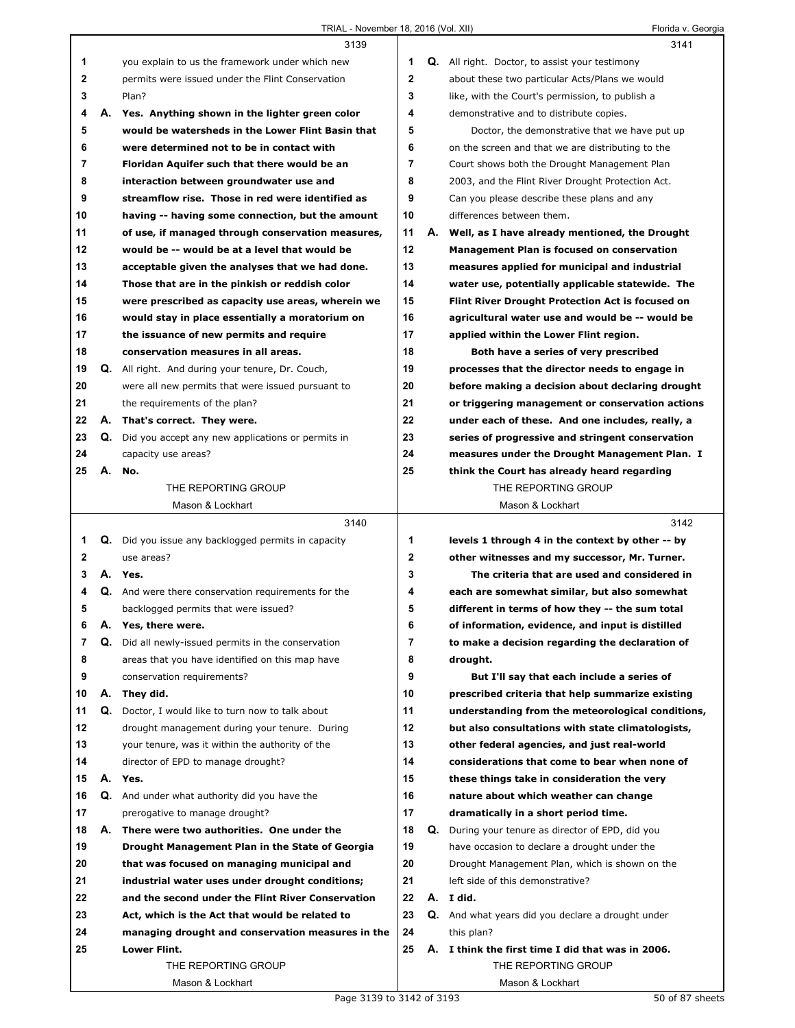3139

1 you explain to us the framework under which new
2 permits were issued under the Flint Conservation
3 Plan?

4 A. **Yes. Anything shown in the lighter green color**
5 **would be watersheds in the Lower Flint Basin that**
6 **were determined not to be in contact with**
7 **Floridan Aquifer such that there would be an**
8 **interaction between groundwater use and**
9 **streamflow rise. Those in red were identified as**
10 **having -- having some connection, but the amount**
11 **of use, if managed through conservation measures,**
12 **would be -- would be at a level that would be**
13 **acceptable given the analyses that we had done.**
14 **Those that are in the pinkish or reddish color**
15 **were prescribed as capacity use areas, wherein we**
16 **would stay in place essentially a moratorium on**
17 **the issuance of new permits and require**
18 **conservation measures in all areas.**

19 Q. All right. And during your tenure, Dr. Couch,
20 were all new permits that were issued pursuant to
21 the requirements of the plan?

22 A. **That's correct. They were.**

23 Q. Did you accept any new applications or permits in
24 capacity use areas?

25 A. **No.**

3140

1 Q. Did you issue any backlogged permits in capacity
2 use areas?

3 A. **Yes.**

4 Q. And were there conservation requirements for the
5 backlogged permits that were issued?

6 A. **Yes, there were.**

7 Q. Did all newly-issued permits in the conservation
8 areas that you have identified on this map have
9 conservation requirements?

10 A. **They did.**

11 Q. Doctor, I would like to turn now to talk about
12 drought management during your tenure. During
13 your tenure, was it within the authority of the
14 director of EPD to manage drought?

15 A. **Yes.**

16 Q. And under what authority did you have the
17 prerogative to manage drought?

18 A. **There were two authorities. One under the**
19 **Drought Management Plan in the State of Georgia**
20 **that was focused on managing municipal and**
21 **industrial water uses under drought conditions;**
22 **and the second under the Flint River Conservation**
23 **Act, which is the Act that would be related to**
24 **managing drought and conservation measures in the**
25 **Lower Flint.**

3141

1 Q. All right. Doctor, to assist your testimony
2 about these two particular Acts/Plans we would
3 like, with the Court's permission, to publish a
4 demonstrative and to distribute copies.
5 Doctor, the demonstrative that we have put up
6 on the screen and that we are distributing to the
7 Court shows both the Drought Management Plan
8 2003, and the Flint River Drought Protection Act.
9 Can you please describe these plans and any
10 differences between them.

11 A. **Well, as I have already mentioned, the Drought**
12 **Management Plan is focused on conservation**
13 **measures applied for municipal and industrial**
14 **water use, potentially applicable statewide. The**
15 **Flint River Drought Protection Act is focused on**
16 **agricultural water use and would be -- would be**
17 **applied within the Lower Flint region.**
18 **Both have a series of very prescribed**
19 **processes that the director needs to engage in**
20 **before making a decision about declaring drought**
21 **or triggering management or conservation actions**
22 **under each of these. And one includes, really, a**
23 **series of progressive and stringent conservation**
24 **measures under the Drought Management Plan. I**
25 **think the Court has already heard regarding**

3142

1 **levels 1 through 4 in the context by other -- by**
2 **other witnesses and my successor, Mr. Turner.**
3 **The criteria that are used and considered in**
4 **each are somewhat similar, but also somewhat**
5 **different in terms of how they -- the sum total**
6 **of information, evidence, and input is distilled**
7 **to make a decision regarding the declaration of**
8 **drought.**
9 **But I'll say that each include a series of**
10 **prescribed criteria that help summarize existing**
11 **understanding from the meteorological conditions,**
12 **but also consultations with state climatologists,**
13 **other federal agencies, and just real-world**
14 **considerations that come to bear when none of**
15 **these things take in consideration the very**
16 **nature about which weather can change**
17 **dramatically in a short period time.**

18 Q. During your tenure as director of EPD, did you
19 have occasion to declare a drought under the
20 Drought Management Plan, which is shown on the
21 left side of this demonstrative?

22 A. **I did.**

23 Q. And what years did you declare a drought under
24 this plan?

25 A. **I think the first time I did that was in 2006.**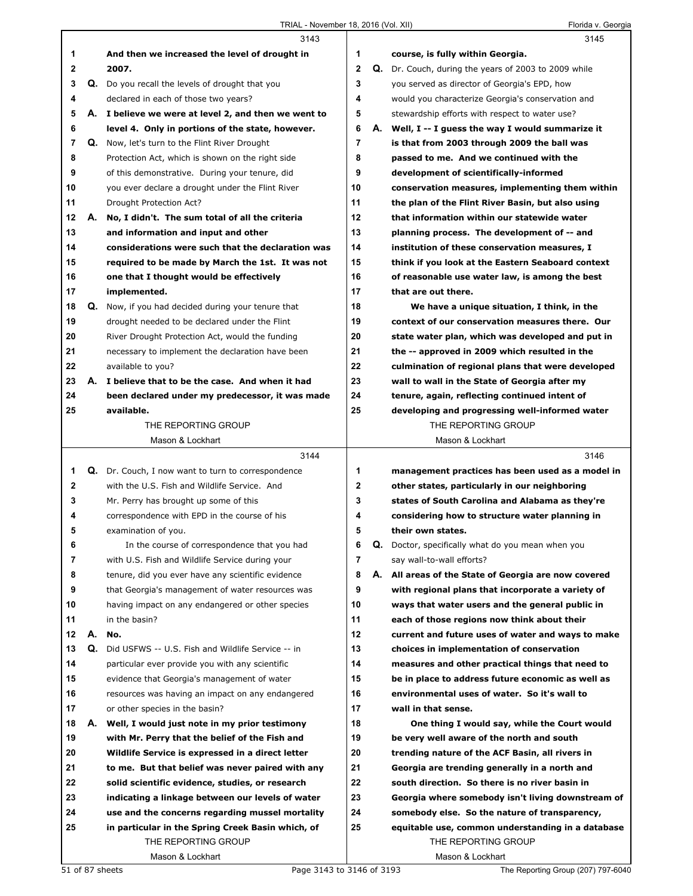3143

1 And then we increased the level of drought in
2 2007.
3 Q. Do you recall the levels of drought that you
4 declared in each of those two years?
5 A. I believe we were at level 2, and then we went to
6 level 4. Only in portions of the state, however.
7 Q. Now, let's turn to the Flint River Drought
8 Protection Act, which is shown on the right side
9 of this demonstrative. During your tenure, did
10 you ever declare a drought under the Flint River
11 Drought Protection Act?
12 A. No, I didn't. The sum total of all the criteria
13 and information and input and other
14 considerations were such that the declaration was
15 required to be made by March the 1st. It was not
16 one that I thought would be effectively
17 implemented.
18 Q. Now, if you had decided during your tenure that
19 drought needed to be declared under the Flint
20 River Drought Protection Act, would the funding
21 necessary to implement the declaration have been
22 available to you?
23 A. I believe that to be the case. And when it had
24 been declared under my predecessor, it was made
25 available.

3144

1 Q. Dr. Couch, I now want to turn to correspondence
2 with the U.S. Fish and Wildlife Service. And
3 Mr. Perry has brought up some of this
4 correspondence with EPD in the course of his
5 examination of you.
6 In the course of correspondence that you had
7 with U.S. Fish and Wildlife Service during your
8 tenure, did you ever have any scientific evidence
9 that Georgia's management of water resources was
10 having impact on any endangered or other species
11 in the basin?
12 A. No.
13 Q. Did USFWS -- U.S. Fish and Wildlife Service -- in
14 particular ever provide you with any scientific
15 evidence that Georgia's management of water
16 resources was having an impact on any endangered
17 or other species in the basin?
18 A. Well, I would just note in my prior testimony
19 with Mr. Perry that the belief of the Fish and
20 Wildlife Service is expressed in a direct letter
21 to me. But that belief was never paired with any
22 solid scientific evidence, studies, or research
23 indicating a linkage between our levels of water
24 use and the concerns regarding mussel mortality
25 in particular in the Spring Creek Basin which, of

3145

1 course, is fully within Georgia.
2 Q. Dr. Couch, during the years of 2003 to 2009 while
3 you served as director of Georgia's EPD, how
4 would you characterize Georgia's conservation and
5 stewardship efforts with respect to water use?
6 A. Well, I -- I guess the way I would summarize it
7 is that from 2003 through 2009 the ball was
8 passed to me. And we continued with the
9 development of scientifically-informed
10 conservation measures, implementing them within
11 the plan of the Flint River Basin, but also using
12 that information within our statewide water
13 planning process. The development of -- and
14 institution of these conservation measures, I
15 think if you look at the Eastern Seaboard context
16 of reasonable use water law, is among the best
17 that are out there.
18 We have a unique situation, I think, in the
19 context of our conservation measures there. Our
20 state water plan, which was developed and put in
21 the -- approved in 2009 which resulted in the
22 culmination of regional plans that were developed
23 wall to wall in the State of Georgia after my
24 tenure, again, reflecting continued intent of
25 developing and progressing well-informed water

3146

1 management practices has been used as a model in
2 other states, particularly in our neighboring
3 states of South Carolina and Alabama as they're
4 considering how to structure water planning in
5 their own states.
6 Q. Doctor, specifically what do you mean when you
7 say wall-to-wall efforts?
8 A. All areas of the State of Georgia are now covered
9 with regional plans that incorporate a variety of
10 ways that water users and the general public in
11 each of those regions now think about their
12 current and future uses of water and ways to make
13 choices in implementation of conservation
14 measures and other practical things that need to
15 be in place to address future economic as well as
16 environmental uses of water. So it's wall to
17 wall in that sense.
18 One thing I would say, while the Court would
19 be very well aware of the north and south
20 trending nature of the ACF Basin, all rivers in
21 Georgia are trending generally in a north and
22 south direction. So there is no river basin in
23 Georgia where somebody isn't living downstream of
24 somebody else. So the nature of transparency,
25 equitable use, common understanding in a database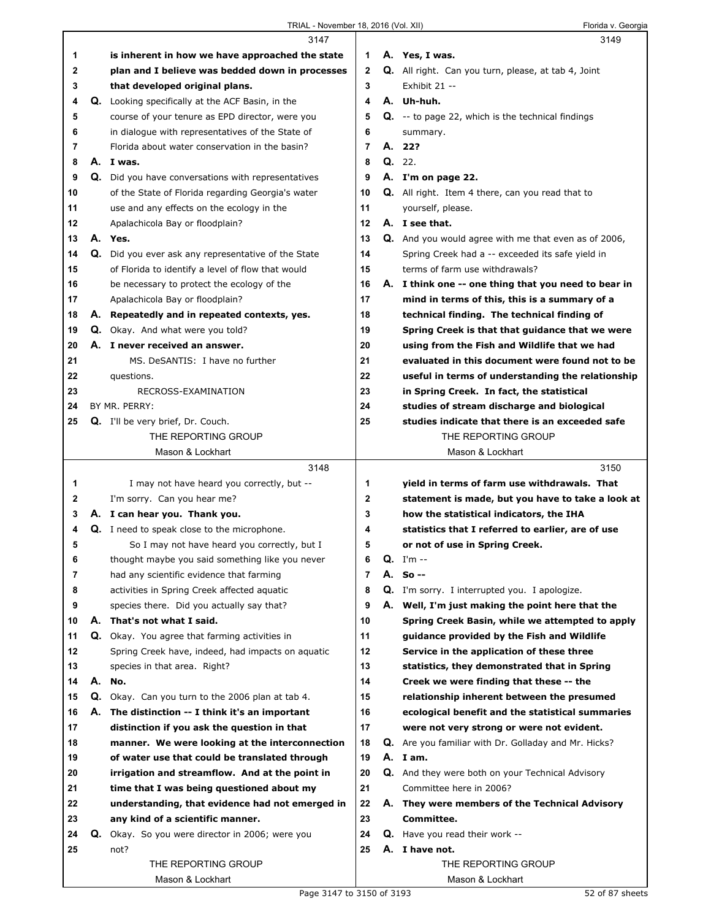3147

1 is inherent in how we have approached the state
2 plan and I believe was bedded down in processes
3 that developed original plans.
4 Q. Looking specifically at the ACF Basin, in the
5 course of your tenure as EPD director, were you
6 in dialogue with representatives of the State of
7 Florida about water conservation in the basin?
8 A. I was.
9 Q. Did you have conversations with representatives
10 of the State of Florida regarding Georgia's water
11 use and any effects on the ecology in the
12 Apalachicola Bay or floodplain?
13 A. Yes.
14 Q. Did you ever ask any representative of the State
15 of Florida to identify a level of flow that would
16 be necessary to protect the ecology of the
17 Apalachicola Bay or floodplain?
18 A. Repeatedly and in repeated contexts, yes.
19 Q. Okay. And what were you told?
20 A. I never received an answer.
21 MS. DeSANTIS: I have no further
22 questions.
23 RECROSS-EXAMINATION
24 BY MR. PERRY:
25 Q. I'll be very brief, Dr. Couch.

3148

1 I may not have heard you correctly, but --
2 I'm sorry. Can you hear me?
3 A. I can hear you. Thank you.
4 Q. I need to speak close to the microphone.
5 So I may not have heard you correctly, but I
6 thought maybe you said something like you never
7 had any scientific evidence that farming
8 activities in Spring Creek affected aquatic
9 species there. Did you actually say that?
10 A. That's not what I said.
11 Q. Okay. You agree that farming activities in
12 Spring Creek have, indeed, had impacts on aquatic
13 species in that area. Right?
14 A. No.
15 Q. Okay. Can you turn to the 2006 plan at tab 4.
16 A. The distinction -- I think it's an important
17 distinction if you ask the question in that
18 manner. We were looking at the interconnection
19 of water use that could be translated through
20 irrigation and streamflow. And at the point in
21 time that I was being questioned about my
22 understanding, that evidence had not emerged in
23 any kind of a scientific manner.
24 Q. Okay. So you were director in 2006; were you
25 not?

3149

1 A. Yes, I was.
2 Q. All right. Can you turn, please, at tab 4, Joint
3 Exhibit 21 --
4 A. Uh-huh.
5 Q. -- to page 22, which is the technical findings
6 summary.
7 A. 22?
8 Q. 22.
9 A. I'm on page 22.
10 Q. All right. Item 4 there, can you read that to
11 yourself, please.
12 A. I see that.
13 Q. And you would agree with me that even as of 2006,
14 Spring Creek had a -- exceeded its safe yield in
15 terms of farm use withdrawals?
16 A. I think one -- one thing that you need to bear in
17 mind in terms of this, this is a summary of a
18 technical finding. The technical finding of
19 Spring Creek is that that guidance that we were
20 using from the Fish and Wildlife that we had
21 evaluated in this document were found not to be
22 useful in terms of understanding the relationship
23 in Spring Creek. In fact, the statistical
24 studies of stream discharge and biological
25 studies indicate that there is an exceeded safe

3150

1 yield in terms of farm use withdrawals. That
2 statement is made, but you have to take a look at
3 how the statistical indicators, the IHA
4 statistics that I referred to earlier, are of use
5 or not of use in Spring Creek.
6 Q. I'm --
7 A. So --
8 Q. I'm sorry. I interrupted you. I apologize.
9 A. Well, I'm just making the point here that the
10 Spring Creek Basin, while we attempted to apply
11 guidance provided by the Fish and Wildlife
12 Service in the application of these three
13 statistics, they demonstrated that in Spring
14 Creek we were finding that these -- the
15 relationship inherent between the presumed
16 ecological benefit and the statistical summaries
17 were not very strong or were not evident.
18 Q. Are you familiar with Dr. Golladay and Mr. Hicks?
19 A. I am.
20 Q. And they were both on your Technical Advisory
21 Committee here in 2006?
22 A. They were members of the Technical Advisory
23 Committee.
24 Q. Have you read their work --
25 A. I have not.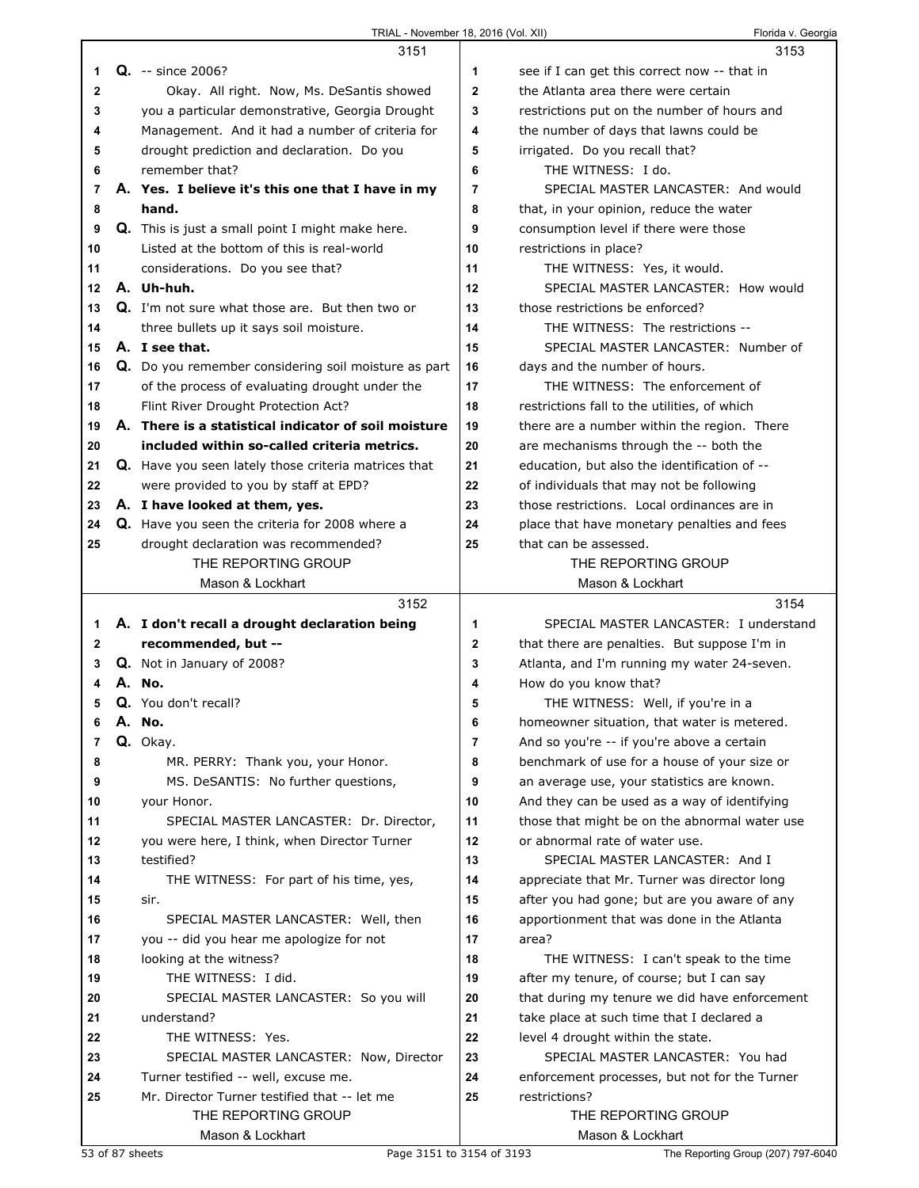**3151**

Q. -- since 2006?

Okay. All right. Now, Ms. DeSantis showed you a particular demonstrative, Georgia Drought Management. And it had a number of criteria for drought prediction and declaration. Do you remember that?

**A. Yes. I believe it's this one that I have in my hand.**

Q. This is just a small point I might make here. Listed at the bottom of this is real-world considerations. Do you see that?

**A. Uh-huh.**

Q. I'm not sure what those are. But then two or three bullets up it says soil moisture.

**A. I see that.**

Q. Do you remember considering soil moisture as part of the process of evaluating drought under the Flint River Drought Protection Act?

**A. There is a statistical indicator of soil moisture included within so-called criteria metrics.**

Q. Have you seen lately those criteria matrices that were provided to you by staff at EPD?

**A. I have looked at them, yes.**

Q. Have you seen the criteria for 2008 where a drought declaration was recommended?

**3152**

**A. I don't recall a drought declaration being recommended, but --**

Q. Not in January of 2008?

**A. No.**

Q. You don't recall?

**A. No.**

Q. Okay.

MR. PERRY: Thank you, your Honor.

MS. DeSANTIS: No further questions, your Honor.

SPECIAL MASTER LANCASTER: Dr. Director, you were here, I think, when Director Turner testified?

THE WITNESS: For part of his time, yes, sir.

SPECIAL MASTER LANCASTER: Well, then you -- did you hear me apologize for not looking at the witness?

THE WITNESS: I did.

SPECIAL MASTER LANCASTER: So you will understand?

THE WITNESS: Yes.

SPECIAL MASTER LANCASTER: Now, Director Turner testified -- well, excuse me. Mr. Director Turner testified that -- let me

**3153**

see if I can get this correct now -- that in the Atlanta area there were certain restrictions put on the number of hours and the number of days that lawns could be irrigated. Do you recall that?

THE WITNESS: I do.

SPECIAL MASTER LANCASTER: And would that, in your opinion, reduce the water consumption level if there were those restrictions in place?

THE WITNESS: Yes, it would.

SPECIAL MASTER LANCASTER: How would those restrictions be enforced?

THE WITNESS: The restrictions --

SPECIAL MASTER LANCASTER: Number of days and the number of hours.

THE WITNESS: The enforcement of restrictions fall to the utilities, of which there are a number within the region. There are mechanisms through the -- both the education, but also the identification of -- of individuals that may not be following those restrictions. Local ordinances are in place that have monetary penalties and fees that can be assessed.

**3154**

SPECIAL MASTER LANCASTER: I understand that there are penalties. But suppose I'm in Atlanta, and I'm running my water 24-seven. How do you know that?

THE WITNESS: Well, if you're in a homeowner situation, that water is metered. And so you're -- if you're above a certain benchmark of use for a house of your size or an average use, your statistics are known. And they can be used as a way of identifying those that might be on the abnormal water use or abnormal rate of water use.

SPECIAL MASTER LANCASTER: And I appreciate that Mr. Turner was director long after you had gone; but are you aware of any apportionment that was done in the Atlanta area?

THE WITNESS: I can't speak to the time after my tenure, of course; but I can say that during my tenure we did have enforcement take place at such time that I declared a level 4 drought within the state.

SPECIAL MASTER LANCASTER: You had enforcement processes, but not for the Turner restrictions?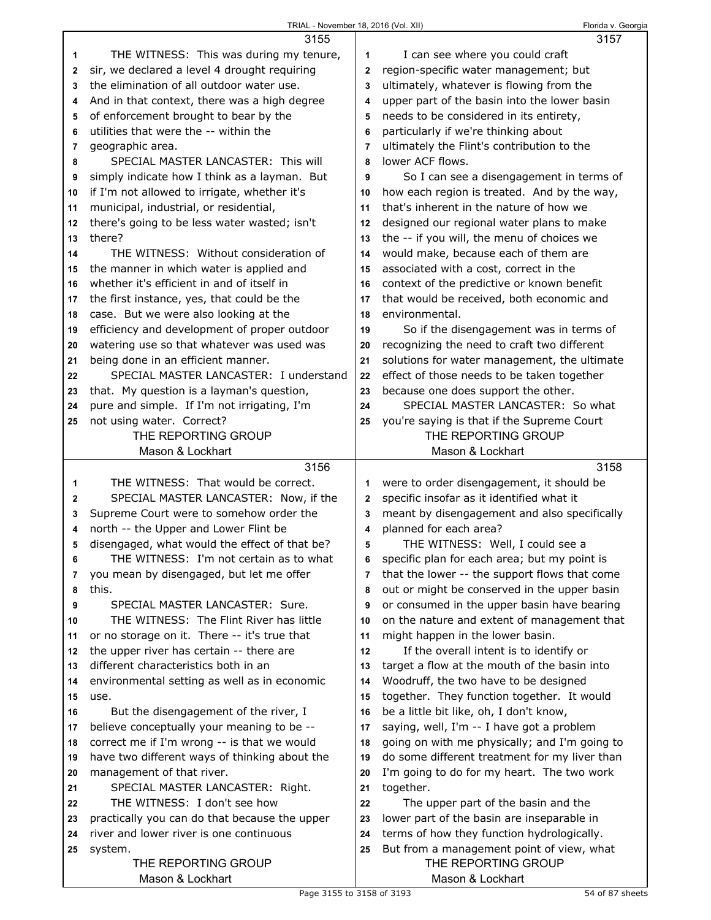THE WITNESS: This was during my tenure, sir, we declared a level 4 drought requiring the elimination of all outdoor water use. And in that context, there was a high degree of enforcement brought to bear by the utilities that were the -- within the geographic area.

SPECIAL MASTER LANCASTER: This will simply indicate how I think as a layman. But if I'm not allowed to irrigate, whether it's municipal, industrial, or residential, there's going to be less water wasted; isn't there?

THE WITNESS: Without consideration of the manner in which water is applied and whether it's efficient in and of itself in the first instance, yes, that could be the case. But we were also looking at the efficiency and development of proper outdoor watering use so that whatever was used was being done in an efficient manner.

SPECIAL MASTER LANCASTER: I understand that. My question is a layman's question, pure and simple. If I'm not irrigating, I'm not using water. Correct?

THE WITNESS: That would be correct.

SPECIAL MASTER LANCASTER: Now, if the Supreme Court were to somehow order the north -- the Upper and Lower Flint be disengaged, what would the effect of that be?

THE WITNESS: I'm not certain as to what you mean by disengaged, but let me offer this.

SPECIAL MASTER LANCASTER: Sure.

THE WITNESS: The Flint River has little or no storage on it. There -- it's true that the upper river has certain -- there are different characteristics both in an environmental setting as well as in economic use.

But the disengagement of the river, I believe conceptually your meaning to be -- correct me if I'm wrong -- is that we would have two different ways of thinking about the management of that river.

SPECIAL MASTER LANCASTER: Right.

THE WITNESS: I don't see how practically you can do that because the upper river and lower river is one continuous system.

I can see where you could craft region-specific water management; but ultimately, whatever is flowing from the upper part of the basin into the lower basin needs to be considered in its entirety, particularly if we're thinking about ultimately the Flint's contribution to the lower ACF flows.

So I can see a disengagement in terms of how each region is treated. And by the way, that's inherent in the nature of how we designed our regional water plans to make the -- if you will, the menu of choices we would make, because each of them are associated with a cost, correct in the context of the predictive or known benefit that would be received, both economic and environmental.

So if the disengagement was in terms of recognizing the need to craft two different solutions for water management, the ultimate effect of those needs to be taken together because one does support the other.

SPECIAL MASTER LANCASTER: So what you're saying is that if the Supreme Court were to order disengagement, it should be specific insofar as it identified what it meant by disengagement and also specifically planned for each area?

THE WITNESS: Well, I could see a specific plan for each area; but my point is that the lower -- the support flows that come out or might be conserved in the upper basin or consumed in the upper basin have bearing on the nature and extent of management that might happen in the lower basin.

If the overall intent is to identify or target a flow at the mouth of the basin into Woodruff, the two have to be designed together. They function together. It would be a little bit like, oh, I don't know, saying, well, I'm -- I have got a problem going on with me physically; and I'm going to do some different treatment for my liver than I'm going to do for my heart. The two work together.

The upper part of the basin and the lower part of the basin are inseparable in terms of how they function hydrologically. But from a management point of view, what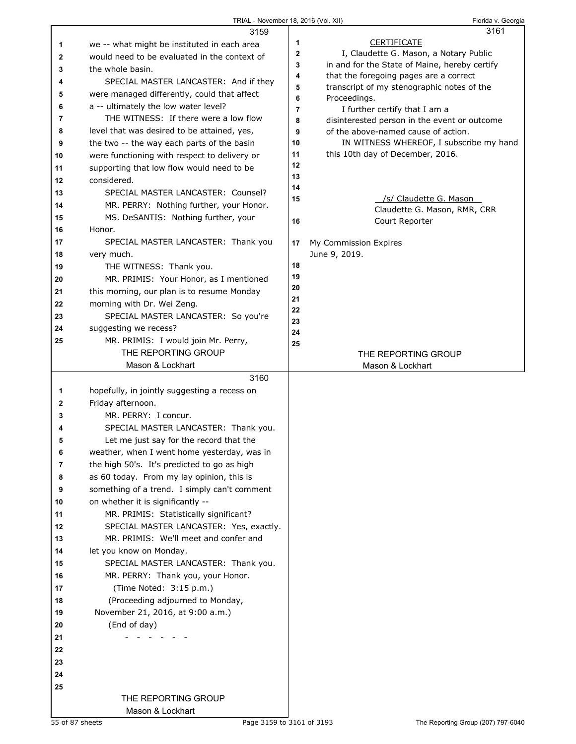3159

we -- what might be instituted in each area would need to be evaluated in the context of the whole basin.

SPECIAL MASTER LANCASTER: And if they were managed differently, could that affect a -- ultimately the low water level?

THE WITNESS: If there were a low flow level that was desired to be attained, yes, the two -- the way each parts of the basin were functioning with respect to delivery or supporting that low flow would need to be considered.

SPECIAL MASTER LANCASTER: Counsel?

MR. PERRY: Nothing further, your Honor.

MS. DeSANTIS: Nothing further, your Honor.

SPECIAL MASTER LANCASTER: Thank you very much.

THE WITNESS: Thank you.

MR. PRIMIS: Your Honor, as I mentioned this morning, our plan is to resume Monday morning with Dr. Wei Zeng.

SPECIAL MASTER LANCASTER: So you're suggesting we recess?

MR. PRIMIS: I would join Mr. Perry,

3160

hopefully, in jointly suggesting a recess on Friday afternoon.

MR. PERRY: I concur.

SPECIAL MASTER LANCASTER: Thank you.

Let me just say for the record that the weather, when I went home yesterday, was in the high 50's. It's predicted to go as high as 60 today. From my lay opinion, this is something of a trend. I simply can't comment on whether it is significantly --

MR. PRIMIS: Statistically significant?

SPECIAL MASTER LANCASTER: Yes, exactly.

MR. PRIMIS: We'll meet and confer and let you know on Monday.

SPECIAL MASTER LANCASTER: Thank you.

MR. PERRY: Thank you, your Honor.

(Time Noted: 3:15 p.m.)

(Proceeding adjourned to Monday, November 21, 2016, at 9:00 a.m.)

(End of day)

\- - - - - - -

3161

CERTIFICATE

I, Claudette G. Mason, a Notary Public in and for the State of Maine, hereby certify that the foregoing pages are a correct transcript of my stenographic notes of the Proceedings.

I further certify that I am a disinterested person in the event or outcome of the above-named cause of action.

IN WITNESS WHEREOF, I subscribe my hand this 10th day of December, 2016.

/s/ Claudette G. Mason
Claudette G. Mason, RMR, CRR
Court Reporter

My Commission Expires June 9, 2019.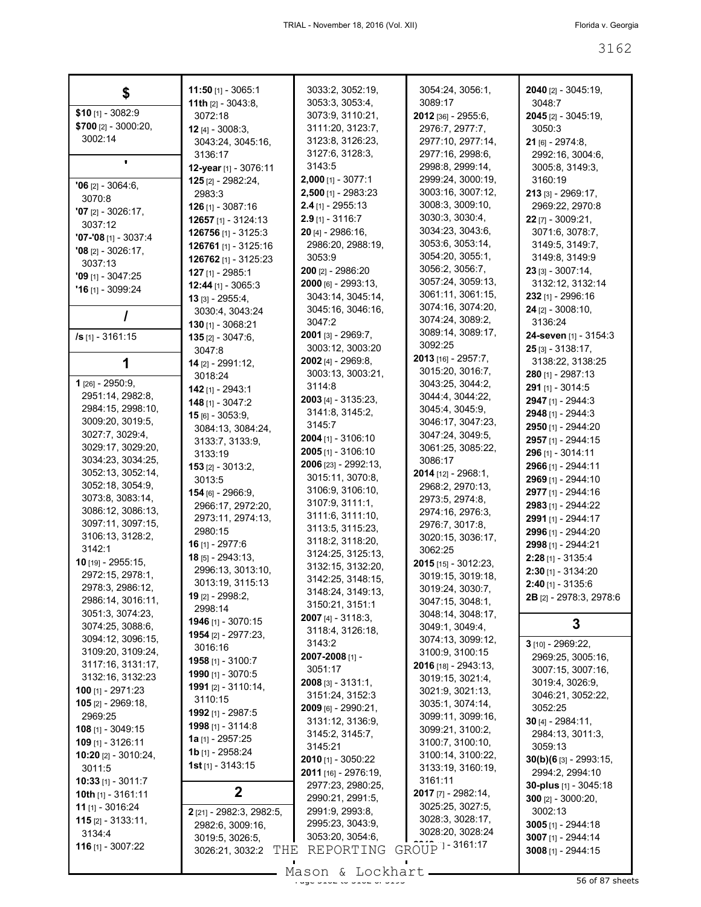## $

**$10** [1] - 3082:9
**$700** [2] - 3000:20, 3002:14

## '

**'06** [2] - 3064:6, 3070:8
**'07** [2] - 3026:17, 3037:12
**'07-'08** [1] - 3037:4
**'08** [2] - 3026:17, 3037:13
**'09** [1] - 3047:25
**'16** [1] - 3099:24

## /

**/s** [1] - 3161:15

## 1

**1** [26] - 2950:9, 2951:14, 2982:8, 2984:15, 2998:10, 3009:20, 3019:5, 3027:7, 3029:4, 3029:17, 3029:20, 3034:23, 3034:25, 3052:13, 3052:14, 3052:18, 3054:9, 3073:8, 3083:14, 3086:12, 3086:13, 3097:11, 3097:15, 3106:13, 3128:2, 3142:1
**10** [19] - 2955:15, 2972:15, 2978:1, 2978:3, 2986:12, 2986:14, 3016:11, 3051:3, 3074:23, 3074:25, 3088:6, 3094:12, 3096:15, 3109:20, 3109:24, 3117:16, 3131:17, 3132:16, 3132:23
**100** [1] - 2971:23
**105** [2] - 2969:18, 2969:25
**108** [1] - 3049:15
**109** [1] - 3126:11
**10:20** [2] - 3010:24, 3011:5
**10:33** [1] - 3011:7
**10th** [1] - 3161:11
**11** [1] - 3016:24
**115** [2] - 3133:11, 3134:4
**116** [1] - 3007:22
**11:50** [1] - 3065:1
**11th** [2] - 3043:8, 3072:18
**12** [4] - 3008:3, 3043:24, 3045:16, 3136:17
**12-year** [1] - 3076:11
**125** [2] - 2982:24, 2983:3
**126** [1] - 3087:16
**12657** [1] - 3124:13
**126756** [1] - 3125:3
**126761** [1] - 3125:16
**126762** [1] - 3125:23
**127** [1] - 2985:1
**12:44** [1] - 3065:3
**13** [3] - 2955:4, 3030:4, 3043:24
**130** [1] - 3068:21
**135** [2] - 3047:6, 3047:8
**14** [2] - 2991:12, 3018:24
**142** [1] - 2943:1
**148** [1] - 3047:2
**15** [6] - 3053:9, 3084:13, 3084:24, 3133:7, 3133:9, 3133:19
**153** [2] - 3013:2, 3013:5
**154** [6] - 2966:9, 2966:17, 2972:20, 2973:11, 2974:13, 2980:15
**16** [1] - 2977:6
**18** [5] - 2943:13, 2996:13, 3013:10, 3013:19, 3115:13
**19** [2] - 2998:2, 2998:14
**1946** [1] - 3070:15
**1954** [2] - 2977:23, 3016:16
**1958** [1] - 3100:7
**1990** [1] - 3070:5
**1991** [2] - 3110:14, 3110:15
**1992** [1] - 2987:5
**1998** [1] - 3114:8
**1a** [1] - 2957:25
**1b** [1] - 2958:24
**1st** [1] - 3143:15

## 2

**2** [21] - 2982:3, 2982:5, 2982:6, 3009:16, 3019:5, 3026:5, 3026:21, 3032:2, 3033:2, 3052:19, 3053:3, 3053:4, 3073:9, 3110:21, 3111:20, 3123:7, 3123:8, 3126:23, 3127:6, 3128:3, 3143:5
**2,000** [1] - 3077:1
**2,500** [1] - 2983:23
**2.4** [1] - 2955:13
**2.9** [1] - 3116:7
**20** [4] - 2986:16, 2986:20, 2988:19, 3053:9
**200** [2] - 2986:20
**2000** [6] - 2993:13, 3043:14, 3045:14, 3045:16, 3046:16, 3047:2
**2001** [3] - 2969:7, 3003:12, 3003:20
**2002** [4] - 2969:8, 3003:13, 3003:21, 3114:8
**2003** [4] - 3135:23, 3141:8, 3145:2, 3145:7
**2004** [1] - 3106:10
**2005** [1] - 3106:10
**2006** [23] - 2992:13, 3015:11, 3070:8, 3106:9, 3106:10, 3107:9, 3111:1, 3111:6, 3111:10, 3113:5, 3115:23, 3118:2, 3118:20, 3124:25, 3125:13, 3132:15, 3132:20, 3142:25, 3148:15, 3148:24, 3149:13, 3150:21, 3151:1
**2007** [4] - 3118:3, 3118:4, 3126:18, 3143:2
**2007-2008** [1] - 3051:17
**2008** [3] - 3131:1, 3151:24, 3152:3
**2009** [6] - 2990:21, 3131:12, 3136:9, 3145:2, 3145:7, 3145:21
**2010** [1] - 3050:22
**2011** [16] - 2976:19, 2977:23, 2980:25, 2990:21, 2991:5, 2991:9, 2993:8, 2995:23, 3043:9, 3053:20, 3054:6, 3054:24, 3056:1, 3089:17
**2012** [36] - 2955:6, 2976:7, 2977:7, 2977:10, 2977:14, 2977:16, 2998:6, 2998:8, 2999:14, 2999:24, 3000:19, 3003:16, 3007:12, 3008:3, 3009:10, 3030:3, 3030:4, 3034:23, 3043:6, 3053:6, 3053:14, 3054:20, 3055:1, 3056:2, 3056:7, 3057:24, 3059:13, 3061:11, 3061:15, 3074:16, 3074:20, 3074:24, 3089:2, 3089:14, 3089:17, 3092:25
**2013** [16] - 2957:7, 3015:20, 3016:7, 3043:25, 3044:2, 3044:4, 3044:22, 3045:4, 3045:9, 3046:17, 3047:23, 3047:24, 3049:5, 3061:25, 3085:22, 3086:17
**2014** [12] - 2968:1, 2968:2, 2970:13, 2973:5, 2974:8, 2974:16, 2976:3, 2976:7, 3017:8, 3020:15, 3036:17, 3062:25
**2015** [15] - 3012:23, 3019:15, 3019:18, 3019:24, 3030:7, 3047:15, 3048:1, 3048:14, 3048:17, 3049:1, 3049:4, 3074:13, 3099:12, 3100:9, 3100:15
**2016** [18] - 2943:13, 3019:15, 3021:4, 3021:9, 3021:13, 3035:1, 3074:14, 3099:11, 3099:16, 3099:21, 3100:2, 3100:7, 3100:10, 3100:14, 3100:22, 3133:19, 3160:19, 3161:11
**2017** [7] - 2982:14, 3025:25, 3027:5, 3028:3, 3028:17, 3028:20, 3028:24
**2040** [2] - 3045:19, 3048:7
**2045** [2] - 3045:19, 3050:3
**21** [6] - 2974:8, 2992:16, 3004:6, 3005:8, 3149:3, 3160:19
**213** [3] - 2969:17, 2969:22, 2970:8
**22** [7] - 3009:21, 3071:6, 3078:7, 3149:5, 3149:7, 3149:8, 3149:9
**23** [3] - 3007:14, 3132:12, 3132:14
**232** [1] - 2996:16
**24** [2] - 3008:10, 3136:24
**24-seven** [1] - 3154:3
**25** [3] - 3138:17, 3138:22, 3138:25
**280** [1] - 2987:13
**291** [1] - 3014:5
**2947** [1] - 2944:3
**2948** [1] - 2944:3
**2950** [1] - 2944:20
**2957** [1] - 2944:15
**296** [1] - 3014:11
**2966** [1] - 2944:11
**2969** [1] - 2944:10
**2977** [1] - 2944:16
**2983** [1] - 2944:22
**2991** [1] - 2944:17
**2996** [1] - 2944:20
**2998** [1] - 2944:21
**2:28** [1] - 3135:4
**2:30** [1] - 3134:20
**2:40** [1] - 3135:6
**2B** [2] - 2978:3, 2978:6

## 3

**3** [10] - 2969:22, 2969:25, 3005:16, 3007:15, 3007:16, 3019:4, 3026:9, 3046:21, 3052:22, 3052:25
**30** [4] - 2984:11, 2984:13, 3011:3, 3059:13
**30(b)(6** [3] - 2993:15, 2994:2, 2994:10
**30-plus** [1] - 3045:18
**300** [2] - 3000:20, 3002:13
**3005** [1] - 2944:18
**3007** [1] - 2944:14
**3008** [1] - 2944:15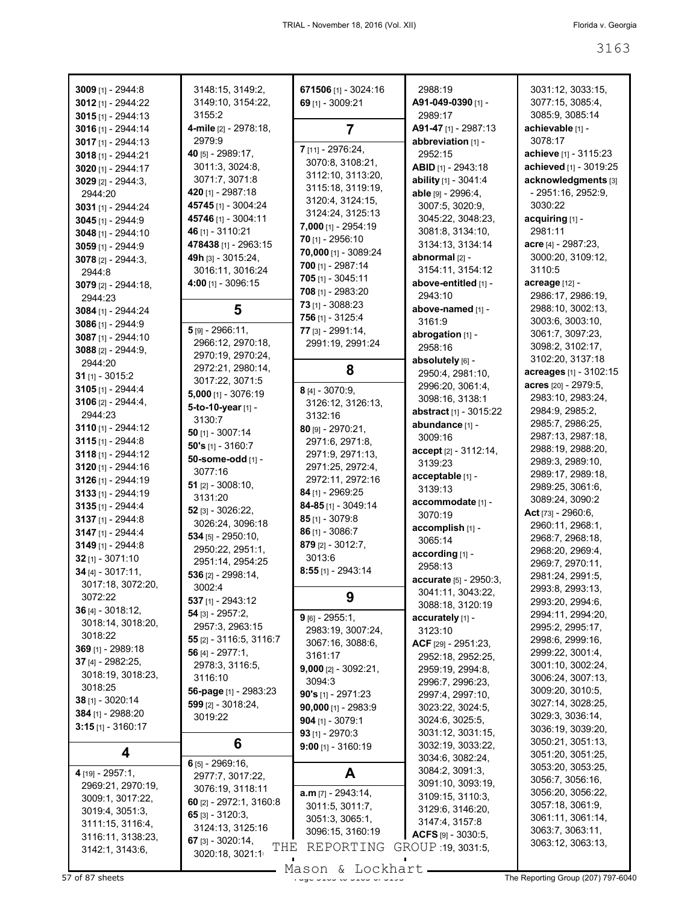**3009** [1] - 2944:8
**3012** [1] - 2944:22
**3015** [1] - 2944:13
**3016** [1] - 2944:14
**3017** [1] - 2944:13
**3018** [1] - 2944:21
**3020** [1] - 2944:17
**3029** [2] - 2944:3, 2944:20
**3031** [1] - 2944:24
**3045** [1] - 2944:9
**3048** [1] - 2944:10
**3059** [1] - 2944:9
**3078** [2] - 2944:3, 2944:8
**3079** [2] - 2944:18, 2944:23
**3084** [1] - 2944:24
**3086** [1] - 2944:9
**3087** [1] - 2944:10
**3088** [2] - 2944:9, 2944:20
**31** [1] - 3015:2
**3105** [1] - 2944:4
**3106** [2] - 2944:4, 2944:23
**3110** [1] - 2944:12
**3115** [1] - 2944:8
**3118** [1] - 2944:12
**3120** [1] - 2944:16
**3126** [1] - 2944:19
**3133** [1] - 2944:19
**3135** [1] - 2944:4
**3137** [1] - 2944:8
**3147** [1] - 2944:4
**3149** [1] - 2944:8
**32** [1] - 3071:10
**34** [4] - 3017:11, 3017:18, 3072:20, 3072:22
**36** [4] - 3018:12, 3018:14, 3018:20, 3018:22
**369** [1] - 2989:18
**37** [4] - 2982:25, 3018:19, 3018:23, 3018:25
**38** [1] - 3020:14
**384** [1] - 2988:20
**3:15** [1] - 3160:17

## 4

**4** [19] - 2957:1, 2969:21, 2970:19, 3009:1, 3017:22, 3019:4, 3051:3, 3111:15, 3116:4, 3116:11, 3138:23, 3142:1, 3143:6, 3148:15, 3149:2, 3149:10, 3154:22, 3155:2
**4-mile** [2] - 2978:18, 2979:9
**40** [5] - 2989:17, 3011:3, 3024:8, 3071:7, 3071:8
**420** [1] - 2987:18
**45745** [1] - 3004:24
**45746** [1] - 3004:11
**46** [1] - 3110:21
**478438** [1] - 2963:15
**49h** [3] - 3015:24, 3016:11, 3016:24
**4:00** [1] - 3096:15

## 5

**5** [9] - 2966:11, 2966:12, 2970:18, 2970:19, 2970:24, 2972:21, 2980:14, 3017:22, 3071:5
**5,000** [1] - 3076:19
**5-to-10-year** [1] - 3130:7
**50** [1] - 3007:14
**50's** [1] - 3160:7
**50-some-odd** [1] - 3077:16
**51** [2] - 3008:10, 3131:20
**52** [3] - 3026:22, 3026:24, 3096:18
**534** [5] - 2950:10, 2950:22, 2951:1, 2951:14, 2954:25
**536** [2] - 2998:14, 3002:4
**537** [1] - 2943:12
**54** [3] - 2957:2, 2957:3, 2963:15
**55** [2] - 3116:5, 3116:7
**56** [4] - 2977:1, 2978:3, 3116:5, 3116:10
**56-page** [1] - 2983:23
**599** [2] - 3018:24, 3019:22

## 6

**6** [5] - 2969:16, 2977:7, 3017:22, 3076:19, 3118:11
**60** [2] - 2972:1, 3160:8
**65** [3] - 3120:3, 3124:13, 3125:16
**67** [3] - 3020:14, 3020:18, 3021:1
**671506** [1] - 3024:16
**69** [1] - 3009:21

## 7

**7** [11] - 2976:24, 3070:8, 3108:21, 3112:10, 3113:20, 3115:18, 3119:19, 3120:4, 3124:15, 3124:24, 3125:13
**7,000** [1] - 2954:19
**70** [1] - 2956:10
**70,000** [1] - 3089:24
**700** [1] - 2987:14
**705** [1] - 3045:11
**708** [1] - 2983:20
**73** [1] - 3088:23
**756** [1] - 3125:4
**77** [3] - 2991:14, 2991:19, 2991:24

## 8

**8** [4] - 3070:9, 3126:12, 3126:13, 3132:16
**80** [9] - 2970:21, 2971:6, 2971:8, 2971:9, 2971:13, 2971:25, 2972:4, 2972:11, 2972:16
**84** [1] - 2969:25
**84-85** [1] - 3049:14
**85** [1] - 3079:8
**86** [1] - 3086:7
**879** [2] - 3012:7, 3013:6
**8:55** [1] - 2943:14

## 9

**9** [6] - 2955:1, 2983:19, 3007:24, 3067:16, 3088:6, 3161:17
**9,000** [2] - 3092:21, 3094:3
**90's** [1] - 2971:23
**90,000** [1] - 2983:9
**904** [1] - 3079:1
**93** [1] - 2970:3
**9:00** [1] - 3160:19

## A

**a.m** [7] - 2943:14, 3011:5, 3011:7, 3051:3, 3065:1, 3096:15, 3160:19
**A91-049-0390** [1] - 2989:17
**A91-47** [1] - 2987:13
**abbreviation** [1] - 2952:15
**ABID** [1] - 2943:18
**ability** [1] - 3041:4
**able** [9] - 2996:4, 3007:5, 3020:9, 3045:22, 3048:23, 3081:8, 3134:10, 3134:13, 3134:14
**abnormal** [2] - 3154:11, 3154:12
**above-entitled** [1] - 2943:10
**above-named** [1] - 3161:9
**abrogation** [1] - 2958:16
**absolutely** [6] - 2950:4, 2981:10, 2996:20, 3061:4, 3098:16, 3138:1
**abstract** [1] - 3015:22
**abundance** [1] - 3009:16
**accept** [2] - 3112:14, 3139:23
**acceptable** [1] - 3139:13
**accommodate** [1] - 3070:19
**accomplish** [1] - 3065:14
**according** [1] - 2958:13
**accurate** [5] - 2950:3, 3041:11, 3043:22, 3088:18, 3120:19
**accurately** [1] - 3123:10
**ACF** [29] - 2951:23, 2952:18, 2952:25, 2959:19, 2994:8, 2996:7, 2996:23, 2997:4, 2997:10, 3023:22, 3024:5, 3024:6, 3025:5, 3031:12, 3031:15, 3032:19, 3033:22, 3034:6, 3082:24, 3084:2, 3091:3, 3091:10, 3093:19, 3109:15, 3110:3, 3129:6, 3146:20, 3147:4, 3157:8
**ACFS** [9] - 3030:5, 3030:19, 3031:5, 3031:12, 3033:15, 3077:15, 3085:4, 3085:9, 3085:14
**achievable** [1] - 3078:17
**achieve** [1] - 3115:23
**achieved** [1] - 3019:25
**acknowledgments** [3] - 2951:16, 2952:9, 3030:22
**acquiring** [1] - 2981:11
**acre** [4] - 2987:23, 3000:20, 3109:12, 3110:5
**acreage** [12] - 2986:17, 2986:19, 2988:10, 3002:13, 3003:6, 3003:10, 3061:7, 3097:23, 3098:2, 3102:17, 3102:20, 3137:18
**acreages** [1] - 3102:15
**acres** [20] - 2979:5, 2983:10, 2983:24, 2984:9, 2985:2, 2985:7, 2986:25, 2987:13, 2987:18, 2988:19, 2988:20, 2989:3, 2989:10, 2989:17, 2989:18, 2989:25, 3061:6, 3089:24, 3090:2
**Act** [73] - 2960:6, 2960:11, 2968:1, 2968:7, 2968:18, 2968:20, 2969:4, 2969:7, 2970:11, 2981:24, 2991:5, 2993:8, 2993:13, 2993:20, 2994:6, 2994:11, 2994:20, 2995:2, 2995:17, 2998:6, 2999:16, 2999:22, 3001:4, 3001:10, 3002:24, 3006:24, 3007:13, 3009:20, 3010:5, 3027:14, 3028:25, 3029:3, 3036:14, 3036:19, 3039:20, 3050:21, 3051:13, 3051:20, 3051:25, 3053:20, 3053:25, 3056:7, 3056:16, 3056:20, 3056:22, 3057:18, 3061:9, 3061:11, 3061:14, 3063:7, 3063:11, 3063:12, 3063:13,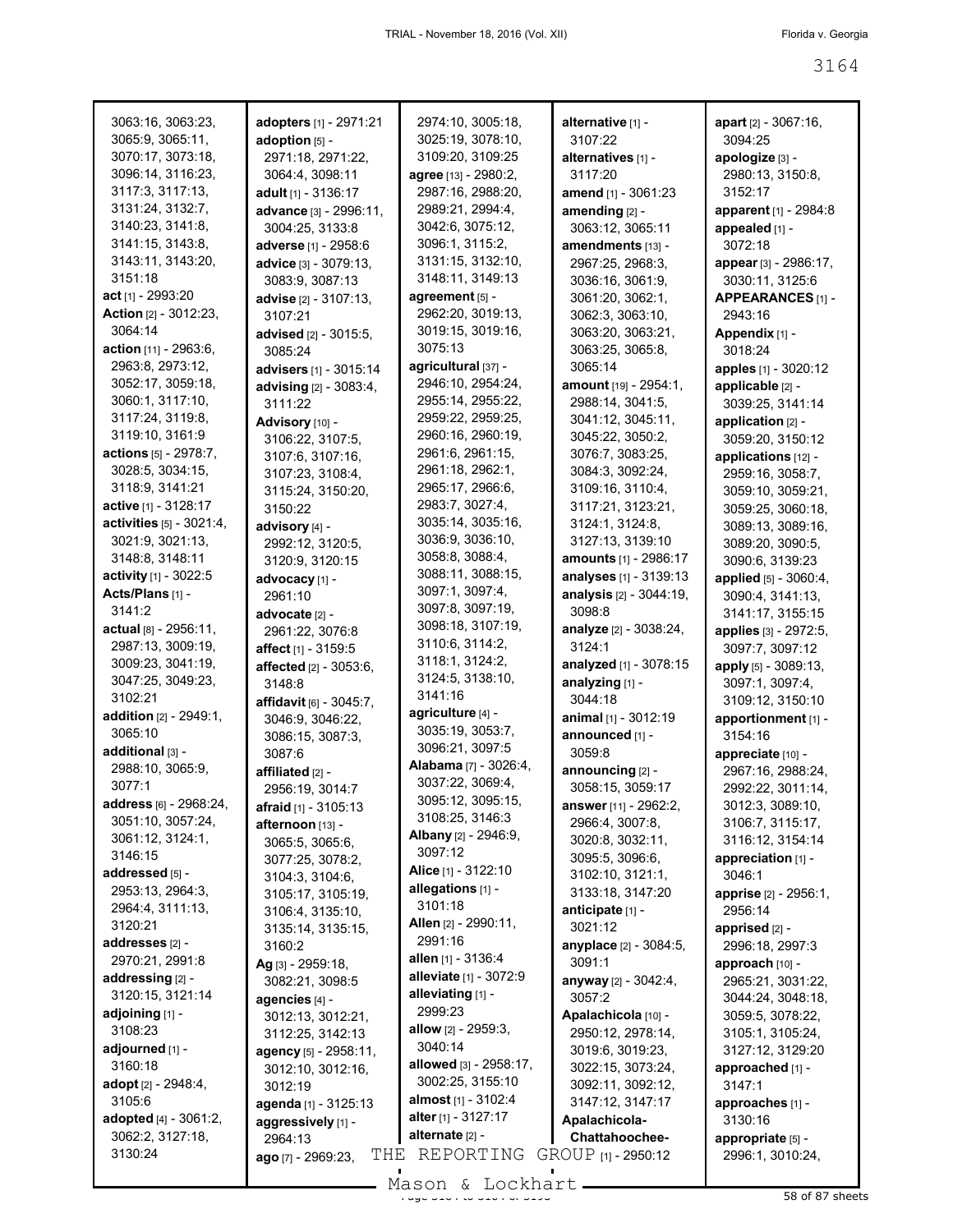3063:16, 3063:23, 3065:9, 3065:11, 3070:17, 3073:18, 3096:14, 3116:23, 3117:3, 3117:13, 3131:24, 3132:7, 3140:23, 3141:8, 3141:15, 3143:8, 3143:11, 3143:20, 3151:18

**act** [1] - 2993:20

**Action** [2] - 3012:23, 3064:14

**action** [11] - 2963:6, 2963:8, 2973:12, 3052:17, 3059:18, 3060:1, 3117:10, 3117:24, 3119:8, 3119:10, 3161:9

**actions** [5] - 2978:7, 3028:5, 3034:15, 3118:9, 3141:21

**active** [1] - 3128:17

**activities** [5] - 3021:4, 3021:9, 3021:13, 3148:8, 3148:11

**activity** [1] - 3022:5

**Acts/Plans** [1] - 3141:2

**actual** [8] - 2956:11, 2987:13, 3009:19, 3009:23, 3041:19, 3047:25, 3049:23, 3102:21

**addition** [2] - 2949:1, 3065:10

**additional** [3] - 2988:10, 3065:9, 3077:1

**address** [6] - 2968:24, 3051:10, 3057:24, 3061:12, 3124:1, 3146:15

**addressed** [5] - 2953:13, 2964:3, 2964:4, 3111:13, 3120:21

**addresses** [2] - 2970:21, 2991:8

**addressing** [2] - 3120:15, 3121:14

**adjoining** [1] - 3108:23

**adjourned** [1] - 3160:18

**adopt** [2] - 2948:4, 3105:6

**adopted** [4] - 3061:2, 3062:2, 3127:18, 3130:24

**adopters** [1] - 2971:21

**adoption** [5] - 2971:18, 2971:22, 3064:4, 3098:11

**adult** [1] - 3136:17

**advance** [3] - 2996:11, 3004:25, 3133:8

**adverse** [1] - 2958:6

**advice** [3] - 3079:13, 3083:9, 3087:13

**advise** [2] - 3107:13, 3107:21

**advised** [2] - 3015:5, 3085:24

**advisers** [1] - 3015:14

**advising** [2] - 3083:4, 3111:22

**Advisory** [10] - 3106:22, 3107:5, 3107:6, 3107:16, 3107:23, 3108:4, 3115:24, 3150:20, 3150:22

**advisory** [4] - 2992:12, 3120:5, 3120:9, 3120:15

**advocacy** [1] - 2961:10

**advocate** [2] - 2961:22, 3076:8

**affect** [1] - 3159:5

**affected** [2] - 3053:6, 3148:8

**affidavit** [6] - 3045:7, 3046:9, 3046:22, 3086:15, 3087:3, 3087:6

**affiliated** [2] - 2956:19, 3014:7

**afraid** [1] - 3105:13

**afternoon** [13] - 3065:5, 3065:6, 3077:25, 3078:2, 3104:3, 3104:6, 3105:17, 3105:19, 3106:4, 3135:10, 3135:14, 3135:15, 3160:2

**Ag** [3] - 2959:18, 3082:21, 3098:5

**agencies** [4] - 3012:13, 3012:21, 3112:25, 3142:13

**agency** [5] - 2958:11, 3012:10, 3012:16, 3012:19

**agenda** [1] - 3125:13

**aggressively** [1] - 2964:13

**ago** [7] - 2969:23, 2974:10, 3005:18, 3025:19, 3078:10, 3109:20, 3109:25

**agree** [13] - 2980:2, 2987:16, 2988:20, 2989:21, 2994:4, 3042:6, 3075:12, 3096:1, 3115:2, 3131:15, 3132:10, 3148:11, 3149:13

**agreement** [5] - 2962:20, 3019:13, 3019:15, 3019:16, 3075:13

**agricultural** [37] - 2946:10, 2954:24, 2955:14, 2955:22, 2959:22, 2959:25, 2960:16, 2960:19, 2961:6, 2961:15, 2961:18, 2962:1, 2965:17, 2966:6, 2983:7, 3027:4, 3035:14, 3035:16, 3036:9, 3036:10, 3058:8, 3088:4, 3088:11, 3088:15, 3097:1, 3097:4, 3097:8, 3097:19, 3098:18, 3107:19, 3110:6, 3114:2, 3118:1, 3124:2, 3124:5, 3138:10, 3141:16

**agriculture** [4] - 3035:19, 3053:7, 3096:21, 3097:5

**Alabama** [7] - 3026:4, 3037:22, 3069:4, 3095:12, 3095:15, 3108:25, 3146:3

**Albany** [2] - 2946:9, 3097:12

**Alice** [1] - 3122:10

**allegations** [1] - 3101:18

**Allen** [2] - 2990:11, 2991:16

**allen** [1] - 3136:4

**alleviate** [1] - 3072:9

**alleviating** [1] - 2999:23

**allow** [2] - 2959:3, 3040:14

**allowed** [3] - 2958:17, 3002:25, 3155:10

**almost** [1] - 3102:4

**alter** [1] - 3127:17

**alternate** [2] -

**alternative** [1] - 3107:22

**alternatives** [1] - 3117:20

**amend** [1] - 3061:23

**amending** [2] - 3063:12, 3065:11

**amendments** [13] - 2967:25, 2968:3, 3036:16, 3061:9, 3061:20, 3062:1, 3062:3, 3063:10, 3063:20, 3063:21, 3063:25, 3065:8, 3065:14

**amount** [19] - 2954:1, 2988:14, 3041:5, 3041:12, 3045:11, 3045:22, 3050:2, 3076:7, 3083:25, 3084:3, 3092:24, 3109:16, 3110:4, 3117:21, 3123:21, 3124:1, 3124:8, 3127:13, 3139:10

**amounts** [1] - 2986:17

**analyses** [1] - 3139:13

**analysis** [2] - 3044:19, 3098:8

**analyze** [2] - 3038:24, 3124:1

**analyzed** [1] - 3078:15

**analyzing** [1] - 3044:18

**animal** [1] - 3012:19

**announced** [1] - 3059:8

**announcing** [2] - 3058:15, 3059:17

**answer** [11] - 2962:2, 2966:4, 3007:8, 3020:8, 3032:11, 3095:5, 3096:6, 3102:10, 3121:1, 3133:18, 3147:20

**anticipate** [1] - 3021:12

**anyplace** [2] - 3084:5, 3091:1

**anyway** [2] - 3042:4, 3057:2

**Apalachicola** [10] - 2950:12, 2978:14, 3019:6, 3019:23, 3022:15, 3073:24, 3092:11, 3092:12, 3147:12, 3147:17

**Apalachicola-Chattahoochee-** [1] - 2950:12

**apart** [2] - 3067:16, 3094:25

**apologize** [3] - 2980:13, 3150:8, 3152:17

**apparent** [1] - 2984:8

**appealed** [1] - 3072:18

**appear** [3] - 2986:17, 3030:11, 3125:6

**APPEARANCES** [1] - 2943:16

**Appendix** [1] - 3018:24

**apples** [1] - 3020:12

**applicable** [2] - 3039:25, 3141:14

**application** [2] - 3059:20, 3150:12

**applications** [12] - 2959:16, 3058:7, 3059:10, 3059:21, 3059:25, 3060:18, 3089:13, 3089:16, 3089:20, 3090:5, 3090:6, 3139:23

**applied** [5] - 3060:4, 3090:4, 3141:13, 3141:17, 3155:15

**applies** [3] - 2972:5, 3097:7, 3097:12

**apply** [5] - 3089:13, 3097:1, 3097:4, 3109:12, 3150:10

**apportionment** [1] - 3154:16

**appreciate** [10] - 2967:16, 2988:24, 2992:22, 3011:14, 3012:3, 3089:10, 3106:7, 3115:17, 3116:12, 3154:14

**appreciation** [1] - 3046:1

**apprise** [2] - 2956:1, 2956:14

**apprised** [2] - 2996:18, 2997:3

**approach** [10] - 2965:21, 3031:22, 3044:24, 3048:18, 3059:5, 3078:22, 3105:1, 3105:24, 3127:12, 3129:20

**approached** [1] - 3147:1

**approaches** [1] - 3130:16

**appropriate** [5] - 2996:1, 3010:24,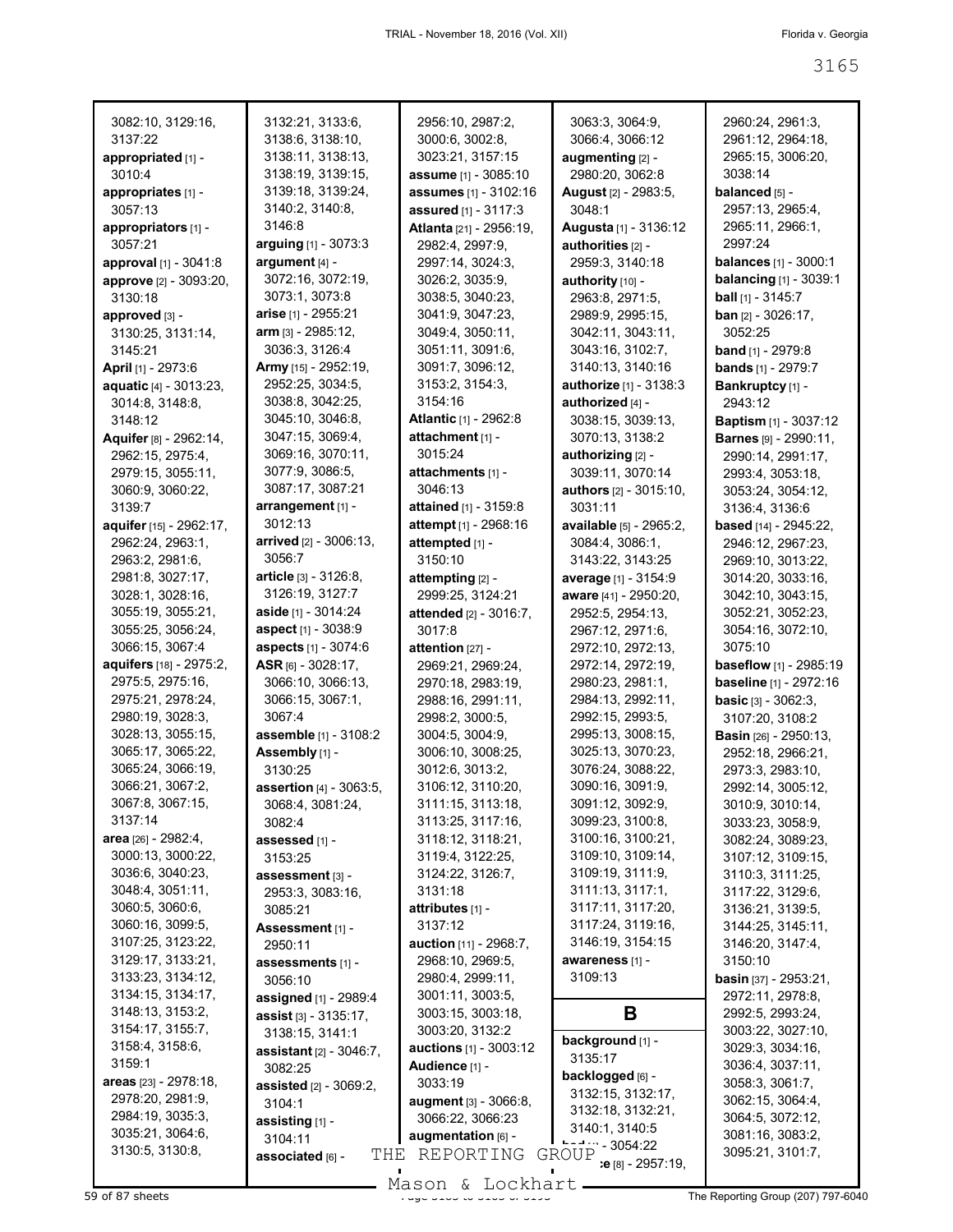3082:10, 3129:16, 3137:22
**appropriated** [1] - 3010:4
**appropriates** [1] - 3057:13
**appropriators** [1] - 3057:21
**approval** [1] - 3041:8
**approve** [2] - 3093:20, 3130:18
**approved** [3] - 3130:25, 3131:14, 3145:21
**April** [1] - 2973:6
**aquatic** [4] - 3013:23, 3014:8, 3148:8, 3148:12
**Aquifer** [8] - 2962:14, 2962:15, 2975:4, 2979:15, 3055:11, 3060:9, 3060:22, 3139:7
**aquifer** [15] - 2962:17, 2962:24, 2963:1, 2963:2, 2981:6, 2981:8, 3027:17, 3028:1, 3028:16, 3055:19, 3055:21, 3055:25, 3056:24, 3066:15, 3067:4
**aquifers** [18] - 2975:2, 2975:5, 2975:16, 2975:21, 2978:24, 2980:19, 3028:3, 3028:13, 3055:15, 3065:17, 3065:22, 3065:24, 3066:19, 3066:21, 3067:2, 3067:8, 3067:15, 3137:14
**area** [26] - 2982:4, 3000:13, 3000:22, 3036:6, 3040:23, 3048:4, 3051:11, 3060:5, 3060:6, 3060:16, 3099:5, 3107:25, 3123:22, 3129:17, 3133:21, 3133:23, 3134:12, 3134:15, 3134:17, 3148:13, 3153:2, 3154:17, 3155:7, 3158:4, 3158:6, 3159:1
**areas** [23] - 2978:18, 2978:20, 2981:9, 2984:19, 3035:3, 3035:21, 3064:6, 3130:5, 3130:8, 3132:21, 3133:6, 3138:6, 3138:10, 3138:11, 3138:13, 3138:19, 3139:15, 3139:18, 3139:24, 3140:2, 3140:8, 3146:8
**arguing** [1] - 3073:3
**argument** [4] - 3072:16, 3072:19, 3073:1, 3073:8
**arise** [1] - 2955:21
**arm** [3] - 2985:12, 3036:3, 3126:4
**Army** [15] - 2952:19, 2952:25, 3034:5, 3038:8, 3042:25, 3045:10, 3046:8, 3047:15, 3069:4, 3069:16, 3070:11, 3077:9, 3086:5, 3087:17, 3087:21
**arrangement** [1] - 3012:13
**arrived** [2] - 3006:13, 3056:7
**article** [3] - 3126:8, 3126:19, 3127:7
**aside** [1] - 3014:24
**aspect** [1] - 3038:9
**aspects** [1] - 3074:6
**ASR** [6] - 3028:17, 3066:10, 3066:13, 3066:15, 3067:1, 3067:4
**assemble** [1] - 3108:2
**Assembly** [1] - 3130:25
**assertion** [4] - 3063:5, 3068:4, 3081:24, 3082:4
**assessed** [1] - 3153:25
**assessment** [3] - 2953:3, 3083:16, 3085:21
**Assessment** [1] - 2950:11
**assessments** [1] - 3056:10
**assigned** [1] - 2989:4
**assist** [3] - 3135:17, 3138:15, 3141:1
**assistant** [2] - 3046:7, 3082:25
**assisted** [2] - 3069:2, 3104:1
**assisting** [1] - 3104:11
**associated** [6] - 2956:10, 2987:2, 3000:6, 3002:8, 3023:21, 3157:15
**assume** [1] - 3085:10
**assumes** [1] - 3102:16
**assured** [1] - 3117:3
**Atlanta** [21] - 2956:19, 2982:4, 2997:9, 2997:14, 3024:3, 3026:2, 3035:9, 3038:5, 3040:23, 3041:9, 3047:23, 3049:4, 3050:11, 3051:11, 3091:6, 3091:7, 3096:12, 3153:2, 3154:3, 3154:16
**Atlantic** [1] - 2962:8
**attachment** [1] - 3015:24
**attachments** [1] - 3046:13
**attained** [1] - 3159:8
**attempt** [1] - 2968:16
**attempted** [1] - 3150:10
**attempting** [2] - 2999:25, 3124:21
**attended** [2] - 3016:7, 3017:8
**attention** [27] - 2969:21, 2969:24, 2970:18, 2983:19, 2988:16, 2991:11, 2998:2, 3000:5, 3004:5, 3004:9, 3006:10, 3008:25, 3012:6, 3013:2, 3106:12, 3110:20, 3111:15, 3113:18, 3113:25, 3117:16, 3118:12, 3118:21, 3119:4, 3122:25, 3124:22, 3126:7, 3131:18
**attributes** [1] - 3137:12
**auction** [11] - 2968:7, 2968:10, 2969:5, 2980:4, 2999:11, 3001:11, 3003:5, 3003:15, 3003:18, 3003:20, 3132:2
**auctions** [1] - 3003:12
**Audience** [1] - 3033:19
**augment** [3] - 3066:8, 3066:22, 3066:23
**augmentation** [6] - 3063:3, 3064:9, 3066:4, 3066:12
**augmenting** [2] - 2980:20, 3062:8
**August** [2] - 2983:5, 3048:1
**Augusta** [1] - 3136:12
**authorities** [2] - 2959:3, 3140:18
**authority** [10] - 2963:8, 2971:5, 2989:9, 2995:15, 3042:11, 3043:11, 3043:16, 3102:7, 3140:13, 3140:16
**authorize** [1] - 3138:3
**authorized** [4] - 3038:15, 3039:13, 3070:13, 3138:2
**authorizing** [2] - 3039:11, 3070:14
**authors** [2] - 3015:10, 3031:11
**available** [5] - 2965:2, 3084:4, 3086:1, 3143:22, 3143:25
**average** [1] - 3154:9
**aware** [41] - 2950:20, 2952:5, 2954:13, 2967:12, 2971:6, 2972:10, 2972:13, 2972:14, 2972:19, 2980:23, 2981:1, 2984:13, 2992:11, 2992:15, 2993:5, 2995:13, 3008:15, 3025:13, 3070:23, 3076:24, 3088:22, 3090:16, 3091:9, 3091:12, 3092:9, 3099:23, 3100:8, 3100:16, 3100:21, 3109:10, 3109:14, 3109:19, 3111:9, 3111:13, 3117:1, 3117:11, 3117:20, 3117:24, 3119:16, 3146:19, 3154:15
**awareness** [1] - 3109:13

## B

**background** [1] - 3135:17
**backlogged** [6] - 3132:15, 3132:17, 3132:18, 3132:21, 3140:1, 3140:5
**bad** [1] - 3054:22
**base** [8] - 2957:19, 2960:24, 2961:3, 2961:12, 2964:18, 2965:15, 3006:20, 3038:14
**balanced** [5] - 2957:13, 2965:4, 2965:11, 2966:1, 2997:24
**balances** [1] - 3000:1
**balancing** [1] - 3039:1
**ball** [1] - 3145:7
**ban** [2] - 3026:17, 3052:25
**band** [1] - 2979:8
**bands** [1] - 2979:7
**Bankruptcy** [1] - 2943:12
**Baptism** [1] - 3037:12
**Barnes** [9] - 2990:11, 2990:14, 2991:17, 2993:4, 3053:18, 3053:24, 3054:12, 3136:4, 3136:6
**based** [14] - 2945:22, 2946:12, 2967:23, 2969:10, 3013:22, 3014:20, 3033:16, 3042:10, 3043:15, 3052:21, 3052:23, 3054:16, 3072:10, 3075:10
**baseflow** [1] - 2985:19
**baseline** [1] - 2972:16
**basic** [3] - 3062:3, 3107:20, 3108:2
**Basin** [26] - 2950:13, 2952:18, 2966:21, 2973:3, 2983:10, 2992:14, 3005:12, 3010:9, 3010:14, 3033:23, 3058:9, 3082:24, 3089:23, 3107:12, 3109:15, 3110:3, 3111:25, 3117:22, 3129:6, 3136:21, 3139:5, 3144:25, 3145:11, 3146:20, 3147:4, 3150:10
**basin** [37] - 2953:21, 2972:11, 2978:8, 2992:5, 2993:24, 3003:22, 3027:10, 3029:3, 3034:16, 3036:4, 3037:11, 3058:3, 3061:7, 3062:15, 3064:4, 3064:5, 3072:12, 3081:16, 3083:2, 3095:21, 3101:7,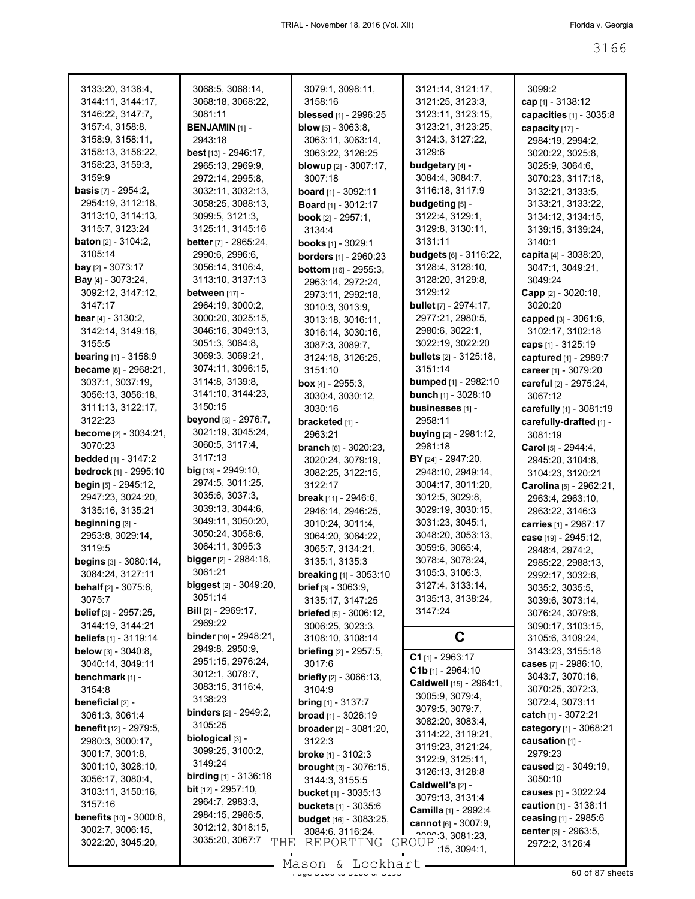3133:20, 3138:4, 3144:11, 3144:17, 3146:22, 3147:7, 3157:4, 3158:8, 3158:9, 3158:11, 3158:13, 3158:22, 3158:23, 3159:3, 3159:9
**basis** [7] - 2954:2, 2954:19, 3112:18, 3113:10, 3114:13, 3115:7, 3123:24
**baton** [2] - 3104:2, 3105:14
**bay** [2] - 3073:17
**Bay** [4] - 3073:24, 3092:12, 3147:12, 3147:17
**bear** [4] - 3130:2, 3142:14, 3149:16, 3155:5
**bearing** [1] - 3158:9
**became** [8] - 2968:21, 3037:1, 3037:19, 3056:13, 3056:18, 3111:13, 3122:17, 3122:23
**become** [2] - 3034:21, 3070:23
**bedded** [1] - 3147:2
**bedrock** [1] - 2995:10
**begin** [5] - 2945:12, 2947:23, 3024:20, 3135:16, 3135:21
**beginning** [3] - 2953:8, 3029:14, 3119:5
**begins** [3] - 3080:14, 3084:24, 3127:11
**behalf** [2] - 3075:6, 3075:7
**belief** [3] - 2957:25, 3144:19, 3144:21
**beliefs** [1] - 3119:14
**below** [3] - 3040:8, 3040:14, 3049:11
**benchmark** [1] - 3154:8
**beneficial** [2] - 3061:3, 3061:4
**benefit** [12] - 2979:5, 2980:3, 3000:17, 3001:7, 3001:8, 3001:10, 3028:10, 3056:17, 3080:4, 3103:11, 3150:16, 3157:16
**benefits** [10] - 3000:6, 3002:7, 3006:15, 3022:20, 3045:20, 3068:5, 3068:14, 3068:18, 3068:22, 3081:11
**BENJAMIN** [1] - 2943:18
**best** [13] - 2946:17, 2965:13, 2969:9, 2972:14, 2995:8, 3032:11, 3032:13, 3058:25, 3088:13, 3099:5, 3121:3, 3125:11, 3145:16
**better** [7] - 2965:24, 2990:6, 2996:6, 3056:14, 3106:4, 3113:10, 3137:13
**between** [17] - 2964:19, 3000:2, 3000:20, 3025:15, 3046:16, 3049:13, 3051:3, 3064:8, 3069:3, 3069:21, 3074:11, 3096:15, 3114:8, 3139:8, 3141:10, 3144:23, 3150:15
**beyond** [6] - 2976:7, 3021:19, 3045:24, 3060:5, 3117:4, 3117:13
**big** [13] - 2949:10, 2974:5, 3011:25, 3035:6, 3037:3, 3039:13, 3044:6, 3049:11, 3050:20, 3050:24, 3058:6, 3064:11, 3095:3
**bigger** [2] - 2984:18, 3061:21
**biggest** [2] - 3049:20, 3051:14
**Bill** [2] - 2969:17, 2969:22
**binder** [10] - 2948:21, 2949:8, 2950:9, 2951:15, 2976:24, 3012:1, 3078:7, 3083:15, 3116:4, 3138:23
**binders** [2] - 2949:2, 3105:25
**biological** [3] - 3099:25, 3100:2, 3149:24
**birding** [1] - 3136:18
**bit** [12] - 2957:10, 2964:7, 2983:3, 2984:15, 2986:5, 3012:12, 3018:15, 3035:20, 3067:7, 3079:1, 3098:11, 3158:16
**blessed** [1] - 2996:25
**blow** [5] - 3063:8, 3063:11, 3063:14, 3063:22, 3126:25
**blowup** [2] - 3007:17, 3007:18
**board** [1] - 3092:11
**Board** [1] - 3012:17
**book** [2] - 2957:1, 3134:4
**books** [1] - 3029:1
**borders** [1] - 2960:23
**bottom** [16] - 2955:3, 2963:14, 2972:24, 2973:11, 2992:18, 3010:3, 3013:9, 3013:18, 3016:11, 3016:14, 3030:16, 3087:3, 3089:7, 3124:18, 3126:25, 3151:10
**box** [4] - 2955:3, 3030:4, 3030:12, 3030:16
**bracketed** [1] - 2963:21
**branch** [6] - 3020:23, 3020:24, 3079:19, 3082:25, 3122:15, 3122:17
**break** [11] - 2946:6, 2946:14, 2946:25, 3010:24, 3011:4, 3064:20, 3064:22, 3065:7, 3134:21, 3135:1, 3135:3
**breaking** [1] - 3053:10
**brief** [3] - 3063:9, 3135:17, 3147:25
**briefed** [5] - 3006:12, 3006:25, 3023:3, 3108:10, 3108:14
**briefing** [2] - 2957:5, 3017:6
**briefly** [2] - 3066:13, 3104:9
**bring** [1] - 3137:7
**broad** [1] - 3026:19
**broader** [2] - 3081:20, 3122:3
**broke** [1] - 3102:3
**brought** [3] - 3076:15, 3144:3, 3155:5
**bucket** [1] - 3035:13
**buckets** [1] - 3035:6
**budget** [16] - 3083:25, 3084:6, 3116:24, 3121:14, 3121:17, 3121:25, 3123:3, 3123:11, 3123:15, 3123:21, 3123:25, 3124:3, 3127:22, 3129:6
**budgetary** [4] - 3084:4, 3084:7, 3116:18, 3117:9
**budgeting** [5] - 3122:4, 3129:1, 3129:8, 3130:11, 3131:11
**budgets** [6] - 3116:22, 3128:4, 3128:10, 3128:20, 3129:8, 3129:12
**bullet** [7] - 2974:17, 2977:21, 2980:5, 2980:6, 3022:1, 3022:19, 3022:20
**bullets** [2] - 3125:18, 3151:14
**bumped** [1] - 2982:10
**bunch** [1] - 3028:10
**businesses** [1] - 2958:11
**buying** [2] - 2981:12, 2981:18
**BY** [24] - 2947:20, 2948:10, 2949:14, 3004:17, 3011:20, 3012:5, 3029:8, 3029:13, 3030:15, 3031:23, 3045:1, 3048:20, 3053:13, 3059:6, 3065:4, 3078:4, 3078:24, 3105:3, 3106:3, 3127:4, 3133:14, 3135:13, 3138:24, 3147:24

## C

**C1** [1] - 2963:17
**C1b** [1] - 2964:10
**Caldwell** [15] - 2964:1, 3005:9, 3079:4, 3079:5, 3079:7, 3082:20, 3083:4, 3114:22, 3119:21, 3119:23, 3121:24, 3122:9, 3125:11, 3126:13, 3128:8
**Caldwell's** [2] - 3079:13, 3131:4
**Camilla** [1] - 2992:4
**cannot** [6] - 3007:9, 3080:3, 3081:23, 3092:15, 3094:1, 3099:2
**cap** [1] - 3138:12
**capacities** [1] - 3035:8
**capacity** [17] - 2984:19, 2994:2, 3020:22, 3025:8, 3025:9, 3064:6, 3070:23, 3117:18, 3132:21, 3133:5, 3133:21, 3133:22, 3134:12, 3134:15, 3139:15, 3139:24, 3140:1
**capita** [4] - 3038:20, 3047:1, 3049:21, 3049:24
**Capp** [2] - 3020:18, 3020:20
**capped** [3] - 3061:6, 3102:17, 3102:18
**caps** [1] - 3125:19
**captured** [1] - 2989:7
**career** [1] - 3079:20
**careful** [2] - 2975:24, 3067:12
**carefully** [1] - 3081:19
**carefully-drafted** [1] - 3081:19
**Carol** [5] - 2944:4, 2945:20, 3104:8, 3104:23, 3120:21
**Carolina** [5] - 2962:21, 2963:4, 2963:10, 2963:22, 3146:3
**carries** [1] - 2967:17
**case** [19] - 2945:12, 2948:4, 2974:2, 2985:22, 2988:13, 2992:17, 3032:6, 3035:2, 3035:5, 3039:6, 3073:14, 3076:24, 3079:8, 3090:17, 3103:15, 3105:6, 3109:24, 3143:23, 3155:18
**cases** [7] - 2986:10, 3043:7, 3070:16, 3070:25, 3072:3, 3072:4, 3073:11
**catch** [1] - 3072:21
**category** [1] - 3068:21
**causation** [1] - 2979:23
**caused** [2] - 3049:19, 3050:10
**causes** [1] - 3022:24
**caution** [1] - 3138:11
**ceasing** [1] - 2985:6
**center** [3] - 2963:5, 2972:2, 3126:4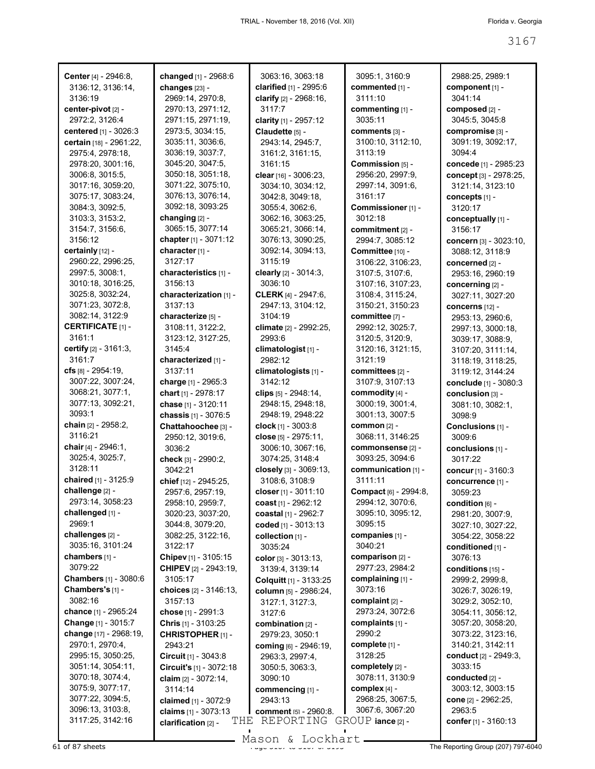**Center** [4] - 2946:8, 3136:12, 3136:14, 3136:19
**center-pivot** [2] - 2972:2, 3126:4
**centered** [1] - 3026:3
**certain** [18] - 2961:22, 2975:4, 2978:18, 2978:20, 3001:16, 3006:8, 3015:5, 3017:16, 3059:20, 3075:17, 3083:24, 3084:3, 3092:5, 3103:3, 3153:2, 3154:7, 3156:6, 3156:12
**certainly** [12] - 2960:22, 2996:25, 2997:5, 3008:1, 3010:18, 3016:25, 3025:8, 3032:24, 3071:23, 3072:8, 3082:14, 3122:9
**CERTIFICATE** [1] - 3161:1
**certify** [2] - 3161:3, 3161:7
**cfs** [8] - 2954:19, 3007:22, 3007:24, 3068:21, 3077:1, 3077:13, 3092:21, 3093:1
**chain** [2] - 2958:2, 3116:21
**chair** [4] - 2946:1, 3025:4, 3025:7, 3128:11
**chaired** [1] - 3125:9
**challenge** [2] - 2973:14, 3058:23
**challenged** [1] - 2969:1
**challenges** [2] - 3035:16, 3101:24
**chambers** [1] - 3079:22
**Chambers** [1] - 3080:6
**Chambers's** [1] - 3082:16
**chance** [1] - 2965:24
**Change** [1] - 3015:7
**change** [17] - 2968:19, 2970:1, 2970:4, 2995:15, 3050:25, 3051:14, 3054:11, 3070:18, 3074:4, 3075:9, 3077:17, 3077:22, 3094:5, 3096:13, 3103:8, 3117:25, 3142:16
**changed** [1] - 2968:6
**changes** [23] - 2969:14, 2970:8, 2970:13, 2971:12, 2971:15, 2971:19, 2973:5, 3034:15, 3035:11, 3036:6, 3036:19, 3037:7, 3045:20, 3047:5, 3050:18, 3051:18, 3071:22, 3075:10, 3076:13, 3076:14, 3092:18, 3093:25
**changing** [2] - 3065:15, 3077:14
**chapter** [1] - 3071:12
**character** [1] - 3127:17
**characteristics** [1] - 3156:13
**characterization** [1] - 3137:13
**characterize** [5] - 3108:11, 3122:2, 3123:12, 3127:25, 3145:4
**characterized** [1] - 3137:11
**charge** [1] - 2965:3
**chart** [1] - 2978:17
**chase** [1] - 3120:11
**chassis** [1] - 3076:5
**Chattahoochee** [3] - 2950:12, 3019:6, 3036:2
**check** [3] - 2990:2, 3042:21
**chief** [12] - 2945:25, 2957:6, 2957:19, 2958:10, 2959:7, 3020:23, 3037:20, 3044:8, 3079:20, 3082:25, 3122:16, 3122:17
**Chipev** [1] - 3105:15
**CHIPEV** [2] - 2943:19, 3105:17
**choices** [2] - 3146:13, 3157:13
**chose** [1] - 2991:3
**Chris** [1] - 3103:25
**CHRISTOPHER** [1] - 2943:21
**Circuit** [1] - 3043:8
**Circuit's** [1] - 3072:18
**claim** [2] - 3072:14, 3114:14
**claimed** [1] - 3072:9
**claims** [1] - 3073:13
**clarification** [2] - 3063:16, 3063:18
**clarified** [1] - 2995:6
**clarify** [2] - 2968:16, 3117:7
**clarity** [1] - 2957:12
**Claudette** [5] - 2943:14, 2945:7, 3161:2, 3161:15, 3161:15
**clear** [16] - 3006:23, 3034:10, 3034:12, 3042:8, 3049:18, 3055:4, 3062:6, 3062:16, 3063:25, 3065:21, 3066:14, 3076:13, 3090:25, 3092:14, 3094:13, 3115:19
**clearly** [2] - 3014:3, 3036:10
**CLERK** [4] - 2947:6, 2947:13, 3104:12, 3104:19
**climate** [2] - 2992:25, 2993:6
**climatologist** [1] - 2982:12
**climatologists** [1] - 3142:12
**clips** [5] - 2948:14, 2948:15, 2948:18, 2948:19, 2948:22
**clock** [1] - 3003:8
**close** [5] - 2975:11, 3006:10, 3067:16, 3074:25, 3148:4
**closely** [3] - 3069:13, 3108:6, 3108:9
**closer** [1] - 3011:10
**coast** [1] - 2962:12
**coastal** [1] - 2962:7
**coded** [1] - 3013:13
**collection** [1] - 3035:24
**color** [3] - 3013:13, 3139:4, 3139:14
**Colquitt** [1] - 3133:25
**column** [5] - 2986:24, 3127:1, 3127:3, 3127:6
**combination** [2] - 2979:23, 3050:1
**coming** [6] - 2946:19, 2963:3, 2997:4, 3050:5, 3063:3, 3090:10
**commencing** [1] - 2943:13
**comment** [5] - 2960:8, 3095:1, 3160:9
**commented** [1] - 3111:10
**commenting** [1] - 3035:11
**comments** [3] - 3100:10, 3112:10, 3113:19
**Commission** [5] - 2956:20, 2997:9, 2997:14, 3091:6, 3161:17
**Commissioner** [1] - 3012:18
**commitment** [2] - 2994:7, 3085:12
**Committee** [10] - 3106:22, 3106:23, 3107:5, 3107:6, 3107:16, 3107:23, 3108:4, 3115:24, 3150:21, 3150:23
**committee** [7] - 2992:12, 3025:7, 3120:5, 3120:9, 3120:16, 3121:15, 3121:19
**committees** [2] - 3107:9, 3107:13
**commodity** [4] - 3000:19, 3001:4, 3001:13, 3007:5
**common** [2] - 3068:11, 3146:25
**commonsense** [2] - 3093:25, 3094:6
**communication** [1] - 3111:11
**Compact** [6] - 2994:8, 2994:12, 3070:6, 3095:10, 3095:12, 3095:15
**companies** [1] - 3040:21
**comparison** [2] - 2977:23, 2984:2
**complaining** [1] - 3073:16
**complaint** [2] - 2973:24, 3072:6
**complaints** [1] - 2990:2
**complete** [1] - 3128:25
**completely** [2] - 3078:11, 3130:9
**complex** [4] - 2968:25, 3067:5, 3067:6, 3067:20
**compliance** [2] - 2988:25, 2989:1
**component** [1] - 3041:14
**composed** [2] - 3045:5, 3045:8
**compromise** [3] - 3091:19, 3092:17, 3094:4
**concede** [1] - 2985:23
**concept** [3] - 2978:25, 3121:14, 3123:10
**concepts** [1] - 3120:17
**conceptually** [1] - 3156:17
**concern** [3] - 3023:10, 3088:12, 3118:9
**concerned** [2] - 2953:16, 2960:19
**concerning** [2] - 3027:11, 3027:20
**concerns** [12] - 2953:13, 2960:6, 2997:13, 3000:18, 3039:17, 3088:9, 3107:20, 3111:14, 3118:19, 3118:25, 3119:12, 3144:24
**conclude** [1] - 3080:3
**conclusion** [3] - 3081:10, 3082:1, 3098:9
**Conclusions** [1] - 3009:6
**conclusions** [1] - 3017:22
**concur** [1] - 3160:3
**concurrence** [1] - 3059:23
**condition** [6] - 2981:20, 3007:9, 3027:10, 3027:22, 3054:22, 3058:22
**conditioned** [1] - 3076:13
**conditions** [15] - 2999:2, 2999:8, 3026:7, 3026:19, 3029:2, 3052:10, 3054:11, 3056:12, 3057:20, 3058:20, 3073:22, 3123:16, 3140:21, 3142:11
**conduct** [2] - 2949:3, 3033:15
**conducted** [2] - 3003:12, 3003:15
**cone** [2] - 2962:25, 2963:5
**confer** [1] - 3160:13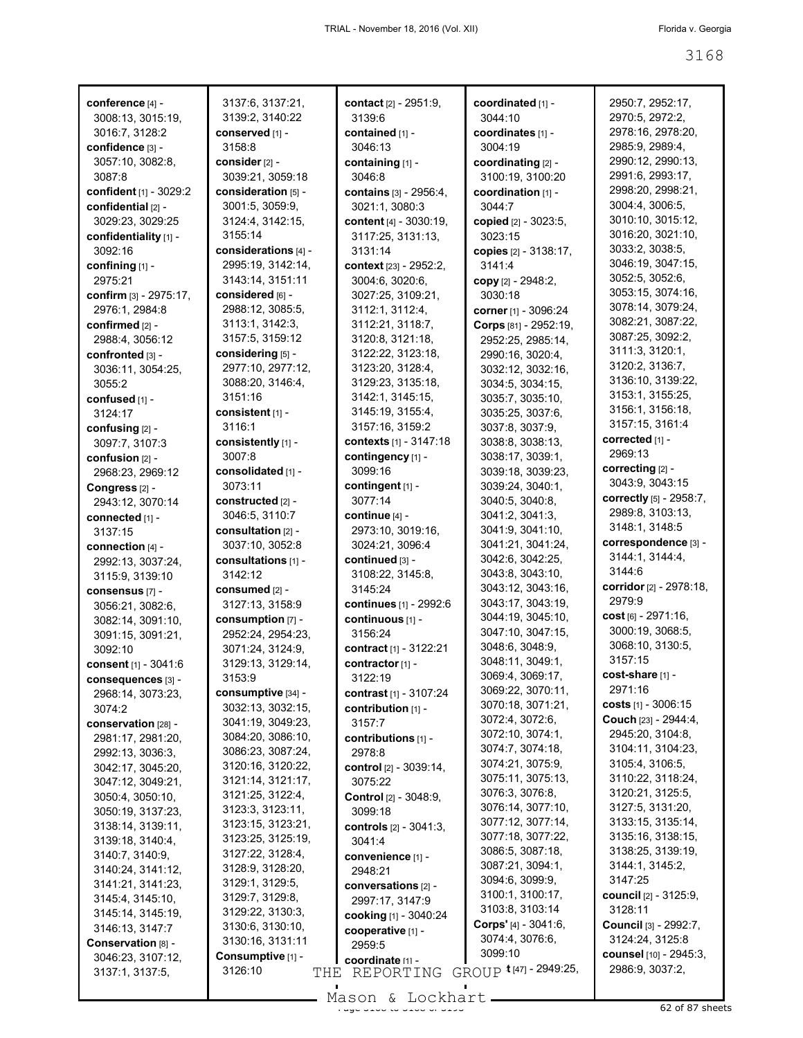**conference** [4] - 3008:13, 3015:19, 3016:7, 3128:2
**confidence** [3] - 3057:10, 3082:8, 3087:8
**confident** [1] - 3029:2
**confidential** [2] - 3029:23, 3029:25
**confidentiality** [1] - 3092:16
**confining** [1] - 2975:21
**confirm** [3] - 2975:17, 2976:1, 2984:8
**confirmed** [2] - 2988:4, 3056:12
**confronted** [3] - 3036:11, 3054:25, 3055:2
**confused** [1] - 3124:17
**confusing** [2] - 3097:7, 3107:3
**confusion** [2] - 2968:23, 2969:12
**Congress** [2] - 2943:12, 3070:14
**connected** [1] - 3137:15
**connection** [4] - 2992:13, 3037:24, 3115:9, 3139:10
**consensus** [7] - 3056:21, 3082:6, 3082:14, 3091:10, 3091:15, 3091:21, 3092:10
**consent** [1] - 3041:6
**consequences** [3] - 2968:14, 3073:23, 3074:2
**conservation** [28] - 2981:17, 2981:20, 2992:13, 3036:3, 3042:17, 3045:20, 3047:12, 3049:21, 3050:4, 3050:10, 3050:19, 3137:23, 3138:14, 3139:11, 3139:18, 3140:4, 3140:7, 3140:9, 3140:24, 3141:12, 3141:21, 3141:23, 3145:4, 3145:10, 3145:14, 3145:19, 3146:13, 3147:7
**Conservation** [8] - 3046:23, 3107:12, 3137:1, 3137:5, 3137:6, 3137:21, 3139:2, 3140:22
**conserved** [1] - 3158:8
**consider** [2] - 3039:21, 3059:18
**consideration** [5] - 3001:5, 3059:9, 3124:4, 3142:15, 3155:14
**considerations** [4] - 2995:19, 3142:14, 3143:14, 3151:11
**considered** [6] - 2988:12, 3085:5, 3113:1, 3142:3, 3157:5, 3159:12
**considering** [5] - 2977:10, 2977:12, 3088:20, 3146:4, 3151:16
**consistent** [1] - 3116:1
**consistently** [1] - 3007:8
**consolidated** [1] - 3073:11
**constructed** [2] - 3046:5, 3110:7
**consultation** [2] - 3037:10, 3052:8
**consultations** [1] - 3142:12
**consumed** [2] - 3127:13, 3158:9
**consumption** [7] - 2952:24, 2954:23, 3071:24, 3124:9, 3129:13, 3129:14, 3153:9
**consumptive** [34] - 3032:13, 3032:15, 3041:19, 3049:23, 3084:20, 3086:10, 3086:23, 3087:24, 3120:16, 3120:22, 3121:14, 3121:17, 3121:25, 3122:4, 3123:3, 3123:11, 3123:15, 3123:21, 3123:25, 3125:19, 3127:22, 3128:4, 3128:9, 3128:20, 3129:1, 3129:5, 3129:7, 3129:8, 3129:22, 3130:3, 3130:6, 3130:10, 3130:16, 3131:11
**Consumptive** [1] - 3126:10
**contact** [2] - 2951:9, 3139:6
**contained** [1] - 3046:13
**containing** [1] - 3046:8
**contains** [3] - 2956:4, 3021:1, 3080:3
**content** [4] - 3030:19, 3117:25, 3131:13, 3131:14
**context** [23] - 2952:2, 3004:6, 3020:6, 3027:25, 3109:21, 3112:1, 3112:4, 3112:21, 3118:7, 3120:8, 3121:18, 3122:22, 3123:18, 3123:20, 3128:4, 3129:23, 3135:18, 3142:1, 3145:15, 3145:19, 3155:4, 3157:16, 3159:2
**contexts** [1] - 3147:18
**contingency** [1] - 3099:16
**contingent** [1] - 3077:14
**continue** [4] - 2973:10, 3019:16, 3024:21, 3096:4
**continued** [3] - 3108:22, 3145:8, 3145:24
**continues** [1] - 2992:6
**continuous** [1] - 3156:24
**contract** [1] - 3122:21
**contractor** [1] - 3122:19
**contrast** [1] - 3107:24
**contribution** [1] - 3157:7
**contributions** [1] - 2978:8
**control** [2] - 3039:14, 3075:22
**Control** [2] - 3048:9, 3099:18
**controls** [2] - 3041:3, 3041:4
**convenience** [1] - 2948:21
**conversations** [2] - 2997:17, 3147:9
**cooking** [1] - 3040:24
**cooperative** [1] - 2959:5
**coordinate** [1] - 3044:10
**coordinated** [1] - 3044:10
**coordinates** [1] - 3004:19
**coordinating** [2] - 3100:19, 3100:20
**coordination** [1] - 3044:7
**copied** [2] - 3023:5, 3023:15
**copies** [2] - 3138:17, 3141:4
**copy** [2] - 2948:2, 3030:18
**corner** [1] - 3096:24
**Corps** [81] - 2952:19, 2952:25, 2985:14, 2990:16, 3020:4, 3032:12, 3032:16, 3034:5, 3034:15, 3035:7, 3035:10, 3035:25, 3037:6, 3037:8, 3037:9, 3038:8, 3038:13, 3038:17, 3039:1, 3039:18, 3039:23, 3039:24, 3040:1, 3040:5, 3040:8, 3041:2, 3041:3, 3041:9, 3041:10, 3041:21, 3041:24, 3042:6, 3042:25, 3043:8, 3043:10, 3043:12, 3043:16, 3043:17, 3043:19, 3044:19, 3045:10, 3047:10, 3047:15, 3048:6, 3048:9, 3048:11, 3049:1, 3069:4, 3069:17, 3069:22, 3070:11, 3070:18, 3071:21, 3072:4, 3072:6, 3072:10, 3074:1, 3074:7, 3074:18, 3074:21, 3075:9, 3075:11, 3075:13, 3076:3, 3076:8, 3076:14, 3077:10, 3077:12, 3077:14, 3077:18, 3077:22, 3086:5, 3087:18, 3087:21, 3094:1, 3094:6, 3099:9, 3100:1, 3100:17, 3103:8, 3103:14
**Corps'** [4] - 3041:6, 3074:4, 3076:6, 3099:10
**correct** [47] - 2949:25, 2950:7, 2952:17, 2970:5, 2972:2, 2978:16, 2978:20, 2985:9, 2989:4, 2990:12, 2990:13, 2991:6, 2993:17, 2998:20, 2998:21, 3004:4, 3006:5, 3010:10, 3015:12, 3016:20, 3021:10, 3033:2, 3038:5, 3046:19, 3047:15, 3052:5, 3052:6, 3053:15, 3074:16, 3078:14, 3079:24, 3082:21, 3087:22, 3087:25, 3092:2, 3111:3, 3120:1, 3120:2, 3136:7, 3136:10, 3139:22, 3153:1, 3155:25, 3156:1, 3156:18, 3157:15, 3161:4
**corrected** [1] - 2969:13
**correcting** [2] - 3043:9, 3043:15
**correctly** [5] - 2958:7, 2989:8, 3103:13, 3148:1, 3148:5
**correspondence** [3] - 3144:1, 3144:4, 3144:6
**corridor** [2] - 2978:18, 2979:9
**cost** [6] - 2971:16, 3000:19, 3068:5, 3068:10, 3130:5, 3157:15
**cost-share** [1] - 2971:16
**costs** [1] - 3006:15
**Couch** [23] - 2944:4, 2945:20, 3104:8, 3104:11, 3104:23, 3105:4, 3106:5, 3110:22, 3118:24, 3120:21, 3125:5, 3127:5, 3131:20, 3133:15, 3135:14, 3135:16, 3138:15, 3138:25, 3139:19, 3144:1, 3145:2, 3147:25
**council** [2] - 3125:9, 3128:11
**Council** [3] - 2992:7, 3124:24, 3125:8
**counsel** [10] - 2945:3, 2986:9, 3037:2,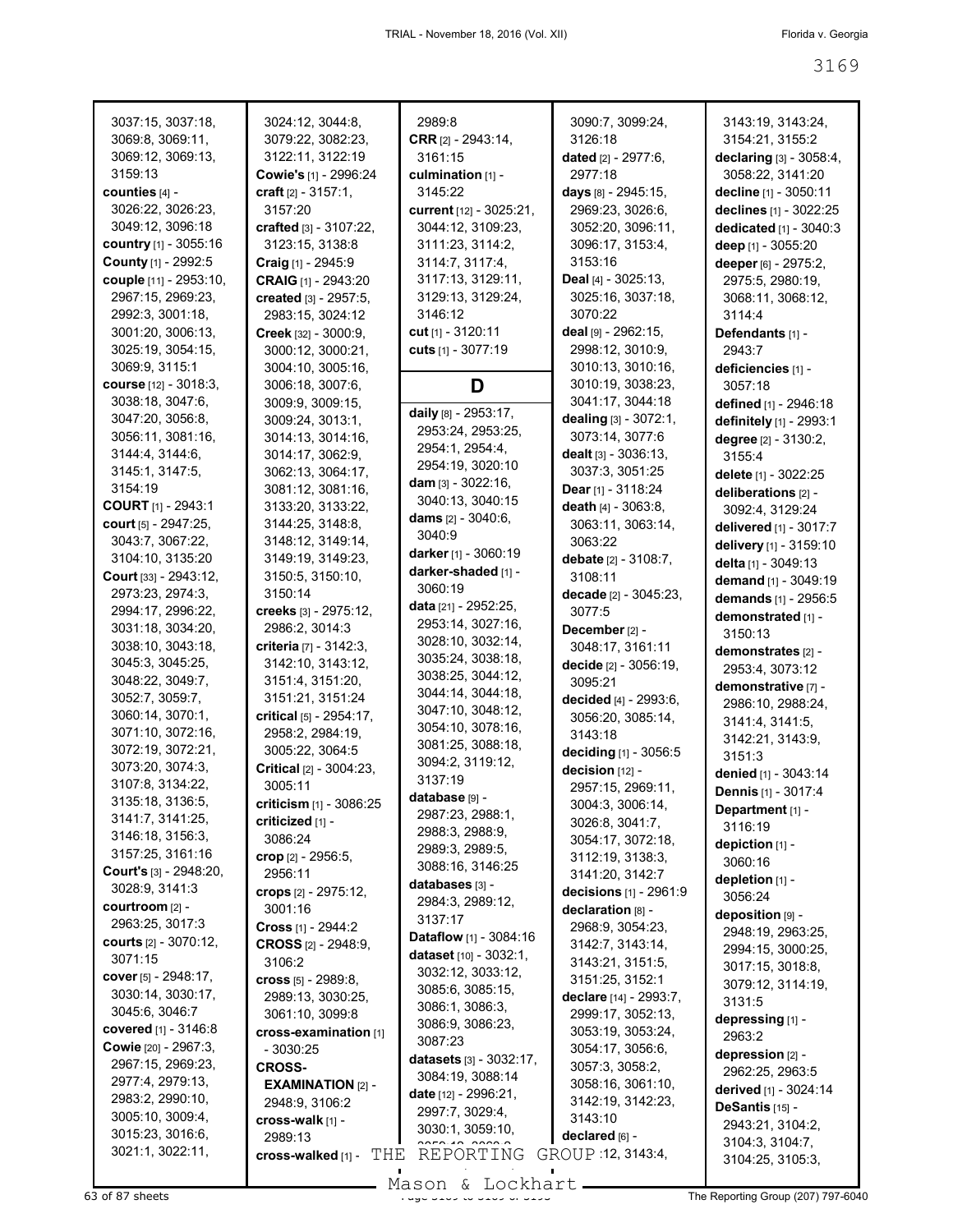3037:15, 3037:18, 3069:8, 3069:11, 3069:12, 3069:13, 3159:13
**counties** [4] - 3026:22, 3026:23, 3049:12, 3096:18
**country** [1] - 3055:16
**County** [1] - 2992:5
**couple** [11] - 2953:10, 2967:15, 2969:23, 2992:3, 3001:18, 3001:20, 3006:13, 3025:19, 3054:15, 3069:9, 3115:1
**course** [12] - 3018:3, 3038:18, 3047:6, 3047:20, 3056:8, 3056:11, 3081:16, 3144:4, 3144:6, 3145:1, 3147:5, 3154:19
**COURT** [1] - 2943:1
**court** [5] - 2947:25, 3043:7, 3067:22, 3104:10, 3135:20
**Court** [33] - 2943:12, 2973:23, 2974:3, 2994:17, 2996:22, 3031:18, 3034:20, 3038:10, 3043:18, 3045:3, 3045:25, 3048:22, 3049:7, 3052:7, 3059:7, 3060:14, 3070:1, 3071:10, 3072:16, 3072:19, 3072:21, 3073:20, 3074:3, 3107:8, 3134:22, 3135:18, 3136:5, 3141:7, 3141:25, 3146:18, 3156:3, 3157:25, 3161:16
**Court's** [3] - 2948:20, 3028:9, 3141:3
**courtroom** [2] - 2963:25, 3017:3
**courts** [2] - 3070:12, 3071:15
**cover** [5] - 2948:17, 3030:14, 3030:17, 3045:6, 3046:7
**covered** [1] - 3146:8
**Cowie** [20] - 2967:3, 2967:15, 2969:23, 2977:4, 2979:13, 2983:2, 2990:10, 3005:10, 3009:4, 3015:23, 3016:6, 3021:1, 3022:11, 3024:12, 3044:8, 3079:22, 3082:23, 3122:11, 3122:19
**Cowie's** [1] - 2996:24
**craft** [2] - 3157:1, 3157:20
**crafted** [3] - 3107:22, 3123:15, 3138:8
**Craig** [1] - 2945:9
**CRAIG** [1] - 2943:20
**created** [3] - 2957:5, 2983:15, 3024:12
**Creek** [32] - 3000:9, 3000:12, 3000:21, 3004:10, 3005:16, 3006:18, 3007:6, 3009:9, 3009:15, 3009:24, 3013:1, 3014:13, 3014:16, 3014:17, 3062:9, 3062:13, 3064:17, 3081:12, 3081:16, 3133:20, 3133:22, 3144:25, 3148:8, 3148:12, 3149:14, 3149:19, 3149:23, 3150:5, 3150:10, 3150:14
**creeks** [3] - 2975:12, 2986:2, 3014:3
**criteria** [7] - 3142:3, 3142:10, 3143:12, 3151:4, 3151:20, 3151:21, 3151:24
**critical** [5] - 2954:17, 2958:2, 2984:19, 3005:22, 3064:5
**Critical** [2] - 3004:23, 3005:11
**criticism** [1] - 3086:25
**criticized** [1] - 3086:24
**crop** [2] - 2956:5, 2956:11
**crops** [2] - 2975:12, 3001:16
**Cross** [1] - 2944:2
**CROSS** [2] - 2948:9, 3106:2
**cross** [5] - 2989:8, 2989:13, 3030:25, 3061:10, 3099:8
**cross-examination** [1] - 3030:25
**CROSS-EXAMINATION** [2] - 2948:9, 3106:2
**cross-walk** [1] - 2989:13
**cross-walked** [1] - 2989:8
**CRR** [2] - 2943:14, 3161:15
**culmination** [1] - 3145:22
**current** [12] - 3025:21, 3044:12, 3109:23, 3111:23, 3114:2, 3114:7, 3117:4, 3117:13, 3129:11, 3129:13, 3129:24, 3146:12
**cut** [1] - 3120:11
**cuts** [1] - 3077:19

## D

**daily** [8] - 2953:17, 2953:24, 2953:25, 2954:1, 2954:4, 2954:19, 3020:10
**dam** [3] - 3022:16, 3040:13, 3040:15
**dams** [2] - 3040:6, 3040:9
**darker** [1] - 3060:19
**darker-shaded** [1] - 3060:19
**data** [21] - 2952:25, 2953:14, 3027:16, 3028:10, 3032:14, 3035:24, 3038:18, 3038:25, 3044:12, 3044:14, 3044:18, 3047:10, 3048:12, 3054:10, 3078:16, 3081:25, 3088:18, 3094:2, 3119:12, 3137:19
**database** [9] - 2987:23, 2988:1, 2988:3, 2988:9, 2989:3, 2989:5, 3088:16, 3146:25
**databases** [3] - 2984:3, 2989:12, 3137:17
**Dataflow** [1] - 3084:16
**dataset** [10] - 3032:1, 3032:12, 3033:12, 3085:6, 3085:15, 3086:1, 3086:3, 3086:9, 3086:23, 3087:23
**datasets** [3] - 3032:17, 3084:19, 3088:14
**date** [12] - 2996:21, 2997:7, 3029:4, 3030:1, 3059:10, 3090:7, 3099:24, 3126:18
**dated** [2] - 2977:6, 2977:18
**days** [8] - 2945:15, 2969:23, 3026:6, 3052:20, 3096:11, 3096:17, 3153:4, 3153:16
**Deal** [4] - 3025:13, 3025:16, 3037:18, 3070:22
**deal** [9] - 2962:15, 2998:12, 3010:9, 3010:13, 3010:16, 3010:19, 3038:23, 3041:17, 3044:18
**dealing** [3] - 3072:1, 3073:14, 3077:6
**dealt** [3] - 3036:13, 3037:3, 3051:25
**Dear** [1] - 3118:24
**death** [4] - 3063:8, 3063:11, 3063:14, 3063:22
**debate** [2] - 3108:7, 3108:11
**decade** [2] - 3045:23, 3077:5
**December** [2] - 3048:17, 3161:11
**decide** [2] - 3056:19, 3095:21
**decided** [4] - 2993:6, 3056:20, 3085:14, 3143:18
**deciding** [1] - 3056:5
**decision** [12] - 2957:15, 2969:11, 3004:3, 3006:14, 3026:8, 3041:7, 3054:17, 3072:18, 3112:19, 3138:3, 3141:20, 3142:7
**decisions** [1] - 2961:9
**declaration** [8] - 2968:9, 3054:23, 3142:7, 3143:14, 3143:21, 3151:5, 3151:25, 3152:1
**declare** [14] - 2993:7, 2999:17, 3052:13, 3053:19, 3053:24, 3054:17, 3056:6, 3057:3, 3058:2, 3058:16, 3061:10, 3142:19, 3142:23, 3143:10
**declared** [6] - ...:12, 3143:4, 3143:19, 3143:24, 3154:21, 3155:2
**declaring** [3] - 3058:4, 3058:22, 3141:20
**decline** [1] - 3050:11
**declines** [1] - 3022:25
**dedicated** [1] - 3040:3
**deep** [1] - 3055:20
**deeper** [6] - 2975:2, 2975:5, 2980:19, 3068:11, 3068:12, 3114:4
**Defendants** [1] - 2943:7
**deficiencies** [1] - 3057:18
**defined** [1] - 2946:18
**definitely** [1] - 2993:1
**degree** [2] - 3130:2, 3155:4
**delete** [1] - 3022:25
**deliberations** [2] - 3092:4, 3129:24
**delivered** [1] - 3017:7
**delivery** [1] - 3159:10
**delta** [1] - 3049:13
**demand** [1] - 3049:19
**demands** [1] - 2956:5
**demonstrated** [1] - 3150:13
**demonstrates** [2] - 2953:4, 3073:12
**demonstrative** [7] - 2986:10, 2988:24, 3141:4, 3141:5, 3142:21, 3143:9, 3151:3
**denied** [1] - 3043:14
**Dennis** [1] - 3017:4
**Department** [1] - 3116:19
**depiction** [1] - 3060:16
**depletion** [1] - 3056:24
**deposition** [9] - 2948:19, 2963:25, 2994:15, 3000:25, 3017:15, 3018:8, 3079:12, 3114:19, 3131:5
**depressing** [1] - 2963:2
**depression** [2] - 2962:25, 2963:5
**derived** [1] - 3024:14
**DeSantis** [15] - 2943:21, 3104:2, 3104:3, 3104:7, 3104:25, 3105:3,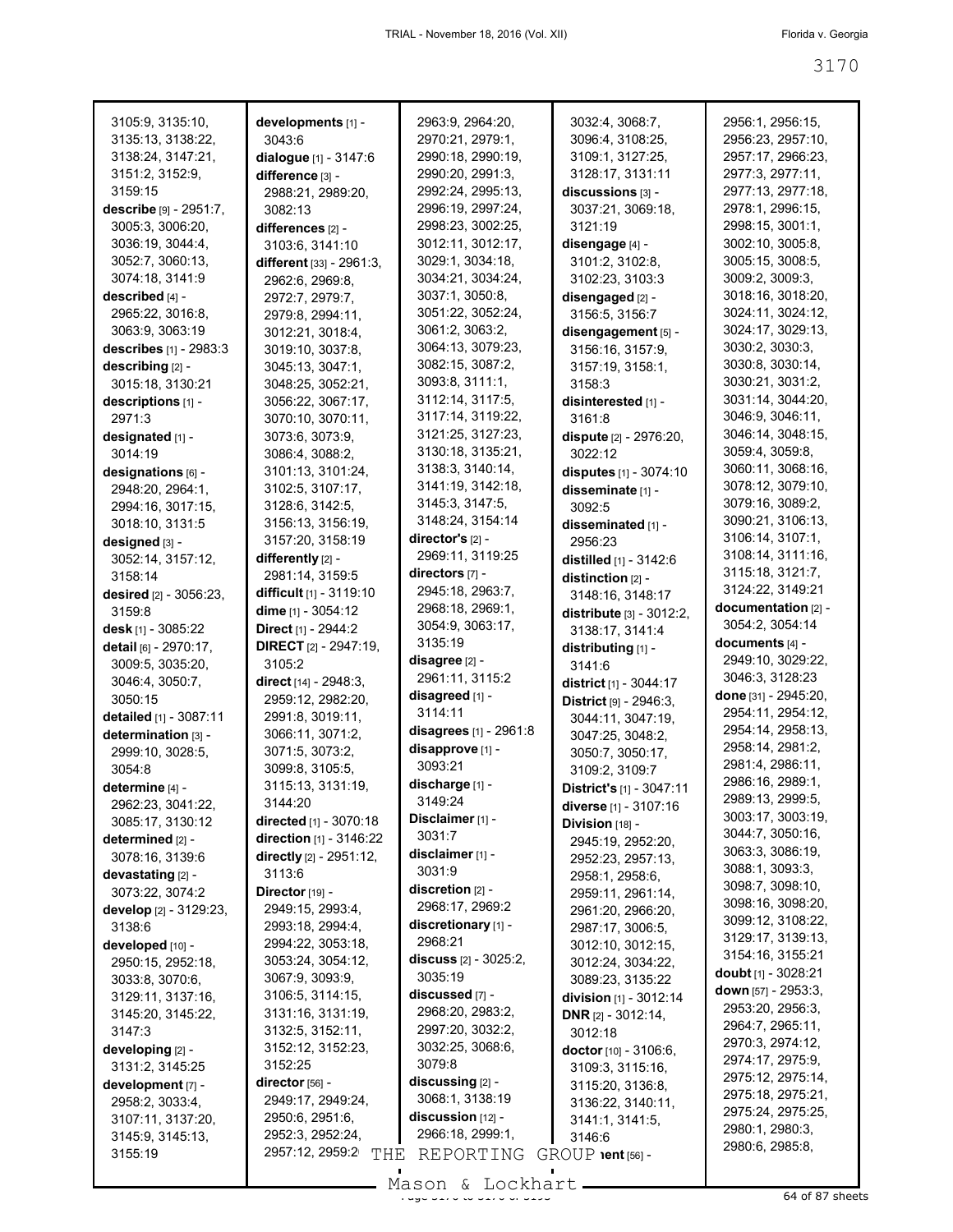3105:9, 3135:10, 3135:13, 3138:22, 3138:24, 3147:21, 3151:2, 3152:9, 3159:15
**describe** [9] - 2951:7, 3005:3, 3006:20, 3036:19, 3044:4, 3052:7, 3060:13, 3074:18, 3141:9
**described** [4] - 2965:22, 3016:8, 3063:9, 3063:19
**describes** [1] - 2983:3
**describing** [2] - 3015:18, 3130:21
**descriptions** [1] - 2971:3
**designated** [1] - 3014:19
**designations** [6] - 2948:20, 2964:1, 2994:16, 3017:15, 3018:10, 3131:5
**designed** [3] - 3052:14, 3157:12, 3158:14
**desired** [2] - 3056:23, 3159:8
**desk** [1] - 3085:22
**detail** [6] - 2970:17, 3009:5, 3035:20, 3046:4, 3050:7, 3050:15
**detailed** [1] - 3087:11
**determination** [3] - 2999:10, 3028:5, 3054:8
**determine** [4] - 2962:23, 3041:22, 3085:17, 3130:12
**determined** [2] - 3078:16, 3139:6
**devastating** [2] - 3073:22, 3074:2
**develop** [2] - 3129:23, 3138:6
**developed** [10] - 2950:15, 2952:18, 3033:8, 3070:6, 3129:11, 3137:16, 3145:20, 3145:22, 3147:3
**developing** [2] - 3131:2, 3145:25
**development** [7] - 2958:2, 3033:4, 3107:11, 3137:20, 3145:9, 3145:13, 3155:19
**developments** [1] - 3043:6
**dialogue** [1] - 3147:6
**difference** [3] - 2988:21, 2989:20, 3082:13
**differences** [2] - 3103:6, 3141:10
**different** [33] - 2961:3, 2962:6, 2969:8, 2972:7, 2979:7, 2979:8, 2994:11, 3012:21, 3018:4, 3019:10, 3037:8, 3045:13, 3047:1, 3048:25, 3052:21, 3056:22, 3067:17, 3070:10, 3070:11, 3073:6, 3073:9, 3086:4, 3088:2, 3101:13, 3101:24, 3102:5, 3107:17, 3128:6, 3142:5, 3156:13, 3156:19, 3157:20, 3158:19
**differently** [2] - 2981:14, 3159:5
**difficult** [1] - 3119:10
**dime** [1] - 3054:12
**Direct** [1] - 2944:2
**DIRECT** [2] - 2947:19, 3105:2
**direct** [14] - 2948:3, 2959:12, 2982:20, 2991:8, 3019:11, 3066:11, 3071:2, 3071:5, 3073:2, 3099:8, 3105:5, 3115:13, 3131:19, 3144:20
**directed** [1] - 3070:18
**direction** [1] - 3146:22
**directly** [2] - 2951:12, 3113:6
**Director** [19] - 2949:15, 2993:4, 2993:18, 2994:4, 2994:22, 3053:18, 3053:24, 3054:12, 3067:9, 3093:9, 3106:5, 3114:15, 3131:16, 3131:19, 3132:5, 3152:11, 3152:12, 3152:23, 3152:25
**director** [56] - 2949:17, 2949:24, 2950:6, 2951:6, 2952:3, 2952:24, 2957:12, 2959:2, 2963:9, 2964:20, 2970:21, 2979:1, 2990:18, 2990:19, 2990:20, 2991:3, 2992:24, 2995:13, 2996:19, 2997:24, 2998:23, 3002:25, 3012:11, 3012:17, 3029:1, 3034:18, 3034:21, 3034:24, 3037:1, 3050:8, 3051:22, 3052:24, 3061:2, 3063:2, 3064:13, 3079:23, 3082:15, 3087:2, 3093:8, 3111:1, 3112:14, 3117:5, 3117:14, 3119:22, 3121:25, 3127:23, 3130:18, 3135:21, 3138:3, 3140:14, 3141:19, 3142:18, 3145:3, 3147:5, 3148:24, 3154:14
**director's** [2] - 2969:11, 3119:25
**directors** [7] - 2945:18, 2963:7, 2968:18, 2969:1, 3054:9, 3063:17, 3135:19
**disagree** [2] - 2961:11, 3115:2
**disagreed** [1] - 3114:11
**disagrees** [1] - 2961:8
**disapprove** [1] - 3093:21
**discharge** [1] - 3149:24
**Disclaimer** [1] - 3031:7
**disclaimer** [1] - 3031:9
**discretion** [2] - 2968:17, 2969:2
**discretionary** [1] - 2968:21
**discuss** [2] - 3025:2, 3035:19
**discussed** [7] - 2968:20, 2983:2, 2997:20, 3032:2, 3032:25, 3068:6, 3079:8
**discussing** [2] - 3068:1, 3138:19
**discussion** [12] - 2966:18, 2999:1, 3032:4, 3068:7, 3096:4, 3108:25, 3109:1, 3127:25, 3128:17, 3131:11
**discussions** [3] - 3037:21, 3069:18, 3121:19
**disengage** [4] - 3101:2, 3102:8, 3102:23, 3103:3
**disengaged** [2] - 3156:5, 3156:7
**disengagement** [5] - 3156:16, 3157:9, 3157:19, 3158:1, 3158:3
**disinterested** [1] - 3161:8
**dispute** [2] - 2976:20, 3022:12
**disputes** [1] - 3074:10
**disseminate** [1] - 3092:5
**disseminated** [1] - 2956:23
**distilled** [1] - 3142:6
**distinction** [2] - 3148:16, 3148:17
**distribute** [3] - 3012:2, 3138:17, 3141:4
**distributing** [1] - 3141:6
**district** [1] - 3044:17
**District** [9] - 2946:3, 3044:11, 3047:19, 3047:25, 3048:2, 3050:7, 3050:17, 3109:2, 3109:7
**District's** [1] - 3047:11
**diverse** [1] - 3107:16
**Division** [18] - 2945:19, 2952:20, 2952:23, 2957:13, 2958:1, 2958:6, 2959:11, 2961:14, 2961:20, 2966:20, 2987:17, 3006:5, 3012:10, 3012:15, 3012:24, 3034:22, 3089:23, 3135:22
**division** [1] - 3012:14
**DNR** [2] - 3012:14, 3012:18
**doctor** [10] - 3106:6, 3109:3, 3115:16, 3115:20, 3136:8, 3136:22, 3140:11, 3141:1, 3141:5, 3146:6
**document** [56] - 2956:1, 2956:15, 2956:23, 2957:10, 2957:17, 2966:23, 2977:3, 2977:11, 2977:13, 2977:18, 2978:1, 2996:15, 2998:15, 3001:1, 3002:10, 3005:8, 3005:15, 3008:5, 3009:2, 3009:3, 3018:16, 3018:20, 3024:11, 3024:12, 3024:17, 3029:13, 3030:2, 3030:3, 3030:8, 3030:14, 3030:21, 3031:2, 3031:14, 3044:20, 3046:9, 3046:11, 3046:14, 3048:15, 3059:4, 3059:8, 3060:11, 3068:16, 3078:12, 3079:10, 3079:16, 3089:2, 3090:21, 3106:13, 3106:14, 3107:1, 3108:14, 3111:16, 3115:18, 3121:7, 3124:22, 3149:21
**documentation** [2] - 3054:2, 3054:14
**documents** [4] - 2949:10, 3029:22, 3046:3, 3128:23
**done** [31] - 2945:20, 2954:11, 2954:12, 2954:14, 2958:13, 2958:14, 2981:2, 2981:4, 2986:11, 2986:16, 2989:1, 2989:13, 2999:5, 3003:17, 3003:19, 3044:7, 3050:16, 3063:3, 3086:19, 3088:1, 3093:3, 3098:7, 3098:10, 3098:16, 3098:20, 3099:12, 3108:22, 3129:17, 3139:13, 3154:16, 3155:21
**doubt** [1] - 3028:21
**down** [57] - 2953:3, 2953:20, 2956:3, 2964:7, 2965:11, 2970:3, 2974:12, 2974:17, 2975:9, 2975:12, 2975:14, 2975:18, 2975:21, 2975:24, 2975:25, 2980:1, 2980:3, 2980:6, 2985:8,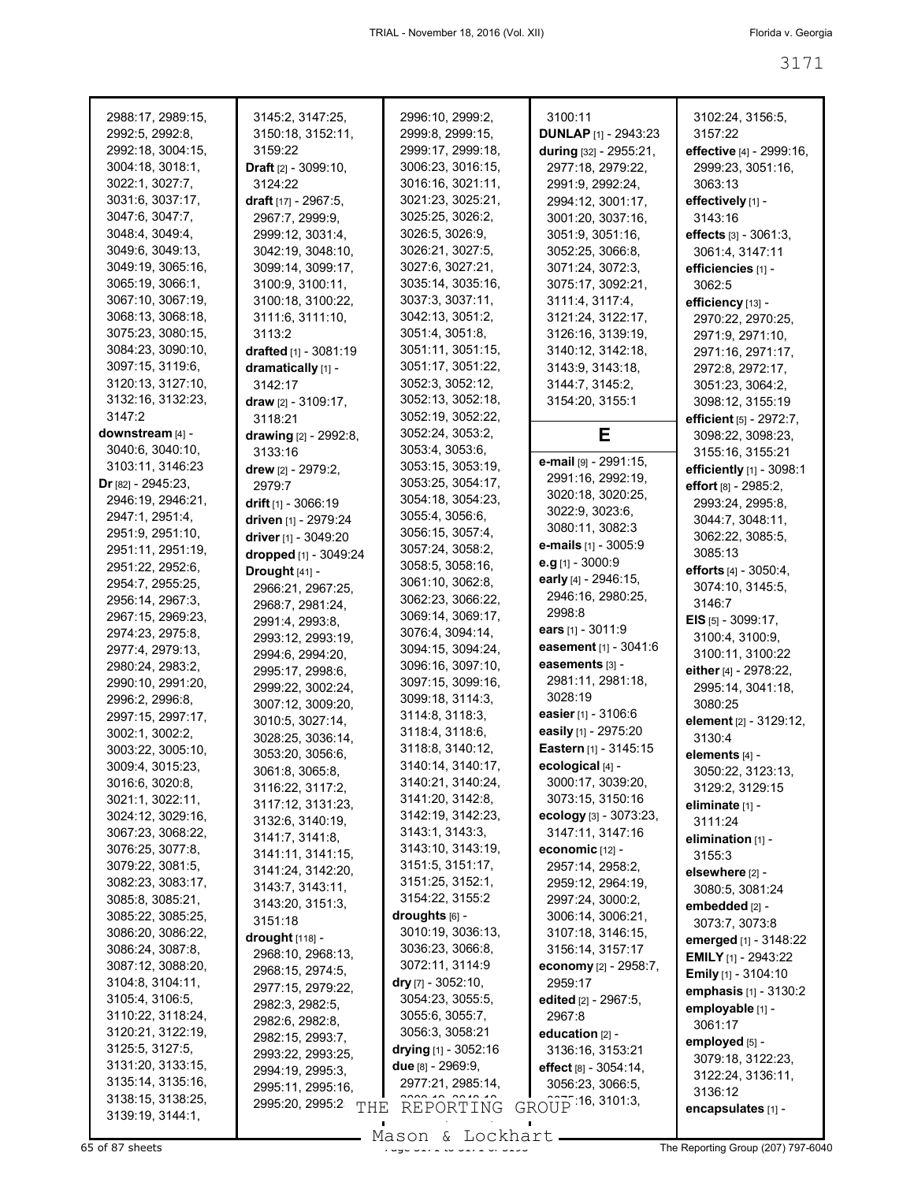2988:17, 2989:15, 2992:5, 2992:8, 2992:18, 3004:15, 3004:18, 3018:1, 3022:1, 3027:7, 3031:6, 3037:17, 3047:6, 3047:7, 3048:4, 3049:4, 3049:6, 3049:13, 3049:19, 3065:16, 3065:19, 3066:1, 3067:10, 3067:19, 3068:13, 3068:18, 3075:23, 3080:15, 3084:23, 3090:10, 3097:15, 3119:6, 3120:13, 3127:10, 3132:16, 3132:23, 3147:2

**downstream** [4] - 3040:6, 3040:10, 3103:11, 3146:23

**Dr** [82] - 2945:23, 2946:19, 2946:21, 2947:1, 2951:4, 2951:9, 2951:10, 2951:11, 2951:19, 2951:22, 2952:6, 2954:7, 2955:25, 2956:14, 2967:3, 2967:15, 2969:23, 2974:23, 2975:8, 2977:4, 2979:13, 2980:24, 2983:2, 2990:10, 2991:20, 2996:2, 2996:8, 2997:15, 2997:17, 3002:1, 3002:2, 3003:22, 3005:10, 3009:4, 3015:23, 3016:6, 3020:8, 3021:1, 3022:11, 3024:12, 3029:16, 3067:23, 3068:22, 3076:25, 3077:8, 3079:22, 3081:5, 3082:23, 3083:17, 3085:8, 3085:21, 3085:22, 3085:25, 3086:20, 3086:22, 3086:24, 3087:8, 3087:12, 3088:20, 3104:8, 3104:11, 3105:4, 3106:5, 3110:22, 3118:24, 3120:21, 3122:19, 3125:5, 3127:5, 3131:20, 3133:15, 3135:14, 3135:16, 3138:15, 3138:25, 3139:19, 3144:1, 3145:2, 3147:25, 3150:18, 3152:11, 3159:22

**Draft** [2] - 3099:10, 3124:22

**draft** [17] - 2967:5, 2967:7, 2999:9, 2999:12, 3031:4, 3042:19, 3048:10, 3099:14, 3099:17, 3100:9, 3100:11, 3100:18, 3100:22, 3111:6, 3111:10, 3113:2

**drafted** [1] - 3081:19

**dramatically** [1] - 3142:17

**draw** [2] - 3109:17, 3118:21

**drawing** [2] - 2992:8, 3133:16

**drew** [2] - 2979:2, 2979:7

**drift** [1] - 3066:19

**driven** [1] - 2979:24

**driver** [1] - 3049:20

**dropped** [1] - 3049:24

**Drought** [41] - 2966:21, 2967:25, 2968:7, 2981:24, 2991:4, 2993:8, 2993:12, 2993:19, 2994:6, 2994:20, 2995:17, 2998:6, 2999:22, 3002:24, 3007:12, 3009:20, 3010:5, 3027:14, 3028:25, 3036:14, 3053:20, 3056:6, 3061:8, 3065:8, 3116:22, 3117:2, 3117:12, 3131:23, 3132:6, 3140:19, 3141:7, 3141:8, 3141:11, 3141:15, 3141:24, 3142:20, 3143:7, 3143:11, 3143:20, 3151:3, 3151:18

**drought** [118] - 2968:10, 2968:13, 2968:15, 2974:5, 2977:15, 2979:22, 2982:3, 2982:5, 2982:6, 2982:8, 2982:15, 2993:7, 2993:22, 2993:25, 2994:19, 2995:3, 2995:11, 2995:16, 2995:20, 2995:2 2996:10, 2999:2, 2999:8, 2999:15, 2999:17, 2999:18, 3006:23, 3016:15, 3016:16, 3021:11, 3021:23, 3025:21, 3025:25, 3026:2, 3026:5, 3026:9, 3026:21, 3027:5, 3027:6, 3027:21, 3035:14, 3035:16, 3037:3, 3037:11, 3042:13, 3051:2, 3051:4, 3051:8, 3051:11, 3051:15, 3051:17, 3051:22, 3052:3, 3052:12, 3052:13, 3052:18, 3052:19, 3052:22, 3052:24, 3053:2, 3053:4, 3053:6, 3053:15, 3053:19, 3053:25, 3054:17, 3054:18, 3054:23, 3055:4, 3056:6, 3056:15, 3057:4, 3057:24, 3058:2, 3058:5, 3058:16, 3061:10, 3062:8, 3062:23, 3066:22, 3069:14, 3069:17, 3076:4, 3094:14, 3094:15, 3094:24, 3096:16, 3097:10, 3097:15, 3099:16, 3099:18, 3114:3, 3114:8, 3118:3, 3118:4, 3118:6, 3118:8, 3140:12, 3140:14, 3140:17, 3140:21, 3140:24, 3141:20, 3142:8, 3142:19, 3142:23, 3143:1, 3143:3, 3143:10, 3143:19, 3151:5, 3151:17, 3151:25, 3152:1, 3154:22, 3155:2

**droughts** [6] - 3010:19, 3036:13, 3036:23, 3066:8, 3072:11, 3114:9

**dry** [7] - 3052:10, 3054:23, 3055:5, 3055:6, 3055:7, 3056:3, 3058:21

**drying** [1] - 3052:16

**due** [8] - 2969:9, 2977:21, 2985:14,

3100:11

**DUNLAP** [1] - 2943:23

**during** [32] - 2955:21, 2977:18, 2979:22, 2991:9, 2992:24, 2994:12, 3001:17, 3001:20, 3037:16, 3051:9, 3051:16, 3052:25, 3066:8, 3071:24, 3072:3, 3075:17, 3092:21, 3111:4, 3117:4, 3121:24, 3122:17, 3126:16, 3139:19, 3140:12, 3142:18, 3143:9, 3143:18, 3144:7, 3145:2, 3154:20, 3155:1

## E

**e-mail** [9] - 2991:15, 2991:16, 2992:19, 3020:18, 3020:25, 3022:9, 3023:6, 3080:11, 3082:3

**e-mails** [1] - 3005:9

**e.g** [1] - 3000:9

**early** [4] - 2946:15, 2946:16, 2980:25, 2998:8

**ears** [1] - 3011:9

**easement** [1] - 3041:6

**easements** [3] - 2981:11, 2981:18, 3028:19

**easier** [1] - 3106:6

**easily** [1] - 2975:20

**Eastern** [1] - 3145:15

**ecological** [4] - 3000:17, 3039:20, 3073:15, 3150:16

**ecology** [3] - 3073:23, 3147:11, 3147:16

**economic** [12] - 2957:14, 2958:2, 2959:12, 2964:19, 2997:24, 3000:2, 3006:14, 3006:21, 3107:18, 3146:15, 3156:14, 3157:17

**economy** [2] - 2958:7, 2959:17

**edited** [2] - 2967:5, 2967:8

**education** [2] - 3136:16, 3153:21

**effect** [8] - 3054:14, 3056:23, 3066:5, 3075:16, 3101:3, 3102:24, 3156:5, 3157:22

**effective** [4] - 2999:16, 2999:23, 3051:16, 3063:13

**effectively** [1] - 3143:16

**effects** [3] - 3061:3, 3061:4, 3147:11

**efficiencies** [1] - 3062:5

**efficiency** [13] - 2970:22, 2970:25, 2971:9, 2971:10, 2971:16, 2971:17, 2972:8, 2972:17, 3051:23, 3064:2, 3098:12, 3155:19

**efficient** [5] - 2972:7, 3098:22, 3098:23, 3155:16, 3155:21

**efficiently** [1] - 3098:1

**effort** [8] - 2985:2, 2993:24, 2995:8, 3044:7, 3048:11, 3062:22, 3085:5, 3085:13

**efforts** [4] - 3050:4, 3074:10, 3145:5, 3146:7

**EIS** [5] - 3099:17, 3100:4, 3100:9, 3100:11, 3100:22

**either** [4] - 2978:22, 2995:14, 3041:18, 3080:25

**element** [2] - 3129:12, 3130:4

**elements** [4] - 3050:22, 3123:13, 3129:2, 3129:15

**eliminate** [1] - 3111:24

**elimination** [1] - 3155:3

**elsewhere** [2] - 3080:5, 3081:24

**embedded** [2] - 3073:7, 3073:8

**emerged** [1] - 3148:22

**EMILY** [1] - 2943:22

**Emily** [1] - 3104:10

**emphasis** [1] - 3130:2

**employable** [1] - 3061:17

**employed** [5] - 3079:18, 3122:23, 3122:24, 3136:11, 3136:12

**encapsulates** [1] -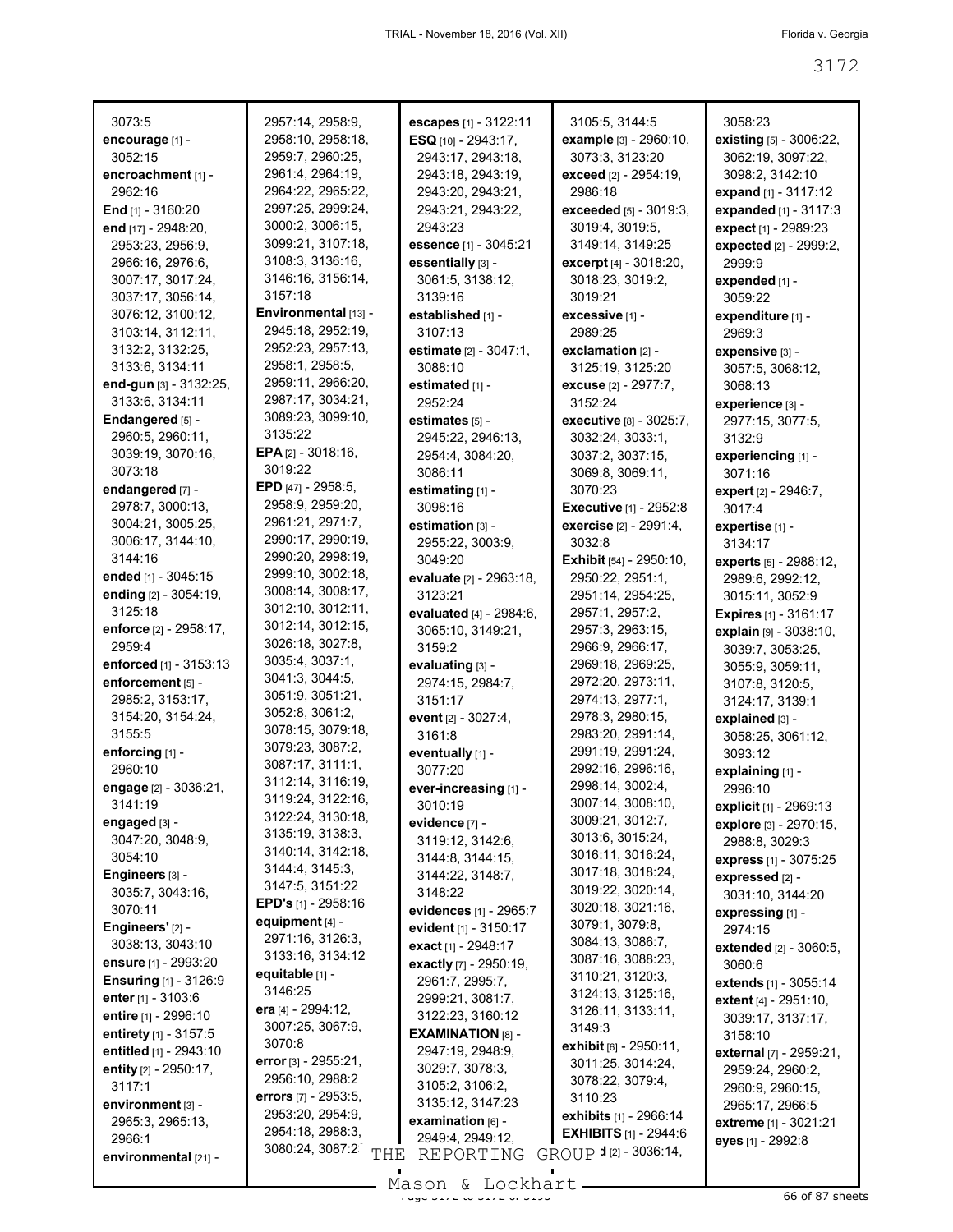3073:5
**encourage** [1] - 3052:15
**encroachment** [1] - 2962:16
**End** [1] - 3160:20
**end** [17] - 2948:20, 2953:23, 2956:9, 2966:16, 2976:6, 3007:17, 3017:24, 3037:17, 3056:14, 3076:12, 3100:12, 3103:14, 3112:11, 3132:2, 3132:25, 3133:6, 3134:11
**end-gun** [3] - 3132:25, 3133:6, 3134:11
**Endangered** [5] - 2960:5, 2960:11, 3039:19, 3070:16, 3073:18
**endangered** [7] - 2978:7, 3000:13, 3004:21, 3005:25, 3006:17, 3144:10, 3144:16
**ended** [1] - 3045:15
**ending** [2] - 3054:19, 3125:18
**enforce** [2] - 2958:17, 2959:4
**enforced** [1] - 3153:13
**enforcement** [5] - 2985:2, 3153:17, 3154:20, 3154:24, 3155:5
**enforcing** [1] - 2960:10
**engage** [2] - 3036:21, 3141:19
**engaged** [3] - 3047:20, 3048:9, 3054:10
**Engineers** [3] - 3035:7, 3043:16, 3070:11
**Engineers'** [2] - 3038:13, 3043:10
**ensure** [1] - 2993:20
**Ensuring** [1] - 3126:9
**enter** [1] - 3103:6
**entire** [1] - 2996:10
**entirety** [1] - 3157:5
**entitled** [1] - 2943:10
**entity** [2] - 2950:17, 3117:1
**environment** [3] - 2965:3, 2965:13, 2966:1
**environmental** [21] - 2957:14, 2958:9, 2958:10, 2958:18, 2959:7, 2960:25, 2961:4, 2964:19, 2964:22, 2965:22, 2997:25, 2999:24, 3000:2, 3006:15, 3099:21, 3107:18, 3108:3, 3136:16, 3146:16, 3156:14, 3157:18
**Environmental** [13] - 2945:18, 2952:19, 2952:23, 2957:13, 2958:1, 2958:5, 2959:11, 2966:20, 2987:17, 3034:21, 3089:23, 3099:10, 3135:22
**EPA** [2] - 3018:16, 3019:22
**EPD** [47] - 2958:5, 2958:9, 2959:20, 2961:21, 2971:7, 2990:17, 2990:19, 2990:20, 2998:19, 2999:10, 3002:18, 3008:14, 3008:17, 3012:10, 3012:11, 3012:14, 3012:15, 3026:18, 3027:8, 3035:4, 3037:1, 3041:3, 3044:5, 3051:9, 3051:21, 3052:8, 3061:2, 3078:15, 3079:18, 3079:23, 3087:2, 3087:17, 3111:1, 3112:14, 3116:19, 3119:24, 3122:16, 3122:24, 3130:18, 3135:19, 3138:3, 3140:14, 3142:18, 3144:4, 3145:3, 3147:5, 3151:22
**EPD's** [1] - 2958:16
**equipment** [4] - 2971:16, 3126:3, 3133:16, 3134:12
**equitable** [1] - 3146:25
**era** [4] - 2994:12, 3007:25, 3067:9, 3070:8
**error** [3] - 2955:21, 2956:10, 2988:2
**errors** [7] - 2953:5, 2953:20, 2954:9, 2954:18, 2988:3, 3080:24, 3087:2
**escapes** [1] - 3122:11
**ESQ** [10] - 2943:17, 2943:17, 2943:18, 2943:18, 2943:19, 2943:20, 2943:21, 2943:21, 2943:22, 2943:23
**essence** [1] - 3045:21
**essentially** [3] - 3061:5, 3138:12, 3139:16
**established** [1] - 3107:13
**estimate** [2] - 3047:1, 3088:10
**estimated** [1] - 2952:24
**estimates** [5] - 2945:22, 2946:13, 2954:4, 3084:20, 3086:11
**estimating** [1] - 3098:16
**estimation** [3] - 2955:22, 3003:9, 3049:20
**evaluate** [2] - 2963:18, 3123:21
**evaluated** [4] - 2984:6, 3065:10, 3149:21, 3159:2
**evaluating** [3] - 2974:15, 2984:7, 3151:17
**event** [2] - 3027:4, 3161:8
**eventually** [1] - 3077:20
**ever-increasing** [1] - 3010:19
**evidence** [7] - 3119:12, 3142:6, 3144:8, 3144:15, 3144:22, 3148:7, 3148:22
**evidences** [1] - 2965:7
**evident** [1] - 3150:17
**exact** [1] - 2948:17
**exactly** [7] - 2950:19, 2961:7, 2995:7, 2999:21, 3081:7, 3122:23, 3160:12
**EXAMINATION** [8] - 2947:19, 2948:9, 3029:7, 3078:3, 3105:2, 3106:2, 3135:12, 3147:23
**examination** [6] - 2949:4, 2949:12, 3105:5, 3144:5
**example** [3] - 2960:10, 3073:3, 3123:20
**exceed** [2] - 2954:19, 2986:18
**exceeded** [5] - 3019:3, 3019:4, 3019:5, 3149:14, 3149:25
**excerpt** [4] - 3018:20, 3018:23, 3019:2, 3019:21
**excessive** [1] - 2989:25
**exclamation** [2] - 3125:19, 3125:20
**excuse** [2] - 2977:7, 3152:24
**executive** [8] - 3025:7, 3032:24, 3033:1, 3037:2, 3037:15, 3069:8, 3069:11, 3070:23
**Executive** [1] - 2952:8
**exercise** [2] - 2991:4, 3032:8
**Exhibit** [54] - 2950:10, 2950:22, 2951:1, 2951:14, 2954:25, 2957:1, 2957:2, 2957:3, 2963:15, 2966:9, 2966:17, 2969:18, 2969:25, 2972:20, 2973:11, 2974:13, 2977:1, 2978:3, 2980:15, 2983:20, 2991:14, 2991:19, 2991:24, 2992:16, 2996:16, 2998:14, 3002:4, 3007:14, 3008:10, 3009:21, 3012:7, 3013:6, 3015:24, 3016:11, 3016:24, 3017:18, 3018:24, 3019:22, 3020:14, 3020:18, 3021:16, 3079:1, 3079:8, 3084:13, 3086:7, 3087:16, 3088:23, 3110:21, 3120:3, 3124:13, 3125:16, 3126:11, 3133:11, 3149:3
**exhibit** [6] - 2950:11, 3011:25, 3014:24, 3078:22, 3079:4, 3110:23
**exhibits** [1] - 2966:14
**EXHIBITS** [1] - 2944:6
**exhibits** [2] - 3036:14, 3058:23
**existing** [5] - 3006:22, 3062:19, 3097:22, 3098:2, 3142:10
**expand** [1] - 3117:12
**expanded** [1] - 3117:3
**expect** [1] - 2989:23
**expected** [2] - 2999:2, 2999:9
**expended** [1] - 3059:22
**expenditure** [1] - 2969:3
**expensive** [3] - 3057:5, 3068:12, 3068:13
**experience** [3] - 2977:15, 3077:5, 3132:9
**experiencing** [1] - 3071:16
**expert** [2] - 2946:7, 3017:4
**expertise** [1] - 3134:17
**experts** [5] - 2988:12, 2989:6, 2992:12, 3015:11, 3052:9
**Expires** [1] - 3161:17
**explain** [9] - 3038:10, 3039:7, 3053:25, 3055:9, 3059:11, 3107:8, 3120:5, 3124:17, 3139:1
**explained** [3] - 3058:25, 3061:12, 3093:12
**explaining** [1] - 2996:10
**explicit** [1] - 2969:13
**explore** [3] - 2970:15, 2988:8, 3029:3
**express** [1] - 3075:25
**expressed** [2] - 3031:10, 3144:20
**expressing** [1] - 2974:15
**extended** [2] - 3060:5, 3060:6
**extends** [1] - 3055:14
**extent** [4] - 2951:10, 3039:17, 3137:17, 3158:10
**external** [7] - 2959:21, 2959:24, 2960:2, 2960:9, 2960:15, 2965:17, 2966:5
**extreme** [1] - 3021:21
**eyes** [1] - 2992:8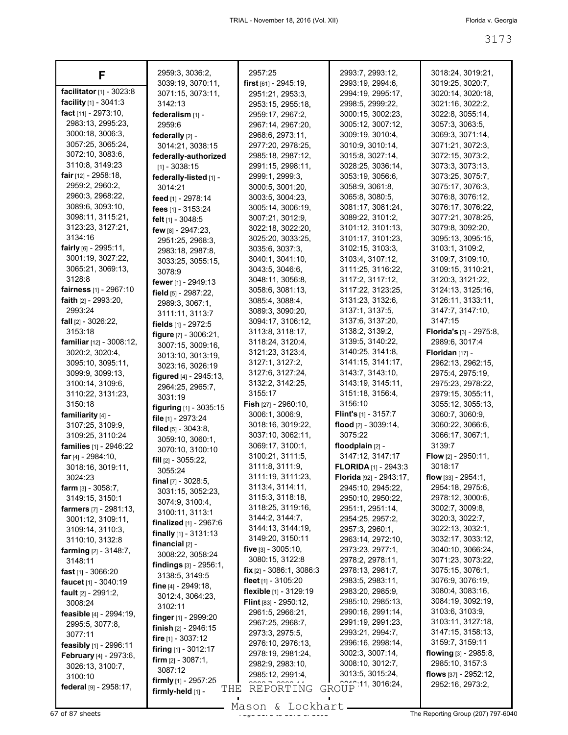# F

**facilitator** [1] - 3023:8
**facility** [1] - 3041:3
**fact** [11] - 2973:10, 2983:13, 2995:23, 3000:18, 3006:3, 3057:25, 3065:24, 3072:10, 3083:6, 3110:8, 3149:23
**fair** [12] - 2958:18, 2959:2, 2960:2, 2960:3, 2968:22, 3089:6, 3093:10, 3098:11, 3115:21, 3123:23, 3127:21, 3134:16
**fairly** [6] - 2995:11, 3001:19, 3027:22, 3065:21, 3069:13, 3128:8
**fairness** [1] - 2967:10
**faith** [2] - 2993:20, 2993:24
**fall** [2] - 3026:22, 3153:18
**familiar** [12] - 3008:12, 3020:2, 3020:4, 3095:10, 3095:11, 3099:9, 3099:13, 3100:14, 3109:6, 3110:22, 3131:23, 3150:18
**familiarity** [4] - 3107:25, 3109:9, 3109:25, 3110:24
**families** [1] - 2946:22
**far** [4] - 2984:10, 3018:16, 3019:11, 3024:23
**farm** [3] - 3058:7, 3149:15, 3150:1
**farmers** [7] - 2981:13, 3001:12, 3109:11, 3109:14, 3110:3, 3110:10, 3132:8
**farming** [2] - 3148:7, 3148:11
**fast** [1] - 3066:20
**faucet** [1] - 3040:19
**fault** [2] - 2991:2, 3008:24
**feasible** [4] - 2994:19, 2995:5, 3077:8, 3077:11
**feasibly** [1] - 2996:11
**February** [4] - 2973:6, 3026:13, 3100:7, 3100:10
**federal** [9] - 2958:17, 2959:3, 3036:2, 3039:19, 3070:11, 3071:15, 3073:11, 3142:13
**federalism** [1] - 2959:6
**federally** [2] - 3014:21, 3038:15
**federally-authorized** [1] - 3038:15
**federally-listed** [1] - 3014:21
**feed** [1] - 2978:14
**fees** [1] - 3153:24
**felt** [1] - 3048:5
**few** [8] - 2947:23, 2951:25, 2968:3, 2983:18, 2987:8, 3033:25, 3055:15, 3078:9
**fewer** [1] - 2949:13
**field** [5] - 2987:22, 2989:3, 3067:1, 3111:11, 3113:7
**fields** [1] - 2972:5
**figure** [7] - 3006:21, 3007:15, 3009:16, 3013:10, 3013:19, 3023:16, 3026:19
**figured** [4] - 2945:13, 2964:25, 2965:7, 3031:19
**figuring** [1] - 3035:15
**file** [1] - 2973:24
**filed** [5] - 3043:8, 3059:10, 3060:1, 3070:10, 3100:10
**fill** [2] - 3055:22, 3055:24
**final** [7] - 3028:5, 3031:15, 3052:23, 3074:9, 3100:4, 3100:11, 3113:1
**finalized** [1] - 2967:6
**finally** [1] - 3131:13
**financial** [2] - 3008:22, 3058:24
**findings** [3] - 2956:1, 3138:5, 3149:5
**fine** [4] - 2949:18, 3012:4, 3064:23, 3102:11
**finger** [1] - 2999:20
**finish** [2] - 2946:15
**fire** [1] - 3037:12
**firing** [1] - 3012:17
**firm** [2] - 3087:1, 3087:12
**firmly** [1] - 2957:25
**firmly-held** [1] - 2957:25
**first** [61] - 2945:19, 2951:21, 2953:3, 2953:15, 2955:18, 2959:17, 2967:2, 2967:14, 2967:20, 2968:6, 2973:11, 2977:20, 2978:25, 2985:18, 2987:12, 2991:15, 2998:11, 2999:1, 2999:3, 3000:5, 3001:20, 3003:5, 3004:23, 3005:14, 3006:19, 3007:21, 3012:9, 3022:18, 3022:20, 3025:20, 3033:25, 3035:6, 3037:3, 3040:1, 3041:10, 3043:5, 3046:6, 3048:11, 3056:8, 3058:6, 3081:13, 3085:4, 3088:4, 3089:3, 3090:20, 3094:17, 3106:12, 3113:8, 3118:17, 3118:24, 3120:4, 3121:23, 3123:4, 3127:1, 3127:2, 3127:6, 3127:24, 3132:2, 3142:25, 3155:17
**Fish** [27] - 2960:10, 3006:1, 3006:9, 3018:16, 3019:22, 3037:10, 3062:11, 3069:17, 3100:1, 3100:21, 3111:5, 3111:8, 3111:9, 3111:19, 3111:23, 3113:4, 3114:11, 3115:3, 3118:18, 3118:25, 3119:16, 3144:2, 3144:7, 3144:13, 3144:19, 3149:20, 3150:11
**five** [3] - 3005:10, 3080:15, 3122:8
**fix** [2] - 3086:1, 3086:3
**fleet** [1] - 3105:20
**flexible** [1] - 3129:19
**Flint** [83] - 2950:12, 2961:5, 2966:21, 2967:25, 2968:7, 2973:3, 2975:5, 2976:10, 2976:13, 2978:19, 2981:24, 2982:9, 2983:10, 2985:12, 2991:4, 2993:7, 2993:12, 2993:19, 2994:6, 2994:19, 2995:17, 2998:5, 2999:22, 3000:15, 3002:23, 3005:12, 3007:12, 3009:19, 3010:4, 3010:9, 3010:14, 3015:8, 3027:14, 3028:25, 3036:14, 3053:19, 3056:6, 3058:9, 3061:8, 3065:8, 3080:5, 3081:17, 3081:24, 3089:22, 3101:2, 3101:12, 3101:13, 3101:17, 3101:23, 3102:15, 3103:3, 3103:4, 3107:12, 3111:25, 3116:22, 3117:2, 3117:12, 3117:22, 3123:25, 3131:23, 3132:6, 3137:1, 3137:5, 3137:6, 3137:20, 3138:2, 3139:2, 3139:5, 3140:22, 3140:25, 3141:8, 3141:15, 3141:17, 3143:7, 3143:10, 3143:19, 3145:11, 3151:18, 3156:4, 3156:10
**Flint's** [1] - 3157:7
**flood** [2] - 3039:14, 3075:22
**floodplain** [2] - 3147:12, 3147:17
**FLORIDA** [1] - 2943:3
**Florida** [92] - 2943:17, 2945:10, 2945:22, 2950:10, 2950:22, 2951:1, 2951:14, 2954:25, 2957:2, 2957:3, 2960:1, 2963:14, 2972:10, 2973:23, 2977:1, 2978:2, 2978:11, 2978:13, 2981:7, 2983:5, 2983:11, 2983:20, 2985:9, 2985:10, 2985:13, 2990:16, 2991:14, 2991:19, 2991:23, 2993:21, 2994:7, 2996:16, 2998:14, 3002:3, 3007:14, 3008:10, 3012:7, 3013:5, 3015:24, 3016:11, 3016:24, 3018:24, 3019:21, 3019:25, 3020:7, 3020:14, 3020:18, 3021:16, 3022:2, 3022:8, 3025:14, 3057:3, 3063:5, 3069:3, 3071:14, 3071:21, 3072:3, 3072:15, 3073:2, 3073:3, 3073:13, 3073:25, 3075:7, 3075:17, 3076:3, 3076:8, 3076:12, 3076:17, 3076:22, 3077:21, 3078:25, 3079:8, 3092:20, 3095:13, 3095:15, 3103:1, 3109:2, 3109:7, 3109:10, 3109:15, 3110:21, 3120:3, 3121:22, 3124:13, 3125:16, 3126:11, 3133:11, 3147:7, 3147:10, 3147:15
**Florida's** [3] - 2975:8, 2989:6, 3017:4
**Floridan** [17] - 2962:13, 2962:15, 2975:4, 2975:19, 2975:23, 2978:22, 2979:15, 3055:11, 3055:12, 3055:13, 3060:7, 3060:9, 3060:22, 3066:6, 3066:17, 3067:1, 3139:7
**Flow** [2] - 2950:11, 3018:17
**flow** [33] - 2954:1, 2954:18, 2975:6, 2978:12, 3000:6, 3002:7, 3009:8, 3020:3, 3022:7, 3022:13, 3032:1, 3032:17, 3033:12, 3040:10, 3066:24, 3071:23, 3073:22, 3075:15, 3076:1, 3076:19, 3080:4, 3083:16, 3084:19, 3092:19, 3103:6, 3103:9, 3103:11, 3127:18, 3147:15, 3158:13, 3159:7, 3159:11
**flowing** [3] - 2985:8, 2985:10, 3157:3
**flows** [37] - 2952:12, 2952:16, 2973:2,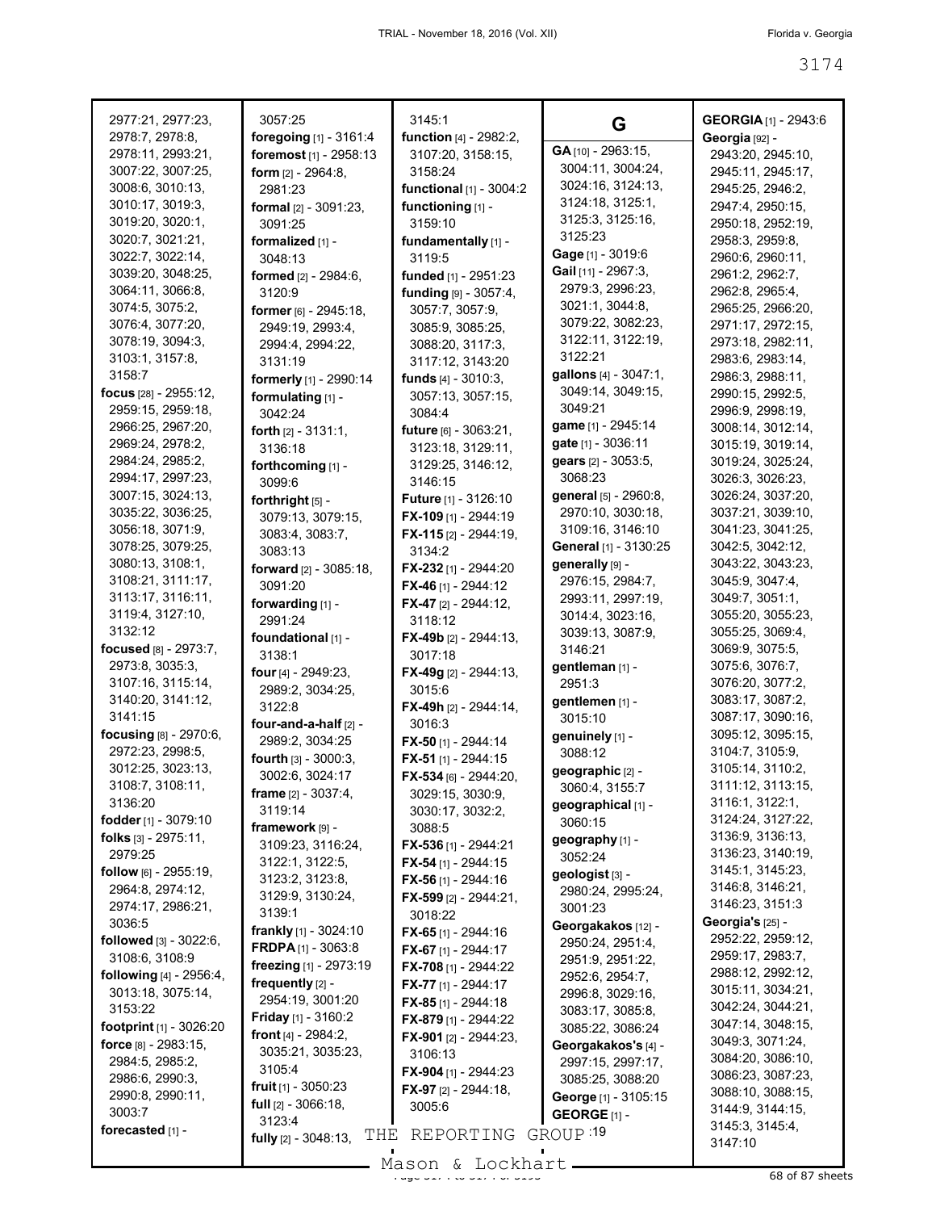2977:21, 2977:23, 2978:7, 2978:8, 2978:11, 2993:21, 3007:22, 3007:25, 3008:6, 3010:13, 3010:17, 3019:3, 3019:20, 3020:1, 3020:7, 3021:21, 3022:7, 3022:14, 3039:20, 3048:25, 3064:11, 3066:8, 3074:5, 3075:2, 3076:4, 3077:20, 3078:19, 3094:3, 3103:1, 3157:8, 3158:7

**focus** [28] - 2955:12, 2959:15, 2959:18, 2966:25, 2967:20, 2969:24, 2978:2, 2984:24, 2985:2, 2994:17, 2997:23, 3007:15, 3024:13, 3035:22, 3036:25, 3056:18, 3071:9, 3078:25, 3079:25, 3080:13, 3108:1, 3108:21, 3111:17, 3113:17, 3116:11, 3119:4, 3127:10, 3132:12

**focused** [8] - 2973:7, 2973:8, 3035:3, 3107:16, 3115:14, 3140:20, 3141:12, 3141:15

**focusing** [8] - 2970:6, 2972:23, 2998:5, 3012:25, 3023:13, 3108:7, 3108:11, 3136:20

**fodder** [1] - 3079:10

**folks** [3] - 2975:11, 2979:25

**follow** [6] - 2955:19, 2964:8, 2974:12, 2974:17, 2986:21, 3036:5

**followed** [3] - 3022:6, 3108:6, 3108:9

**following** [4] - 2956:4, 3013:18, 3075:14, 3153:22

**footprint** [1] - 3026:20

**force** [8] - 2983:15, 2984:5, 2985:2, 2986:6, 2990:3, 2990:8, 2990:11, 3003:7

**forecasted** [1] - 3057:25

**foregoing** [1] - 3161:4

**foremost** [1] - 2958:13

**form** [2] - 2964:8, 2981:23

**formal** [2] - 3091:23, 3091:25

**formalized** [1] - 3048:13

**formed** [2] - 2984:6, 3120:9

**former** [6] - 2945:18, 2949:19, 2993:4, 2994:4, 2994:22, 3131:19

**formerly** [1] - 2990:14

**formulating** [1] - 3042:24

**forth** [2] - 3131:1, 3136:18

**forthcoming** [1] - 3099:6

**forthright** [5] - 3079:13, 3079:15, 3083:4, 3083:7, 3083:13

**forward** [2] - 3085:18, 3091:20

**forwarding** [1] - 2991:24

**foundational** [1] - 3138:1

**four** [4] - 2949:23, 2989:2, 3034:25, 3122:8

**four-and-a-half** [2] - 2989:2, 3034:25

**fourth** [3] - 3000:3, 3002:6, 3024:17

**frame** [2] - 3037:4, 3119:14

**framework** [9] - 3109:23, 3116:24, 3122:1, 3122:5, 3123:2, 3123:8, 3129:9, 3130:24, 3139:1

**frankly** [1] - 3024:10

**FRDPA** [1] - 3063:8

**freezing** [1] - 2973:19

**frequently** [2] - 2954:19, 3001:20

**Friday** [1] - 3160:2

**front** [4] - 2984:2, 3035:21, 3035:23, 3105:4

**fruit** [1] - 3050:23

**full** [2] - 3066:18, 3123:4

**fully** [2] - 3048:13, 3145:1

**function** [4] - 2982:2, 3107:20, 3158:15, 3158:24

**functional** [1] - 3004:2

**functioning** [1] - 3159:10

**fundamentally** [1] - 3119:5

**funded** [1] - 2951:23

**funding** [9] - 3057:4, 3057:7, 3057:9, 3085:9, 3085:25, 3088:20, 3117:3, 3117:12, 3143:20

**funds** [4] - 3010:3, 3057:13, 3057:15, 3084:4

**future** [6] - 3063:21, 3123:18, 3129:11, 3129:25, 3146:12, 3146:15

**Future** [1] - 3126:10

**FX-109** [1] - 2944:19

**FX-115** [2] - 2944:19, 3134:2

**FX-232** [1] - 2944:20

**FX-46** [1] - 2944:12

**FX-47** [2] - 2944:12, 3118:12

**FX-49b** [2] - 2944:13, 3017:18

**FX-49g** [2] - 2944:13, 3015:6

**FX-49h** [2] - 2944:14, 3016:3

**FX-50** [1] - 2944:14

**FX-51** [1] - 2944:15

**FX-534** [6] - 2944:20, 3029:15, 3030:9, 3030:17, 3032:2, 3088:5

**FX-536** [1] - 2944:21

**FX-54** [1] - 2944:15

**FX-56** [1] - 2944:16

**FX-599** [2] - 2944:21, 3018:22

**FX-65** [1] - 2944:16

**FX-67** [1] - 2944:17

**FX-708** [1] - 2944:22

**FX-77** [1] - 2944:17

**FX-85** [1] - 2944:18

**FX-879** [1] - 2944:22

**FX-901** [2] - 2944:23, 3106:13

**FX-904** [1] - 2944:23

**FX-97** [2] - 2944:18, 3005:6

## G

**GA** [10] - 2963:15, 3004:11, 3004:24, 3024:16, 3124:13, 3124:18, 3125:1, 3125:3, 3125:16, 3125:23

**Gage** [1] - 3019:6

**Gail** [11] - 2967:3, 2979:3, 2996:23, 3021:1, 3044:8, 3079:22, 3082:23, 3122:11, 3122:19, 3122:21

**gallons** [4] - 3047:1, 3049:14, 3049:15, 3049:21

**game** [1] - 2945:14

**gate** [1] - 3036:11

**gears** [2] - 3053:5, 3068:23

**general** [5] - 2960:8, 2970:10, 3030:18, 3109:16, 3146:10

**General** [1] - 3130:25

**generally** [9] - 2976:15, 2984:7, 2993:11, 2997:19, 3014:4, 3023:16, 3039:13, 3087:9, 3146:21

**gentleman** [1] - 2951:3

**gentlemen** [1] - 3015:10

**genuinely** [1] - 3088:12

**geographic** [2] - 3060:4, 3155:7

**geographical** [1] - 3060:15

**geography** [1] - 3052:24

**geologist** [3] - 2980:24, 2995:24, 3001:23

**Georgakakos** [12] - 2950:24, 2951:4, 2951:9, 2951:22, 2952:6, 2954:7, 2996:8, 3029:16, 3083:17, 3085:8, 3085:22, 3086:24

**Georgakakos's** [4] - 2997:15, 2997:17, 3085:25, 3088:20

**George** [1] - 3105:15

**GEORGE** [1] - 2943:19

**GEORGIA** [1] - 2943:6

**Georgia** [92] - 2943:20, 2945:10, 2945:11, 2945:17, 2945:25, 2946:2, 2947:4, 2950:15, 2950:18, 2952:19, 2958:3, 2959:8, 2960:6, 2960:11, 2961:2, 2962:7, 2962:8, 2965:4, 2965:25, 2966:20, 2971:17, 2972:15, 2973:18, 2982:11, 2983:6, 2983:14, 2986:3, 2988:11, 2990:15, 2992:5, 2996:9, 2998:19, 3008:14, 3012:14, 3015:19, 3019:14, 3019:24, 3025:24, 3026:3, 3026:23, 3026:24, 3037:20, 3037:21, 3039:10, 3041:23, 3041:25, 3042:5, 3042:12, 3043:22, 3043:23, 3045:9, 3047:4, 3049:7, 3051:1, 3055:20, 3055:23, 3055:25, 3069:4, 3069:9, 3075:5, 3075:6, 3076:7, 3076:20, 3077:2, 3083:17, 3087:2, 3087:17, 3090:16, 3095:12, 3095:15, 3104:7, 3105:9, 3105:14, 3110:2, 3111:12, 3113:15, 3116:1, 3122:1, 3124:24, 3127:22, 3136:9, 3136:13, 3136:23, 3140:19, 3145:1, 3145:23, 3146:8, 3146:21, 3146:23, 3151:3

**Georgia's** [25] - 2952:22, 2959:12, 2959:17, 2983:7, 2988:12, 2992:12, 3015:11, 3034:21, 3042:24, 3044:21, 3047:14, 3048:15, 3049:3, 3071:24, 3084:20, 3086:10, 3086:23, 3087:23, 3088:10, 3088:15, 3144:9, 3144:15, 3145:3, 3145:4, 3147:10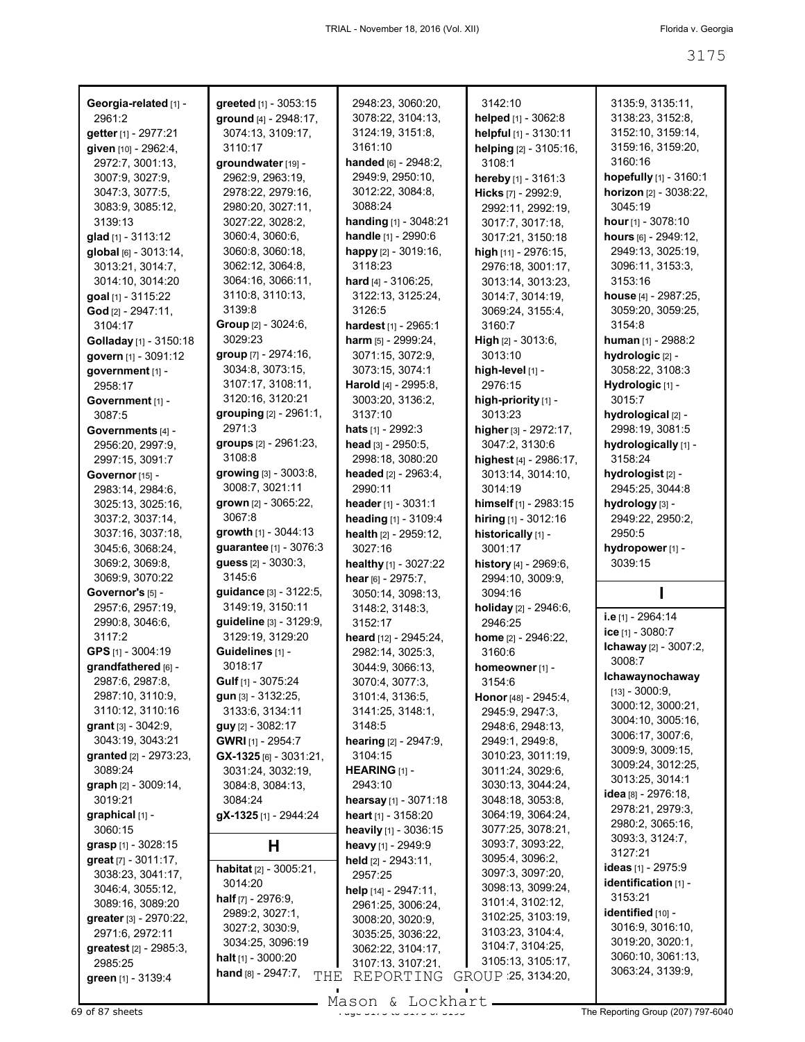**Georgia-related** [1] - 2961:2
**getter** [1] - 2977:21
**given** [10] - 2962:4, 2972:7, 3001:13, 3007:9, 3027:9, 3047:3, 3077:5, 3083:9, 3085:12, 3139:13
**glad** [1] - 3113:12
**global** [6] - 3013:14, 3013:21, 3014:7, 3014:10, 3014:20
**goal** [1] - 3115:22
**God** [2] - 2947:11, 3104:17
**Golladay** [1] - 3150:18
**govern** [1] - 3091:12
**government** [1] - 2958:17
**Government** [1] - 3087:5
**Governments** [4] - 2956:20, 2997:9, 2997:15, 3091:7
**Governor** [15] - 2983:14, 2984:6, 3025:13, 3025:16, 3037:2, 3037:14, 3037:16, 3037:18, 3045:6, 3068:24, 3069:2, 3069:8, 3069:9, 3070:22
**Governor's** [5] - 2957:6, 2957:19, 2990:8, 3046:6, 3117:2
**GPS** [1] - 3004:19
**grandfathered** [6] - 2987:6, 2987:8, 2987:10, 3110:9, 3110:12, 3110:16
**grant** [3] - 3042:9, 3043:19, 3043:21
**granted** [2] - 2973:23, 3089:24
**graph** [2] - 3009:14, 3019:21
**graphical** [1] - 3060:15
**grasp** [1] - 3028:15
**great** [7] - 3011:17, 3038:23, 3041:17, 3046:4, 3055:12, 3089:16, 3089:20
**greater** [3] - 2970:22, 2971:6, 2972:11
**greatest** [2] - 2985:3, 2985:25
**green** [1] - 3139:4
**greeted** [1] - 3053:15
**ground** [4] - 2948:17, 3074:13, 3109:17, 3110:17
**groundwater** [19] - 2962:9, 2963:19, 2978:22, 2979:16, 2980:20, 3027:11, 3027:22, 3028:2, 3060:4, 3060:6, 3060:8, 3060:18, 3062:12, 3064:8, 3064:16, 3066:11, 3110:8, 3110:13, 3139:8
**Group** [2] - 3024:6, 3029:23
**group** [7] - 2974:16, 3034:8, 3073:15, 3107:17, 3108:11, 3120:16, 3120:21
**grouping** [2] - 2961:1, 2971:3
**groups** [2] - 2961:23, 3108:8
**growing** [3] - 3003:8, 3008:7, 3021:11
**grown** [2] - 3065:22, 3067:8
**growth** [1] - 3044:13
**guarantee** [1] - 3076:3
**guess** [2] - 3030:3, 3145:6
**guidance** [3] - 3122:5, 3149:19, 3150:11
**guideline** [3] - 3129:9, 3129:19, 3129:20
**Guidelines** [1] - 3018:17
**Gulf** [1] - 3075:24
**gun** [3] - 3132:25, 3133:6, 3134:11
**guy** [2] - 3082:17
**GWRI** [1] - 2954:7
**GX-1325** [6] - 3031:21, 3031:24, 3032:19, 3084:8, 3084:13, 3084:24
**gX-1325** [1] - 2944:24

## H

**habitat** [2] - 3005:21, 3014:20
**half** [7] - 2976:9, 2989:2, 3027:1, 3027:2, 3030:9, 3034:25, 3096:19
**halt** [1] - 3000:20
**hand** [8] - 2947:7, 2948:23, 3060:20, 3078:22, 3104:13, 3124:19, 3151:8, 3161:10
**handed** [6] - 2948:2, 2949:9, 2950:10, 3012:22, 3084:8, 3088:24
**handing** [1] - 3048:21
**handle** [1] - 2990:6
**happy** [2] - 3019:16, 3118:23
**hard** [4] - 3106:25, 3122:13, 3125:24, 3126:5
**hardest** [1] - 2965:1
**harm** [5] - 2999:24, 3071:15, 3072:9, 3073:15, 3074:1
**Harold** [4] - 2995:8, 3003:20, 3136:2, 3137:10
**hats** [1] - 2992:3
**head** [3] - 2950:5, 2998:18, 3080:20
**headed** [2] - 2963:4, 2990:11
**header** [1] - 3031:1
**heading** [1] - 3109:4
**health** [2] - 2959:12, 3027:16
**healthy** [1] - 3027:22
**hear** [6] - 2975:7, 3050:14, 3098:13, 3148:2, 3148:3, 3152:17
**heard** [12] - 2945:24, 2982:14, 3025:3, 3044:9, 3066:13, 3070:4, 3077:3, 3101:4, 3136:5, 3141:25, 3148:1, 3148:5
**hearing** [2] - 2947:9, 3104:15
**HEARING** [1] - 2943:10
**hearsay** [1] - 3071:18
**heart** [1] - 3158:20
**heavily** [1] - 3036:15
**heavy** [1] - 2949:9
**held** [2] - 2943:11, 2957:25
**help** [14] - 2947:11, 2961:25, 3006:24, 3008:20, 3020:9, 3035:25, 3036:22, 3062:22, 3104:17, 3107:13, 3107:21, 3142:10
**helped** [1] - 3062:8
**helpful** [1] - 3130:11
**helping** [2] - 3105:16, 3108:1
**hereby** [1] - 3161:3
**Hicks** [7] - 2992:9, 2992:11, 2992:19, 3017:7, 3017:18, 3017:21, 3150:18
**high** [11] - 2976:15, 2976:18, 3001:17, 3013:14, 3013:23, 3014:7, 3014:19, 3069:24, 3155:4, 3160:7
**High** [2] - 3013:6, 3013:10
**high-level** [1] - 2976:15
**high-priority** [1] - 3013:23
**higher** [3] - 2972:17, 3047:2, 3130:6
**highest** [4] - 2986:17, 3013:14, 3014:10, 3014:19
**himself** [1] - 2983:15
**hiring** [1] - 3012:16
**historically** [1] - 3001:17
**history** [4] - 2969:6, 2994:10, 3009:9, 3094:16
**holiday** [2] - 2946:6, 2946:25
**home** [2] - 2946:22, 3160:6
**homeowner** [1] - 3154:6
**Honor** [48] - 2945:4, 2945:9, 2947:3, 2948:6, 2948:13, 2949:1, 2949:8, 3010:23, 3011:19, 3011:24, 3029:6, 3030:13, 3044:24, 3048:18, 3053:8, 3064:19, 3064:24, 3077:25, 3078:21, 3093:7, 3093:22, 3095:4, 3096:2, 3097:3, 3097:20, 3098:13, 3099:24, 3101:4, 3102:12, 3102:25, 3103:19, 3103:23, 3104:4, 3104:7, 3104:25, 3105:13, 3105:17, 3134:20, 3135:9, 3135:11, 3138:23, 3152:8, 3152:10, 3159:14, 3159:16, 3159:20, 3160:16
**hopefully** [1] - 3160:1
**horizon** [2] - 3038:22, 3045:19
**hour** [1] - 3078:10
**hours** [6] - 2949:12, 2949:13, 3025:19, 3096:11, 3153:3, 3153:16
**house** [4] - 2987:25, 3059:20, 3059:25, 3154:8
**human** [1] - 2988:2
**hydrologic** [2] - 3058:22, 3108:3
**Hydrologic** [1] - 3015:7
**hydrological** [2] - 2998:19, 3081:5
**hydrologically** [1] - 3158:24
**hydrologist** [2] - 2945:25, 3044:8
**hydrology** [3] - 2949:22, 2950:2, 2950:5
**hydropower** [1] - 3039:15

## I

**i.e** [1] - 2964:14
**ice** [1] - 3080:7
**Ichaway** [2] - 3007:2, 3008:7
**Ichawaynochaway** [13] - 3000:9, 3000:12, 3000:21, 3004:10, 3005:16, 3006:17, 3007:6, 3009:9, 3009:15, 3009:24, 3012:25, 3013:25, 3014:1
**idea** [8] - 2976:18, 2978:21, 2979:3, 2980:2, 3065:16, 3093:3, 3124:7, 3127:21
**ideas** [1] - 2975:9
**identification** [1] - 3153:21
**identified** [10] - 3016:9, 3016:10, 3019:20, 3020:1, 3060:10, 3061:13, 3063:24, 3139:9,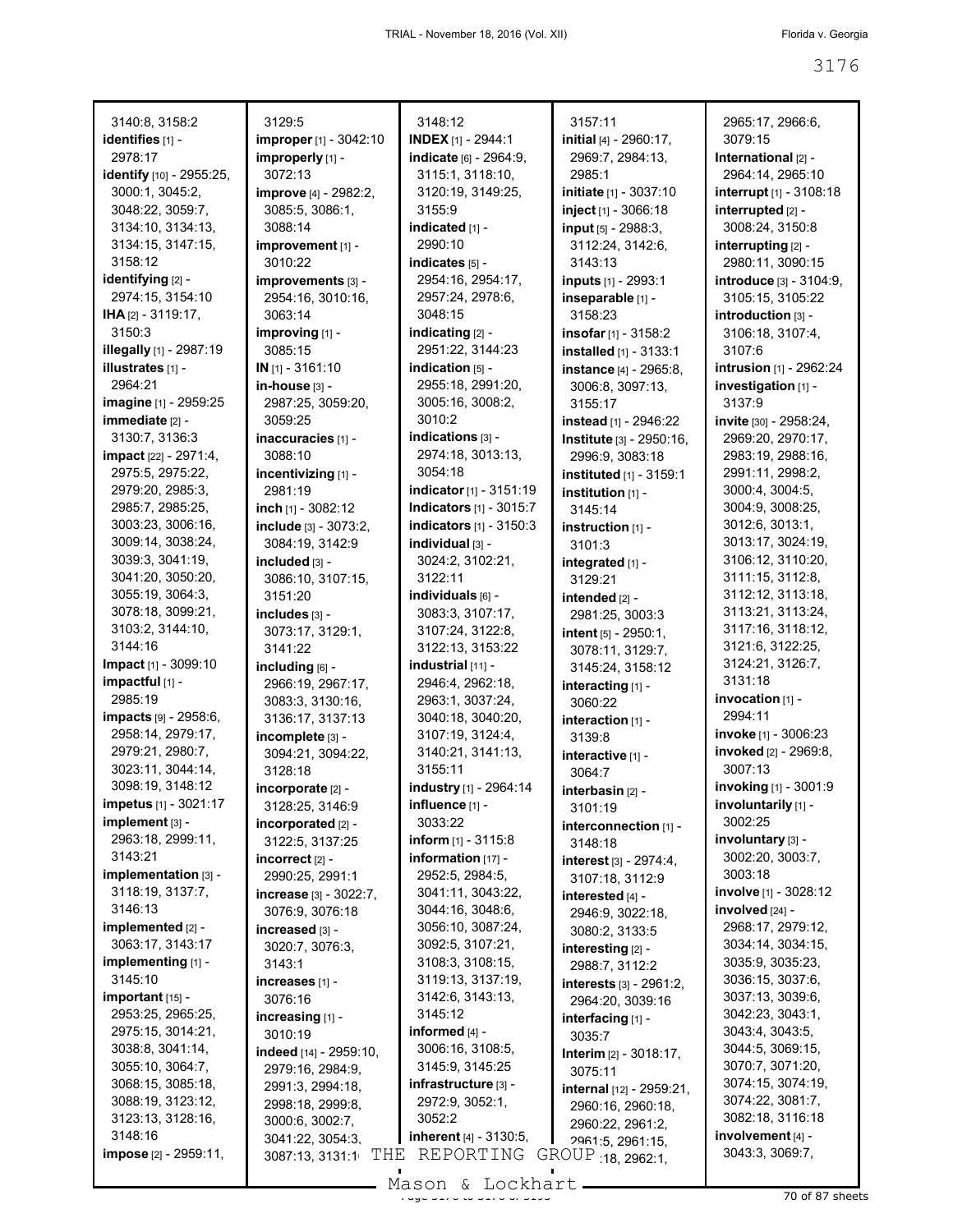3140:8, 3158:2
**identifies** [1] - 2978:17
**identify** [10] - 2955:25, 3000:1, 3045:2, 3048:22, 3059:7, 3134:10, 3134:13, 3134:15, 3147:15, 3158:12
**identifying** [2] - 2974:15, 3154:10
**IHA** [2] - 3119:17, 3150:3
**illegally** [1] - 2987:19
**illustrates** [1] - 2964:21
**imagine** [1] - 2959:25
**immediate** [2] - 3130:7, 3136:3
**impact** [22] - 2971:4, 2975:5, 2975:22, 2979:20, 2985:3, 2985:7, 2985:25, 3003:23, 3006:16, 3009:14, 3038:24, 3039:3, 3041:19, 3041:20, 3050:20, 3055:19, 3064:3, 3078:18, 3099:21, 3103:2, 3144:10, 3144:16
**Impact** [1] - 3099:10
**impactful** [1] - 2985:19
**impacts** [9] - 2958:6, 2958:14, 2979:17, 2979:21, 2980:7, 3023:11, 3044:14, 3098:19, 3148:12
**impetus** [1] - 3021:17
**implement** [3] - 2963:18, 2999:11, 3143:21
**implementation** [3] - 3118:19, 3137:7, 3146:13
**implemented** [2] - 3063:17, 3143:17
**implementing** [1] - 3145:10
**important** [15] - 2953:25, 2965:25, 2975:15, 3014:21, 3038:8, 3041:14, 3055:10, 3064:7, 3068:15, 3085:18, 3088:19, 3123:12, 3123:13, 3128:16, 3148:16
**impose** [2] - 2959:11,
3129:5
**improper** [1] - 3042:10
**improperly** [1] - 3072:13
**improve** [4] - 2982:2, 3085:5, 3086:1, 3088:14
**improvement** [1] - 3010:22
**improvements** [3] - 2954:16, 3010:16, 3063:14
**improving** [1] - 3085:15
**IN** [1] - 3161:10
**in-house** [3] - 2987:25, 3059:20, 3059:25
**inaccuracies** [1] - 3088:10
**incentivizing** [1] - 2981:19
**inch** [1] - 3082:12
**include** [3] - 3073:2, 3084:19, 3142:9
**included** [3] - 3086:10, 3107:15, 3151:20
**includes** [3] - 3073:17, 3129:1, 3141:22
**including** [6] - 2966:19, 2967:17, 3083:3, 3130:16, 3136:17, 3137:13
**incomplete** [3] - 3094:21, 3094:22, 3128:18
**incorporate** [2] - 3128:25, 3146:9
**incorporated** [2] - 3122:5, 3137:25
**incorrect** [2] - 2990:25, 2991:1
**increase** [3] - 3022:7, 3076:9, 3076:18
**increased** [3] - 3020:7, 3076:3, 3143:1
**increases** [1] - 3076:16
**increasing** [1] - 3010:19
**indeed** [14] - 2959:10, 2979:16, 2984:9, 2991:3, 2994:18, 2998:18, 2999:8, 3000:6, 3002:7, 3041:22, 3054:3, 3087:13, 3131:1
3148:12
**INDEX** [1] - 2944:1
**indicate** [6] - 2964:9, 3115:1, 3118:10, 3120:19, 3149:25, 3155:9
**indicated** [1] - 2990:10
**indicates** [5] - 2954:16, 2954:17, 2957:24, 2978:6, 3048:15
**indicating** [2] - 2951:22, 3144:23
**indication** [5] - 2955:18, 2991:20, 3005:16, 3008:2, 3010:2
**indications** [3] - 2974:18, 3013:13, 3054:18
**indicator** [1] - 3151:19
**Indicators** [1] - 3015:7
**indicators** [1] - 3150:3
**individual** [3] - 3024:2, 3102:21, 3122:11
**individuals** [6] - 3083:3, 3107:17, 3107:24, 3122:8, 3122:13, 3153:22
**industrial** [11] - 2946:4, 2962:18, 2963:1, 3037:24, 3040:18, 3040:20, 3107:19, 3124:4, 3140:21, 3141:13, 3155:11
**industry** [1] - 2964:14
**influence** [1] - 3033:22
**inform** [1] - 3115:8
**information** [17] - 2952:5, 2984:5, 3041:11, 3043:22, 3044:16, 3048:6, 3056:10, 3087:24, 3092:5, 3107:21, 3108:3, 3108:15, 3119:13, 3137:19, 3142:6, 3143:13, 3145:12
**informed** [4] - 3006:16, 3108:5, 3145:9, 3145:25
**infrastructure** [3] - 2972:9, 3052:1, 3052:2
**inherent** [4] - 3130:5,
3157:11
**initial** [4] - 2960:17, 2969:7, 2984:13, 2985:1
**initiate** [1] - 3037:10
**inject** [1] - 3066:18
**input** [5] - 2988:3, 3112:24, 3142:6, 3143:13
**inputs** [1] - 2993:1
**inseparable** [1] - 3158:23
**insofar** [1] - 3158:2
**installed** [1] - 3133:1
**instance** [4] - 2965:8, 3006:8, 3097:13, 3155:17
**instead** [1] - 2946:22
**Institute** [3] - 2950:16, 2996:9, 3083:18
**instituted** [1] - 3159:1
**institution** [1] - 3145:14
**instruction** [1] - 3101:3
**integrated** [1] - 3129:21
**intended** [2] - 2981:25, 3003:3
**intent** [5] - 2950:1, 3078:11, 3129:7, 3145:24, 3158:12
**interacting** [1] - 3060:22
**interaction** [1] - 3139:8
**interactive** [1] - 3064:7
**interbasin** [2] - 3101:19
**interconnection** [1] - 3148:18
**interest** [3] - 2974:4, 3107:18, 3112:9
**interested** [4] - 2946:9, 3022:18, 3080:2, 3133:5
**interesting** [2] - 2988:7, 3112:2
**interests** [3] - 2961:2, 2964:20, 3039:16
**interfacing** [1] - 3035:7
**Interim** [2] - 3018:17, 3075:11
**internal** [12] - 2959:21, 2960:16, 2960:18, 2960:22, 2961:2, 2961:5, 2961:15, ...:18, 2962:1,
2965:17, 2966:6, 3079:15
**International** [2] - 2964:14, 2965:10
**interrupt** [1] - 3108:18
**interrupted** [2] - 3008:24, 3150:8
**interrupting** [2] - 2980:11, 3090:15
**introduce** [3] - 3104:9, 3105:15, 3105:22
**introduction** [3] - 3106:18, 3107:4, 3107:6
**intrusion** [1] - 2962:24
**investigation** [1] - 3137:9
**invite** [30] - 2958:24, 2969:20, 2970:17, 2983:19, 2988:16, 2991:11, 2998:2, 3000:4, 3004:5, 3004:9, 3008:25, 3012:6, 3013:1, 3013:17, 3024:19, 3106:12, 3110:20, 3111:15, 3112:8, 3112:12, 3113:18, 3113:21, 3113:24, 3117:16, 3118:12, 3121:6, 3122:25, 3124:21, 3126:7, 3131:18
**invocation** [1] - 2994:11
**invoke** [1] - 3006:23
**invoked** [2] - 2969:8, 3007:13
**invoking** [1] - 3001:9
**involuntarily** [1] - 3002:25
**involuntary** [3] - 3002:20, 3003:7, 3003:18
**involve** [1] - 3028:12
**involved** [24] - 2968:17, 2979:12, 3034:14, 3034:15, 3035:9, 3035:23, 3036:15, 3037:6, 3037:13, 3039:6, 3042:23, 3043:1, 3043:4, 3043:5, 3044:5, 3069:15, 3070:7, 3071:20, 3074:15, 3074:19, 3074:22, 3081:7, 3082:18, 3116:18
**involvement** [4] - 3043:3, 3069:7,

THE REPORTING GROUP
Mason & Lockhart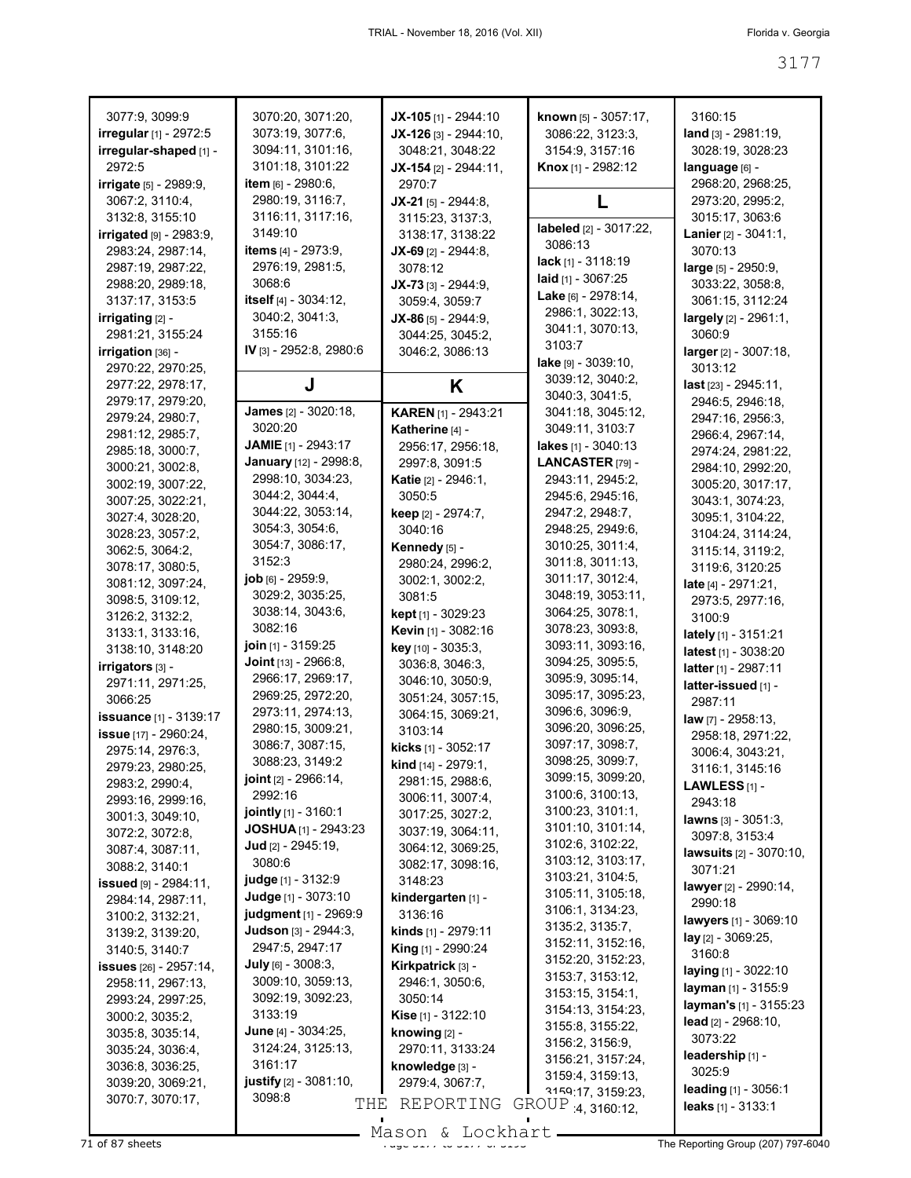3077:9, 3099:9
**irregular** [1] - 2972:5
**irregular-shaped** [1] - 2972:5
**irrigate** [5] - 2989:9, 3067:2, 3110:4, 3132:8, 3155:10
**irrigated** [9] - 2983:9, 2983:24, 2987:14, 2987:19, 2987:22, 2988:20, 2989:18, 3137:17, 3153:5
**irrigating** [2] - 2981:21, 3155:24
**irrigation** [36] - 2970:22, 2970:25, 2977:22, 2978:17, 2979:17, 2979:20, 2979:24, 2980:7, 2981:12, 2985:7, 2985:18, 3000:7, 3000:21, 3002:8, 3002:19, 3007:22, 3007:25, 3022:21, 3027:4, 3028:20, 3028:23, 3057:2, 3062:5, 3064:2, 3078:17, 3080:5, 3081:12, 3097:24, 3098:5, 3109:12, 3126:2, 3132:2, 3133:1, 3133:16, 3138:10, 3148:20
**irrigators** [3] - 2971:11, 2971:25, 3066:25
**issuance** [1] - 3139:17
**issue** [17] - 2960:24, 2975:14, 2976:3, 2979:23, 2980:25, 2983:2, 2990:4, 2993:16, 2999:16, 3001:3, 3049:10, 3072:2, 3072:8, 3087:4, 3087:11, 3088:2, 3140:1
**issued** [9] - 2984:11, 2984:14, 2987:11, 3100:2, 3132:21, 3139:2, 3139:20, 3140:5, 3140:7
**issues** [26] - 2957:14, 2958:11, 2967:13, 2993:24, 2997:25, 3000:2, 3035:2, 3035:8, 3035:14, 3035:24, 3036:4, 3036:8, 3036:25, 3039:20, 3069:21, 3070:7, 3070:17, 3070:20, 3071:20, 3073:19, 3077:6, 3094:11, 3101:16, 3101:18, 3101:22
**item** [6] - 2980:6, 2980:19, 3116:7, 3116:11, 3117:16, 3149:10
**items** [4] - 2973:9, 2976:19, 2981:5, 3068:6
**itself** [4] - 3034:12, 3040:2, 3041:3, 3155:16
**IV** [3] - 2952:8, 2980:6

## J

**James** [2] - 3020:18, 3020:20
**JAMIE** [1] - 2943:17
**January** [12] - 2998:8, 2998:10, 3034:23, 3044:2, 3044:4, 3044:22, 3053:14, 3054:3, 3054:6, 3054:7, 3086:17, 3152:3
**job** [6] - 2959:9, 3029:2, 3035:25, 3038:14, 3043:6, 3082:16
**join** [1] - 3159:25
**Joint** [13] - 2966:8, 2966:17, 2969:17, 2969:25, 2972:20, 2973:11, 2974:13, 2980:15, 3009:21, 3086:7, 3087:15, 3088:23, 3149:2
**joint** [2] - 2966:14, 2992:16
**jointly** [1] - 3160:1
**JOSHUA** [1] - 2943:23
**Jud** [2] - 2945:19, 3080:6
**judge** [1] - 3132:9
**Judge** [1] - 3073:10
**judgment** [1] - 2969:9
**Judson** [3] - 2944:3, 2947:5, 2947:17
**July** [6] - 3008:3, 3009:10, 3059:13, 3092:19, 3092:23, 3133:19
**June** [4] - 3034:25, 3124:24, 3125:13, 3161:17
**justify** [2] - 3081:10, 3098:8
**JX-105** [1] - 2944:10
**JX-126** [3] - 2944:10, 3048:21, 3048:22
**JX-154** [2] - 2944:11, 2970:7
**JX-21** [5] - 2944:8, 3115:23, 3137:3, 3138:17, 3138:22
**JX-69** [2] - 2944:8, 3078:12
**JX-73** [3] - 2944:9, 3059:4, 3059:7
**JX-86** [5] - 2944:9, 3044:25, 3045:2, 3046:2, 3086:13

## K

**KAREN** [1] - 2943:21
**Katherine** [4] - 2956:17, 2956:18, 2997:8, 3091:5
**Katie** [2] - 2946:1, 3050:5
**keep** [2] - 2974:7, 3040:16
**Kennedy** [5] - 2980:24, 2996:2, 3002:1, 3002:2, 3081:5
**kept** [1] - 3029:23
**Kevin** [1] - 3082:16
**key** [10] - 3035:3, 3036:8, 3046:3, 3046:10, 3050:9, 3051:24, 3057:15, 3064:15, 3069:21, 3103:14
**kicks** [1] - 3052:17
**kind** [14] - 2979:1, 2981:15, 2988:6, 3006:11, 3007:4, 3017:25, 3027:2, 3037:19, 3064:11, 3064:12, 3069:25, 3082:17, 3098:16, 3148:23
**kindergarten** [1] - 3136:16
**kinds** [1] - 2979:11
**King** [1] - 2990:24
**Kirkpatrick** [3] - 2946:1, 3050:6, 3050:14
**Kise** [1] - 3122:10
**knowing** [2] - 2970:11, 3133:24
**knowledge** [3] - 2979:4, 3067:7,
**known** [5] - 3057:17, 3086:22, 3123:3, 3154:9, 3157:16
**Knox** [1] - 2982:12

## L

**labeled** [2] - 3017:22, 3086:13
**lack** [1] - 3118:19
**laid** [1] - 3067:25
**Lake** [6] - 2978:14, 2986:1, 3022:13, 3041:1, 3070:13, 3103:7
**lake** [9] - 3039:10, 3039:12, 3040:2, 3040:3, 3041:5, 3041:18, 3045:12, 3049:11, 3103:7
**lakes** [1] - 3040:13
**LANCASTER** [79] - 2943:11, 2945:2, 2945:6, 2945:16, 2947:2, 2948:7, 2948:25, 2949:6, 3010:25, 3011:4, 3011:8, 3011:13, 3011:17, 3012:4, 3048:19, 3053:11, 3064:25, 3078:1, 3078:23, 3093:8, 3093:11, 3093:16, 3094:25, 3095:5, 3095:9, 3095:14, 3095:17, 3095:23, 3096:6, 3096:9, 3096:20, 3096:25, 3097:17, 3098:7, 3098:25, 3099:7, 3099:15, 3099:20, 3100:6, 3100:13, 3100:23, 3101:1, 3101:10, 3101:14, 3102:6, 3102:22, 3103:12, 3103:17, 3103:21, 3104:5, 3105:11, 3105:18, 3106:1, 3134:23, 3135:2, 3135:7, 3152:11, 3152:16, 3152:20, 3152:23, 3153:7, 3153:12, 3153:15, 3154:1, 3154:13, 3154:23, 3155:8, 3155:22, 3156:2, 3156:9, 3156:21, 3157:24, 3159:4, 3159:13, 3159:17, 3159:23, 3160:4, 3160:12, 3160:15
**land** [3] - 2981:19, 3028:19, 3028:23
**language** [6] - 2968:20, 2968:25, 2973:20, 2995:2, 3015:17, 3063:6
**Lanier** [2] - 3041:1, 3070:13
**large** [5] - 2950:9, 3033:22, 3058:8, 3061:15, 3112:24
**largely** [2] - 2961:1, 3060:9
**larger** [2] - 3007:18, 3013:12
**last** [23] - 2945:11, 2946:5, 2946:18, 2947:16, 2956:3, 2966:4, 2967:14, 2974:24, 2981:22, 2984:10, 2992:20, 3005:20, 3017:17, 3043:1, 3074:23, 3095:1, 3104:22, 3104:24, 3114:24, 3115:14, 3119:2, 3119:6, 3120:25
**late** [4] - 2971:21, 2973:5, 2977:16, 3100:9
**lately** [1] - 3151:21
**latest** [1] - 3038:20
**latter** [1] - 2987:11
**latter-issued** [1] - 2987:11
**law** [7] - 2958:13, 2958:18, 2971:22, 3006:4, 3043:21, 3116:1, 3145:16
**LAWLESS** [1] - 2943:18
**lawns** [3] - 3051:3, 3097:8, 3153:4
**lawsuits** [2] - 3070:10, 3071:21
**lawyer** [2] - 2990:14, 2990:18
**lawyers** [1] - 3069:10
**lay** [2] - 3069:25, 3160:8
**laying** [1] - 3022:10
**layman** [1] - 3155:9
**layman's** [1] - 3155:23
**lead** [2] - 2968:10, 3073:22
**leadership** [1] - 3025:9
**leading** [1] - 3056:1
**leaks** [1] - 3133:1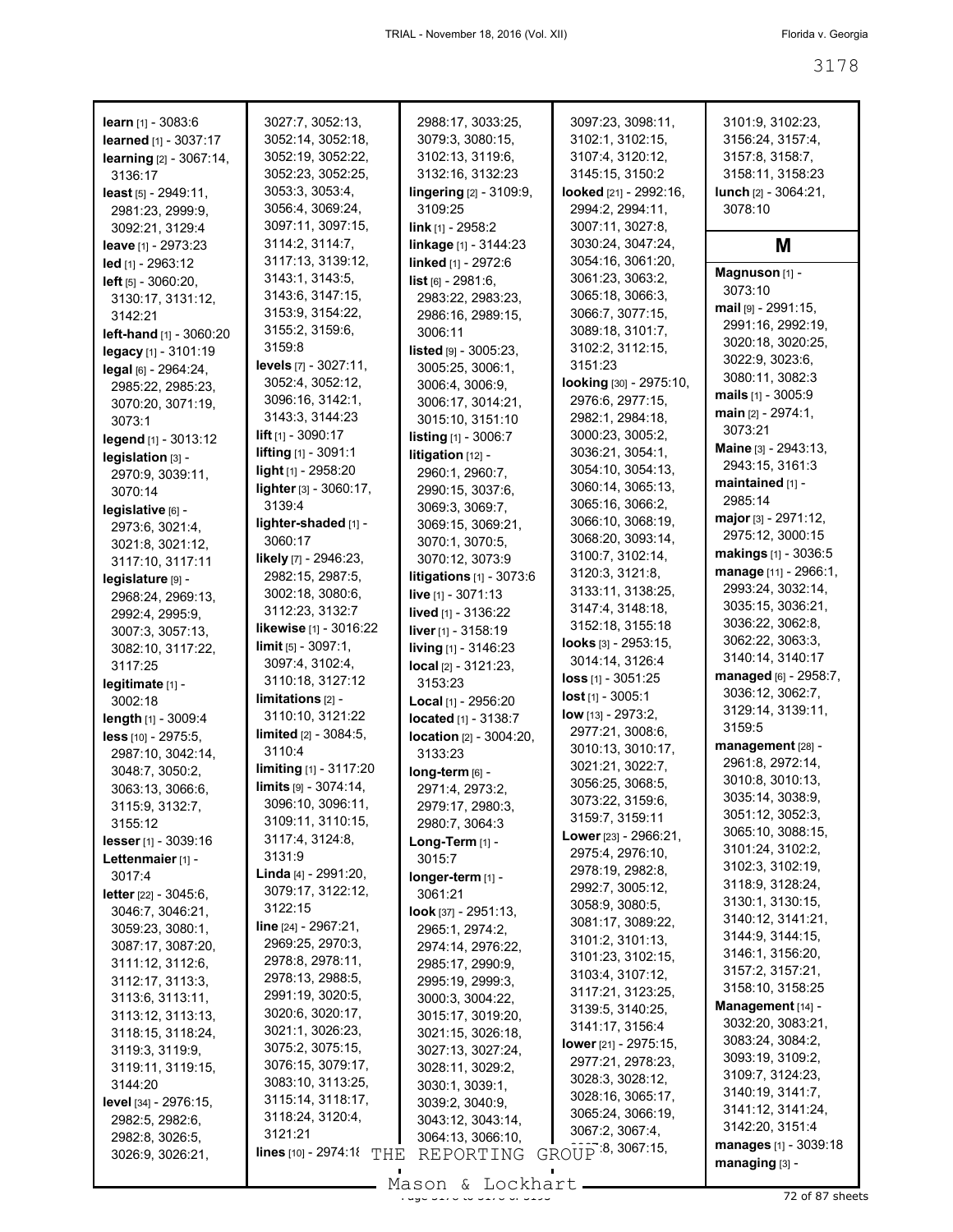**learn** [1] - 3083:6
**learned** [1] - 3037:17
**learning** [2] - 3067:14, 3136:17
**least** [5] - 2949:11, 2981:23, 2999:9, 3092:21, 3129:4
**leave** [1] - 2973:23
**led** [1] - 2963:12
**left** [5] - 3060:20, 3130:17, 3131:12, 3142:21
**left-hand** [1] - 3060:20
**legacy** [1] - 3101:19
**legal** [6] - 2964:24, 2985:22, 2985:23, 3070:20, 3071:19, 3073:1
**legend** [1] - 3013:12
**legislation** [3] - 2970:9, 3039:11, 3070:14
**legislative** [6] - 2973:6, 3021:4, 3021:8, 3021:12, 3117:10, 3117:11
**legislature** [9] - 2968:24, 2969:13, 2992:4, 2995:9, 3007:3, 3057:13, 3082:10, 3117:22, 3117:25
**legitimate** [1] - 3002:18
**length** [1] - 3009:4
**less** [10] - 2975:5, 2987:10, 3042:14, 3048:7, 3050:2, 3063:13, 3066:6, 3115:9, 3132:7, 3155:12
**lesser** [1] - 3039:16
**Lettenmaier** [1] - 3017:4
**letter** [22] - 3045:6, 3046:7, 3046:21, 3059:23, 3080:1, 3087:17, 3087:20, 3111:12, 3112:6, 3112:17, 3113:3, 3113:6, 3113:11, 3113:12, 3113:13, 3118:15, 3118:24, 3119:3, 3119:9, 3119:11, 3119:15, 3144:20
**level** [34] - 2976:15, 2982:5, 2982:6, 2982:8, 3026:5, 3026:9, 3026:21, 3027:7, 3052:13, 3052:14, 3052:18, 3052:19, 3052:22, 3052:23, 3052:25, 3053:3, 3053:4, 3056:4, 3069:24, 3097:11, 3097:15, 3114:2, 3114:7, 3117:13, 3139:12, 3143:1, 3143:5, 3143:6, 3147:15, 3153:9, 3154:22, 3155:2, 3159:6, 3159:8
**levels** [7] - 3027:11, 3052:4, 3052:12, 3096:16, 3142:1, 3143:23, 3144:23
**lift** [1] - 3090:17
**lifting** [1] - 3091:1
**light** [1] - 2958:20
**lighter** [3] - 3060:17, 3139:4
**lighter-shaded** [1] - 3060:17
**likely** [7] - 2946:23, 2982:15, 2987:5, 3002:18, 3080:6, 3112:23, 3132:7
**likewise** [1] - 3016:22
**limit** [5] - 3097:1, 3097:4, 3102:4, 3110:18, 3127:12
**limitations** [2] - 3110:10, 3121:22
**limited** [2] - 3084:5, 3110:4
**limiting** [1] - 3117:20
**limits** [9] - 3074:14, 3096:10, 3096:11, 3109:11, 3110:15, 3117:4, 3124:8, 3131:9
**Linda** [4] - 2991:20, 3079:17, 3122:12, 3122:15
**line** [24] - 2967:21, 2969:25, 2970:3, 2978:8, 2978:11, 2978:13, 2988:5, 2991:19, 3020:5, 3020:6, 3020:17, 3021:1, 3026:23, 3075:2, 3075:15, 3076:15, 3079:17, 3083:10, 3113:25, 3115:14, 3118:17, 3118:24, 3120:4, 3121:21
**lines** [10] - 2974:18, 2988:17, 3033:25, 3079:3, 3080:15, 3102:13, 3119:6, 3132:16, 3132:23
**lingering** [2] - 3109:9, 3109:25
**link** [1] - 2958:2
**linkage** [1] - 3144:23
**linked** [1] - 2972:6
**list** [6] - 2981:6, 2983:22, 2983:23, 2986:16, 2989:15, 3006:11
**listed** [9] - 3005:23, 3005:25, 3006:1, 3006:4, 3006:9, 3006:17, 3014:21, 3015:10, 3151:10
**listing** [1] - 3006:7
**litigation** [12] - 2960:1, 2960:7, 2990:15, 3037:6, 3069:3, 3069:7, 3069:15, 3069:21, 3070:1, 3070:5, 3070:12, 3073:9
**litigations** [1] - 3073:6
**live** [1] - 3071:13
**lived** [1] - 3136:22
**liver** [1] - 3158:19
**living** [1] - 3146:23
**local** [2] - 3121:23, 3153:23
**Local** [1] - 2956:20
**located** [1] - 3138:7
**location** [2] - 3004:20, 3133:23
**long-term** [6] - 2971:4, 2973:2, 2979:17, 2980:3, 2980:7, 3064:3
**Long-Term** [1] - 3015:7
**longer-term** [1] - 3061:21
**look** [37] - 2951:13, 2965:1, 2974:2, 2974:14, 2976:22, 2985:17, 2990:9, 2995:19, 2999:3, 3000:3, 3004:22, 3015:17, 3019:20, 3021:15, 3026:18, 3027:13, 3027:24, 3028:11, 3029:2, 3030:1, 3039:1, 3039:2, 3040:9, 3043:12, 3043:14, 3064:13, 3066:10, 3097:23, 3098:11, 3102:1, 3102:15, 3107:4, 3120:12, 3145:15, 3150:2
**looked** [21] - 2992:16, 2994:2, 2994:11, 3007:11, 3027:8, 3030:24, 3047:24, 3054:16, 3061:20, 3061:23, 3063:2, 3065:18, 3066:3, 3066:7, 3077:15, 3089:18, 3101:7, 3102:2, 3112:15, 3151:23
**looking** [30] - 2975:10, 2976:6, 2977:15, 2982:1, 2984:18, 3000:23, 3005:2, 3036:21, 3054:1, 3054:10, 3054:13, 3060:14, 3065:13, 3065:16, 3066:2, 3066:10, 3068:19, 3068:20, 3093:14, 3100:7, 3102:14, 3120:3, 3121:8, 3133:11, 3138:25, 3147:4, 3148:18, 3152:18, 3155:18
**looks** [3] - 2953:15, 3014:14, 3126:4
**loss** [1] - 3051:25
**lost** [1] - 3005:1
**low** [13] - 2973:2, 2977:21, 3008:6, 3010:13, 3010:17, 3021:21, 3022:7, 3056:25, 3068:5, 3073:22, 3159:6, 3159:7, 3159:11
**Lower** [23] - 2966:21, 2975:4, 2976:10, 2978:19, 2982:8, 2992:7, 3005:12, 3058:9, 3080:5, 3081:17, 3089:22, 3101:2, 3101:13, 3101:23, 3102:15, 3103:4, 3107:12, 3117:21, 3123:25, 3139:5, 3140:25, 3141:17, 3156:4
**lower** [21] - 2975:15, 2977:21, 2978:23, 3028:3, 3028:12, 3028:16, 3065:17, 3065:24, 3066:19, 3067:2, 3067:4, 3067:8, 3067:15, 3101:9, 3102:23, 3156:24, 3157:4, 3157:8, 3158:7, 3158:11, 3158:23
**lunch** [2] - 3064:21, 3078:10

## M

**Magnuson** [1] - 3073:10
**mail** [9] - 2991:15, 2991:16, 2992:19, 3020:18, 3020:25, 3022:9, 3023:6, 3080:11, 3082:3
**mails** [1] - 3005:9
**main** [2] - 2974:1, 3073:21
**Maine** [3] - 2943:13, 2943:15, 3161:3
**maintained** [1] - 2985:14
**major** [3] - 2971:12, 2975:12, 3000:15
**makings** [1] - 3036:5
**manage** [11] - 2966:1, 2993:24, 3032:14, 3035:15, 3036:21, 3036:22, 3062:8, 3062:22, 3063:3, 3140:14, 3140:17
**managed** [6] - 2958:7, 3036:12, 3062:7, 3129:14, 3139:11, 3159:5
**management** [28] - 2961:8, 2972:14, 3010:8, 3010:13, 3035:14, 3038:9, 3051:12, 3052:3, 3065:10, 3088:15, 3101:24, 3102:2, 3102:3, 3102:19, 3118:9, 3128:24, 3130:1, 3130:15, 3140:12, 3141:21, 3144:9, 3144:15, 3146:1, 3156:20, 3157:2, 3157:21, 3158:10, 3158:25
**Management** [14] - 3032:20, 3083:21, 3083:24, 3084:2, 3093:19, 3109:2, 3109:7, 3124:23, 3140:19, 3141:7, 3141:12, 3141:24, 3142:20, 3151:4
**manages** [1] - 3039:18
**managing** [3] -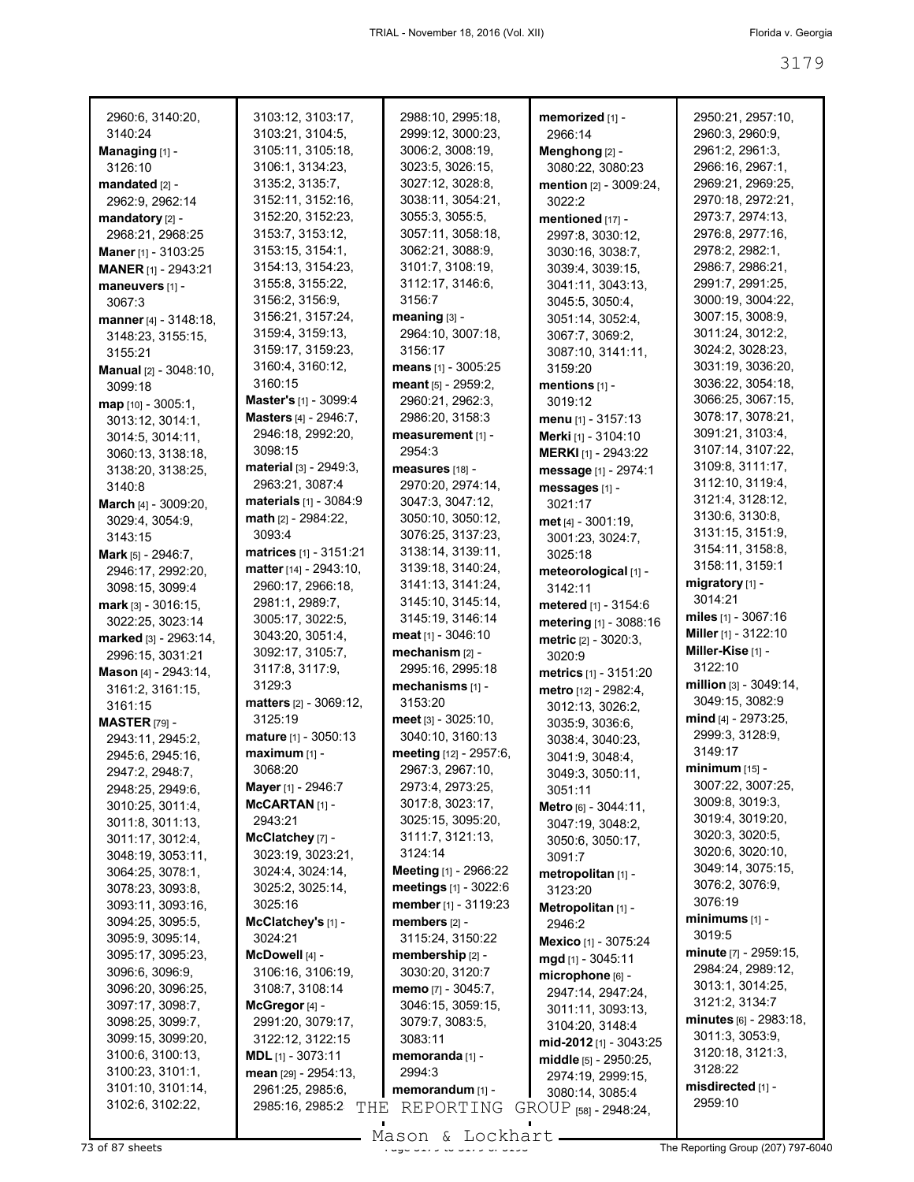2960:6, 3140:20, 3140:24
**Managing** [1] - 3126:10
**mandated** [2] - 2962:9, 2962:14
**mandatory** [2] - 2968:21, 2968:25
**Maner** [1] - 3103:25
**MANER** [1] - 2943:21
**maneuvers** [1] - 3067:3
**manner** [4] - 3148:18, 3148:23, 3155:15, 3155:21
**Manual** [2] - 3048:10, 3099:18
**map** [10] - 3005:1, 3013:12, 3014:1, 3014:5, 3014:11, 3060:13, 3138:18, 3138:20, 3138:25, 3140:8
**March** [4] - 3009:20, 3029:4, 3054:9, 3143:15
**Mark** [5] - 2946:7, 2946:17, 2992:20, 3098:15, 3099:4
**mark** [3] - 3016:15, 3022:25, 3023:14
**marked** [3] - 2963:14, 2996:15, 3031:21
**Mason** [4] - 2943:14, 3161:2, 3161:15, 3161:15
**MASTER** [79] - 2943:11, 2945:2, 2945:6, 2945:16, 2947:2, 2948:7, 2948:25, 2949:6, 3010:25, 3011:4, 3011:8, 3011:13, 3011:17, 3012:4, 3048:19, 3053:11, 3064:25, 3078:1, 3078:23, 3093:8, 3093:11, 3093:16, 3094:25, 3095:5, 3095:9, 3095:14, 3095:17, 3095:23, 3096:6, 3096:9, 3096:20, 3096:25, 3097:17, 3098:7, 3098:25, 3099:7, 3099:15, 3099:20, 3100:6, 3100:13, 3100:23, 3101:1, 3101:10, 3101:14, 3102:6, 3102:22, 3103:12, 3103:17, 3103:21, 3104:5, 3105:11, 3105:18, 3106:1, 3134:23, 3135:2, 3135:7, 3152:11, 3152:16, 3152:20, 3152:23, 3153:7, 3153:12, 3153:15, 3154:1, 3154:13, 3154:23, 3155:8, 3155:22, 3156:2, 3156:9, 3156:21, 3157:24, 3159:4, 3159:13, 3159:17, 3159:23, 3160:4, 3160:12, 3160:15
**Master's** [1] - 3099:4
**Masters** [4] - 2946:7, 2946:18, 2992:20, 3098:15
**material** [3] - 2949:3, 2963:21, 3087:4
**materials** [1] - 3084:9
**math** [2] - 2984:22, 3093:4
**matrices** [1] - 3151:21
**matter** [14] - 2943:10, 2960:17, 2966:18, 2981:1, 2989:7, 3005:17, 3022:5, 3043:20, 3051:4, 3092:17, 3105:7, 3117:8, 3117:9, 3129:3
**matters** [2] - 3069:12, 3125:19
**mature** [1] - 3050:13
**maximum** [1] - 3068:20
**Mayer** [1] - 2946:7
**McCARTAN** [1] - 2943:21
**McClatchey** [7] - 3023:19, 3023:21, 3024:4, 3024:14, 3025:2, 3025:14, 3025:16
**McClatchey's** [1] - 3024:21
**McDowell** [4] - 3106:16, 3106:19, 3108:7, 3108:14
**McGregor** [4] - 2991:20, 3079:17, 3122:12, 3122:15
**MDL** [1] - 3073:11
**mean** [29] - 2954:13, 2961:25, 2985:6, 2985:16, 2985:2, 2988:10, 2995:18, 2999:12, 3000:23, 3006:2, 3008:19, 3023:5, 3026:15, 3027:12, 3028:8, 3038:11, 3054:21, 3055:3, 3055:5, 3057:11, 3058:18, 3062:21, 3088:9, 3101:7, 3108:19, 3112:17, 3146:6, 3156:7
**meaning** [3] - 2964:10, 3007:18, 3156:17
**means** [1] - 3005:25
**meant** [5] - 2959:2, 2960:21, 2962:3, 2986:20, 3158:3
**measurement** [1] - 2954:3
**measures** [18] - 2970:20, 2974:14, 3047:3, 3047:12, 3050:10, 3050:12, 3076:25, 3137:23, 3138:14, 3139:11, 3139:18, 3140:24, 3141:13, 3141:24, 3145:10, 3145:14, 3145:19, 3146:14
**meat** [1] - 3046:10
**mechanism** [2] - 2995:16, 2995:18
**mechanisms** [1] - 3153:20
**meet** [3] - 3025:10, 3040:10, 3160:13
**meeting** [12] - 2957:6, 2967:3, 2967:10, 2973:4, 2973:25, 3017:8, 3023:17, 3025:15, 3095:20, 3111:7, 3121:13, 3124:14
**Meeting** [1] - 2966:22
**meetings** [1] - 3022:6
**member** [1] - 3119:23
**members** [2] - 3115:24, 3150:22
**membership** [2] - 3030:20, 3120:7
**memo** [7] - 3045:7, 3046:15, 3059:15, 3079:7, 3083:5, 3083:11
**memoranda** [1] - 2994:3
**memorandum** [1] -
**memorized** [1] - 2966:14
**Menghong** [2] - 3080:22, 3080:23
**mention** [2] - 3009:24, 3022:2
**mentioned** [17] - 2997:8, 3030:12, 3030:16, 3038:7, 3039:4, 3039:15, 3041:11, 3043:13, 3045:5, 3050:4, 3051:14, 3052:4, 3067:7, 3069:2, 3087:10, 3141:11, 3159:20
**mentions** [1] - 3019:12
**menu** [1] - 3157:13
**Merki** [1] - 3104:10
**MERKI** [1] - 2943:22
**message** [1] - 2974:1
**messages** [1] - 3021:17
**met** [4] - 3001:19, 3001:23, 3024:7, 3025:18
**meteorological** [1] - 3142:11
**metered** [1] - 3154:6
**metering** [1] - 3088:16
**metric** [2] - 3020:3, 3020:9
**metrics** [1] - 3151:20
**metro** [12] - 2982:4, 3012:13, 3026:2, 3035:9, 3036:6, 3038:4, 3040:23, 3041:9, 3048:4, 3049:3, 3050:11, 3051:11
**Metro** [6] - 3044:11, 3047:19, 3048:2, 3050:6, 3050:17, 3091:7
**metropolitan** [1] - 3123:20
**Metropolitan** [1] - 2946:2
**Mexico** [1] - 3075:24
**mgd** [1] - 3045:11
**microphone** [6] - 2947:14, 2947:24, 3011:11, 3093:13, 3104:20, 3148:4
**mid-2012** [1] - 3043:25
**middle** [5] - 2950:25, 2974:19, 2999:15, 3080:14, 3085:4
**might** [58] - 2948:24, 2950:21, 2957:10, 2960:3, 2960:9, 2961:2, 2961:3, 2966:16, 2967:1, 2969:21, 2969:25, 2970:18, 2972:21, 2973:7, 2974:13, 2976:8, 2977:16, 2978:2, 2982:1, 2986:7, 2986:21, 2991:7, 2991:25, 3000:19, 3004:22, 3007:15, 3008:9, 3011:24, 3012:2, 3024:2, 3028:23, 3031:19, 3036:20, 3036:22, 3054:18, 3066:25, 3067:15, 3078:17, 3078:21, 3091:21, 3103:4, 3107:14, 3107:22, 3109:8, 3111:17, 3112:10, 3119:4, 3121:4, 3128:12, 3130:6, 3130:8, 3131:15, 3151:9, 3154:11, 3158:8, 3158:11, 3159:1
**migratory** [1] - 3014:21
**miles** [1] - 3067:16
**Miller** [1] - 3122:10
**Miller-Kise** [1] - 3122:10
**million** [3] - 3049:14, 3049:15, 3082:9
**mind** [4] - 2973:25, 2999:3, 3128:9, 3149:17
**minimum** [15] - 3007:22, 3007:25, 3009:8, 3019:3, 3019:4, 3019:20, 3020:3, 3020:5, 3020:6, 3020:10, 3049:14, 3075:15, 3076:2, 3076:9, 3076:19
**minimums** [1] - 3019:5
**minute** [7] - 2959:15, 2984:24, 2989:12, 3013:1, 3014:25, 3121:2, 3134:7
**minutes** [6] - 2983:18, 3011:3, 3053:9, 3120:18, 3121:3, 3128:22
**misdirected** [1] - 2959:10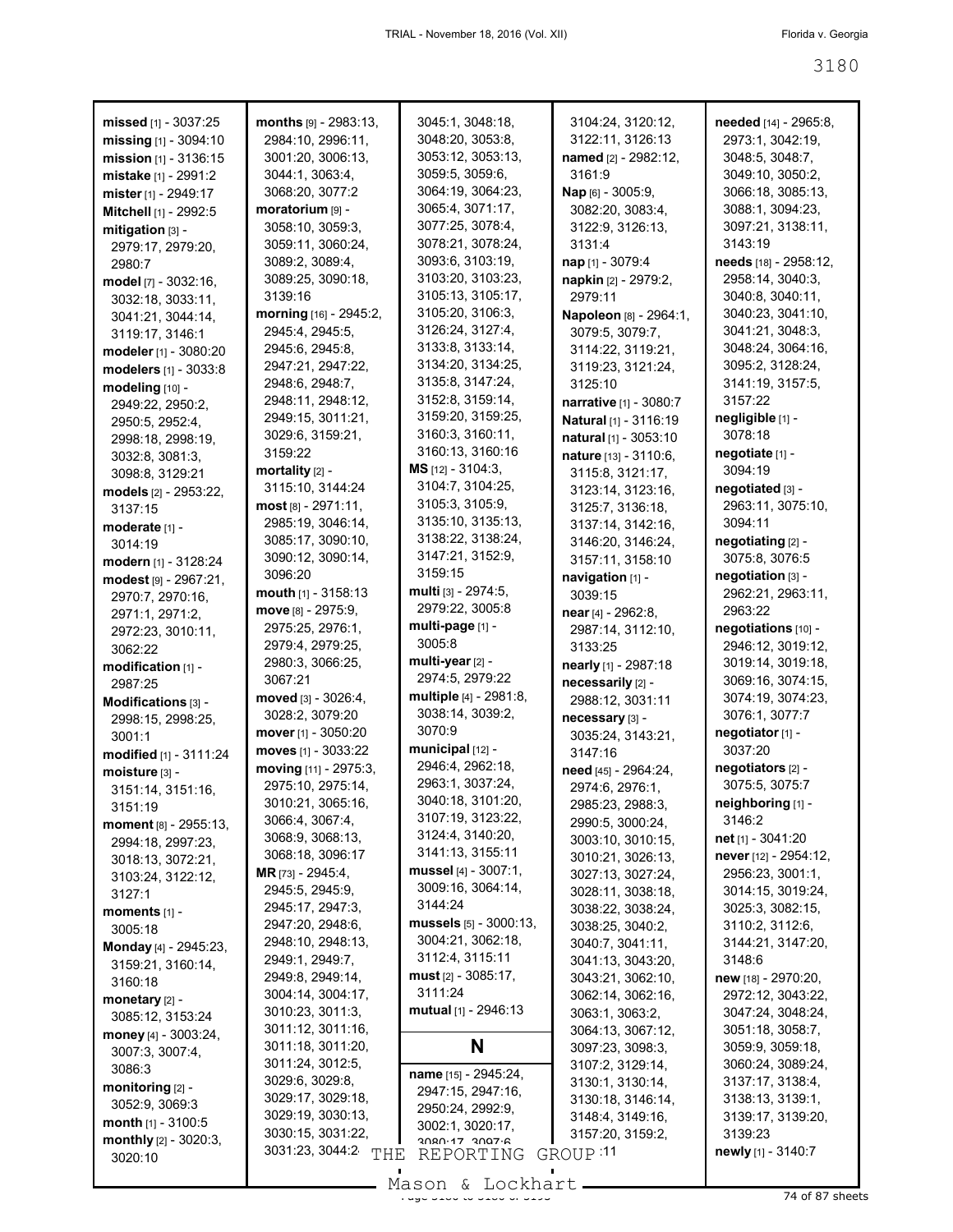**missed** [1] - 3037:25
**missing** [1] - 3094:10
**mission** [1] - 3136:15
**mistake** [1] - 2991:2
**mister** [1] - 2949:17
**Mitchell** [1] - 2992:5
**mitigation** [3] - 2979:17, 2979:20, 2980:7
**model** [7] - 3032:16, 3032:18, 3033:11, 3041:21, 3044:14, 3119:17, 3146:1
**modeler** [1] - 3080:20
**modelers** [1] - 3033:8
**modeling** [10] - 2949:22, 2950:2, 2950:5, 2952:4, 2998:18, 2998:19, 3032:8, 3081:3, 3098:8, 3129:21
**models** [2] - 2953:22, 3137:15
**moderate** [1] - 3014:19
**modern** [1] - 3128:24
**modest** [9] - 2967:21, 2970:7, 2970:16, 2971:1, 2971:2, 2972:23, 3010:11, 3062:22
**modification** [1] - 2987:25
**Modifications** [3] - 2998:15, 2998:25, 3001:1
**modified** [1] - 3111:24
**moisture** [3] - 3151:14, 3151:16, 3151:19
**moment** [8] - 2955:13, 2994:18, 2997:23, 3018:13, 3072:21, 3103:24, 3122:12, 3127:1
**moments** [1] - 3005:18
**Monday** [4] - 2945:23, 3159:21, 3160:14, 3160:18
**monetary** [2] - 3085:12, 3153:24
**money** [4] - 3003:24, 3007:3, 3007:4, 3086:3
**monitoring** [2] - 3052:9, 3069:3
**month** [1] - 3100:5
**monthly** [2] - 3020:3, 3020:10
**months** [9] - 2983:13, 2984:10, 2996:11, 3001:20, 3006:13, 3044:1, 3063:4, 3068:20, 3077:2
**moratorium** [9] - 3058:10, 3059:3, 3059:11, 3060:24, 3089:2, 3089:4, 3089:25, 3090:18, 3139:16
**morning** [16] - 2945:2, 2945:4, 2945:5, 2945:6, 2945:8, 2947:21, 2947:22, 2948:6, 2948:7, 2948:11, 2948:12, 2949:15, 3011:21, 3029:6, 3159:21, 3159:22
**mortality** [2] - 3115:10, 3144:24
**most** [8] - 2971:11, 2985:19, 3046:14, 3085:17, 3090:10, 3090:12, 3090:14, 3096:20
**mouth** [1] - 3158:13
**move** [8] - 2975:9, 2975:25, 2976:1, 2979:4, 2979:25, 2980:3, 3066:25, 3067:21
**moved** [3] - 3026:4, 3028:2, 3079:20
**mover** [1] - 3050:20
**moves** [1] - 3033:22
**moving** [11] - 2975:3, 2975:10, 2975:14, 3010:21, 3065:16, 3066:4, 3067:4, 3068:9, 3068:13, 3068:18, 3096:17
**MR** [73] - 2945:4, 2945:5, 2945:9, 2945:17, 2947:3, 2947:20, 2948:6, 2948:10, 2948:13, 2949:1, 2949:7, 2949:8, 2949:14, 3004:14, 3004:17, 3010:23, 3011:3, 3011:12, 3011:16, 3011:18, 3011:20, 3011:24, 3012:5, 3029:6, 3029:8, 3029:17, 3029:18, 3029:19, 3030:13, 3030:15, 3031:22, 3031:23, 3044:2, 3045:1, 3048:18, 3048:20, 3053:8, 3053:12, 3053:13, 3059:5, 3059:6, 3064:19, 3064:23, 3065:4, 3071:17, 3077:25, 3078:4, 3078:21, 3078:24, 3093:6, 3103:19, 3103:20, 3103:23, 3105:13, 3105:17, 3105:20, 3106:3, 3126:24, 3127:4, 3133:8, 3133:14, 3134:20, 3134:25, 3135:8, 3147:24, 3152:8, 3159:14, 3159:20, 3159:25, 3160:3, 3160:11, 3160:13, 3160:16
**MS** [12] - 3104:3, 3104:7, 3104:25, 3105:3, 3105:9, 3135:10, 3135:13, 3138:22, 3138:24, 3147:21, 3152:9, 3159:15
**multi** [3] - 2974:5, 2979:22, 3005:8
**multi-page** [1] - 3005:8
**multi-year** [2] - 2974:5, 2979:22
**multiple** [4] - 2981:8, 3038:14, 3039:2, 3070:9
**municipal** [12] - 2946:4, 2962:18, 2963:1, 3037:24, 3040:18, 3101:20, 3107:19, 3123:22, 3124:4, 3140:20, 3141:13, 3155:11
**mussel** [4] - 3007:1, 3009:16, 3064:14, 3144:24
**mussels** [5] - 3000:13, 3004:21, 3062:18, 3112:4, 3115:11
**must** [2] - 3085:17, 3111:24
**mutual** [1] - 2946:13

## N

**name** [15] - 2945:24, 2947:15, 2947:16, 2950:24, 2992:9, 3002:1, 3020:17, 3080:17, 3097:6, 3104:24, 3120:12, 3122:11, 3126:13
**named** [2] - 2982:12, 3161:9
**Nap** [6] - 3005:9, 3082:20, 3083:4, 3122:9, 3126:13, 3131:4
**nap** [1] - 3079:4
**napkin** [2] - 2979:2, 2979:11
**Napoleon** [8] - 2964:1, 3079:5, 3079:7, 3114:22, 3119:21, 3119:23, 3121:24, 3125:10
**narrative** [1] - 3080:7
**Natural** [1] - 3116:19
**natural** [1] - 3053:10
**nature** [13] - 3110:6, 3115:8, 3121:17, 3123:14, 3123:16, 3125:7, 3136:18, 3137:14, 3142:16, 3146:20, 3146:24, 3157:11, 3158:10
**navigation** [1] - 3039:15
**near** [4] - 2962:8, 2987:14, 3112:10, 3133:25
**nearly** [1] - 2987:18
**necessarily** [2] - 2988:12, 3031:11
**necessary** [3] - 3035:24, 3143:21, 3147:16
**need** [45] - 2964:24, 2974:6, 2976:1, 2985:23, 2988:3, 2990:5, 3000:24, 3003:10, 3010:15, 3010:21, 3026:13, 3027:13, 3027:24, 3028:11, 3038:18, 3038:22, 3038:24, 3038:25, 3040:2, 3040:7, 3041:11, 3041:13, 3043:20, 3043:21, 3062:10, 3062:14, 3062:16, 3063:1, 3063:2, 3064:13, 3067:12, 3097:23, 3098:3, 3107:2, 3129:14, 3130:1, 3130:14, 3130:18, 3146:14, 3148:4, 3149:16, 3157:20, 3159:2, 3160:11
**needed** [14] - 2965:8, 2973:1, 3042:19, 3048:5, 3048:7, 3049:10, 3050:2, 3066:18, 3085:13, 3088:1, 3094:23, 3097:21, 3138:11, 3143:19
**needs** [18] - 2958:12, 2958:14, 3040:3, 3040:8, 3040:11, 3040:23, 3041:10, 3041:21, 3048:3, 3048:24, 3064:16, 3095:2, 3128:24, 3141:19, 3157:5, 3157:22
**negligible** [1] - 3078:18
**negotiate** [1] - 3094:19
**negotiated** [3] - 2963:11, 3075:10, 3094:11
**negotiating** [2] - 3075:8, 3076:5
**negotiation** [3] - 2962:21, 2963:11, 2963:22
**negotiations** [10] - 2946:12, 3019:12, 3019:14, 3019:18, 3069:16, 3074:15, 3074:19, 3074:23, 3076:1, 3077:7
**negotiator** [1] - 3037:20
**negotiators** [2] - 3075:5, 3075:7
**neighboring** [1] - 3146:2
**net** [1] - 3041:20
**never** [12] - 2954:12, 2956:23, 3001:1, 3014:15, 3019:24, 3025:3, 3082:15, 3110:2, 3112:6, 3144:21, 3147:20, 3148:6
**new** [18] - 2970:20, 2972:12, 3043:22, 3047:24, 3048:24, 3051:18, 3058:7, 3059:9, 3059:18, 3060:24, 3089:24, 3137:17, 3138:4, 3138:13, 3139:1, 3139:17, 3139:20, 3139:23
**newly** [1] - 3140:7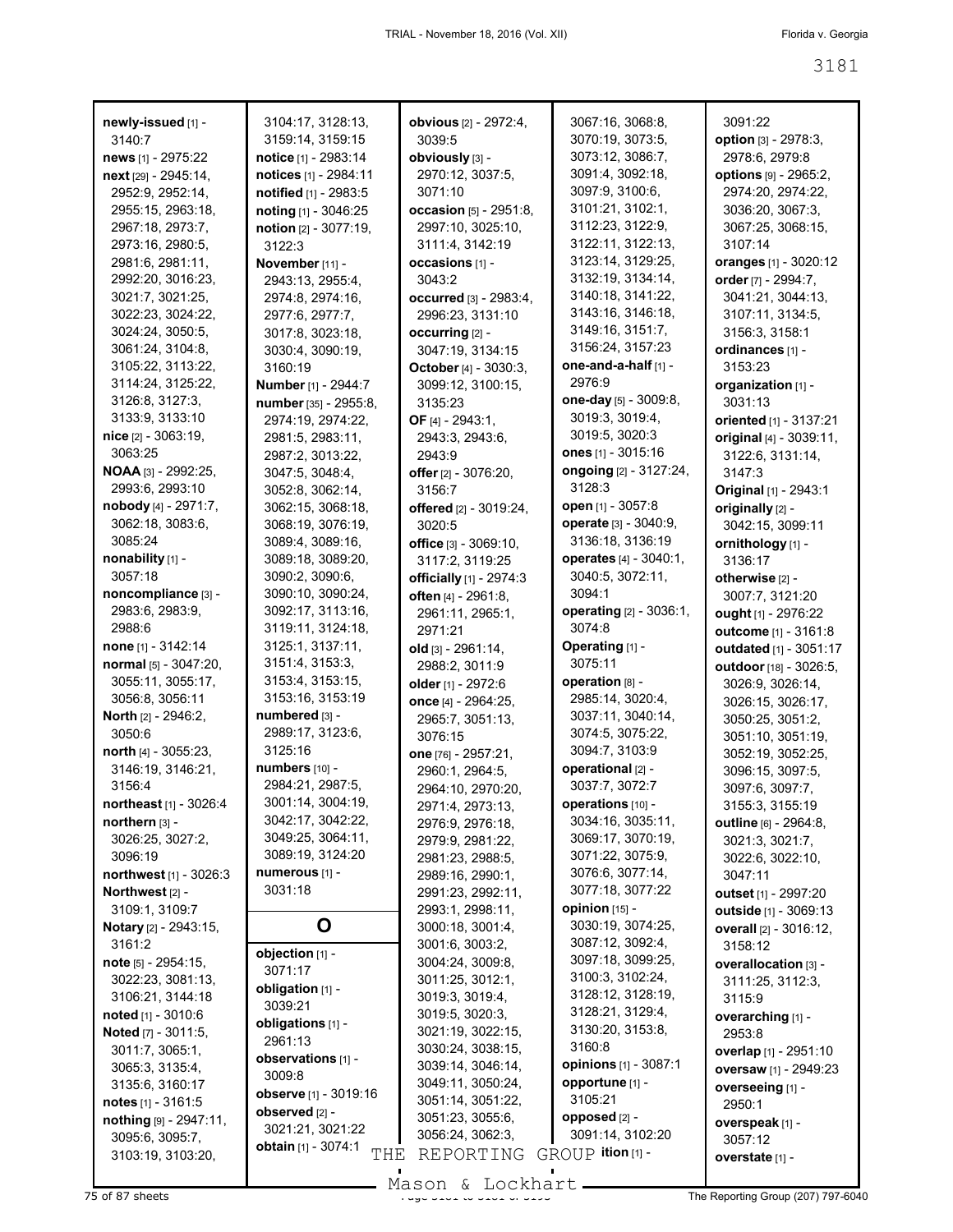**newly-issued** [1] - 3140:7
**news** [1] - 2975:22
**next** [29] - 2945:14, 2952:9, 2952:14, 2955:15, 2963:18, 2967:18, 2973:7, 2973:16, 2980:5, 2981:6, 2981:11, 2992:20, 3016:23, 3021:7, 3021:25, 3022:23, 3024:22, 3024:24, 3050:5, 3061:24, 3104:8, 3105:22, 3113:22, 3114:24, 3125:22, 3126:8, 3127:3, 3133:9, 3133:10
**nice** [2] - 3063:19, 3063:25
**NOAA** [3] - 2992:25, 2993:6, 2993:10
**nobody** [4] - 2971:7, 3062:18, 3083:6, 3085:24
**nonability** [1] - 3057:18
**noncompliance** [3] - 2983:6, 2983:9, 2988:6
**none** [1] - 3142:14
**normal** [5] - 3047:20, 3055:11, 3055:17, 3056:8, 3056:11
**North** [2] - 2946:2, 3050:6
**north** [4] - 3055:23, 3146:19, 3146:21, 3156:4
**northeast** [1] - 3026:4
**northern** [3] - 3026:25, 3027:2, 3096:19
**northwest** [1] - 3026:3
**Northwest** [2] - 3109:1, 3109:7
**Notary** [2] - 2943:15, 3161:2
**note** [5] - 2954:15, 3022:23, 3081:13, 3106:21, 3144:18
**noted** [1] - 3010:6
**Noted** [7] - 3011:5, 3011:7, 3065:1, 3065:3, 3135:4, 3135:6, 3160:17
**notes** [1] - 3161:5
**nothing** [9] - 2947:11, 3095:6, 3095:7, 3103:19, 3103:20, 3104:17, 3128:13, 3159:14, 3159:15
**notice** [1] - 2983:14
**notices** [1] - 2984:11
**notified** [1] - 2983:5
**noting** [1] - 3046:25
**notion** [2] - 3077:19, 3122:3
**November** [11] - 2943:13, 2955:4, 2974:8, 2974:16, 2977:6, 2977:7, 3017:8, 3023:18, 3030:4, 3090:19, 3160:19
**Number** [1] - 2944:7
**number** [35] - 2955:8, 2974:19, 2974:22, 2981:5, 2983:11, 2987:2, 3013:22, 3047:5, 3048:4, 3052:8, 3062:14, 3062:15, 3068:18, 3068:19, 3076:19, 3089:4, 3089:16, 3089:18, 3089:20, 3090:2, 3090:6, 3090:10, 3090:24, 3092:17, 3113:16, 3119:11, 3124:18, 3125:1, 3137:11, 3151:4, 3153:3, 3153:4, 3153:15, 3153:16, 3153:19
**numbered** [3] - 2989:17, 3123:6, 3125:16
**numbers** [10] - 2984:21, 2987:5, 3001:14, 3004:19, 3042:17, 3042:22, 3049:25, 3064:11, 3089:19, 3124:20
**numerous** [1] - 3031:18

## O

**objection** [1] - 3071:17
**obligation** [1] - 3039:21
**obligations** [1] - 2961:13
**observations** [1] - 3009:8
**observe** [1] - 3019:16
**observed** [2] - 3021:21, 3021:22
**obtain** [1] - 3074:1
**obvious** [2] - 2972:4, 3039:5
**obviously** [3] - 2970:12, 3037:5, 3071:10
**occasion** [5] - 2951:8, 2997:10, 3025:10, 3111:4, 3142:19
**occasions** [1] - 3043:2
**occurred** [3] - 2983:4, 2996:23, 3131:10
**occurring** [2] - 3047:19, 3134:15
**October** [4] - 3030:3, 3099:12, 3100:15, 3135:23
**OF** [4] - 2943:1, 2943:3, 2943:6, 2943:9
**offer** [2] - 3076:20, 3156:7
**offered** [2] - 3019:24, 3020:5
**office** [3] - 3069:10, 3117:2, 3119:25
**officially** [1] - 2974:3
**often** [4] - 2961:8, 2961:11, 2965:1, 2971:21
**old** [3] - 2961:14, 2988:2, 3011:9
**older** [1] - 2972:6
**once** [4] - 2964:25, 2965:7, 3051:13, 3076:15
**one** [76] - 2957:21, 2960:1, 2964:5, 2964:10, 2970:20, 2971:4, 2973:13, 2976:9, 2976:18, 2979:9, 2981:22, 2981:23, 2988:5, 2989:16, 2990:1, 2991:23, 2992:11, 2993:1, 2998:11, 3000:18, 3001:4, 3001:6, 3003:2, 3004:24, 3009:8, 3011:25, 3012:1, 3019:3, 3019:4, 3019:5, 3020:3, 3021:19, 3022:15, 3030:24, 3038:15, 3039:14, 3046:14, 3049:11, 3050:24, 3051:14, 3051:22, 3051:23, 3055:6, 3056:24, 3062:3, 3067:16, 3068:8, 3070:19, 3073:5, 3073:12, 3086:7, 3091:4, 3092:18, 3097:9, 3100:6, 3101:21, 3102:1, 3112:23, 3122:9, 3122:11, 3122:13, 3123:14, 3129:25, 3132:19, 3134:14, 3140:18, 3141:22, 3143:16, 3146:18, 3149:16, 3151:7, 3156:24, 3157:23
**one-and-a-half** [1] - 2976:9
**one-day** [5] - 3009:8, 3019:3, 3019:4, 3019:5, 3020:3
**ones** [1] - 3015:16
**ongoing** [2] - 3127:24, 3128:3
**open** [1] - 3057:8
**operate** [3] - 3040:9, 3136:18, 3136:19
**operates** [4] - 3040:1, 3040:5, 3072:11, 3094:1
**operating** [2] - 3036:1, 3074:8
**Operating** [1] - 3075:11
**operation** [8] - 2985:14, 3020:4, 3037:11, 3040:14, 3074:5, 3075:22, 3094:7, 3103:9
**operational** [2] - 3037:7, 3072:7
**operations** [10] - 3034:16, 3035:11, 3069:17, 3070:19, 3071:22, 3075:9, 3076:6, 3077:14, 3077:18, 3077:22
**opinion** [15] - 3030:19, 3074:25, 3087:12, 3092:4, 3097:18, 3099:25, 3100:3, 3102:24, 3128:12, 3128:19, 3128:21, 3129:4, 3130:20, 3153:8, 3160:8
**opinions** [1] - 3087:1
**opportune** [1] - 3105:21
**opposed** [2] - 3091:14, 3102:20
**ition** [1] - 3091:22
**option** [3] - 2978:3, 2978:6, 2979:8
**options** [9] - 2965:2, 2974:20, 2974:22, 3036:20, 3067:3, 3067:25, 3068:15, 3107:14
**oranges** [1] - 3020:12
**order** [7] - 2994:7, 3041:21, 3044:13, 3107:11, 3134:5, 3156:3, 3158:1
**ordinances** [1] - 3153:23
**organization** [1] - 3031:13
**oriented** [1] - 3137:21
**original** [4] - 3039:11, 3122:6, 3131:14, 3147:3
**Original** [1] - 2943:1
**originally** [2] - 3042:15, 3099:11
**ornithology** [1] - 3136:17
**otherwise** [2] - 3007:7, 3121:20
**ought** [1] - 2976:22
**outcome** [1] - 3161:8
**outdated** [1] - 3051:17
**outdoor** [18] - 3026:5, 3026:9, 3026:14, 3026:15, 3026:17, 3050:25, 3051:2, 3051:10, 3051:19, 3052:19, 3052:25, 3096:15, 3097:5, 3097:6, 3097:7, 3155:3, 3155:19
**outline** [6] - 2964:8, 3021:3, 3021:7, 3022:6, 3022:10, 3047:11
**outset** [1] - 2997:20
**outside** [1] - 3069:13
**overall** [2] - 3016:12, 3158:12
**overallocation** [3] - 3111:25, 3112:3, 3115:9
**overarching** [1] - 2953:8
**overlap** [1] - 2951:10
**oversaw** [1] - 2949:23
**overseeing** [1] - 2950:1
**overspeak** [1] - 3057:12
**overstate** [1] -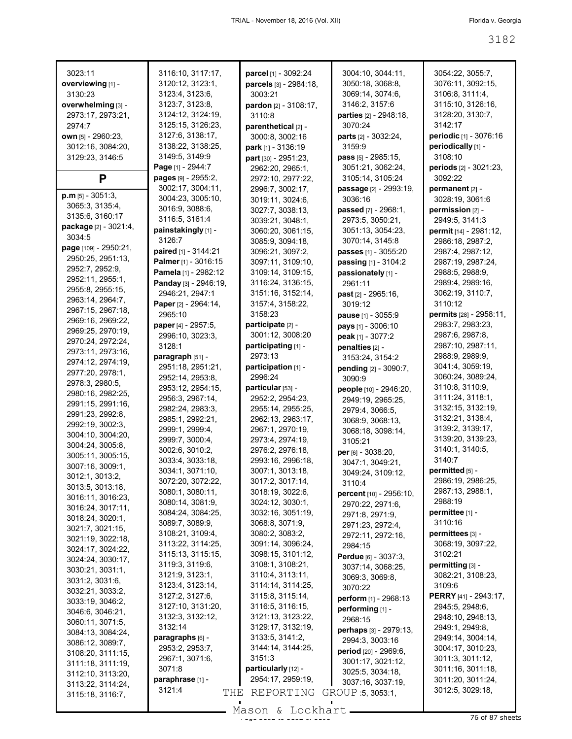3023:11
**overviewing** [1] - 3130:23
**overwhelming** [3] - 2973:17, 2973:21, 2974:7
**own** [5] - 2960:23, 3012:16, 3084:20, 3129:23, 3146:5

## P

**p.m** [5] - 3051:3, 3065:3, 3135:4, 3135:6, 3160:17
**package** [2] - 3021:4, 3034:5
**page** [109] - 2950:21, 2950:25, 2951:13, 2952:7, 2952:9, 2952:11, 2955:1, 2955:8, 2955:15, 2963:14, 2964:7, 2967:15, 2967:18, 2969:16, 2969:22, 2969:25, 2970:19, 2970:24, 2972:24, 2973:11, 2973:16, 2974:12, 2974:19, 2977:20, 2978:1, 2978:3, 2980:5, 2980:16, 2982:25, 2991:15, 2991:16, 2991:23, 2992:8, 2992:19, 3002:3, 3004:10, 3004:20, 3004:24, 3005:8, 3005:11, 3005:15, 3007:16, 3009:1, 3012:1, 3013:2, 3013:5, 3013:18, 3016:11, 3016:23, 3016:24, 3017:11, 3018:24, 3020:1, 3021:7, 3021:15, 3021:19, 3022:18, 3024:17, 3024:22, 3024:24, 3030:17, 3030:21, 3031:1, 3031:2, 3031:6, 3032:21, 3033:2, 3033:19, 3046:2, 3046:6, 3046:21, 3060:11, 3071:5, 3084:13, 3084:24, 3086:12, 3089:7, 3108:20, 3111:15, 3111:18, 3111:19, 3112:10, 3113:20, 3113:22, 3114:24, 3115:18, 3116:7, 3116:10, 3117:17, 3120:12, 3123:1, 3123:4, 3123:6, 3123:7, 3123:8, 3124:12, 3124:19, 3125:15, 3126:23, 3127:6, 3138:17, 3138:22, 3138:25, 3149:5, 3149:9
**Page** [1] - 2944:7
**pages** [9] - 2955:2, 3002:17, 3004:11, 3004:23, 3005:10, 3016:9, 3088:6, 3116:5, 3161:4
**painstakingly** [1] - 3126:7
**paired** [1] - 3144:21
**Palmer** [1] - 3016:15
**Pamela** [1] - 2982:12
**Panday** [3] - 2946:19, 2946:21, 2947:1
**Paper** [2] - 2964:14, 2965:10
**paper** [4] - 2957:5, 2996:10, 3023:3, 3128:1
**paragraph** [51] - 2951:18, 2951:21, 2952:14, 2953:8, 2953:12, 2954:15, 2956:3, 2967:14, 2982:24, 2983:3, 2985:1, 2992:21, 2999:1, 2999:4, 2999:7, 3000:4, 3002:6, 3010:2, 3033:4, 3033:18, 3034:1, 3071:10, 3072:20, 3072:22, 3080:1, 3080:11, 3080:14, 3081:9, 3084:24, 3084:25, 3089:7, 3089:9, 3108:21, 3109:4, 3113:22, 3114:25, 3115:13, 3115:15, 3119:3, 3119:6, 3121:9, 3123:1, 3123:4, 3123:14, 3127:2, 3127:6, 3127:10, 3131:20, 3132:3, 3132:12, 3132:14
**paragraphs** [6] - 2953:2, 2953:7, 2967:1, 3071:6, 3071:8
**paraphrase** [1] - 3121:4
**parcel** [1] - 3092:24
**parcels** [3] - 2984:18, 3003:21
**pardon** [2] - 3108:17, 3110:8
**parenthetical** [2] - 3000:8, 3002:16
**park** [1] - 3136:19
**part** [30] - 2951:23, 2962:20, 2965:1, 2972:10, 2977:22, 2996:7, 3002:17, 3019:11, 3024:6, 3027:7, 3038:13, 3039:21, 3048:1, 3060:20, 3061:15, 3085:9, 3094:18, 3096:21, 3097:2, 3097:11, 3109:10, 3109:14, 3109:15, 3116:24, 3136:15, 3151:16, 3152:14, 3157:4, 3158:22, 3158:23
**participate** [2] - 3001:12, 3008:20
**participating** [1] - 2973:13
**participation** [1] - 2996:24
**particular** [53] - 2952:2, 2954:23, 2955:14, 2955:25, 2962:13, 2963:17, 2967:1, 2970:19, 2973:4, 2974:19, 2976:2, 2976:18, 2993:16, 2996:18, 3007:1, 3013:18, 3017:2, 3017:14, 3018:19, 3022:6, 3024:12, 3030:1, 3032:16, 3051:19, 3068:8, 3071:9, 3080:2, 3083:2, 3091:14, 3096:24, 3098:15, 3101:12, 3108:1, 3108:21, 3110:4, 3113:11, 3114:14, 3114:25, 3115:8, 3115:14, 3116:5, 3116:15, 3121:13, 3123:22, 3129:17, 3132:19, 3133:5, 3141:2, 3144:14, 3144:25, 3151:3
**particularly** [12] - 2954:17, 2959:19, 3004:10, 3044:11, 3050:18, 3068:8, 3069:14, 3074:6, 3146:2, 3157:6
**parties** [2] - 2948:18, 3070:24
**parts** [2] - 3032:24, 3159:9
**pass** [5] - 2985:15, 3051:21, 3062:24, 3105:14, 3105:24
**passage** [2] - 2993:19, 3036:16
**passed** [7] - 2968:1, 2973:5, 3050:21, 3051:13, 3054:23, 3070:14, 3145:8
**passes** [1] - 3055:20
**passing** [1] - 3104:2
**passionately** [1] - 2961:11
**past** [2] - 2965:16, 3019:12
**pause** [1] - 3055:9
**pays** [1] - 3006:10
**peak** [1] - 3077:2
**penalties** [2] - 3153:24, 3154:2
**pending** [2] - 3090:7, 3090:9
**people** [10] - 2946:20, 2949:19, 2965:25, 2979:4, 3066:5, 3068:9, 3068:13, 3068:18, 3098:14, 3105:21
**per** [6] - 3038:20, 3047:1, 3049:21, 3049:24, 3109:12, 3110:4
**percent** [10] - 2956:10, 2970:22, 2971:6, 2971:8, 2971:9, 2971:23, 2972:4, 2972:11, 2972:16, 2984:15
**Perdue** [6] - 3037:3, 3037:14, 3068:25, 3069:3, 3069:8, 3070:22
**perform** [1] - 2968:13
**performing** [1] - 2968:15
**perhaps** [3] - 2979:13, 2994:3, 3003:16
**period** [20] - 2969:6, 3001:17, 3021:12, 3025:5, 3034:18, 3037:16, 3037:19, 3053:1, 3054:22, 3055:7, 3076:11, 3092:15, 3106:8, 3111:4, 3115:10, 3126:16, 3128:20, 3130:7, 3142:17
**periodic** [1] - 3076:16
**periodically** [1] - 3108:10
**periods** [2] - 3021:23, 3092:22
**permanent** [2] - 3028:19, 3061:6
**permission** [2] - 2949:5, 3141:3
**permit** [14] - 2981:12, 2986:18, 2987:2, 2987:4, 2987:12, 2987:19, 2987:24, 2988:5, 2988:9, 2989:4, 2989:16, 3062:19, 3110:7, 3110:12
**permits** [28] - 2958:11, 2983:7, 2983:23, 2987:6, 2987:8, 2987:10, 2987:11, 2988:9, 2989:9, 3041:4, 3059:19, 3060:24, 3089:24, 3110:8, 3110:9, 3111:24, 3118:1, 3132:15, 3132:19, 3132:21, 3138:4, 3139:2, 3139:17, 3139:20, 3139:23, 3140:1, 3140:5, 3140:7
**permitted** [5] - 2986:19, 2986:25, 2987:13, 2988:1, 2988:19
**permittee** [1] - 3110:16
**permittees** [3] - 3068:19, 3097:22, 3102:21
**permitting** [3] - 3082:21, 3108:23, 3109:6
**PERRY** [41] - 2943:17, 2945:5, 2948:6, 2948:10, 2948:13, 2949:1, 2949:8, 2949:14, 3004:14, 3004:17, 3010:23, 3011:3, 3011:12, 3011:16, 3011:18, 3011:20, 3011:24, 3012:5, 3029:18,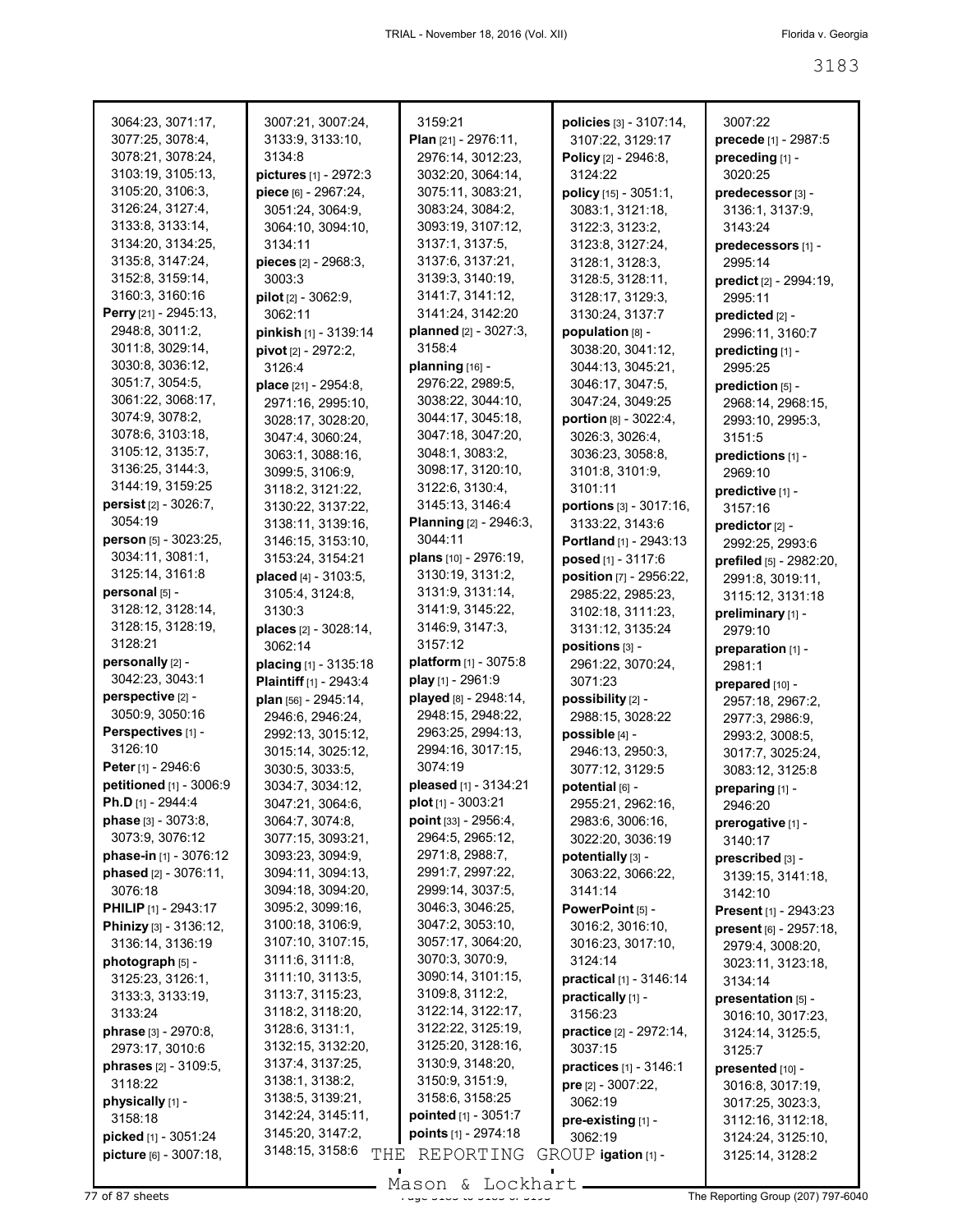3064:23, 3071:17, 3077:25, 3078:4, 3078:21, 3078:24, 3103:19, 3105:13, 3105:20, 3106:3, 3126:24, 3127:4, 3133:8, 3133:14, 3134:20, 3134:25, 3135:8, 3147:24, 3152:8, 3159:14, 3160:3, 3160:16

**Perry** [21] - 2945:13, 2948:8, 3011:2, 3011:8, 3029:14, 3030:8, 3036:12, 3051:7, 3054:5, 3061:22, 3068:17, 3074:9, 3078:2, 3078:6, 3103:18, 3105:12, 3135:7, 3136:25, 3144:3, 3144:19, 3159:25

**persist** [2] - 3026:7, 3054:19

**person** [5] - 3023:25, 3034:11, 3081:1, 3125:14, 3161:8

**personal** [5] - 3128:12, 3128:14, 3128:15, 3128:19, 3128:21

**personally** [2] - 3042:23, 3043:1

**perspective** [2] - 3050:9, 3050:16

**Perspectives** [1] - 3126:10

**Peter** [1] - 2946:6

**petitioned** [1] - 3006:9

**Ph.D** [1] - 2944:4

**phase** [3] - 3073:8, 3073:9, 3076:12

**phase-in** [1] - 3076:12

**phased** [2] - 3076:11, 3076:18

**PHILIP** [1] - 2943:17

**Phinizy** [3] - 3136:12, 3136:14, 3136:19

**photograph** [5] - 3125:23, 3126:1, 3133:3, 3133:19, 3133:24

**phrase** [3] - 2970:8, 2973:17, 3010:6

**phrases** [2] - 3109:5, 3118:22

**physically** [1] - 3158:18

**picked** [1] - 3051:24

**picture** [6] - 3007:18, 3007:21, 3007:24, 3133:9, 3133:10, 3134:8

**pictures** [1] - 2972:3

**piece** [6] - 2967:24, 3051:24, 3064:9, 3064:10, 3094:10, 3134:11

**pieces** [2] - 2968:3, 3003:3

**pilot** [2] - 3062:9, 3062:11

**pinkish** [1] - 3139:14

**pivot** [2] - 2972:2, 3126:4

**place** [21] - 2954:8, 2971:16, 2995:10, 3028:17, 3028:20, 3047:4, 3060:24, 3063:1, 3088:16, 3099:5, 3106:9, 3118:2, 3121:22, 3130:22, 3137:22, 3138:11, 3139:16, 3146:15, 3153:10, 3153:24, 3154:21

**placed** [4] - 3103:5, 3105:4, 3124:8, 3130:3

**places** [2] - 3028:14, 3062:14

**placing** [1] - 3135:18

**Plaintiff** [1] - 2943:4

**plan** [56] - 2945:14, 2946:6, 2946:24, 2992:13, 3015:12, 3015:14, 3025:12, 3030:5, 3033:5, 3034:7, 3034:12, 3047:21, 3064:6, 3064:7, 3074:8, 3077:15, 3093:21, 3093:23, 3094:9, 3094:11, 3094:13, 3094:18, 3094:20, 3095:2, 3099:16, 3100:18, 3106:9, 3107:10, 3107:15, 3111:6, 3111:8, 3111:10, 3113:5, 3113:7, 3115:23, 3118:2, 3118:20, 3128:6, 3131:1, 3132:15, 3132:20, 3137:4, 3137:25, 3138:1, 3138:2, 3138:5, 3139:21, 3142:24, 3145:11, 3145:20, 3147:2, 3148:15, 3158:6, 3159:21

**Plan** [21] - 2976:11, 2976:14, 3012:23, 3032:20, 3064:14, 3075:11, 3083:21, 3083:24, 3084:2, 3093:19, 3107:12, 3137:1, 3137:5, 3137:21, 3139:3, 3140:19, 3141:7, 3141:12, 3141:24, 3142:20

**planned** [2] - 3027:3, 3158:4

**planning** [16] - 2976:22, 2989:5, 3038:22, 3044:10, 3044:17, 3045:18, 3047:18, 3047:20, 3048:1, 3083:2, 3098:17, 3120:10, 3122:6, 3130:4, 3145:13, 3146:4

**Planning** [2] - 2946:3, 3044:11

**plans** [10] - 2976:19, 3130:19, 3131:2, 3131:9, 3131:14, 3141:9, 3145:22, 3146:9, 3147:3, 3157:12

**platform** [1] - 3075:8

**play** [1] - 2961:9

**played** [8] - 2948:14, 2948:15, 2948:22, 2963:25, 2994:13, 2994:16, 3017:15, 3074:19

**pleased** [1] - 3134:21

**plot** [1] - 3003:21

**point** [33] - 2956:4, 2964:5, 2965:12, 2971:8, 2988:7, 2991:7, 2997:22, 2999:14, 3037:5, 3046:3, 3046:25, 3047:2, 3053:10, 3057:17, 3064:20, 3070:3, 3070:9, 3090:14, 3101:15, 3109:8, 3112:2, 3122:14, 3122:17, 3122:22, 3125:19, 3125:20, 3128:16, 3130:9, 3148:20, 3150:9, 3151:9, 3158:6, 3158:25

**pointed** [1] - 3051:7

**points** [1] - 2974:18

**policies** [3] - 3107:14, 3107:22, 3129:17

**Policy** [2] - 2946:8, 3124:22

**policy** [15] - 3051:1, 3083:1, 3121:18, 3122:3, 3123:2, 3123:8, 3127:24, 3128:1, 3128:3, 3128:5, 3128:11, 3128:17, 3129:3, 3130:24, 3137:7

**population** [8] - 3038:20, 3041:12, 3044:13, 3045:21, 3046:17, 3047:5, 3047:24, 3049:25

**portion** [8] - 3022:4, 3026:3, 3026:4, 3036:23, 3058:8, 3101:8, 3101:9, 3101:11

**portions** [3] - 3017:16, 3133:22, 3143:6

**Portland** [1] - 2943:13

**posed** [1] - 3117:6

**position** [7] - 2956:22, 2985:22, 2985:23, 3102:18, 3111:23, 3131:12, 3135:24

**positions** [3] - 2961:22, 3070:24, 3071:23

**possibility** [2] - 2988:15, 3028:22

**possible** [4] - 2946:13, 2950:3, 3077:12, 3129:5

**potential** [6] - 2955:21, 2962:16, 2983:6, 3006:16, 3022:20, 3036:19

**potentially** [3] - 3063:22, 3066:22, 3141:14

**PowerPoint** [5] - 3016:2, 3016:10, 3016:23, 3017:10, 3124:14

**practical** [1] - 3146:14

**practically** [1] - 3156:23

**practice** [2] - 2972:14, 3037:15

**practices** [1] - 3146:1

**pre** [2] - 3007:22, 3062:19

**pre-existing** [1] - 3062:19

**pre**...**igation** [1] - 3007:22

**precede** [1] - 2987:5

**preceding** [1] - 3020:25

**predecessor** [3] - 3136:1, 3137:9, 3143:24

**predecessors** [1] - 2995:14

**predict** [2] - 2994:19, 2995:11

**predicted** [2] - 2996:11, 3160:7

**predicting** [1] - 2995:25

**prediction** [5] - 2968:14, 2968:15, 2993:10, 2995:3, 3151:5

**predictions** [1] - 2969:10

**predictive** [1] - 3157:16

**predictor** [2] - 2992:25, 2993:6

**prefiled** [5] - 2982:20, 2991:8, 3019:11, 3115:12, 3131:18

**preliminary** [1] - 2979:10

**preparation** [1] - 2981:1

**prepared** [10] - 2957:18, 2967:2, 2977:3, 2986:9, 2993:2, 3008:5, 3017:7, 3025:24, 3083:12, 3125:8

**preparing** [1] - 2946:20

**prerogative** [1] - 3140:17

**prescribed** [3] - 3139:15, 3141:18, 3142:10

**Present** [1] - 2943:23

**present** [6] - 2957:18, 2979:4, 3008:20, 3023:11, 3123:18, 3134:14

**presentation** [5] - 3016:10, 3017:23, 3124:14, 3125:5, 3125:7

**presented** [10] - 3016:8, 3017:19, 3017:25, 3023:3, 3112:16, 3112:18, 3124:24, 3125:10, 3125:14, 3128:2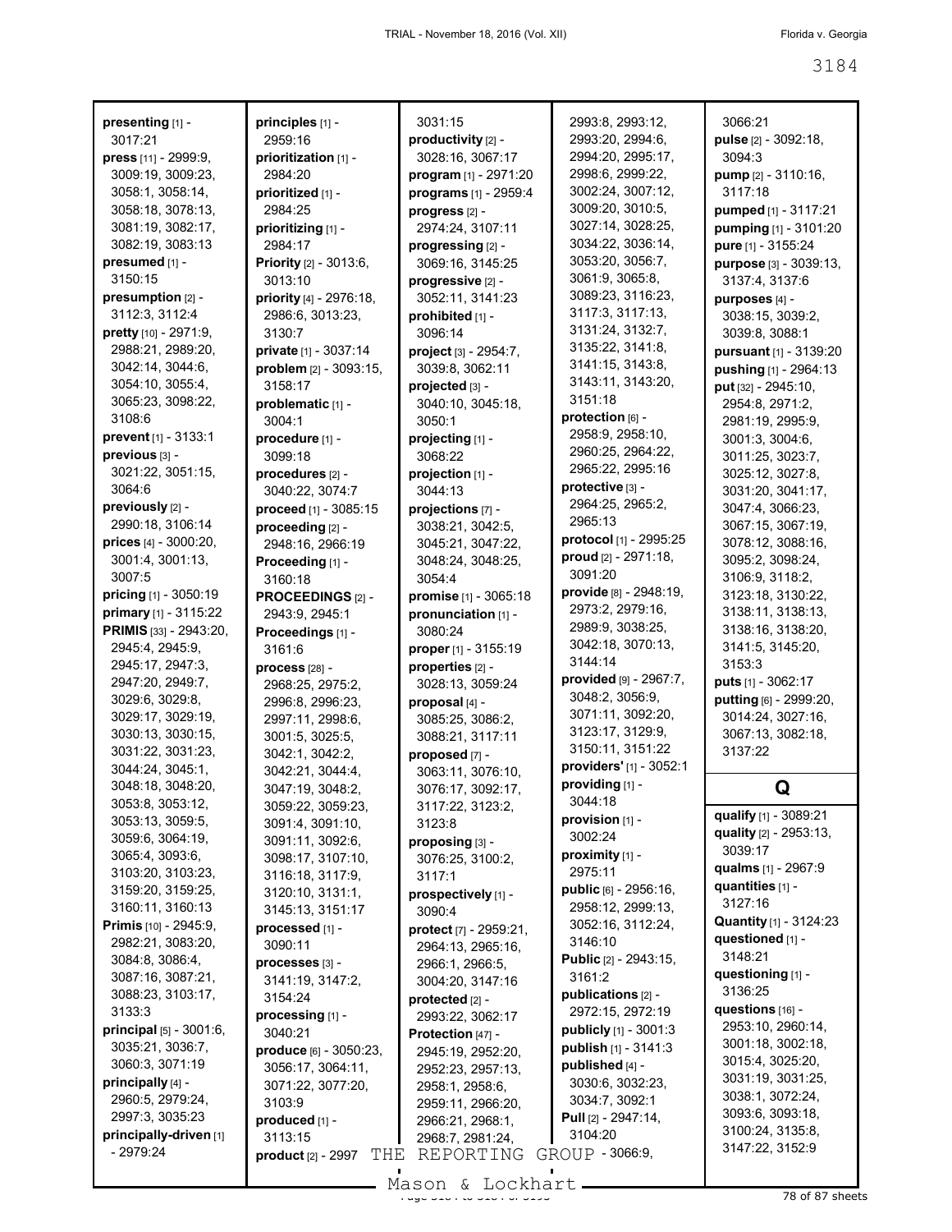**presenting** [1] - 3017:21
**press** [11] - 2999:9, 3009:19, 3009:23, 3058:1, 3058:14, 3058:18, 3078:13, 3081:19, 3082:17, 3082:19, 3083:13
**presumed** [1] - 3150:15
**presumption** [2] - 3112:3, 3112:4
**pretty** [10] - 2971:9, 2988:21, 2989:20, 3042:14, 3044:6, 3054:10, 3055:4, 3065:23, 3098:22, 3108:6
**prevent** [1] - 3133:1
**previous** [3] - 3021:22, 3051:15, 3064:6
**previously** [2] - 2990:18, 3106:14
**prices** [4] - 3000:20, 3001:4, 3001:13, 3007:5
**pricing** [1] - 3050:19
**primary** [1] - 3115:22
**PRIMIS** [33] - 2943:20, 2945:4, 2945:9, 2945:17, 2947:3, 2947:20, 2949:7, 3029:6, 3029:8, 3029:17, 3029:19, 3030:13, 3030:15, 3031:22, 3031:23, 3044:24, 3045:1, 3048:18, 3048:20, 3053:8, 3053:12, 3053:13, 3059:5, 3059:6, 3064:19, 3065:4, 3093:6, 3103:20, 3103:23, 3159:20, 3159:25, 3160:11, 3160:13
**Primis** [10] - 2945:9, 2982:21, 3083:20, 3084:8, 3086:4, 3087:16, 3087:21, 3088:23, 3103:17, 3133:3
**principal** [5] - 3001:6, 3035:21, 3036:7, 3060:3, 3071:19
**principally** [4] - 2960:5, 2979:24, 2997:3, 3035:23
**principally-driven** [1] - 2979:24
**principles** [1] - 2959:16
**prioritization** [1] - 2984:20
**prioritized** [1] - 2984:25
**prioritizing** [1] - 2984:17
**Priority** [2] - 3013:6, 3013:10
**priority** [4] - 2976:18, 2986:6, 3013:23, 3130:7
**private** [1] - 3037:14
**problem** [2] - 3093:15, 3158:17
**problematic** [1] - 3004:1
**procedure** [1] - 3099:18
**procedures** [2] - 3040:22, 3074:7
**proceed** [1] - 3085:15
**proceeding** [2] - 2948:16, 2966:19
**Proceeding** [1] - 3160:18
**PROCEEDINGS** [2] - 2943:9, 2945:1
**Proceedings** [1] - 3161:6
**process** [28] - 2968:25, 2975:2, 2996:8, 2996:23, 2997:11, 2998:6, 3001:5, 3025:5, 3042:1, 3042:2, 3042:21, 3044:4, 3047:19, 3048:2, 3059:22, 3059:23, 3091:4, 3091:10, 3091:11, 3092:6, 3098:17, 3107:10, 3116:18, 3117:9, 3120:10, 3131:1, 3145:13, 3151:17
**processed** [1] - 3090:11
**processes** [3] - 3141:19, 3147:2, 3154:24
**processing** [1] - 3040:21
**produce** [6] - 3050:23, 3056:17, 3064:11, 3071:22, 3077:20, 3103:9
**produced** [1] - 3113:15
**product** [2] - 2997 3031:15
**productivity** [2] - 3028:16, 3067:17
**program** [1] - 2971:20
**programs** [1] - 2959:4
**progress** [2] - 2974:24, 3107:11
**progressing** [2] - 3069:16, 3145:25
**progressive** [2] - 3052:11, 3141:23
**prohibited** [1] - 3096:14
**project** [3] - 2954:7, 3039:8, 3062:11
**projected** [3] - 3040:10, 3045:18, 3050:1
**projecting** [1] - 3068:22
**projection** [1] - 3044:13
**projections** [7] - 3038:21, 3042:5, 3045:21, 3047:22, 3048:24, 3048:25, 3054:4
**promise** [1] - 3065:18
**pronunciation** [1] - 3080:24
**proper** [1] - 3155:19
**properties** [2] - 3028:13, 3059:24
**proposal** [4] - 3085:25, 3086:2, 3088:21, 3117:11
**proposed** [7] - 3063:11, 3076:10, 3076:17, 3092:17, 3117:22, 3123:2, 3123:8
**proposing** [3] - 3076:25, 3100:2, 3117:1
**prospectively** [1] - 3090:4
**protect** [7] - 2959:21, 2964:13, 2965:16, 2966:1, 2966:5, 3004:20, 3147:16
**protected** [2] - 2993:22, 3062:17
**Protection** [47] - 2945:19, 2952:20, 2952:23, 2957:13, 2958:1, 2958:6, 2959:11, 2966:20, 2966:21, 2968:1, 2968:7, 2981:24, 2993:8, 2993:12, 2993:20, 2994:6, 2994:20, 2995:17, 2998:6, 2999:22, 3002:24, 3007:12, 3009:20, 3010:5, 3027:14, 3028:25, 3034:22, 3036:14, 3053:20, 3056:7, 3061:9, 3065:8, 3089:23, 3116:23, 3117:3, 3117:13, 3131:24, 3132:7, 3135:22, 3141:8, 3141:15, 3143:8, 3143:11, 3143:20, 3151:18
**protection** [6] - 2958:9, 2958:10, 2960:25, 2964:22, 2965:22, 2995:16
**protective** [3] - 2964:25, 2965:2, 2965:13
**protocol** [1] - 2995:25
**proud** [2] - 2971:18, 3091:20
**provide** [8] - 2948:19, 2973:2, 2979:16, 2989:9, 3038:25, 3042:18, 3070:13, 3144:14
**provided** [9] - 2967:7, 3048:2, 3056:9, 3071:11, 3092:20, 3123:17, 3129:9, 3150:11, 3151:22
**providers'** [1] - 3052:1
**providing** [1] - 3044:18
**provision** [1] - 3002:24
**proximity** [1] - 2975:11
**public** [6] - 2956:16, 2958:12, 2999:13, 3052:16, 3112:24, 3146:10
**Public** [2] - 2943:15, 3161:2
**publications** [2] - 2972:15, 2972:19
**publicly** [1] - 3001:3
**publish** [1] - 3141:3
**published** [4] - 3030:6, 3032:23, 3034:7, 3092:1
**Pull** [2] - 2947:14, 3104:20
- 3066:9, 3066:21
**pulse** [2] - 3092:18, 3094:3
**pump** [2] - 3110:16, 3117:18
**pumped** [1] - 3117:21
**pumping** [1] - 3101:20
**pure** [1] - 3155:24
**purpose** [3] - 3039:13, 3137:4, 3137:6
**purposes** [4] - 3038:15, 3039:2, 3039:8, 3088:1
**pursuant** [1] - 3139:20
**pushing** [1] - 2964:13
**put** [32] - 2945:10, 2954:8, 2971:2, 2981:19, 2995:9, 3001:3, 3004:6, 3011:25, 3023:7, 3025:12, 3027:8, 3031:20, 3041:17, 3047:4, 3066:23, 3067:15, 3067:19, 3078:12, 3088:16, 3095:2, 3098:24, 3106:9, 3118:2, 3123:18, 3130:22, 3138:11, 3138:13, 3138:16, 3138:20, 3141:5, 3145:20, 3153:3
**puts** [1] - 3062:17
**putting** [6] - 2999:20, 3014:24, 3027:16, 3067:13, 3082:18, 3137:22

## Q

**qualify** [1] - 3089:21
**quality** [2] - 2953:13, 3039:17
**qualms** [1] - 2967:9
**quantities** [1] - 3127:16
**Quantity** [1] - 3124:23
**questioned** [1] - 3148:21
**questioning** [1] - 3136:25
**questions** [16] - 2953:10, 2960:14, 3001:18, 3002:18, 3015:4, 3025:20, 3031:19, 3031:25, 3038:1, 3072:24, 3093:6, 3093:18, 3100:24, 3135:8, 3147:22, 3152:9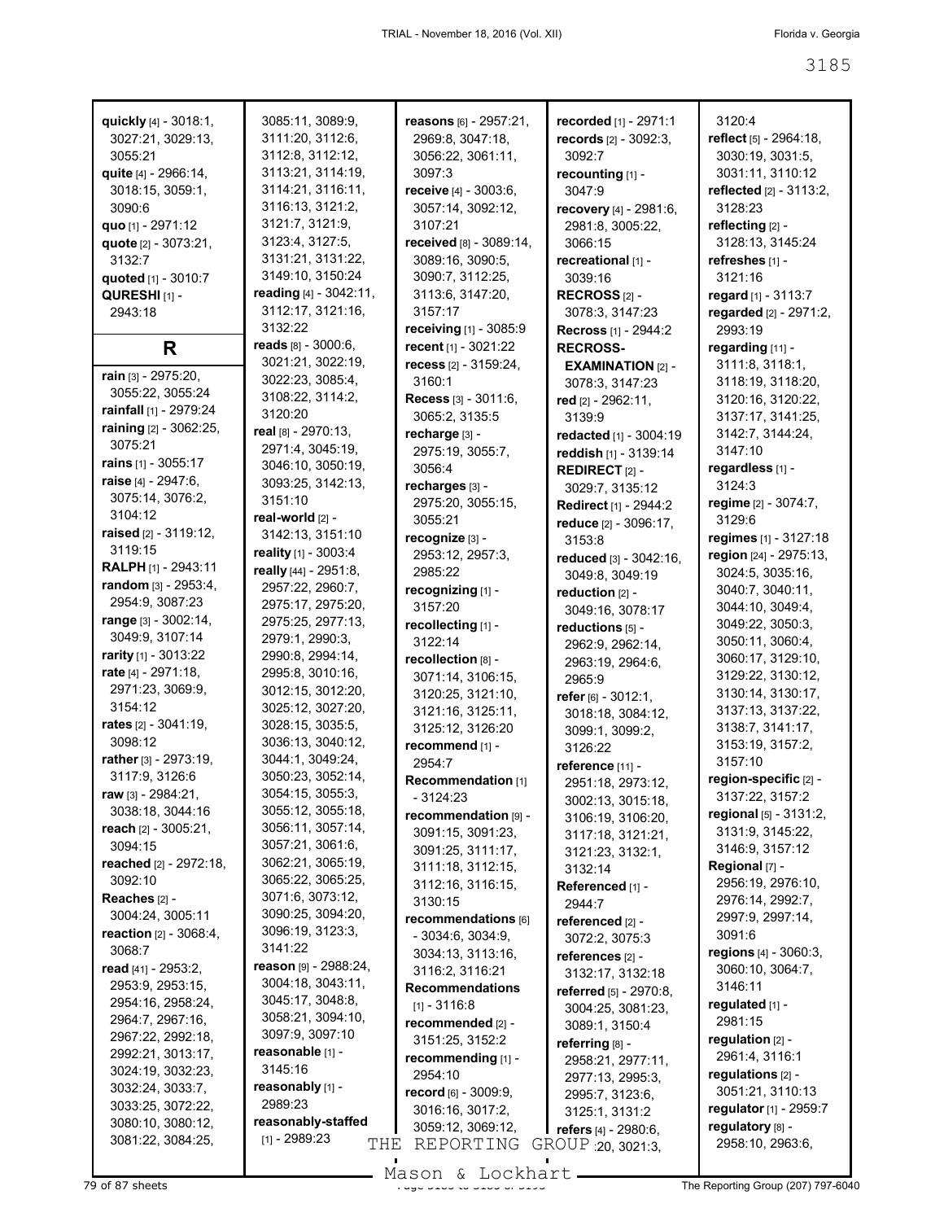**quickly** [4] - 3018:1, 3027:21, 3029:13, 3055:21
**quite** [4] - 2966:14, 3018:15, 3059:1, 3090:6
**quo** [1] - 2971:12
**quote** [2] - 3073:21, 3132:7
**quoted** [1] - 3010:7
**QURESHI** [1] - 2943:18

## R

**rain** [3] - 2975:20, 3055:22, 3055:24
**rainfall** [1] - 2979:24
**raining** [2] - 3062:25, 3075:21
**rains** [1] - 3055:17
**raise** [4] - 2947:6, 3075:14, 3076:2, 3104:12
**raised** [2] - 3119:12, 3119:15
**RALPH** [1] - 2943:11
**random** [3] - 2953:4, 2954:9, 3087:23
**range** [3] - 3002:14, 3049:9, 3107:14
**rarity** [1] - 3013:22
**rate** [4] - 2971:18, 2971:23, 3069:9, 3154:12
**rates** [2] - 3041:19, 3098:12
**rather** [3] - 2973:19, 3117:9, 3126:6
**raw** [3] - 2984:21, 3038:18, 3044:16
**reach** [2] - 3005:21, 3094:15
**reached** [2] - 2972:18, 3092:10
**Reaches** [2] - 3004:24, 3005:11
**reaction** [2] - 3068:4, 3068:7
**read** [41] - 2953:2, 2953:9, 2953:15, 2954:16, 2958:24, 2964:7, 2967:16, 2967:22, 2992:18, 2992:21, 3013:17, 3024:19, 3032:23, 3032:24, 3033:7, 3033:25, 3072:22, 3080:10, 3080:12, 3081:22, 3084:25, 3085:11, 3089:9, 3111:20, 3112:6, 3112:8, 3112:12, 3113:21, 3114:19, 3114:21, 3116:11, 3116:13, 3121:2, 3121:7, 3121:9, 3123:4, 3127:5, 3131:21, 3131:22, 3149:10, 3150:24
**reading** [4] - 3042:11, 3112:17, 3121:16, 3132:22
**reads** [8] - 3000:6, 3021:21, 3022:19, 3022:23, 3085:4, 3108:22, 3114:2, 3120:20
**real** [8] - 2970:13, 2971:4, 3045:19, 3046:10, 3050:19, 3093:25, 3142:13, 3151:10
**real-world** [2] - 3142:13, 3151:10
**reality** [1] - 3003:4
**really** [44] - 2951:8, 2957:22, 2960:7, 2975:17, 2975:20, 2975:25, 2977:13, 2979:1, 2990:3, 2990:8, 2994:14, 2995:8, 3010:16, 3012:15, 3012:20, 3025:12, 3027:20, 3028:15, 3035:5, 3036:13, 3040:12, 3044:1, 3049:24, 3050:23, 3052:14, 3054:15, 3055:3, 3055:12, 3055:18, 3056:11, 3057:14, 3057:21, 3061:6, 3062:21, 3065:19, 3065:22, 3065:25, 3071:6, 3073:12, 3090:25, 3094:20, 3096:19, 3123:3, 3141:22
**reason** [9] - 2988:24, 3004:18, 3043:11, 3045:17, 3048:8, 3058:21, 3094:10, 3097:9, 3097:10
**reasonable** [1] - 3145:16
**reasonably** [1] - 2989:23
**reasonably-staffed** [1] - 2989:23
**reasons** [6] - 2957:21, 2969:8, 3047:18, 3056:22, 3061:11, 3097:3
**receive** [4] - 3003:6, 3057:14, 3092:12, 3107:21
**received** [8] - 3089:14, 3089:16, 3090:5, 3090:7, 3112:25, 3113:6, 3147:20, 3157:17
**receiving** [1] - 3085:9
**recent** [1] - 3021:22
**recess** [2] - 3159:24, 3160:1
**Recess** [3] - 3011:6, 3065:23, 3135:5
**recharge** [3] - 2975:19, 3055:7, 3056:4
**recharges** [3] - 2975:20, 3055:15, 3055:21
**recognize** [3] - 2953:12, 2957:3, 2985:22
**recognizing** [1] - 3157:20
**recollecting** [1] - 3122:14
**recollection** [8] - 3071:14, 3106:15, 3120:25, 3121:10, 3121:16, 3125:11, 3125:12, 3126:20
**recommend** [1] - 2954:7
**Recommendation** [1] - 3124:23
**recommendation** [9] - 3091:15, 3091:23, 3091:25, 3111:17, 3111:18, 3112:15, 3112:16, 3116:15, 3130:15
**recommendations** [6] - 3034:6, 3034:9, 3034:13, 3113:16, 3116:2, 3116:21
**Recommendations** [1] - 3116:8
**recommended** [2] - 3151:25, 3152:2
**recommending** [1] - 2954:10
**record** [6] - 3009:9, 3016:16, 3017:2, 3059:12, 3069:12, 3120:4
**recorded** [1] - 2971:1
**records** [2] - 3092:3, 3092:7
**recounting** [1] - 3047:9
**recovery** [4] - 2981:6, 2981:8, 3005:22, 3066:15
**recreational** [1] - 3039:16
**RECROSS** [2] - 3078:3, 3147:23
**Recross** [1] - 2944:2
**RECROSS-EXAMINATION** [2] - 3078:3, 3147:23
**red** [2] - 2962:11, 3139:9
**redacted** [1] - 3004:19
**reddish** [1] - 3139:14
**REDIRECT** [2] - 3029:7, 3135:12
**Redirect** [1] - 2944:2
**reduce** [2] - 3096:17, 3153:8
**reduced** [3] - 3042:16, 3049:8, 3049:19
**reduction** [2] - 3049:16, 3078:17
**reductions** [5] - 2962:9, 2962:14, 2963:19, 2964:6, 2965:9
**refer** [6] - 3012:1, 3018:18, 3084:12, 3099:1, 3099:2, 3126:22
**reference** [11] - 2951:18, 2973:12, 3002:13, 3015:18, 3106:19, 3106:20, 3117:18, 3121:21, 3121:23, 3132:1, 3132:14
**Referenced** [1] - 2944:7
**referenced** [2] - 3072:2, 3075:3
**references** [2] - 3132:17, 3132:18
**referred** [5] - 2970:8, 3004:25, 3081:23, 3089:1, 3150:4
**referring** [8] - 2958:21, 2977:11, 2977:13, 2995:3, 2995:7, 3123:6, 3125:1, 3131:2
**refers** [4] - 2980:6, 3020:20, 3021:3,
**reflect** [5] - 2964:18, 3030:19, 3031:5, 3031:11, 3110:12
**reflected** [2] - 3113:2, 3128:23
**reflecting** [2] - 3128:13, 3145:24
**refreshes** [1] - 3121:16
**regard** [1] - 3113:7
**regarded** [2] - 2971:2, 2993:19
**regarding** [11] - 3111:8, 3118:1, 3118:19, 3118:20, 3120:16, 3120:22, 3137:17, 3141:25, 3142:7, 3144:24, 3147:10
**regardless** [1] - 3124:3
**regime** [2] - 3074:7, 3129:6
**regimes** [1] - 3127:18
**region** [24] - 2975:13, 3024:5, 3035:16, 3040:7, 3040:11, 3044:10, 3049:4, 3049:22, 3050:3, 3050:11, 3060:4, 3060:17, 3129:10, 3129:22, 3130:12, 3130:14, 3130:17, 3137:13, 3137:22, 3138:7, 3141:17, 3153:19, 3157:2, 3157:10
**region-specific** [2] - 3137:22, 3157:2
**regional** [5] - 3131:2, 3131:9, 3145:22, 3146:9, 3157:12
**Regional** [7] - 2956:19, 2976:10, 2976:14, 2992:7, 2997:9, 2997:14, 3091:6
**regions** [4] - 3060:3, 3060:10, 3064:7, 3146:11
**regulated** [1] - 2981:15
**regulation** [2] - 2961:4, 3116:1
**regulations** [2] - 3051:21, 3110:13
**regulator** [1] - 2959:7
**regulatory** [8] - 2958:10, 2963:6,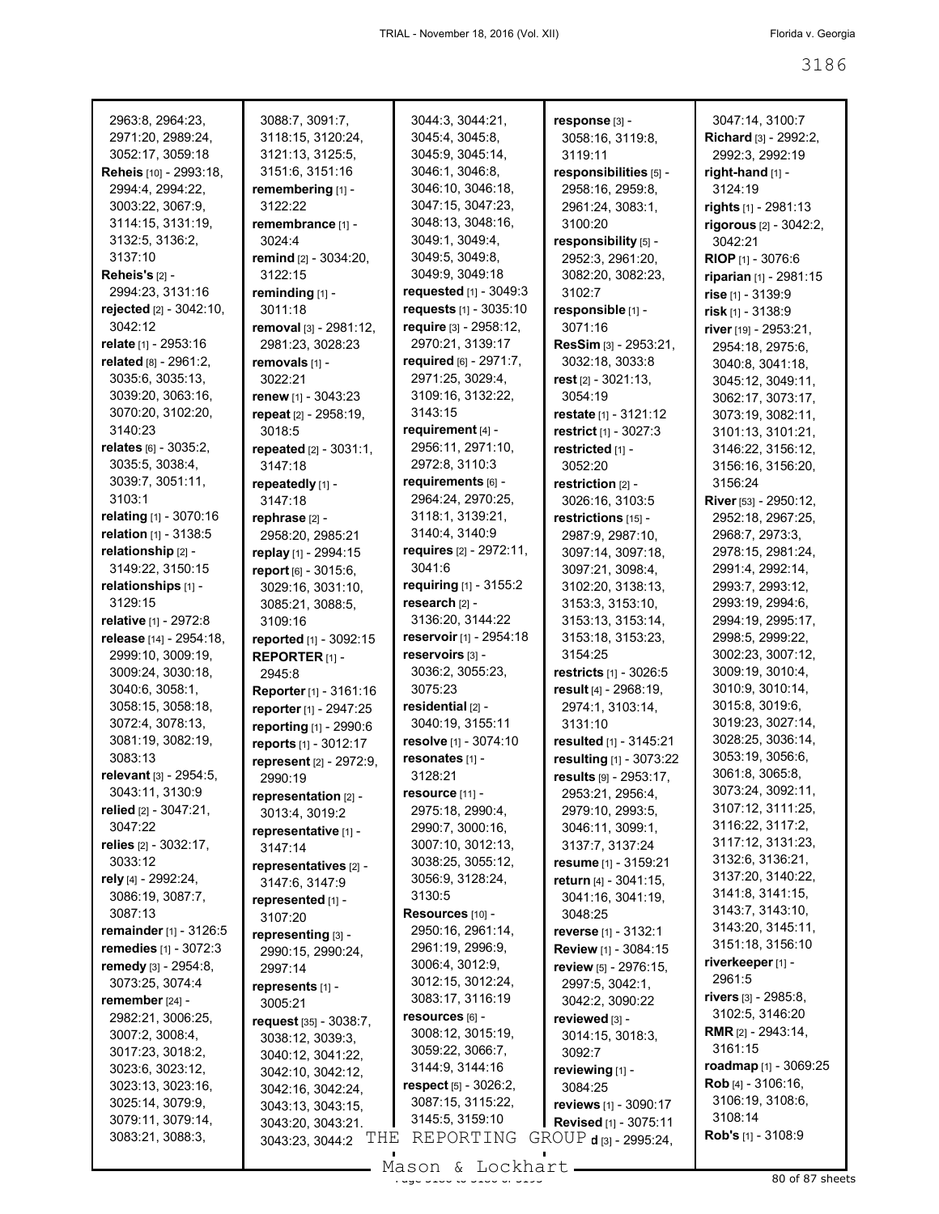2963:8, 2964:23, 2971:20, 2989:24, 3052:17, 3059:18
**Reheis** [10] - 2993:18, 2994:4, 2994:22, 3003:22, 3067:9, 3114:15, 3131:19, 3132:5, 3136:2, 3137:10
**Reheis's** [2] - 2994:23, 3131:16
**rejected** [2] - 3042:10, 3042:12
**relate** [1] - 2953:16
**related** [8] - 2961:2, 3035:6, 3035:13, 3039:20, 3063:16, 3070:20, 3102:20, 3140:23
**relates** [6] - 3035:2, 3035:5, 3038:4, 3039:7, 3051:11, 3103:1
**relating** [1] - 3070:16
**relation** [1] - 3138:5
**relationship** [2] - 3149:22, 3150:15
**relationships** [1] - 3129:15
**relative** [1] - 2972:8
**release** [14] - 2954:18, 2999:10, 3009:19, 3009:24, 3030:18, 3040:6, 3058:1, 3058:15, 3058:18, 3072:4, 3078:13, 3081:19, 3082:19, 3083:13
**relevant** [3] - 2954:5, 3043:11, 3130:9
**relied** [2] - 3047:21, 3047:22
**relies** [2] - 3032:17, 3033:12
**rely** [4] - 2992:24, 3086:19, 3087:7, 3087:13
**remainder** [1] - 3126:5
**remedies** [1] - 3072:3
**remedy** [3] - 2954:8, 3073:25, 3074:4
**remember** [24] - 2982:21, 3006:25, 3007:2, 3008:4, 3017:23, 3018:2, 3023:6, 3023:12, 3023:13, 3023:16, 3025:14, 3079:9, 3079:11, 3079:14, 3083:21, 3088:3, 3088:7, 3091:7, 3118:15, 3120:24, 3121:13, 3125:5, 3151:6, 3151:16
**remembering** [1] - 3122:22
**remembrance** [1] - 3024:4
**remind** [2] - 3034:20, 3122:15
**reminding** [1] - 3011:18
**removal** [3] - 2981:12, 2981:23, 3028:23
**removals** [1] - 3022:21
**renew** [1] - 3043:23
**repeat** [2] - 2958:19, 3018:5
**repeated** [2] - 3031:1, 3147:18
**repeatedly** [1] - 3147:18
**rephrase** [2] - 2958:20, 2985:21
**replay** [1] - 2994:15
**report** [6] - 3015:6, 3029:16, 3031:10, 3085:21, 3088:5, 3109:16
**reported** [1] - 3092:15
**REPORTER** [1] - 2945:8
**Reporter** [1] - 3161:16
**reporter** [1] - 2947:25
**reporting** [1] - 2990:6
**reports** [1] - 3012:17
**represent** [2] - 2972:9, 2990:19
**representation** [2] - 3013:4, 3019:2
**representative** [1] - 3147:14
**representatives** [2] - 3147:6, 3147:9
**represented** [1] - 3107:20
**representing** [3] - 2990:15, 2990:24, 2997:14
**represents** [1] - 3005:21
**request** [35] - 3038:7, 3038:12, 3039:3, 3040:12, 3041:22, 3042:10, 3042:12, 3042:16, 3042:24, 3043:13, 3043:15, 3043:20, 3043:21, 3043:23, 3044:2, 3044:3, 3044:21, 3045:4, 3045:8, 3045:9, 3045:14, 3046:1, 3046:8, 3046:10, 3046:18, 3047:15, 3047:23, 3048:13, 3048:16, 3049:1, 3049:4, 3049:5, 3049:8, 3049:9, 3049:18
**requested** [1] - 3049:3
**requests** [1] - 3035:10
**require** [3] - 2958:12, 2970:21, 3139:17
**required** [6] - 2971:7, 2971:25, 3029:4, 3109:16, 3132:22, 3143:15
**requirement** [4] - 2956:11, 2971:10, 2972:8, 3110:3
**requirements** [6] - 2964:24, 2970:25, 3118:1, 3139:21, 3140:4, 3140:9
**requires** [2] - 2972:11, 3041:6
**requiring** [1] - 3155:2
**research** [2] - 3136:20, 3144:22
**reservoir** [1] - 2954:18
**reservoirs** [3] - 3036:2, 3055:23, 3075:23
**residential** [2] - 3040:19, 3155:11
**resolve** [1] - 3074:10
**resonates** [1] - 3128:21
**resource** [11] - 2975:18, 2990:4, 2990:7, 3000:16, 3007:10, 3012:13, 3038:25, 3055:12, 3056:9, 3128:24, 3130:5
**Resources** [10] - 2950:16, 2961:14, 2961:19, 2996:9, 3006:4, 3012:9, 3012:15, 3012:24, 3083:17, 3116:19
**resources** [6] - 3008:12, 3015:19, 3059:22, 3066:7, 3144:9, 3144:16
**respect** [5] - 3026:2, 3087:15, 3115:22, 3145:5, 3159:10
**response** [3] - 3058:16, 3119:8, 3119:11
**responsibilities** [5] - 2958:16, 2959:8, 2961:24, 3083:1, 3100:20
**responsibility** [5] - 2952:3, 2961:20, 3082:20, 3082:23, 3102:7
**responsible** [1] - 3071:16
**ResSim** [3] - 2953:21, 3032:18, 3033:8
**rest** [2] - 3021:13, 3054:19
**restate** [1] - 3121:12
**restrict** [1] - 3027:3
**restricted** [1] - 3052:20
**restriction** [2] - 3026:16, 3103:5
**restrictions** [15] - 2987:9, 2987:10, 3097:14, 3097:18, 3097:21, 3098:4, 3102:20, 3138:13, 3153:3, 3153:10, 3153:13, 3153:14, 3153:18, 3153:23, 3154:25
**restricts** [1] - 3026:5
**result** [4] - 2968:19, 2974:1, 3103:14, 3131:10
**resulted** [1] - 3145:21
**resulting** [1] - 3073:22
**results** [9] - 2953:17, 2953:21, 2956:4, 2979:10, 2993:5, 3046:11, 3099:1, 3137:7, 3137:24
**resume** [1] - 3159:21
**return** [4] - 3041:15, 3041:16, 3041:19, 3048:25
**reverse** [1] - 3132:1
**Review** [1] - 3084:15
**review** [5] - 2976:15, 2997:5, 3042:1, 3042:2, 3090:22
**reviewed** [3] - 3014:15, 3018:3, 3092:7
**reviewing** [1] - 3084:25
**reviews** [1] - 3090:17
**Revised** [1] - 3075:11
**d** [3] - 2995:24, 3047:14, 3100:7
**Richard** [3] - 2992:2, 2992:3, 2992:19
**right-hand** [1] - 3124:19
**rights** [1] - 2981:13
**rigorous** [2] - 3042:2, 3042:21
**RIOP** [1] - 3076:6
**riparian** [1] - 2981:15
**rise** [1] - 3139:9
**risk** [1] - 3138:9
**river** [19] - 2953:21, 2954:18, 2975:6, 3040:8, 3041:18, 3045:12, 3049:11, 3062:17, 3073:17, 3073:19, 3082:11, 3101:13, 3101:21, 3146:22, 3156:12, 3156:16, 3156:20, 3156:24
**River** [53] - 2950:12, 2952:18, 2967:25, 2968:7, 2973:3, 2978:15, 2981:24, 2991:4, 2992:14, 2993:7, 2993:12, 2993:19, 2994:6, 2994:19, 2995:17, 2998:5, 2999:22, 3002:23, 3007:12, 3009:19, 3010:4, 3010:9, 3010:14, 3015:8, 3019:6, 3019:23, 3027:14, 3028:25, 3036:14, 3053:19, 3056:6, 3061:8, 3065:8, 3073:24, 3092:11, 3107:12, 3111:25, 3116:22, 3117:2, 3117:12, 3131:23, 3132:6, 3136:21, 3137:20, 3140:22, 3141:8, 3141:15, 3143:7, 3143:10, 3143:20, 3145:11, 3151:18, 3156:10
**riverkeeper** [1] - 2961:5
**rivers** [3] - 2985:8, 3102:5, 3146:20
**RMR** [2] - 2943:14, 3161:15
**roadmap** [1] - 3069:25
**Rob** [4] - 3106:16, 3106:19, 3108:6, 3108:14
**Rob's** [1] - 3108:9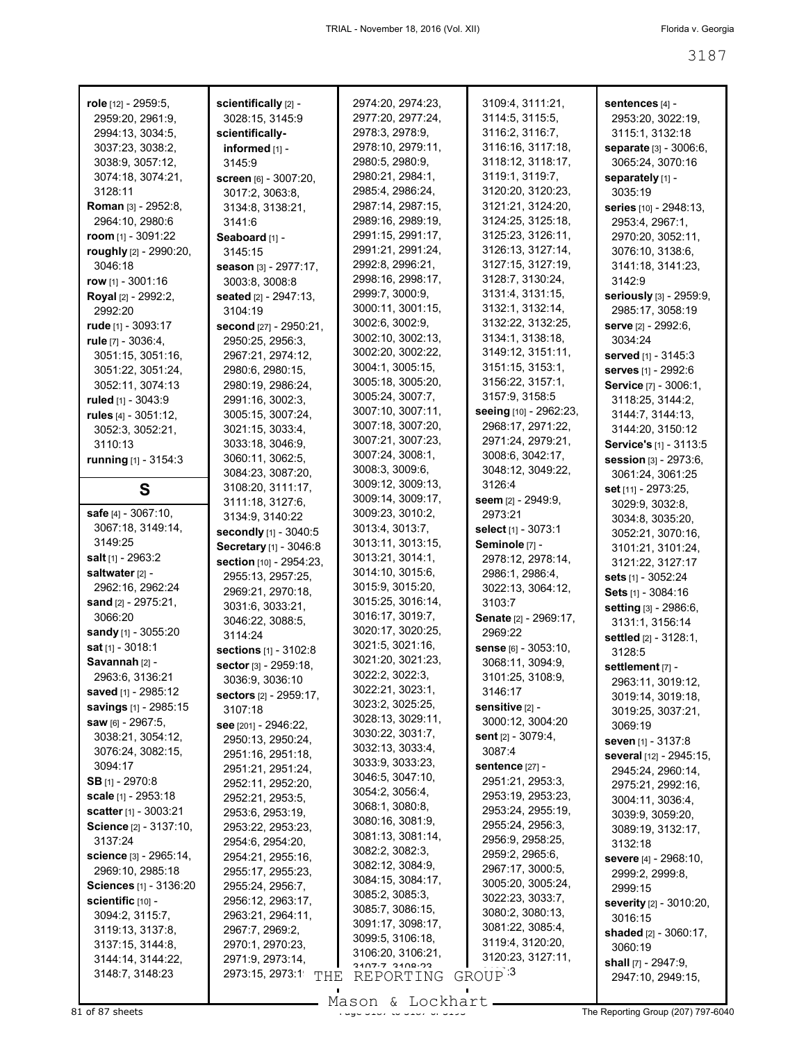**role** [12] - 2959:5, 2959:20, 2961:9, 2994:13, 3034:5, 3037:23, 3038:2, 3038:9, 3057:12, 3074:18, 3074:21, 3128:11
**Roman** [3] - 2952:8, 2964:10, 2980:6
**room** [1] - 3091:22
**roughly** [2] - 2990:20, 3046:18
**row** [1] - 3001:16
**Royal** [2] - 2992:2, 2992:20
**rude** [1] - 3093:17
**rule** [7] - 3036:4, 3051:15, 3051:16, 3051:22, 3051:24, 3052:11, 3074:13
**ruled** [1] - 3043:9
**rules** [4] - 3051:12, 3052:3, 3052:21, 3110:13
**running** [1] - 3154:3

# S

**safe** [4] - 3067:10, 3067:18, 3149:14, 3149:25
**salt** [1] - 2963:2
**saltwater** [2] - 2962:16, 2962:24
**sand** [2] - 2975:21, 3066:20
**sandy** [1] - 3055:20
**sat** [1] - 3018:1
**Savannah** [2] - 2963:6, 3136:21
**saved** [1] - 2985:12
**savings** [1] - 2985:15
**saw** [6] - 2967:5, 3038:21, 3054:12, 3076:24, 3082:15, 3094:17
**SB** [1] - 2970:8
**scale** [1] - 2953:18
**scatter** [1] - 3003:21
**Science** [2] - 3137:10, 3137:24
**science** [3] - 2965:14, 2969:10, 2985:18
**Sciences** [1] - 3136:20
**scientific** [10] - 3094:2, 3115:7, 3119:13, 3137:8, 3137:15, 3144:8, 3144:14, 3144:22, 3148:7, 3148:23
**scientifically** [2] - 3028:15, 3145:9
**scientifically-informed** [1] - 3145:9
**screen** [6] - 3007:20, 3017:2, 3063:8, 3134:8, 3138:21, 3141:6
**Seaboard** [1] - 3145:15
**season** [3] - 2977:17, 3003:8, 3008:8
**seated** [2] - 2947:13, 3104:19
**second** [27] - 2950:21, 2950:25, 2956:3, 2967:21, 2974:12, 2980:6, 2980:15, 2980:19, 2986:24, 2991:16, 3002:3, 3005:15, 3007:24, 3021:15, 3033:4, 3033:18, 3046:9, 3060:11, 3062:5, 3084:23, 3087:20, 3108:20, 3111:17, 3111:18, 3127:6, 3134:9, 3140:22
**secondly** [1] - 3040:5
**Secretary** [1] - 3046:8
**section** [10] - 2954:23, 2955:13, 2957:25, 2969:21, 2970:18, 3031:6, 3033:21, 3046:22, 3088:5, 3114:24
**sections** [1] - 3102:8
**sector** [3] - 2959:18, 3036:9, 3036:10
**sectors** [2] - 2959:17, 3107:18
**see** [201] - 2946:22, 2950:13, 2950:24, 2951:16, 2951:18, 2951:21, 2951:24, 2952:11, 2952:20, 2952:21, 2953:5, 2953:6, 2953:19, 2953:22, 2953:23, 2954:6, 2954:20, 2954:21, 2955:16, 2955:17, 2955:23, 2955:24, 2956:7, 2956:12, 2963:17, 2963:21, 2964:11, 2967:7, 2969:2, 2970:1, 2970:23, 2971:9, 2973:14, 2973:15, 2973:1?, 2974:20, 2974:23, 2977:20, 2977:24, 2978:3, 2978:9, 2978:10, 2979:11, 2980:5, 2980:9, 2980:21, 2984:1, 2985:4, 2986:24, 2987:14, 2987:15, 2989:16, 2989:19, 2991:15, 2991:17, 2991:21, 2991:24, 2992:8, 2996:21, 2998:16, 2998:17, 2999:7, 3000:9, 3000:11, 3001:15, 3002:6, 3002:9, 3002:10, 3002:13, 3002:20, 3002:22, 3004:1, 3005:15, 3005:18, 3005:20, 3005:24, 3007:7, 3007:10, 3007:11, 3007:18, 3007:20, 3007:21, 3007:23, 3007:24, 3008:1, 3008:3, 3009:6, 3009:12, 3009:13, 3009:14, 3009:17, 3009:23, 3010:2, 3013:4, 3013:7, 3013:11, 3013:15, 3013:21, 3014:1, 3014:10, 3015:6, 3015:9, 3015:20, 3015:25, 3016:14, 3016:17, 3019:7, 3020:17, 3020:25, 3021:5, 3021:16, 3021:20, 3021:23, 3022:2, 3022:3, 3022:21, 3023:1, 3023:2, 3025:25, 3028:13, 3029:11, 3030:22, 3031:7, 3032:13, 3033:4, 3033:9, 3033:23, 3046:5, 3047:10, 3054:2, 3056:4, 3068:1, 3080:8, 3080:16, 3081:9, 3081:13, 3081:14, 3082:2, 3082:3, 3082:12, 3084:9, 3084:15, 3084:17, 3085:2, 3085:3, 3085:7, 3086:15, 3091:17, 3098:17, 3099:5, 3106:18, 3106:20, 3106:21, 3107:7, 3108:23, 3109:4, 3111:21, 3114:5, 3115:5, 3116:2, 3116:7, 3116:16, 3117:18, 3118:12, 3118:17, 3119:1, 3119:7, 3120:20, 3120:23, 3121:21, 3124:20, 3124:25, 3125:18, 3125:23, 3126:11, 3126:13, 3127:14, 3127:15, 3127:19, 3128:7, 3130:24, 3131:4, 3131:15, 3132:1, 3132:14, 3132:22, 3132:25, 3134:1, 3138:18, 3149:12, 3151:11, 3151:15, 3153:1, 3156:22, 3157:1, 3157:9, 3158:5
**seeing** [10] - 2962:23, 2968:17, 2971:22, 2971:24, 2979:21, 3008:6, 3042:17, 3048:12, 3049:22, 3126:4
**seem** [2] - 2949:9, 2973:21
**select** [1] - 3073:1
**Seminole** [7] - 2978:12, 2978:14, 2986:1, 2986:4, 3022:13, 3064:12, 3103:7
**Senate** [2] - 2969:17, 2969:22
**sense** [6] - 3053:10, 3068:11, 3094:9, 3101:25, 3108:9, 3146:17
**sensitive** [2] - 3000:12, 3004:20
**sent** [2] - 3079:4, 3087:4
**sentence** [27] - 2951:21, 2953:3, 2953:19, 2953:23, 2953:24, 2955:19, 2955:24, 2956:3, 2956:9, 2958:25, 2959:2, 2965:6, 2967:17, 3000:5, 3005:20, 3005:24, 3022:23, 3033:7, 3080:2, 3080:13, 3081:22, 3085:4, 3119:4, 3120:20, 3120:23, 3127:11, ...:3
**sentences** [4] - 2953:20, 3022:19, 3115:1, 3132:18
**separate** [3] - 3006:6, 3065:24, 3070:16
**separately** [1] - 3035:19
**series** [10] - 2948:13, 2953:4, 2967:1, 2970:20, 3052:11, 3076:10, 3138:6, 3141:18, 3141:23, 3142:9
**seriously** [3] - 2959:9, 2985:17, 3058:19
**serve** [2] - 2992:6, 3034:24
**served** [1] - 3145:3
**serves** [1] - 2992:6
**Service** [7] - 3006:1, 3118:25, 3144:2, 3144:7, 3144:13, 3144:20, 3150:12
**Service's** [1] - 3113:5
**session** [3] - 2973:6, 3061:24, 3061:25
**set** [11] - 2973:25, 3029:9, 3032:8, 3034:8, 3035:20, 3052:21, 3070:16, 3101:21, 3101:24, 3121:22, 3127:17
**sets** [1] - 3052:24
**Sets** [1] - 3084:16
**setting** [3] - 2986:6, 3131:1, 3156:14
**settled** [2] - 3128:1, 3128:5
**settlement** [7] - 2963:11, 3019:12, 3019:14, 3019:18, 3019:25, 3037:21, 3069:19
**seven** [1] - 3137:8
**several** [12] - 2945:15, 2945:24, 2960:14, 2975:21, 2992:16, 3004:11, 3036:4, 3039:9, 3059:20, 3089:19, 3132:17, 3132:18
**severe** [4] - 2968:10, 2999:2, 2999:8, 2999:15
**severity** [2] - 3010:20, 3016:15
**shaded** [2] - 3060:17, 3060:19
**shall** [7] - 2947:9, 2947:10, 2949:15,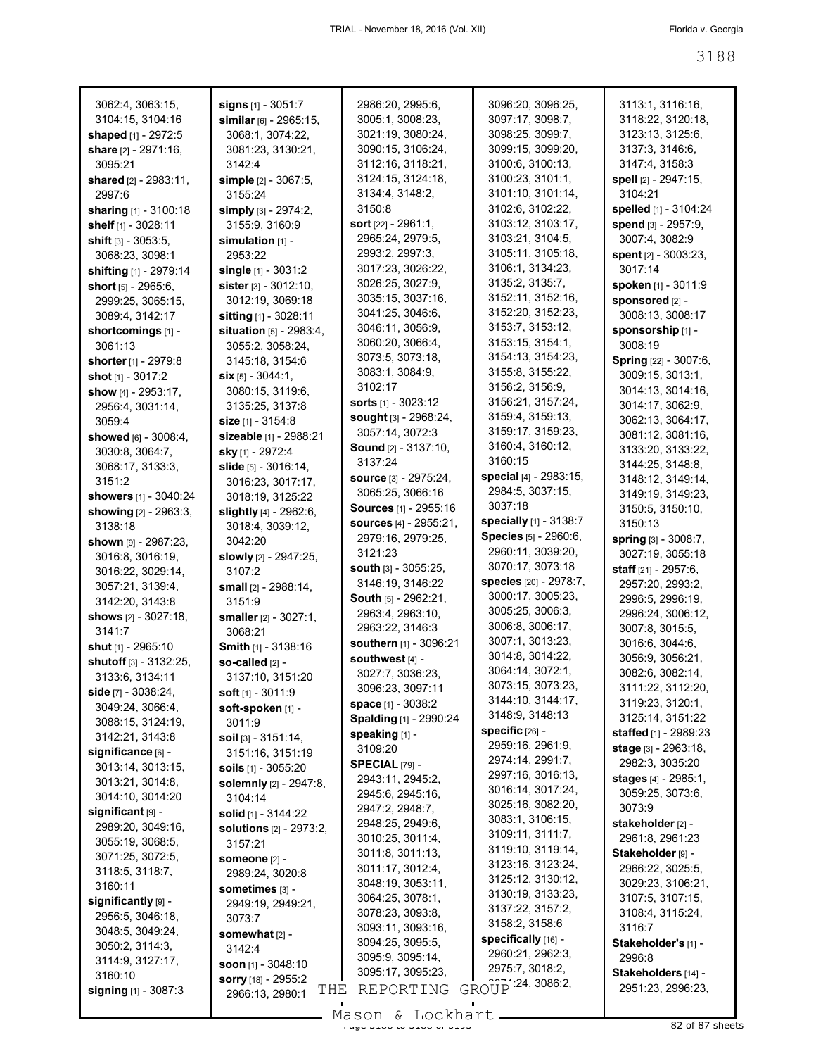3062:4, 3063:15, 3104:15, 3104:16
**shaped** [1] - 2972:5
**share** [2] - 2971:16, 3095:21
**shared** [2] - 2983:11, 2997:6
**sharing** [1] - 3100:18
**shelf** [1] - 3028:11
**shift** [3] - 3053:5, 3068:23, 3098:1
**shifting** [1] - 2979:14
**short** [5] - 2965:6, 2999:25, 3065:15, 3089:4, 3142:17
**shortcomings** [1] - 3061:13
**shorter** [1] - 2979:8
**shot** [1] - 3017:2
**show** [4] - 2953:17, 2956:4, 3031:14, 3059:4
**showed** [6] - 3008:4, 3030:8, 3064:7, 3068:17, 3133:3, 3151:2
**showers** [1] - 3040:24
**showing** [2] - 2963:3, 3138:18
**shown** [9] - 2987:23, 3016:8, 3016:19, 3016:22, 3029:14, 3057:21, 3139:4, 3142:20, 3143:8
**shows** [2] - 3027:18, 3141:7
**shut** [1] - 2965:10
**shutoff** [3] - 3132:25, 3133:6, 3134:11
**side** [7] - 3038:24, 3049:24, 3066:4, 3088:15, 3124:19, 3142:21, 3143:8
**significance** [6] - 3013:14, 3013:15, 3013:21, 3014:8, 3014:10, 3014:20
**significant** [9] - 2989:20, 3049:16, 3055:19, 3068:5, 3071:25, 3072:5, 3118:5, 3118:7, 3160:11
**significantly** [9] - 2956:5, 3046:18, 3048:5, 3049:24, 3050:2, 3114:3, 3114:9, 3127:17, 3160:10
**signing** [1] - 3087:3
**signs** [1] - 3051:7
**similar** [6] - 2965:15, 3068:1, 3074:22, 3081:23, 3130:21, 3142:4
**simple** [2] - 3067:5, 3155:24
**simply** [3] - 2974:2, 3155:9, 3160:9
**simulation** [1] - 2953:22
**single** [1] - 3031:2
**sister** [3] - 3012:10, 3012:19, 3069:18
**sitting** [1] - 3028:11
**situation** [5] - 2983:4, 3055:2, 3058:24, 3145:18, 3154:6
**six** [5] - 3044:1, 3080:15, 3119:6, 3135:25, 3137:8
**size** [1] - 3154:8
**sizeable** [1] - 2988:21
**sky** [1] - 2972:4
**slide** [5] - 3016:14, 3016:23, 3017:17, 3018:19, 3125:22
**slightly** [4] - 2962:6, 3018:4, 3039:12, 3042:20
**slowly** [2] - 2947:25, 3107:2
**small** [2] - 2988:14, 3151:9
**smaller** [2] - 3027:1, 3068:21
**Smith** [1] - 3138:16
**so-called** [2] - 3137:10, 3151:20
**soft** [1] - 3011:9
**soft-spoken** [1] - 3011:9
**soil** [3] - 3151:14, 3151:16, 3151:19
**soils** [1] - 3055:20
**solemnly** [2] - 2947:8, 3104:14
**solid** [1] - 3144:22
**solutions** [2] - 2973:2, 3157:21
**someone** [2] - 2989:24, 3020:8
**sometimes** [3] - 2949:19, 2949:21, 3073:7
**somewhat** [2] - 3142:4
**soon** [1] - 3048:10
**sorry** [18] - 2955:2, 2966:13, 2980:1, 2986:20, 2995:6, 3005:1, 3008:23, 3021:19, 3080:24, 3090:15, 3106:24, 3112:16, 3118:21, 3124:15, 3124:18, 3134:4, 3148:2, 3150:8
**sort** [22] - 2961:1, 2965:24, 2979:5, 2993:2, 2997:3, 3017:23, 3026:22, 3026:25, 3027:9, 3035:15, 3037:16, 3041:25, 3046:6, 3046:11, 3056:9, 3060:20, 3066:4, 3073:5, 3073:18, 3083:1, 3084:9, 3102:17
**sorts** [1] - 3023:12
**sought** [3] - 2968:24, 3057:14, 3072:3
**Sound** [2] - 3137:10, 3137:24
**source** [3] - 2975:24, 3065:25, 3066:16
**Sources** [1] - 2955:16
**sources** [4] - 2955:21, 2979:16, 2979:25, 3121:23
**south** [3] - 3055:25, 3146:19, 3146:22
**South** [5] - 2962:21, 2963:4, 2963:10, 2963:22, 3146:3
**southern** [1] - 3096:21
**southwest** [4] - 3027:9, 3036:23, 3096:23, 3097:11
**space** [1] - 3038:2
**Spalding** [1] - 2990:24
**speaking** [1] - 3109:20
**SPECIAL** [79] - 2943:11, 2945:2, 2945:6, 2945:16, 2947:2, 2948:7, 2948:25, 2949:6, 3010:25, 3011:4, 3011:8, 3011:13, 3011:17, 3012:4, 3048:19, 3053:11, 3064:25, 3078:1, 3078:23, 3093:8, 3093:11, 3093:16, 3094:25, 3095:5, 3095:9, 3095:14, 3095:17, 3095:23, 3096:20, 3096:25, 3097:17, 3098:7, 3098:25, 3099:7, 3099:15, 3099:20, 3100:6, 3100:13, 3100:23, 3101:1, 3101:10, 3101:14, 3102:6, 3102:22, 3103:12, 3103:17, 3103:21, 3104:5, 3105:11, 3105:18, 3106:1, 3134:23, 3135:2, 3135:7, 3152:11, 3152:16, 3152:20, 3152:23, 3153:7, 3153:12, 3153:15, 3154:1, 3154:13, 3154:23, 3155:8, 3155:22, 3156:2, 3156:9, 3156:21, 3157:24, 3159:4, 3159:13, 3159:17, 3159:23, 3160:4, 3160:12, 3160:15
**special** [4] - 2983:15, 2984:5, 3037:15, 3037:18
**specially** [1] - 3138:7
**Species** [5] - 2960:6, 2960:11, 3039:20, 3070:17, 3073:18
**species** [20] - 2978:7, 3000:17, 3005:23, 3005:25, 3006:3, 3006:8, 3006:17, 3007:1, 3013:23, 3014:18, 3014:22, 3064:14, 3072:1, 3073:15, 3073:23, 3144:10, 3144:17, 3148:9, 3148:13
**specific** [26] - 2959:16, 2961:9, 2974:14, 2991:7, 2997:16, 3016:13, 3016:14, 3017:24, 3025:16, 3082:20, 3083:1, 3106:15, 3109:11, 3111:7, 3119:10, 3119:14, 3123:16, 3123:24, 3125:12, 3130:12, 3130:19, 3133:23, 3137:22, 3157:2, 3158:2, 3158:6
**specifically** [16] - 2960:21, 2962:3, 2975:7, 3018:2, ...:24, 3086:2, 3113:1, 3116:16, 3118:22, 3120:18, 3123:13, 3125:6, 3137:3, 3146:6, 3147:4, 3158:3
**spell** [2] - 2947:15, 3104:21
**spelled** [1] - 3104:24
**spend** [3] - 2957:9, 3007:4, 3082:9
**spent** [2] - 3003:23, 3017:14
**spoken** [1] - 3011:9
**sponsored** [2] - 3008:13, 3008:17
**sponsorship** [1] - 3008:19
**Spring** [22] - 3007:6, 3009:15, 3013:1, 3014:13, 3014:16, 3014:17, 3062:9, 3062:13, 3064:17, 3081:12, 3081:16, 3133:20, 3133:22, 3144:25, 3148:8, 3148:12, 3149:14, 3149:19, 3149:23, 3150:5, 3150:10, 3150:13
**spring** [3] - 3008:7, 3027:19, 3055:18
**staff** [21] - 2957:6, 2957:20, 2993:2, 2996:5, 2996:19, 2996:24, 3006:12, 3007:8, 3015:5, 3016:6, 3044:6, 3056:9, 3056:21, 3082:6, 3082:14, 3111:22, 3112:20, 3119:23, 3120:1, 3125:14, 3151:22
**staffed** [1] - 2989:23
**stage** [3] - 2963:18, 2982:3, 3035:20
**stages** [4] - 2985:1, 3059:25, 3073:6, 3073:9
**stakeholder** [2] - 2961:8, 2961:23
**Stakeholder** [9] - 2966:22, 3025:5, 3029:23, 3106:21, 3107:5, 3107:15, 3108:4, 3115:24, 3116:7
**Stakeholder's** [1] - 2996:8
**Stakeholders** [14] - 2951:23, 2996:23,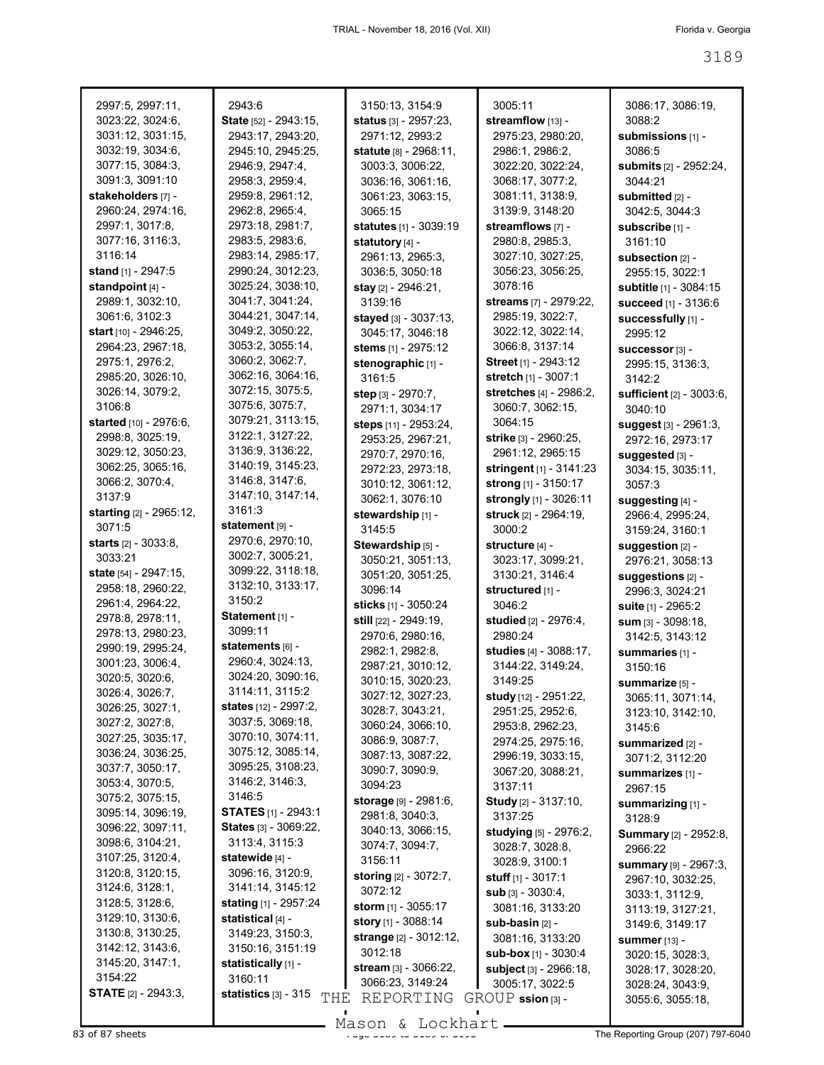2997:5, 2997:11, 3023:22, 3024:6, 3031:12, 3031:15, 3032:19, 3034:6, 3077:15, 3084:3, 3091:3, 3091:10

**stakeholders** [7] - 2960:24, 2974:16, 2997:1, 3017:8, 3077:16, 3116:3, 3116:14

**stand** [1] - 2947:5

**standpoint** [4] - 2989:1, 3032:10, 3061:6, 3102:3

**start** [10] - 2946:25, 2964:23, 2967:18, 2975:1, 2976:2, 2985:20, 3026:10, 3026:14, 3079:2, 3106:8

**started** [10] - 2976:6, 2998:8, 3025:19, 3029:12, 3050:23, 3062:25, 3065:16, 3066:2, 3070:4, 3137:9

**starting** [2] - 2965:12, 3071:5

**starts** [2] - 3033:8, 3033:21

**state** [54] - 2947:15, 2958:18, 2960:22, 2961:4, 2964:22, 2978:8, 2978:11, 2978:13, 2980:23, 2990:19, 2995:24, 3001:23, 3006:4, 3020:5, 3020:6, 3026:4, 3026:7, 3026:25, 3027:1, 3027:2, 3027:8, 3027:25, 3035:17, 3036:24, 3036:25, 3037:7, 3050:17, 3053:4, 3070:5, 3075:2, 3075:15, 3095:14, 3096:19, 3096:22, 3097:11, 3098:6, 3104:21, 3107:25, 3120:4, 3120:8, 3120:15, 3124:6, 3128:1, 3128:5, 3128:6, 3129:10, 3130:6, 3130:8, 3130:25, 3142:12, 3143:6, 3145:20, 3147:1, 3154:22

**STATE** [2] - 2943:3, 2943:6

**State** [52] - 2943:15, 2943:17, 2943:20, 2945:10, 2945:25, 2946:9, 2947:4, 2958:3, 2959:4, 2959:8, 2961:12, 2962:8, 2965:4, 2973:18, 2981:7, 2983:5, 2983:6, 2983:14, 2985:17, 2990:24, 3012:23, 3025:24, 3038:10, 3041:7, 3041:24, 3044:21, 3047:14, 3049:2, 3050:22, 3053:2, 3055:14, 3060:2, 3062:7, 3062:16, 3064:16, 3072:15, 3075:5, 3075:6, 3075:7, 3079:21, 3113:15, 3122:1, 3127:22, 3136:9, 3136:22, 3140:19, 3145:23, 3146:8, 3147:6, 3147:10, 3147:14, 3161:3

**statement** [9] - 2970:6, 2970:10, 3002:7, 3005:21, 3099:22, 3118:18, 3132:10, 3133:17, 3150:2

**Statement** [1] - 3099:11

**statements** [6] - 2960:4, 3024:13, 3024:20, 3090:16, 3114:11, 3115:2

**states** [12] - 2997:2, 3037:5, 3069:18, 3070:10, 3074:11, 3075:12, 3085:14, 3095:25, 3108:23, 3146:2, 3146:3, 3146:5

**STATES** [1] - 2943:1

**States** [3] - 3069:22, 3113:4, 3115:3

**statewide** [4] - 3096:16, 3120:9, 3141:14, 3145:12

**stating** [1] - 2957:24

**statistical** [4] - 3149:23, 3150:3, 3150:16, 3151:19

**statistically** [1] - 3160:11

**statistics** [3] - 3150:13, 3154:9

**status** [3] - 2957:23, 2971:12, 2993:2

**statute** [8] - 2968:11, 3003:3, 3006:22, 3036:16, 3061:16, 3061:23, 3063:15, 3065:15

**statutes** [1] - 3039:19

**statutory** [4] - 2961:13, 2965:3, 3036:5, 3050:18

**stay** [2] - 2946:21, 3139:16

**stayed** [3] - 3037:13, 3045:17, 3046:18

**stems** [1] - 2975:12

**stenographic** [1] - 3161:5

**step** [3] - 2970:7, 2971:1, 3034:17

**steps** [11] - 2953:24, 2953:25, 2967:21, 2970:7, 2970:16, 2972:23, 2973:18, 3010:12, 3061:12, 3062:1, 3076:10

**stewardship** [1] - 3145:5

**Stewardship** [5] - 3050:21, 3051:13, 3051:20, 3051:25, 3096:14

**sticks** [1] - 3050:24

**still** [22] - 2949:19, 2970:6, 2980:16, 2982:1, 2982:8, 2987:21, 3010:12, 3010:15, 3020:23, 3027:12, 3027:23, 3028:7, 3043:21, 3060:24, 3066:10, 3086:9, 3087:7, 3087:13, 3087:22, 3090:7, 3090:9, 3094:23

**storage** [9] - 2981:6, 2981:8, 3040:3, 3040:13, 3066:15, 3074:7, 3094:7, 3156:11

**storing** [2] - 3072:7, 3072:12

**storm** [1] - 3055:17

**story** [1] - 3088:14

**strange** [2] - 3012:12, 3012:18

**stream** [3] - 3066:22, 3066:23, 3149:24, 3005:11

**streamflow** [13] - 2975:23, 2980:20, 2986:1, 2986:2, 3022:20, 3022:24, 3068:17, 3077:2, 3081:11, 3138:9, 3139:9, 3148:20

**streamflows** [7] - 2980:8, 2985:3, 3027:10, 3027:25, 3056:23, 3056:25, 3078:16

**streams** [7] - 2979:22, 2985:19, 3022:7, 3022:12, 3022:14, 3066:8, 3137:14

**Street** [1] - 2943:12

**stretch** [1] - 3007:1

**stretches** [4] - 2986:2, 3060:7, 3062:15, 3064:15

**strike** [3] - 2960:25, 2961:12, 2965:15

**stringent** [1] - 3141:23

**strong** [1] - 3150:17

**strongly** [1] - 3026:11

**struck** [2] - 2964:19, 3000:2

**structure** [4] - 3023:17, 3099:21, 3130:21, 3146:4

**structured** [1] - 3046:2

**studied** [2] - 2976:4, 2980:24

**studies** [4] - 3088:17, 3144:22, 3149:24, 3149:25

**study** [12] - 2951:22, 2951:25, 2952:6, 2953:8, 2962:23, 2974:25, 2975:16, 2996:19, 3033:15, 3067:20, 3088:21, 3137:11

**Study** [2] - 3137:10, 3137:25

**studying** [5] - 2976:2, 3028:7, 3028:8, 3028:9, 3100:1

**stuff** [1] - 3017:1

**sub** [3] - 3030:4, 3081:16, 3133:20

**sub-basin** [2] - 3081:16, 3133:20

**sub-box** [1] - 3030:4

**subject** [3] - 2966:18, 3005:17, 3022:5

**submission** [3] - 3086:17, 3086:19, 3088:2

**submissions** [1] - 3086:5

**submits** [2] - 2952:24, 3044:21

**submitted** [2] - 3042:5, 3044:3

**subscribe** [1] - 3161:10

**subsection** [2] - 2955:15, 3022:1

**subtitle** [1] - 3084:15

**succeed** [1] - 3136:6

**successfully** [1] - 2995:12

**successor** [3] - 2995:15, 3136:3, 3142:2

**sufficient** [2] - 3003:6, 3040:10

**suggest** [3] - 2961:3, 2972:16, 2973:17

**suggested** [3] - 3034:15, 3035:11, 3057:3

**suggesting** [4] - 2966:4, 2995:24, 3159:24, 3160:1

**suggestion** [2] - 2976:21, 3058:13

**suggestions** [2] - 2996:3, 3024:21

**suite** [1] - 2965:2

**sum** [3] - 3098:18, 3142:5, 3143:12

**summaries** [1] - 3150:16

**summarize** [5] - 3065:11, 3071:14, 3123:10, 3142:10, 3145:6

**summarized** [2] - 3071:2, 3112:20

**summarizes** [1] - 2967:15

**summarizing** [1] - 3128:9

**Summary** [2] - 2952:8, 2966:22

**summary** [9] - 2967:3, 2967:10, 3032:25, 3033:1, 3112:9, 3113:19, 3127:21, 3149:6, 3149:17

**summer** [13] - 3020:15, 3028:3, 3028:17, 3028:20, 3028:24, 3043:9, 3055:6, 3055:18,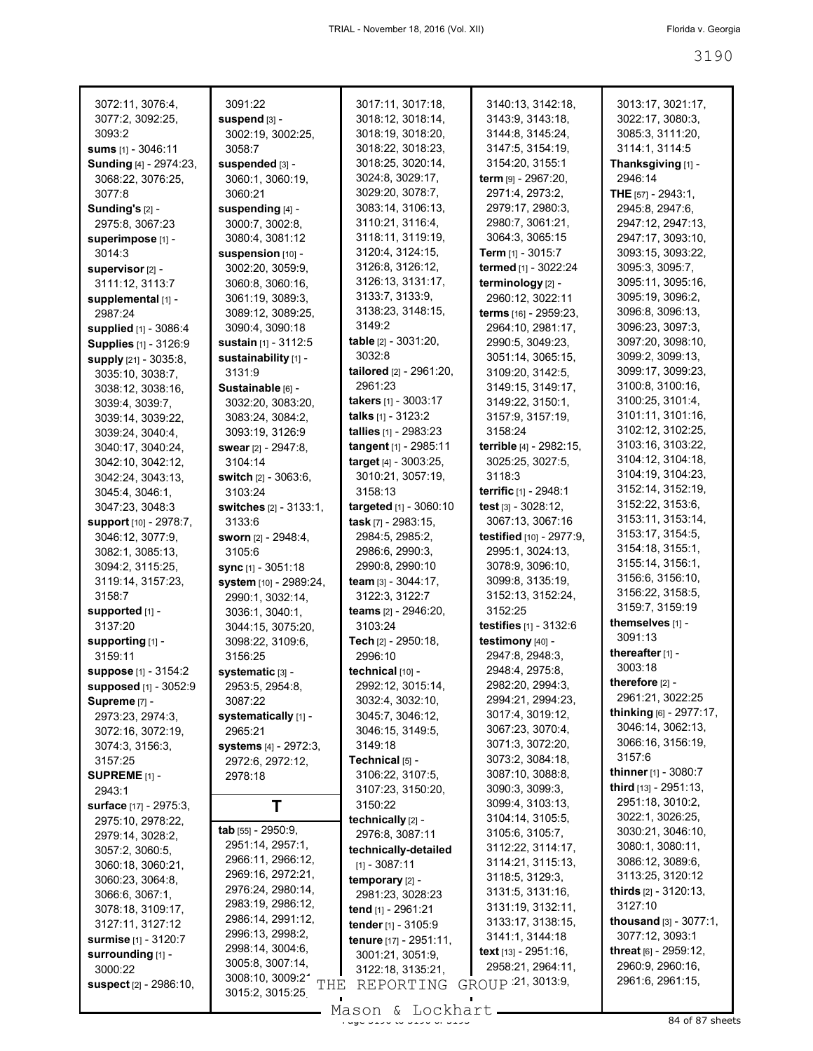3072:11, 3076:4, 3077:2, 3092:25, 3093:2
**sums** [1] - 3046:11
**Sunding** [4] - 2974:23, 3068:22, 3076:25, 3077:8
**Sunding's** [2] - 2975:8, 3067:23
**superimpose** [1] - 3014:3
**supervisor** [2] - 3111:12, 3113:7
**supplemental** [1] - 2987:24
**supplied** [1] - 3086:4
**Supplies** [1] - 3126:9
**supply** [21] - 3035:8, 3035:10, 3038:7, 3038:12, 3038:16, 3039:4, 3039:7, 3039:14, 3039:22, 3039:24, 3040:4, 3040:17, 3040:24, 3042:10, 3042:12, 3042:24, 3043:13, 3045:4, 3046:1, 3047:23, 3048:3
**support** [10] - 2978:7, 3046:12, 3077:9, 3082:1, 3085:13, 3094:2, 3115:25, 3119:14, 3157:23, 3158:7
**supported** [1] - 3137:20
**supporting** [1] - 3159:11
**suppose** [1] - 3154:2
**supposed** [1] - 3052:9
**Supreme** [7] - 2973:23, 2974:3, 3072:16, 3072:19, 3074:3, 3156:3, 3157:25
**SUPREME** [1] - 2943:1
**surface** [17] - 2975:3, 2975:10, 2978:22, 2979:14, 3028:2, 3057:2, 3060:5, 3060:18, 3060:21, 3060:23, 3064:8, 3066:6, 3067:1, 3078:18, 3109:17, 3127:11, 3127:12
**surmise** [1] - 3120:7
**surrounding** [1] - 3000:22
**suspect** [2] - 2986:10, 3091:22
**suspend** [3] - 3002:19, 3002:25, 3058:7
**suspended** [3] - 3060:1, 3060:19, 3060:21
**suspending** [4] - 3000:7, 3002:8, 3080:4, 3081:12
**suspension** [10] - 3002:20, 3059:9, 3060:8, 3060:16, 3061:19, 3089:3, 3089:12, 3089:25, 3090:4, 3090:18
**sustain** [1] - 3112:5
**sustainability** [1] - 3131:9
**Sustainable** [6] - 3032:20, 3083:20, 3083:24, 3084:2, 3093:19, 3126:9
**swear** [2] - 2947:8, 3104:14
**switch** [2] - 3063:6, 3103:24
**switches** [2] - 3133:1, 3133:6
**sworn** [2] - 2948:4, 3105:6
**sync** [1] - 3051:18
**system** [10] - 2989:24, 2990:1, 3032:14, 3036:1, 3040:1, 3044:15, 3075:20, 3098:22, 3109:6, 3156:25
**systematic** [3] - 2953:5, 2954:8, 3087:22
**systematically** [1] - 2965:21
**systems** [4] - 2972:3, 2972:6, 2972:12, 2978:18

## T

**tab** [55] - 2950:9, 2951:14, 2957:1, 2966:11, 2966:12, 2969:16, 2972:21, 2976:24, 2980:14, 2983:19, 2986:12, 2986:14, 2991:12, 2996:13, 2998:2, 2998:14, 3004:6, 3005:8, 3007:14, 3008:10, 3009:2?, 3015:2, 3015:25, 3017:11, 3017:18, 3018:12, 3018:14, 3018:19, 3018:20, 3018:22, 3018:23, 3018:25, 3020:14, 3024:8, 3029:17, 3029:20, 3078:7, 3083:14, 3106:13, 3110:21, 3116:4, 3118:11, 3119:19, 3120:4, 3124:15, 3126:8, 3126:12, 3126:13, 3131:17, 3133:7, 3133:9, 3138:23, 3148:15, 3149:2
**table** [2] - 3031:20, 3032:8
**tailored** [2] - 2961:20, 2961:23
**takers** [1] - 3003:17
**talks** [1] - 3123:2
**tallies** [1] - 2983:23
**tangent** [1] - 2985:11
**target** [4] - 3003:25, 3010:21, 3057:19, 3158:13
**targeted** [1] - 3060:10
**task** [7] - 2983:15, 2984:5, 2985:2, 2986:6, 2990:3, 2990:8, 2990:10
**team** [3] - 3044:17, 3122:3, 3122:7
**teams** [2] - 2946:20, 3103:24
**Tech** [2] - 2950:18, 2996:10
**technical** [10] - 2992:12, 3015:14, 3032:4, 3032:10, 3045:7, 3046:12, 3046:15, 3149:5, 3149:18
**Technical** [5] - 3106:22, 3107:5, 3107:23, 3150:20, 3150:22
**technically** [2] - 2976:8, 3087:11
**technically-detailed** [1] - 3087:11
**temporary** [2] - 2981:23, 3028:23
**tend** [1] - 2961:21
**tender** [1] - 3105:9
**tenure** [17] - 2951:11, 3001:21, 3051:9, 3122:18, 3135:21, 3140:13, 3142:18, 3143:9, 3143:18, 3144:8, 3145:24, 3147:5, 3154:19, 3154:20, 3155:1
**term** [9] - 2967:20, 2971:4, 2973:2, 2979:17, 2980:3, 2980:7, 3061:21, 3064:3, 3065:15
**Term** [1] - 3015:7
**termed** [1] - 3022:24
**terminology** [2] - 2960:12, 3022:11
**terms** [16] - 2959:23, 2964:10, 2981:17, 2990:5, 3049:23, 3051:14, 3065:15, 3109:20, 3142:5, 3149:15, 3149:17, 3149:22, 3150:1, 3157:9, 3157:19, 3158:24
**terrible** [4] - 2982:15, 3025:25, 3027:5, 3118:3
**terrific** [1] - 2948:1
**test** [3] - 3028:12, 3067:13, 3067:16
**testified** [10] - 2977:9, 2995:1, 3024:13, 3078:9, 3096:10, 3099:8, 3135:19, 3152:13, 3152:24, 3152:25
**testifies** [1] - 3132:6
**testimony** [40] - 2947:8, 2948:3, 2948:4, 2975:8, 2982:20, 2994:3, 2994:21, 2994:23, 3017:4, 3019:12, 3067:23, 3070:4, 3071:3, 3072:20, 3073:2, 3084:18, 3087:10, 3088:8, 3090:3, 3099:3, 3099:4, 3103:13, 3104:14, 3105:5, 3105:6, 3105:7, 3112:22, 3114:17, 3114:21, 3115:13, 3118:5, 3129:3, 3131:5, 3131:16, 3131:19, 3132:11, 3133:17, 3138:15, 3141:1, 3144:18
**text** [13] - 2951:16, 2958:21, 2964:11, ?:21, 3013:9, 3013:17, 3021:17, 3022:17, 3080:3, 3085:3, 3111:20, 3114:1, 3114:5
**Thanksgiving** [1] - 2946:14
**THE** [57] - 2943:1, 2945:8, 2947:6, 2947:12, 2947:13, 2947:17, 3093:10, 3093:15, 3093:22, 3095:3, 3095:7, 3095:11, 3095:16, 3095:19, 3096:2, 3096:8, 3096:13, 3096:23, 3097:3, 3097:20, 3098:10, 3099:2, 3099:13, 3099:17, 3099:23, 3100:8, 3100:16, 3100:25, 3101:4, 3101:11, 3101:16, 3102:12, 3102:25, 3103:16, 3103:22, 3104:12, 3104:18, 3104:19, 3104:23, 3152:14, 3152:19, 3152:22, 3153:6, 3153:11, 3153:14, 3153:17, 3154:5, 3154:18, 3155:1, 3155:14, 3156:1, 3156:6, 3156:10, 3156:22, 3158:5, 3159:7, 3159:19
**themselves** [1] - 3091:13
**thereafter** [1] - 3003:18
**therefore** [2] - 2961:21, 3022:25
**thinking** [6] - 2977:17, 3046:14, 3062:13, 3066:16, 3156:19, 3157:6
**thinner** [1] - 3080:7
**third** [13] - 2951:13, 2951:18, 3010:2, 3022:1, 3026:25, 3030:21, 3046:10, 3080:1, 3080:11, 3086:12, 3089:6, 3113:25, 3120:12
**thirds** [2] - 3120:13, 3127:10
**thousand** [3] - 3077:1, 3077:12, 3093:1
**threat** [6] - 2959:12, 2960:9, 2960:16, 2961:6, 2961:15,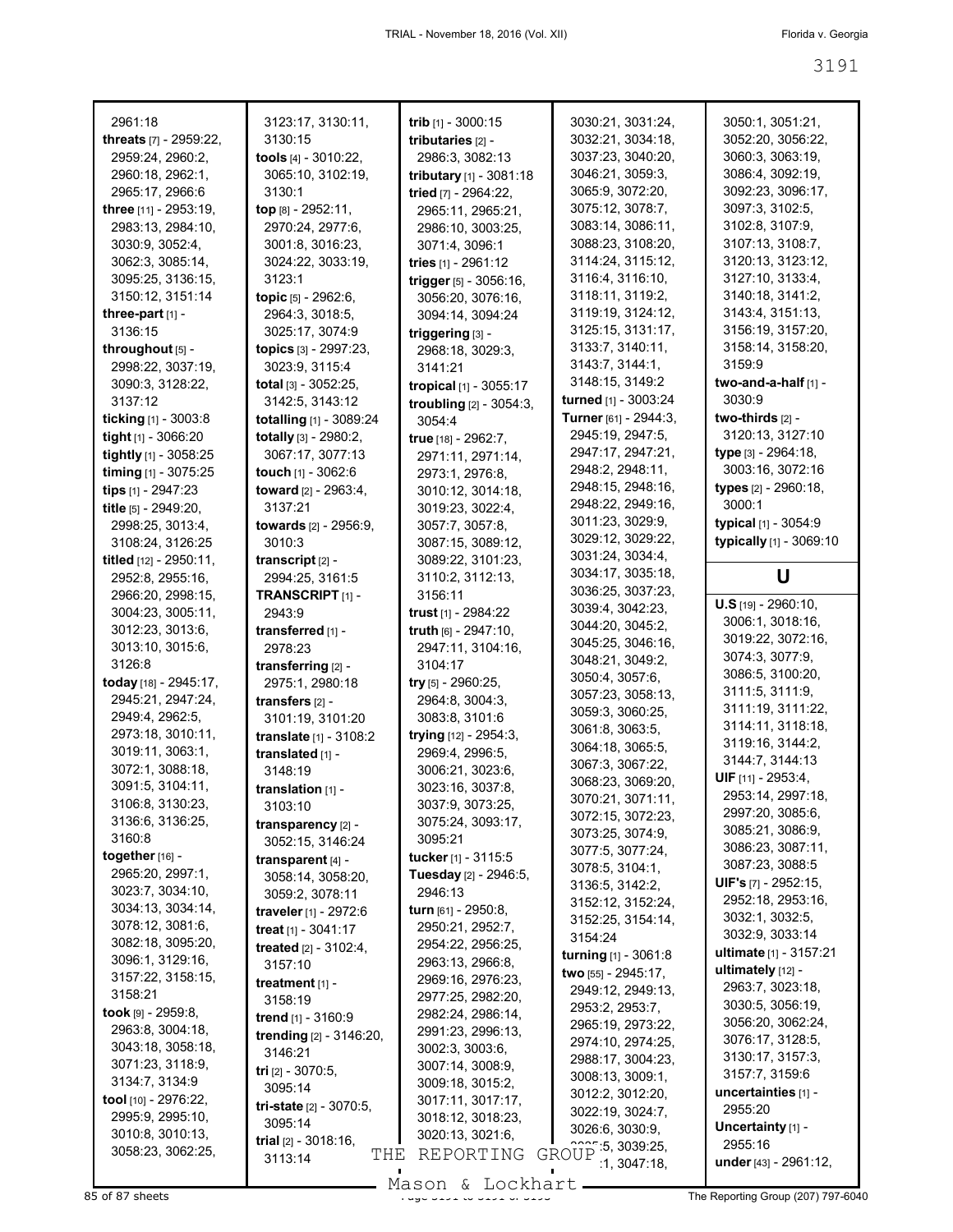2961:18
**threats** [7] - 2959:22, 2959:24, 2960:2, 2960:18, 2962:1, 2965:17, 2966:6
**three** [11] - 2953:19, 2983:13, 2984:10, 3030:9, 3052:4, 3062:3, 3085:14, 3095:25, 3136:15, 3150:12, 3151:14
**three-part** [1] - 3136:15
**throughout** [5] - 2998:22, 3037:19, 3090:3, 3128:22, 3137:12
**ticking** [1] - 3003:8
**tight** [1] - 3066:20
**tightly** [1] - 3058:25
**timing** [1] - 3075:25
**tips** [1] - 2947:23
**title** [5] - 2949:20, 2998:25, 3013:4, 3108:24, 3126:25
**titled** [12] - 2950:11, 2952:8, 2955:16, 2966:20, 2998:15, 3004:23, 3005:11, 3012:23, 3013:6, 3013:10, 3015:6, 3126:8
**today** [18] - 2945:17, 2945:21, 2947:24, 2949:4, 2962:5, 2973:18, 3010:11, 3019:11, 3063:1, 3072:1, 3088:18, 3091:5, 3104:11, 3106:8, 3130:23, 3136:6, 3136:25, 3160:8
**together** [16] - 2965:20, 2997:1, 3023:7, 3034:10, 3034:13, 3034:14, 3078:12, 3081:6, 3082:18, 3095:20, 3096:1, 3129:16, 3157:22, 3158:15, 3158:21
**took** [9] - 2959:8, 2963:8, 3004:18, 3043:18, 3058:18, 3071:23, 3118:9, 3134:7, 3134:9
**tool** [10] - 2976:22, 2995:9, 2995:10, 3010:8, 3010:13, 3058:23, 3062:25, 3123:17, 3130:11, 3130:15
**tools** [4] - 3010:22, 3065:10, 3102:19, 3130:1
**top** [8] - 2952:11, 2970:24, 2977:6, 3001:8, 3016:23, 3024:22, 3033:19, 3123:1
**topic** [5] - 2962:6, 2964:3, 3018:5, 3025:17, 3074:9
**topics** [3] - 2997:23, 3023:9, 3115:4
**total** [3] - 3052:25, 3142:5, 3143:12
**totalling** [1] - 3089:24
**totally** [3] - 2980:2, 3067:17, 3077:13
**touch** [1] - 3062:6
**toward** [2] - 2963:4, 3137:21
**towards** [2] - 2956:9, 3010:3
**transcript** [2] - 2994:25, 3161:5
**TRANSCRIPT** [1] - 2943:9
**transferred** [1] - 2978:23
**transferring** [2] - 2975:1, 2980:18
**transfers** [2] - 3101:19, 3101:20
**translate** [1] - 3108:2
**translated** [1] - 3148:19
**translation** [1] - 3103:10
**transparency** [2] - 3052:15, 3146:24
**transparent** [4] - 3058:14, 3058:20, 3059:2, 3078:11
**traveler** [1] - 2972:6
**treat** [1] - 3041:17
**treated** [2] - 3102:4, 3157:10
**treatment** [1] - 3158:19
**trend** [1] - 3160:9
**trending** [2] - 3146:20, 3146:21
**tri** [2] - 3070:5, 3095:14
**tri-state** [2] - 3070:5, 3095:14
**trial** [2] - 3018:16, 3113:14
**trib** [1] - 3000:15
**tributaries** [2] - 2986:3, 3082:13
**tributary** [1] - 3081:18
**tried** [7] - 2964:22, 2965:21, 2965:21, 2986:10, 3003:25, 3071:4, 3096:1
**tries** [1] - 2961:12
**trigger** [5] - 3056:16, 3056:20, 3076:16, 3094:14, 3094:24
**triggering** [3] - 2968:18, 3029:3, 3141:21
**tropical** [1] - 3055:17
**troubling** [2] - 3054:3, 3054:4
**true** [18] - 2962:7, 2971:11, 2971:14, 2973:1, 2976:8, 3010:12, 3014:18, 3019:23, 3022:4, 3057:7, 3057:8, 3087:15, 3089:12, 3089:22, 3101:23, 3110:2, 3112:13, 3156:11
**trust** [1] - 2984:22
**truth** [6] - 2947:10, 2947:11, 3104:16, 3104:17
**try** [5] - 2960:25, 2964:8, 3004:3, 3083:8, 3101:6
**trying** [12] - 2954:3, 2969:4, 2996:5, 3006:21, 3023:6, 3023:16, 3037:8, 3037:9, 3073:25, 3075:24, 3093:17, 3095:21
**tucker** [1] - 3115:5
**Tuesday** [2] - 2946:5, 2946:13
**turn** [61] - 2950:8, 2950:21, 2952:7, 2954:22, 2956:25, 2963:13, 2966:8, 2969:16, 2976:23, 2977:25, 2982:20, 2982:24, 2986:14, 2991:23, 2996:13, 3002:3, 3003:6, 3007:14, 3008:9, 3009:18, 3015:2, 3017:11, 3017:17, 3018:12, 3018:23, 3020:13, 3021:6, 3030:21, 3031:24, 3032:21, 3034:18, 3037:23, 3040:20, 3046:21, 3059:3, 3065:9, 3072:20, 3075:12, 3078:7, 3083:14, 3086:11, 3088:23, 3108:20, 3114:24, 3115:12, 3116:4, 3116:10, 3118:11, 3119:2, 3119:19, 3124:12, 3125:15, 3131:17, 3133:7, 3140:11, 3143:7, 3144:1, 3148:15, 3149:2
**turned** [1] - 3003:24
**Turner** [61] - 2944:3, 2945:19, 2947:5, 2947:17, 2947:21, 2948:2, 2948:11, 2948:15, 2948:16, 2948:22, 2949:16, 3011:23, 3029:9, 3029:12, 3029:22, 3031:24, 3034:4, 3034:17, 3035:18, 3036:25, 3037:23, 3039:4, 3042:23, 3044:20, 3045:2, 3045:25, 3046:16, 3048:21, 3049:2, 3050:4, 3057:6, 3057:23, 3058:13, 3059:3, 3060:25, 3061:8, 3063:5, 3064:18, 3065:5, 3067:3, 3067:22, 3068:23, 3069:20, 3070:21, 3071:11, 3072:15, 3072:23, 3073:25, 3074:9, 3077:5, 3077:24, 3078:5, 3104:1, 3136:5, 3142:2, 3152:12, 3152:24, 3152:25, 3154:14, 3154:24
**turning** [1] - 3061:8
**two** [55] - 2945:17, 2949:12, 2949:13, 2953:2, 2953:7, 2965:19, 2973:22, 2974:10, 2974:25, 2988:17, 3004:23, 3008:13, 3009:1, 3012:2, 3012:20, 3022:19, 3024:7, 3026:6, 3030:9, 3035:5, 3039:25, 3041:1, 3047:18, 3050:1, 3051:21, 3052:20, 3056:22, 3060:3, 3063:19, 3086:4, 3092:19, 3092:23, 3096:17, 3097:3, 3102:5, 3102:8, 3107:9, 3107:13, 3108:7, 3120:13, 3123:12, 3127:10, 3133:4, 3140:18, 3141:2, 3143:4, 3151:13, 3156:19, 3157:20, 3158:14, 3158:20, 3159:9
**two-and-a-half** [1] - 3030:9
**two-thirds** [2] - 3120:13, 3127:10
**type** [3] - 2964:18, 3003:16, 3072:16
**types** [2] - 2960:18, 3000:1
**typical** [1] - 3054:9
**typically** [1] - 3069:10

## U

**U.S** [19] - 2960:10, 3006:1, 3018:16, 3019:22, 3072:16, 3074:3, 3077:9, 3086:5, 3100:20, 3111:5, 3111:9, 3111:19, 3111:22, 3114:11, 3118:18, 3119:16, 3144:2, 3144:7, 3144:13
**UIF** [11] - 2953:4, 2953:14, 2997:18, 2997:20, 3085:6, 3085:21, 3086:9, 3086:23, 3087:11, 3087:23, 3088:5
**UIF's** [7] - 2952:15, 2952:18, 2953:16, 3032:1, 3032:5, 3032:9, 3033:14
**ultimate** [1] - 3157:21
**ultimately** [12] - 2963:7, 3023:18, 3030:5, 3056:19, 3056:20, 3062:24, 3076:17, 3128:5, 3130:17, 3157:3, 3157:7, 3159:6
**uncertainties** [1] - 2955:20
**Uncertainty** [1] - 2955:16
**under** [43] - 2961:12,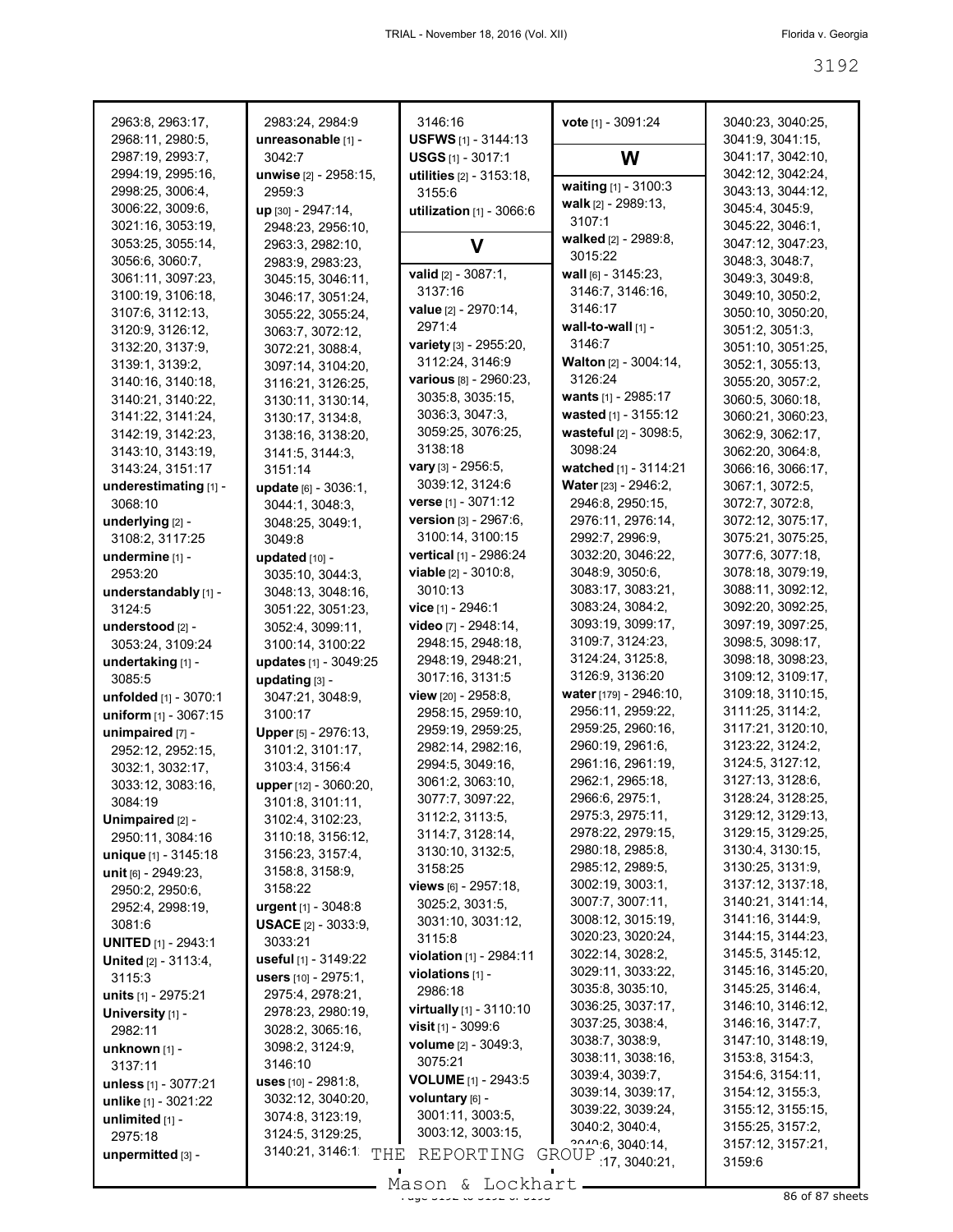2963:8, 2963:17, 2968:11, 2980:5, 2987:19, 2993:7, 2994:19, 2995:16, 2998:25, 3006:4, 3006:22, 3009:6, 3021:16, 3053:19, 3053:25, 3055:14, 3056:6, 3060:7, 3061:11, 3097:23, 3100:19, 3106:18, 3107:6, 3112:13, 3120:9, 3126:12, 3132:20, 3137:9, 3139:1, 3139:2, 3140:16, 3140:18, 3140:21, 3140:22, 3141:22, 3141:24, 3142:19, 3142:23, 3143:10, 3143:19, 3143:24, 3151:17

**underestimating** [1] - 3068:10
**underlying** [2] - 3108:2, 3117:25
**undermine** [1] - 2953:20
**understandably** [1] - 3124:5
**understood** [2] - 3053:24, 3109:24
**undertaking** [1] - 3085:5
**unfolded** [1] - 3070:1
**uniform** [1] - 3067:15
**unimpaired** [7] - 2952:12, 2952:15, 3032:1, 3032:17, 3033:12, 3083:16, 3084:19
**Unimpaired** [2] - 2950:11, 3084:16
**unique** [1] - 3145:18
**unit** [6] - 2949:23, 2950:2, 2950:6, 2952:4, 2998:19, 3081:6
**UNITED** [1] - 2943:1
**United** [2] - 3113:4, 3115:3
**units** [1] - 2975:21
**University** [1] - 2982:11
**unknown** [1] - 3137:11
**unless** [1] - 3077:21
**unlike** [1] - 3021:22
**unlimited** [1] - 2975:18
**unpermitted** [3] - 2983:24, 2984:9
**unreasonable** [1] - 3042:7
**unwise** [2] - 2958:15, 2959:3
**up** [30] - 2947:14, 2948:23, 2956:10, 2963:3, 2982:10, 2983:9, 2983:23, 3045:15, 3046:11, 3046:17, 3051:24, 3055:22, 3055:24, 3063:7, 3072:12, 3072:21, 3088:4, 3097:14, 3104:20, 3116:21, 3126:25, 3130:11, 3130:14, 3130:17, 3134:8, 3138:16, 3138:20, 3141:5, 3144:3, 3151:14
**update** [6] - 3036:1, 3044:1, 3048:3, 3048:25, 3049:1, 3049:8
**updated** [10] - 3035:10, 3044:3, 3048:13, 3048:16, 3051:22, 3051:23, 3052:4, 3099:11, 3100:14, 3100:22
**updates** [1] - 3049:25
**updating** [3] - 3047:21, 3048:9, 3100:17
**Upper** [5] - 2976:13, 3101:2, 3101:17, 3103:4, 3156:4
**upper** [12] - 3060:20, 3101:8, 3101:11, 3102:4, 3102:23, 3110:18, 3156:12, 3156:23, 3157:4, 3158:8, 3158:9, 3158:22
**urgent** [1] - 3048:8
**USACE** [2] - 3033:9, 3033:21
**useful** [1] - 3149:22
**users** [10] - 2975:1, 2975:4, 2978:21, 2978:23, 2980:19, 3028:2, 3065:16, 3098:2, 3124:9, 3146:10
**uses** [10] - 2981:8, 3032:12, 3040:20, 3074:8, 3123:19, 3124:5, 3129:25, 3140:21, 3146:1, 3146:16
**USFWS** [1] - 3144:13
**USGS** [1] - 3017:1
**utilities** [2] - 3153:18, 3155:6
**utilization** [1] - 3066:6

## V

**valid** [2] - 3087:1, 3137:16
**value** [2] - 2970:14, 2971:4
**variety** [3] - 2955:20, 3112:24, 3146:9
**various** [8] - 2960:23, 3035:8, 3035:15, 3036:3, 3047:3, 3059:25, 3076:25, 3138:18
**vary** [3] - 2956:5, 3039:12, 3124:6
**verse** [1] - 3071:12
**version** [3] - 2967:6, 3100:14, 3100:15
**vertical** [1] - 2986:24
**viable** [2] - 3010:8, 3010:13
**vice** [1] - 2946:1
**video** [7] - 2948:14, 2948:15, 2948:18, 2948:19, 2948:21, 3017:16, 3131:5
**view** [20] - 2958:8, 2958:15, 2959:10, 2959:19, 2959:25, 2982:14, 2982:16, 2994:5, 3049:16, 3061:2, 3063:10, 3077:7, 3097:22, 3112:2, 3113:5, 3114:7, 3128:14, 3130:10, 3132:5, 3158:25
**views** [6] - 2957:18, 3025:2, 3031:5, 3031:10, 3031:12, 3115:8
**violation** [1] - 2984:11
**violations** [1] - 2986:18
**virtually** [1] - 3110:10
**visit** [1] - 3099:6
**volume** [2] - 3049:3, 3075:21
**VOLUME** [1] - 2943:5
**voluntary** [6] - 3001:11, 3003:5, 3003:12, 3003:15, 3040:6, 3040:14, 3040:17, 3040:21,
**vote** [1] - 3091:24

## W

**waiting** [1] - 3100:3
**walk** [2] - 2989:13, 3107:1
**walked** [2] - 2989:8, 3015:22
**wall** [6] - 3145:23, 3146:7, 3146:16, 3146:17
**wall-to-wall** [1] - 3146:7
**Walton** [2] - 3004:14, 3126:24
**wants** [1] - 2985:17
**wasted** [1] - 3155:12
**wasteful** [2] - 3098:5, 3098:24
**watched** [1] - 3114:21
**Water** [23] - 2946:2, 2946:8, 2950:15, 2976:11, 2976:14, 2992:7, 2996:9, 3032:20, 3046:22, 3048:9, 3050:6, 3083:17, 3083:21, 3083:24, 3084:2, 3093:19, 3099:17, 3109:7, 3124:23, 3124:24, 3125:8, 3126:9, 3136:20
**water** [179] - 2946:10, 2956:11, 2959:22, 2959:25, 2960:16, 2960:19, 2961:6, 2961:16, 2961:19, 2962:1, 2965:18, 2966:6, 2975:1, 2975:3, 2975:11, 2978:22, 2979:15, 2980:18, 2985:8, 2985:12, 2989:5, 3002:19, 3003:1, 3007:7, 3007:11, 3008:12, 3015:19, 3020:23, 3020:24, 3022:14, 3028:2, 3029:11, 3033:22, 3035:8, 3035:10, 3036:25, 3037:17, 3037:25, 3038:4, 3038:7, 3038:9, 3038:11, 3038:16, 3039:4, 3039:7, 3039:14, 3039:17, 3039:22, 3039:24, 3040:2, 3040:4, 3040:23, 3040:25, 3041:9, 3041:15, 3041:17, 3042:10, 3042:12, 3042:24, 3043:13, 3044:12, 3045:4, 3045:9, 3045:22, 3046:1, 3047:12, 3047:23, 3048:3, 3048:7, 3049:3, 3049:8, 3049:10, 3050:2, 3050:10, 3050:20, 3051:2, 3051:3, 3051:10, 3051:25, 3052:1, 3055:13, 3055:20, 3057:2, 3060:5, 3060:18, 3060:21, 3060:23, 3062:9, 3062:17, 3062:20, 3064:8, 3066:16, 3066:17, 3067:1, 3072:5, 3072:7, 3072:8, 3072:12, 3075:17, 3075:21, 3075:25, 3077:6, 3077:18, 3078:18, 3079:19, 3088:11, 3092:12, 3092:20, 3092:25, 3097:19, 3097:25, 3098:5, 3098:17, 3098:18, 3098:23, 3109:12, 3109:17, 3109:18, 3110:15, 3111:25, 3114:2, 3117:21, 3120:10, 3123:22, 3124:2, 3124:5, 3127:12, 3127:13, 3128:6, 3128:24, 3128:25, 3129:12, 3129:13, 3129:15, 3129:25, 3130:4, 3130:15, 3130:25, 3131:9, 3137:12, 3137:18, 3140:21, 3141:14, 3141:16, 3144:9, 3144:15, 3144:23, 3145:5, 3145:12, 3145:16, 3145:20, 3145:25, 3146:4, 3146:10, 3146:12, 3146:16, 3147:7, 3147:10, 3148:19, 3153:8, 3154:3, 3154:6, 3154:11, 3154:12, 3155:3, 3155:12, 3155:15, 3155:25, 3157:2, 3157:12, 3157:21, 3159:6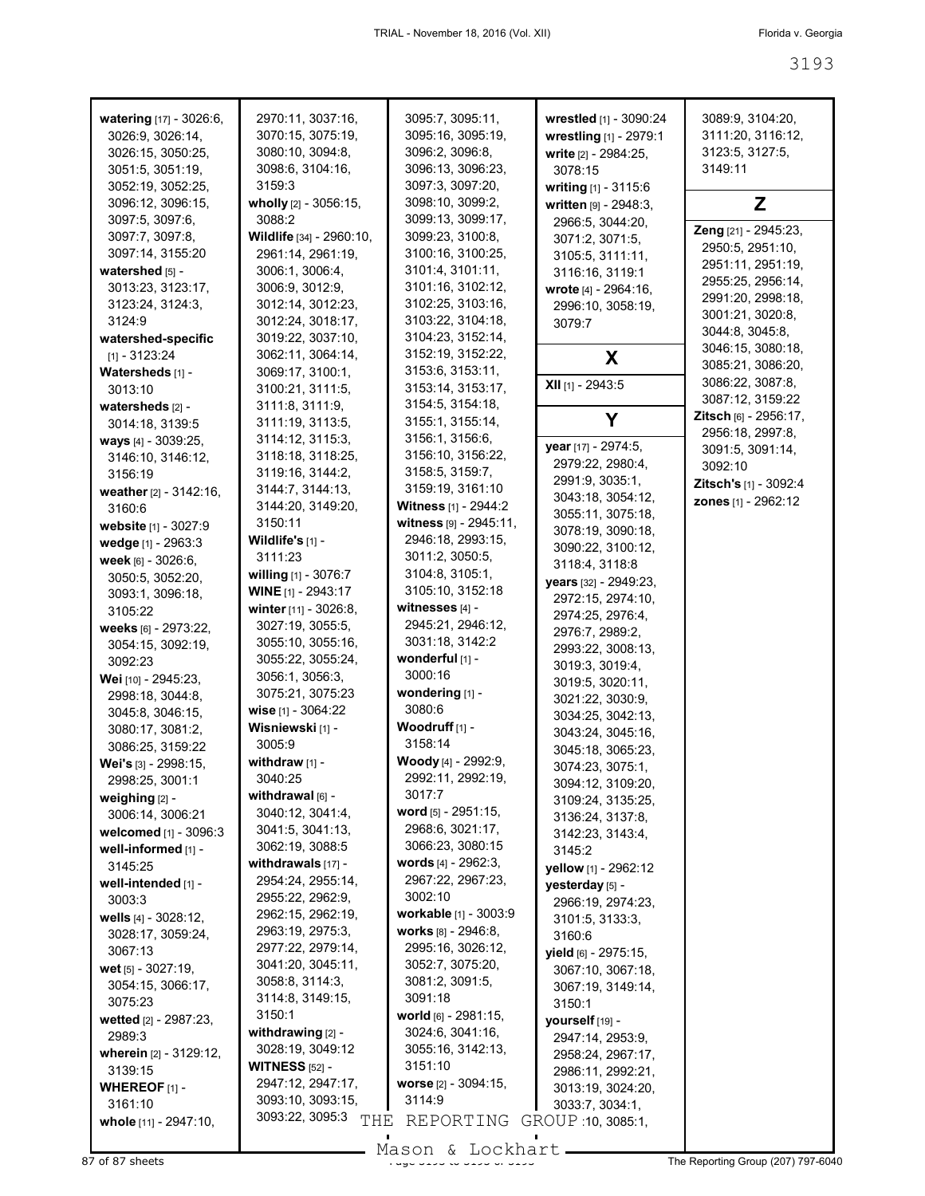**watering** [17] - 3026:6, 3026:9, 3026:14, 3026:15, 3050:25, 3051:5, 3051:19, 3052:19, 3052:25, 3096:12, 3096:15, 3097:5, 3097:6, 3097:7, 3097:8, 3097:14, 3155:20
**watershed** [5] - 3013:23, 3123:17, 3123:24, 3124:3, 3124:9
**watershed-specific** [1] - 3123:24
**Watersheds** [1] - 3013:10
**watersheds** [2] - 3014:18, 3139:5
**ways** [4] - 3039:25, 3146:10, 3146:12, 3156:19
**weather** [2] - 3142:16, 3160:6
**website** [1] - 3027:9
**wedge** [1] - 2963:3
**week** [6] - 3026:6, 3050:5, 3052:20, 3093:1, 3096:18, 3105:22
**weeks** [6] - 2973:22, 3054:15, 3092:19, 3092:23
**Wei** [10] - 2945:23, 2998:18, 3044:8, 3045:8, 3046:15, 3080:17, 3081:2, 3086:25, 3159:22
**Wei's** [3] - 2998:15, 2998:25, 3001:1
**weighing** [2] - 3006:14, 3006:21
**welcomed** [1] - 3096:3
**well-informed** [1] - 3145:25
**well-intended** [1] - 3003:3
**wells** [4] - 3028:12, 3028:17, 3059:24, 3067:13
**wet** [5] - 3027:19, 3054:15, 3066:17, 3075:23
**wetted** [2] - 2987:23, 2989:3
**wherein** [2] - 3129:12, 3139:15
**WHEREOF** [1] - 3161:10
**whole** [11] - 2947:10, 2970:11, 3037:16, 3070:15, 3075:19, 3080:10, 3094:8, 3098:6, 3104:16, 3159:3
**wholly** [2] - 3056:15, 3088:2
**Wildlife** [34] - 2960:10, 2961:14, 2961:19, 3006:1, 3006:4, 3006:9, 3012:9, 3012:14, 3012:23, 3012:24, 3018:17, 3019:22, 3037:10, 3062:11, 3064:14, 3069:17, 3100:1, 3100:21, 3111:5, 3111:8, 3111:9, 3111:19, 3113:5, 3114:12, 3115:3, 3118:18, 3118:25, 3119:16, 3144:2, 3144:7, 3144:13, 3144:20, 3149:20, 3150:11
**Wildlife's** [1] - 3111:23
**willing** [1] - 3076:7
**WINE** [1] - 2943:17
**winter** [11] - 3026:8, 3027:19, 3055:5, 3055:10, 3055:16, 3055:22, 3055:24, 3056:1, 3056:3, 3075:21, 3075:23
**wise** [1] - 3064:22
**Wisniewski** [1] - 3005:9
**withdraw** [1] - 3040:25
**withdrawal** [6] - 3040:12, 3041:4, 3041:5, 3041:13, 3062:19, 3088:5
**withdrawals** [17] - 2954:24, 2955:14, 2955:22, 2962:9, 2962:15, 2962:19, 2963:19, 2975:3, 2977:22, 2979:14, 3041:20, 3045:11, 3058:8, 3114:3, 3114:8, 3149:15, 3150:1
**withdrawing** [2] - 3028:19, 3049:12
**WITNESS** [52] - 2947:12, 2947:17, 3093:10, 3093:15, 3093:22, 3095:3, 3095:7, 3095:11, 3095:16, 3095:19, 3096:2, 3096:8, 3096:13, 3096:23, 3097:3, 3097:20, 3098:10, 3099:2, 3099:13, 3099:17, 3099:23, 3100:8, 3100:16, 3100:25, 3101:4, 3101:11, 3101:16, 3102:12, 3102:25, 3103:16, 3103:22, 3104:18, 3104:23, 3152:14, 3152:19, 3152:22, 3153:6, 3153:11, 3153:14, 3153:17, 3154:5, 3154:18, 3155:1, 3155:14, 3156:1, 3156:6, 3156:10, 3156:22, 3158:5, 3159:7, 3159:19, 3161:10
**Witness** [1] - 2944:2
**witness** [9] - 2945:11, 2946:18, 2993:15, 3011:2, 3050:5, 3104:8, 3105:1, 3105:10, 3152:18
**witnesses** [4] - 2945:21, 2946:12, 3031:18, 3142:2
**wonderful** [1] - 3000:16
**wondering** [1] - 3080:6
**Woodruff** [1] - 3158:14
**Woody** [4] - 2992:9, 2992:11, 2992:19, 3017:7
**word** [5] - 2951:15, 2968:6, 3021:17, 3066:23, 3080:15
**words** [4] - 2962:3, 2967:22, 2967:23, 3002:10
**workable** [1] - 3003:9
**works** [8] - 2946:8, 2995:16, 3026:12, 3052:7, 3075:20, 3081:2, 3091:5, 3091:18
**world** [6] - 2981:15, 3024:6, 3041:16, 3055:16, 3142:13, 3151:10
**worse** [2] - 3094:15, 3114:9
**wrestled** [1] - 3090:24
**wrestling** [1] - 2979:1
**write** [2] - 2984:25, 3078:15
**writing** [1] - 3115:6
**written** [9] - 2948:3, 2966:5, 3044:20, 3071:2, 3071:5, 3105:5, 3111:11, 3116:16, 3119:1
**wrote** [4] - 2964:16, 2996:10, 3058:19, 3079:7

## X

**XII** [1] - 2943:5

## Y

**year** [17] - 2974:5, 2979:22, 2980:4, 2991:9, 3035:1, 3043:18, 3054:12, 3055:11, 3075:18, 3078:19, 3090:18, 3090:22, 3100:12, 3118:4, 3118:8
**years** [32] - 2949:23, 2972:15, 2974:10, 2974:25, 2976:4, 2976:7, 2989:2, 2993:22, 3008:13, 3019:3, 3019:4, 3019:5, 3020:11, 3021:22, 3030:9, 3034:25, 3042:13, 3043:24, 3045:16, 3045:18, 3065:23, 3074:23, 3075:1, 3094:12, 3109:20, 3109:24, 3135:25, 3136:24, 3137:8, 3142:23, 3143:4, 3145:2
**yellow** [1] - 2962:12
**yesterday** [5] - 2966:19, 2974:23, 3101:5, 3133:3, 3160:6
**yield** [6] - 2975:15, 3067:10, 3067:18, 3067:19, 3149:14, 3150:1
**yourself** [19] - 2947:14, 2953:9, 2958:24, 2967:17, 2986:11, 2992:21, 3013:19, 3024:20, 3033:7, 3034:1, 3084:10, 3085:1, 3089:9, 3104:20, 3111:20, 3116:12, 3123:5, 3127:5, 3149:11

## Z

**Zeng** [21] - 2945:23, 2950:5, 2951:10, 2951:11, 2951:19, 2955:25, 2956:14, 2991:20, 2998:18, 3001:21, 3020:8, 3044:8, 3045:8, 3046:15, 3080:18, 3085:21, 3086:20, 3086:22, 3087:8, 3087:12, 3159:22
**Zitsch** [6] - 2956:17, 2956:18, 2997:8, 3091:5, 3091:14, 3092:10
**Zitsch's** [1] - 3092:4
**zones** [1] - 2962:12